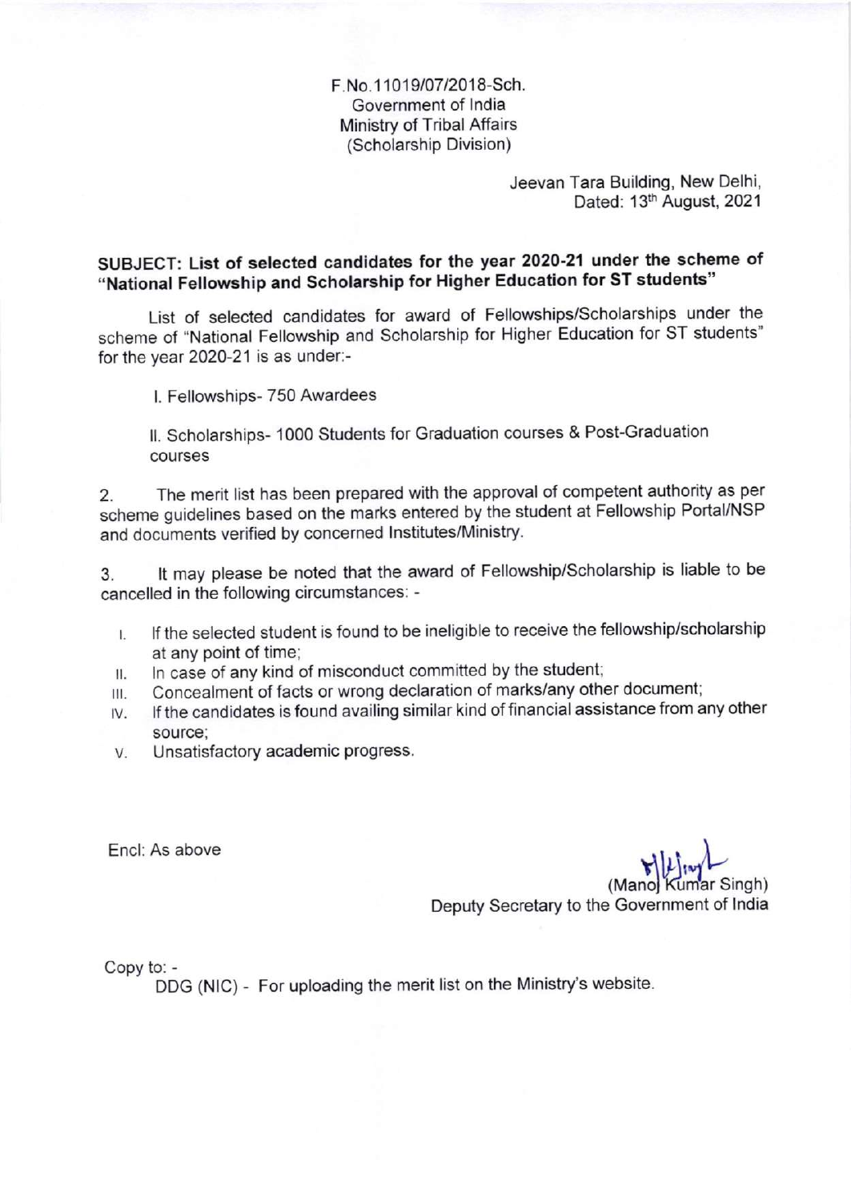F.No.11019/07/2018-Sch.
Government of India
Ministry of Tribal Affairs
(Scholarship Division)

Jeevan Tara Building, New Delhi,
Dated: 13th August, 2021

**SUBJECT: List of selected candidates for the year 2020-21 under the scheme of "National Fellowship and Scholarship for Higher Education for ST students"**

List of selected candidates for award of Fellowships/Scholarships under the scheme of "National Fellowship and Scholarship for Higher Education for ST students" for the year 2020-21 is as under:-

I. Fellowships- 750 Awardees

II. Scholarships- 1000 Students for Graduation courses & Post-Graduation courses

2. The merit list has been prepared with the approval of competent authority as per scheme guidelines based on the marks entered by the student at Fellowship Portal/NSP and documents verified by concerned Institutes/Ministry.

3. It may please be noted that the award of Fellowship/Scholarship is liable to be cancelled in the following circumstances: -

I. If the selected student is found to be ineligible to receive the fellowship/scholarship at any point of time;
II. In case of any kind of misconduct committed by the student;
III. Concealment of facts or wrong declaration of marks/any other document;
IV. If the candidates is found availing similar kind of financial assistance from any other source;
V. Unsatisfactory academic progress.

Encl: As above

(Manoj Kumar Singh)
Deputy Secretary to the Government of India

Copy to: -
DDG (NIC) - For uploading the merit list on the Ministry's website.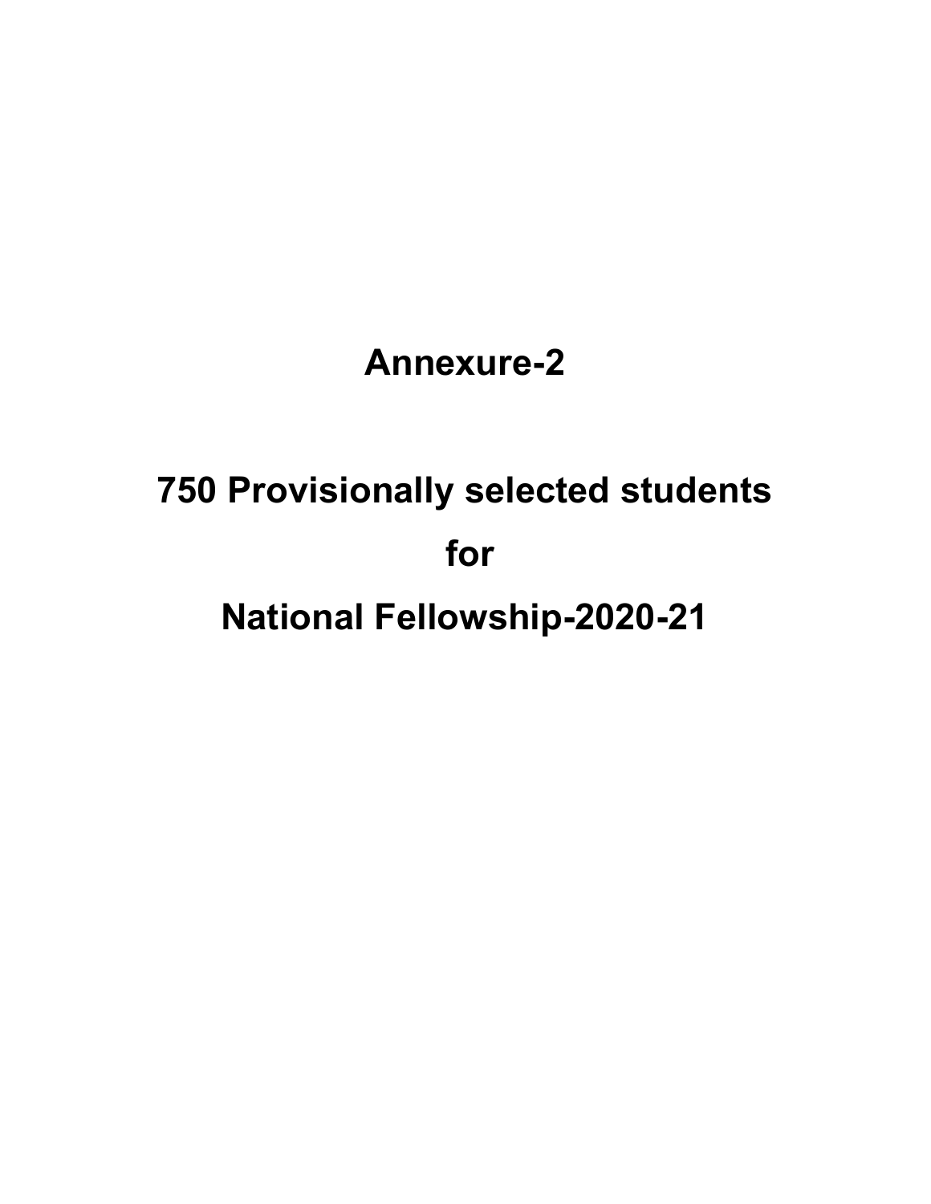# Annexure-2

# 750 Provisionally selected students for National Fellowship-2020-21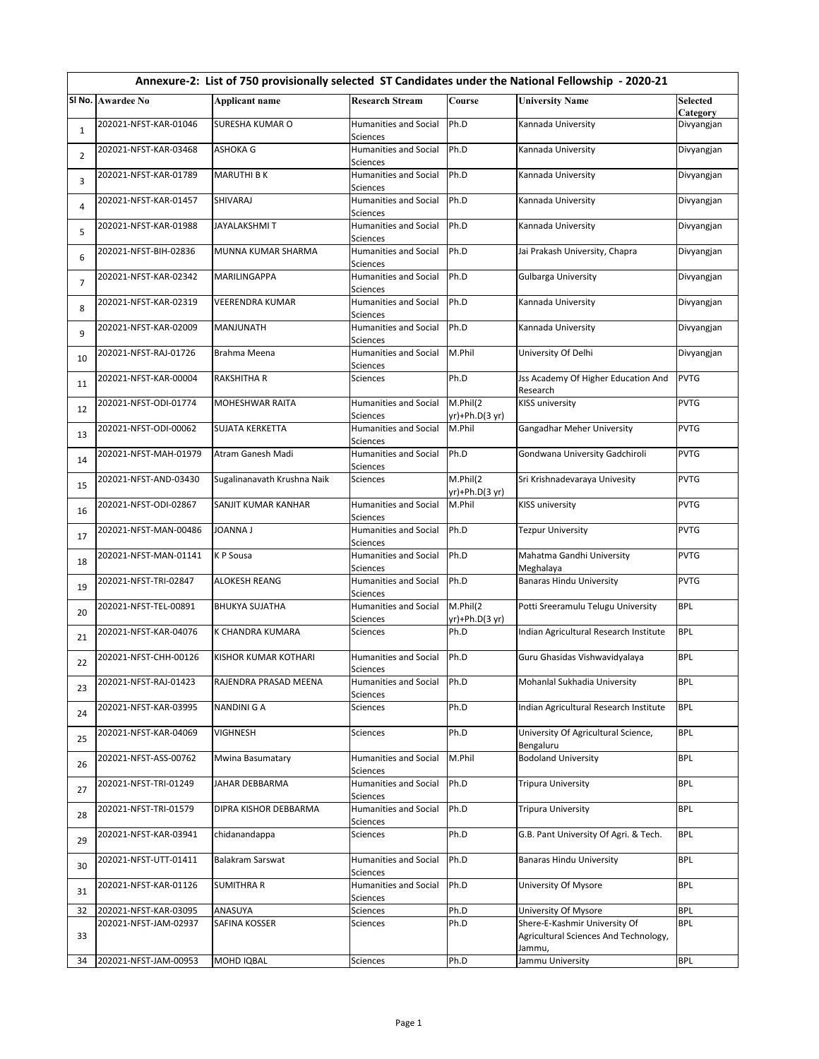## Annexure-2: List of 750 provisionally selected ST Candidates under the National Fellowship - 2020-21

| Sl No. | Awardee No | Applicant name | Research Stream | Course | University Name | Selected Category |
|---|---|---|---|---|---|---|
| 1 | 202021-NFST-KAR-01046 | SURESHA KUMAR O | Humanities and Social Sciences | Ph.D | Kannada University | Divyangjan |
| 2 | 202021-NFST-KAR-03468 | ASHOKA G | Humanities and Social Sciences | Ph.D | Kannada University | Divyangjan |
| 3 | 202021-NFST-KAR-01789 | MARUTHI B K | Humanities and Social Sciences | Ph.D | Kannada University | Divyangjan |
| 4 | 202021-NFST-KAR-01457 | SHIVARAJ | Humanities and Social Sciences | Ph.D | Kannada University | Divyangjan |
| 5 | 202021-NFST-KAR-01988 | JAYALAKSHMI T | Humanities and Social Sciences | Ph.D | Kannada University | Divyangjan |
| 6 | 202021-NFST-BIH-02836 | MUNNA KUMAR SHARMA | Humanities and Social Sciences | Ph.D | Jai Prakash University, Chapra | Divyangjan |
| 7 | 202021-NFST-KAR-02342 | MARILINGAPPA | Humanities and Social Sciences | Ph.D | Gulbarga University | Divyangjan |
| 8 | 202021-NFST-KAR-02319 | VEERENDRA KUMAR | Humanities and Social Sciences | Ph.D | Kannada University | Divyangjan |
| 9 | 202021-NFST-KAR-02009 | MANJUNATH | Humanities and Social Sciences | Ph.D | Kannada University | Divyangjan |
| 10 | 202021-NFST-RAJ-01726 | Brahma Meena | Humanities and Social Sciences | M.Phil | University Of Delhi | Divyangjan |
| 11 | 202021-NFST-KAR-00004 | RAKSHITHA R | Sciences | Ph.D | Jss Academy Of Higher Education And Research | PVTG |
| 12 | 202021-NFST-ODI-01774 | MOHESHWAR RAITA | Humanities and Social Sciences | M.Phil(2 yr)+Ph.D(3 yr) | KISS university | PVTG |
| 13 | 202021-NFST-ODI-00062 | SUJATA KERKETTA | Humanities and Social Sciences | M.Phil | Gangadhar Meher University | PVTG |
| 14 | 202021-NFST-MAH-01979 | Atram Ganesh Madi | Humanities and Social Sciences | Ph.D | Gondwana University Gadchiroli | PVTG |
| 15 | 202021-NFST-AND-03430 | Sugalinanavath Krushna Naik | Sciences | M.Phil(2 yr)+Ph.D(3 yr) | Sri Krishnadevaraya Univesity | PVTG |
| 16 | 202021-NFST-ODI-02867 | SANJIT KUMAR KANHAR | Humanities and Social Sciences | M.Phil | KISS university | PVTG |
| 17 | 202021-NFST-MAN-00486 | JOANNA J | Humanities and Social Sciences | Ph.D | Tezpur University | PVTG |
| 18 | 202021-NFST-MAN-01141 | K P Sousa | Humanities and Social Sciences | Ph.D | Mahatma Gandhi University Meghalaya | PVTG |
| 19 | 202021-NFST-TRI-02847 | ALOKESH REANG | Humanities and Social Sciences | Ph.D | Banaras Hindu University | PVTG |
| 20 | 202021-NFST-TEL-00891 | BHUKYA SUJATHA | Humanities and Social Sciences | M.Phil(2 yr)+Ph.D(3 yr) | Potti Sreeramulu Telugu University | BPL |
| 21 | 202021-NFST-KAR-04076 | K CHANDRA KUMARA | Sciences | Ph.D | Indian Agricultural Research Institute | BPL |
| 22 | 202021-NFST-CHH-00126 | KISHOR KUMAR KOTHARI | Humanities and Social Sciences | Ph.D | Guru Ghasidas Vishwavidyalaya | BPL |
| 23 | 202021-NFST-RAJ-01423 | RAJENDRA PRASAD MEENA | Humanities and Social Sciences | Ph.D | Mohanlal Sukhadia University | BPL |
| 24 | 202021-NFST-KAR-03995 | NANDINI G A | Sciences | Ph.D | Indian Agricultural Research Institute | BPL |
| 25 | 202021-NFST-KAR-04069 | VIGHNESH | Sciences | Ph.D | University Of Agricultural Science, Bengaluru | BPL |
| 26 | 202021-NFST-ASS-00762 | Mwina Basumatary | Humanities and Social Sciences | M.Phil | Bodoland University | BPL |
| 27 | 202021-NFST-TRI-01249 | JAHAR DEBBARMA | Humanities and Social Sciences | Ph.D | Tripura University | BPL |
| 28 | 202021-NFST-TRI-01579 | DIPRA KISHOR DEBBARMA | Humanities and Social Sciences | Ph.D | Tripura University | BPL |
| 29 | 202021-NFST-KAR-03941 | chidanandappa | Sciences | Ph.D | G.B. Pant University Of Agri. & Tech. | BPL |
| 30 | 202021-NFST-UTT-01411 | Balakram Sarswat | Humanities and Social Sciences | Ph.D | Banaras Hindu University | BPL |
| 31 | 202021-NFST-KAR-01126 | SUMITHRA R | Humanities and Social Sciences | Ph.D | University Of Mysore | BPL |
| 32 | 202021-NFST-KAR-03095 | ANASUYA | Sciences | Ph.D | University Of Mysore | BPL |
| 33 | 202021-NFST-JAM-02937 | SAFINA KOSSER | Sciences | Ph.D | Shere-E-Kashmir University Of Agricultural Sciences And Technology, Jammu, | BPL |
| 34 | 202021-NFST-JAM-00953 | MOHD IQBAL | Sciences | Ph.D | Jammu University | BPL |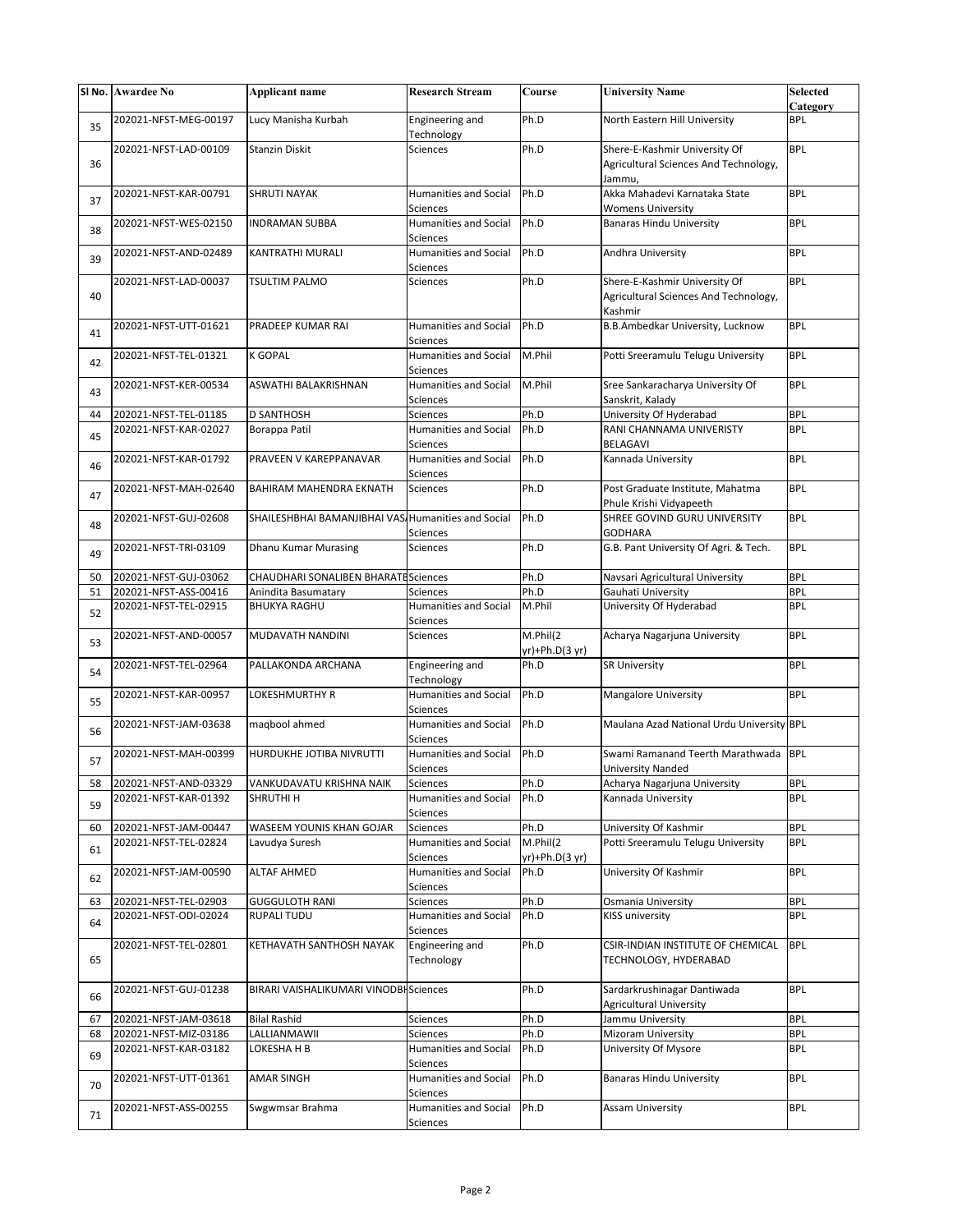| Sl No. | Awardee No | Applicant name | Research Stream | Course | University Name | Selected Category |
|---|---|---|---|---|---|---|
| 35 | 202021-NFST-MEG-00197 | Lucy Manisha Kurbah | Engineering and Technology | Ph.D | North Eastern Hill University | BPL |
| 36 | 202021-NFST-LAD-00109 | Stanzin Diskit | Sciences | Ph.D | Shere-E-Kashmir University Of Agricultural Sciences And Technology, Jammu, | BPL |
| 37 | 202021-NFST-KAR-00791 | SHRUTI NAYAK | Humanities and Social Sciences | Ph.D | Akka Mahadevi Karnataka State Womens University | BPL |
| 38 | 202021-NFST-WES-02150 | INDRAMAN SUBBA | Humanities and Social Sciences | Ph.D | Banaras Hindu University | BPL |
| 39 | 202021-NFST-AND-02489 | KANTRATHI MURALI | Humanities and Social Sciences | Ph.D | Andhra University | BPL |
| 40 | 202021-NFST-LAD-00037 | TSULTIM PALMO | Sciences | Ph.D | Shere-E-Kashmir University Of Agricultural Sciences And Technology, Kashmir | BPL |
| 41 | 202021-NFST-UTT-01621 | PRADEEP KUMAR RAI | Humanities and Social Sciences | Ph.D | B.B.Ambedkar University, Lucknow | BPL |
| 42 | 202021-NFST-TEL-01321 | K GOPAL | Humanities and Social Sciences | M.Phil | Potti Sreeramulu Telugu University | BPL |
| 43 | 202021-NFST-KER-00534 | ASWATHI BALAKRISHNAN | Humanities and Social Sciences | M.Phil | Sree Sankaracharya University Of Sanskrit, Kalady | BPL |
| 44 | 202021-NFST-TEL-01185 | D SANTHOSH | Sciences | Ph.D | University Of Hyderabad | BPL |
| 45 | 202021-NFST-KAR-02027 | Borappa Patil | Humanities and Social Sciences | Ph.D | RANI CHANNAMA UNIVERISTY BELAGAVI | BPL |
| 46 | 202021-NFST-KAR-01792 | PRAVEEN V KAREPPANAVAR | Humanities and Social Sciences | Ph.D | Kannada University | BPL |
| 47 | 202021-NFST-MAH-02640 | BAHIRAM MAHENDRA EKNATH | Sciences | Ph.D | Post Graduate Institute, Mahatma Phule Krishi Vidyapeeth | BPL |
| 48 | 202021-NFST-GUJ-02608 | SHAILESHBHAI BAMANJIBHAI VAS | Humanities and Social Sciences | Ph.D | SHREE GOVIND GURU UNIVERSITY GODHARA | BPL |
| 49 | 202021-NFST-TRI-03109 | Dhanu Kumar Murasing | Sciences | Ph.D | G.B. Pant University Of Agri. & Tech. | BPL |
| 50 | 202021-NFST-GUJ-03062 | CHAUDHARI SONALIBEN BHARATB | Sciences | Ph.D | Navsari Agricultural University | BPL |
| 51 | 202021-NFST-ASS-00416 | Anindita Basumatary | Sciences | Ph.D | Gauhati University | BPL |
| 52 | 202021-NFST-TEL-02915 | BHUKYA RAGHU | Humanities and Social Sciences | M.Phil | University Of Hyderabad | BPL |
| 53 | 202021-NFST-AND-00057 | MUDAVATH NANDINI | Sciences | M.Phil(2 yr)+Ph.D(3 yr) | Acharya Nagarjuna University | BPL |
| 54 | 202021-NFST-TEL-02964 | PALLAKONDA ARCHANA | Engineering and Technology | Ph.D | SR University | BPL |
| 55 | 202021-NFST-KAR-00957 | LOKESHMURTHY R | Humanities and Social Sciences | Ph.D | Mangalore University | BPL |
| 56 | 202021-NFST-JAM-03638 | maqbool ahmed | Humanities and Social Sciences | Ph.D | Maulana Azad National Urdu University | BPL |
| 57 | 202021-NFST-MAH-00399 | HURDUKHE JOTIBA NIVRUTTI | Humanities and Social Sciences | Ph.D | Swami Ramanand Teerth Marathwada University Nanded | BPL |
| 58 | 202021-NFST-AND-03329 | VANKUDAVATU KRISHNA NAIK | Sciences | Ph.D | Acharya Nagarjuna University | BPL |
| 59 | 202021-NFST-KAR-01392 | SHRUTHI H | Humanities and Social Sciences | Ph.D | Kannada University | BPL |
| 60 | 202021-NFST-JAM-00447 | WASEEM YOUNIS KHAN GOJAR | Sciences | Ph.D | University Of Kashmir | BPL |
| 61 | 202021-NFST-TEL-02824 | Lavudya Suresh | Humanities and Social Sciences | M.Phil(2 yr)+Ph.D(3 yr) | Potti Sreeramulu Telugu University | BPL |
| 62 | 202021-NFST-JAM-00590 | ALTAF AHMED | Humanities and Social Sciences | Ph.D | University Of Kashmir | BPL |
| 63 | 202021-NFST-TEL-02903 | GUGGULOTH RANI | Sciences | Ph.D | Osmania University | BPL |
| 64 | 202021-NFST-ODI-02024 | RUPALI TUDU | Humanities and Social Sciences | Ph.D | KISS university | BPL |
| 65 | 202021-NFST-TEL-02801 | KETHAVATH SANTHOSH NAYAK | Engineering and Technology | Ph.D | CSIR-INDIAN INSTITUTE OF CHEMICAL TECHNOLOGY, HYDERABAD | BPL |
| 66 | 202021-NFST-GUJ-01238 | BIRARI VAISHALIKUMARI VINODBH | Sciences | Ph.D | Sardarkrushinagar Dantiwada Agricultural University | BPL |
| 67 | 202021-NFST-JAM-03618 | Bilal Rashid | Sciences | Ph.D | Jammu University | BPL |
| 68 | 202021-NFST-MIZ-03186 | LALLIANMAWII | Sciences | Ph.D | Mizoram University | BPL |
| 69 | 202021-NFST-KAR-03182 | LOKESHA H B | Humanities and Social Sciences | Ph.D | University Of Mysore | BPL |
| 70 | 202021-NFST-UTT-01361 | AMAR SINGH | Humanities and Social Sciences | Ph.D | Banaras Hindu University | BPL |
| 71 | 202021-NFST-ASS-00255 | Swgwmsar Brahma | Humanities and Social Sciences | Ph.D | Assam University | BPL |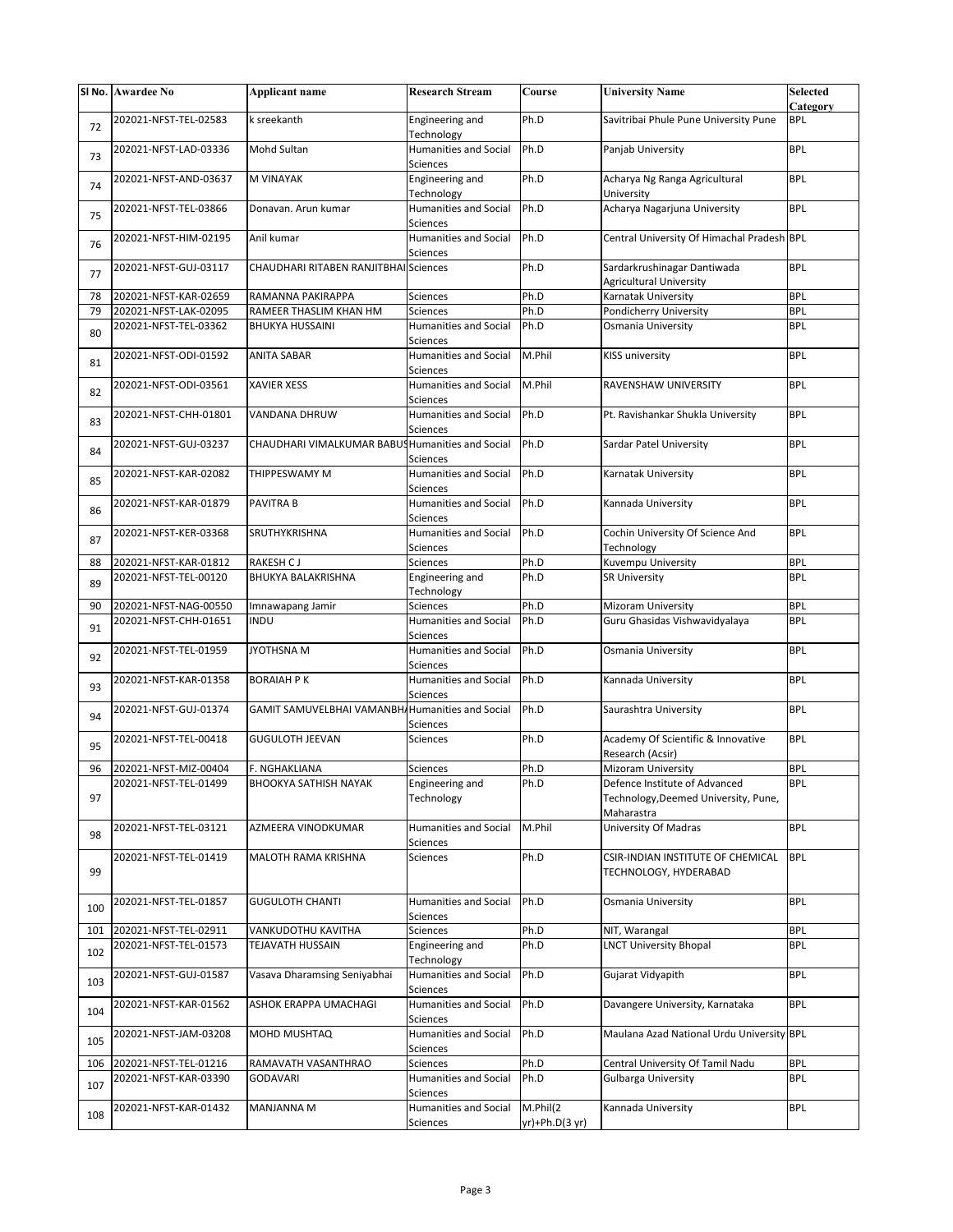| Sl No. | Awardee No | Applicant name | Research Stream | Course | University Name | Selected Category |
|---|---|---|---|---|---|---|
| 72 | 202021-NFST-TEL-02583 | k sreekanth | Engineering and Technology | Ph.D | Savitribai Phule Pune University Pune | BPL |
| 73 | 202021-NFST-LAD-03336 | Mohd Sultan | Humanities and Social Sciences | Ph.D | Panjab University | BPL |
| 74 | 202021-NFST-AND-03637 | M VINAYAK | Engineering and Technology | Ph.D | Acharya Ng Ranga Agricultural University | BPL |
| 75 | 202021-NFST-TEL-03866 | Donavan. Arun kumar | Humanities and Social Sciences | Ph.D | Acharya Nagarjuna University | BPL |
| 76 | 202021-NFST-HIM-02195 | Anil kumar | Humanities and Social Sciences | Ph.D | Central University Of Himachal Pradesh | BPL |
| 77 | 202021-NFST-GUJ-03117 | CHAUDHARI RITABEN RANJITBHAI | Sciences | Ph.D | Sardarkrushinagar Dantiwada Agricultural University | BPL |
| 78 | 202021-NFST-KAR-02659 | RAMANNA PAKIRAPPA | Sciences | Ph.D | Karnatak University | BPL |
| 79 | 202021-NFST-LAK-02095 | RAMEER THASLIM KHAN HM | Sciences | Ph.D | Pondicherry University | BPL |
| 80 | 202021-NFST-TEL-03362 | BHUKYA HUSSAINI | Humanities and Social Sciences | Ph.D | Osmania University | BPL |
| 81 | 202021-NFST-ODI-01592 | ANITA SABAR | Humanities and Social Sciences | M.Phil | KISS university | BPL |
| 82 | 202021-NFST-ODI-03561 | XAVIER XESS | Humanities and Social Sciences | M.Phil | RAVENSHAW UNIVERSITY | BPL |
| 83 | 202021-NFST-CHH-01801 | VANDANA DHRUW | Humanities and Social Sciences | Ph.D | Pt. Ravishankar Shukla University | BPL |
| 84 | 202021-NFST-GUJ-03237 | CHAUDHARI VIMALKUMAR BABUS | Humanities and Social Sciences | Ph.D | Sardar Patel University | BPL |
| 85 | 202021-NFST-KAR-02082 | THIPPESWAMY M | Humanities and Social Sciences | Ph.D | Karnatak University | BPL |
| 86 | 202021-NFST-KAR-01879 | PAVITRA B | Humanities and Social Sciences | Ph.D | Kannada University | BPL |
| 87 | 202021-NFST-KER-03368 | SRUTHYKRISHNA | Humanities and Social Sciences | Ph.D | Cochin University Of Science And Technology | BPL |
| 88 | 202021-NFST-KAR-01812 | RAKESH C J | Sciences | Ph.D | Kuvempu University | BPL |
| 89 | 202021-NFST-TEL-00120 | BHUKYA BALAKRISHNA | Engineering and Technology | Ph.D | SR University | BPL |
| 90 | 202021-NFST-NAG-00550 | Imnawapang Jamir | Sciences | Ph.D | Mizoram University | BPL |
| 91 | 202021-NFST-CHH-01651 | INDU | Humanities and Social Sciences | Ph.D | Guru Ghasidas Vishwavidyalaya | BPL |
| 92 | 202021-NFST-TEL-01959 | JYOTHSNA M | Humanities and Social Sciences | Ph.D | Osmania University | BPL |
| 93 | 202021-NFST-KAR-01358 | BORAIAH P K | Humanities and Social Sciences | Ph.D | Kannada University | BPL |
| 94 | 202021-NFST-GUJ-01374 | GAMIT SAMUVELBHAI VAMANBH | Humanities and Social Sciences | Ph.D | Saurashtra University | BPL |
| 95 | 202021-NFST-TEL-00418 | GUGULOTH JEEVAN | Sciences | Ph.D | Academy Of Scientific & Innovative Research (Acsir) | BPL |
| 96 | 202021-NFST-MIZ-00404 | F. NGHAKLIANA | Sciences | Ph.D | Mizoram University | BPL |
| 97 | 202021-NFST-TEL-01499 | BHOOKYA SATHISH NAYAK | Engineering and Technology | Ph.D | Defence Institute of Advanced Technology,Deemed University, Pune, Maharastra | BPL |
| 98 | 202021-NFST-TEL-03121 | AZMEERA VINODKUMAR | Humanities and Social Sciences | M.Phil | University Of Madras | BPL |
| 99 | 202021-NFST-TEL-01419 | MALOTH RAMA KRISHNA | Sciences | Ph.D | CSIR-INDIAN INSTITUTE OF CHEMICAL TECHNOLOGY, HYDERABAD | BPL |
| 100 | 202021-NFST-TEL-01857 | GUGULOTH CHANTI | Humanities and Social Sciences | Ph.D | Osmania University | BPL |
| 101 | 202021-NFST-TEL-02911 | VANKUDOTHU KAVITHA | Sciences | Ph.D | NIT, Warangal | BPL |
| 102 | 202021-NFST-TEL-01573 | TEJAVATH HUSSAIN | Engineering and Technology | Ph.D | LNCT University Bhopal | BPL |
| 103 | 202021-NFST-GUJ-01587 | Vasava Dharamsing Seniyabhai | Humanities and Social Sciences | Ph.D | Gujarat Vidyapith | BPL |
| 104 | 202021-NFST-KAR-01562 | ASHOK ERAPPA UMACHAGI | Humanities and Social Sciences | Ph.D | Davangere University, Karnataka | BPL |
| 105 | 202021-NFST-JAM-03208 | MOHD MUSHTAQ | Humanities and Social Sciences | Ph.D | Maulana Azad National Urdu University | BPL |
| 106 | 202021-NFST-TEL-01216 | RAMAVATH VASANTHRAO | Sciences | Ph.D | Central University Of Tamil Nadu | BPL |
| 107 | 202021-NFST-KAR-03390 | GODAVARI | Humanities and Social Sciences | Ph.D | Gulbarga University | BPL |
| 108 | 202021-NFST-KAR-01432 | MANJANNA M | Humanities and Social Sciences | M.Phil(2 yr)+Ph.D(3 yr) | Kannada University | BPL |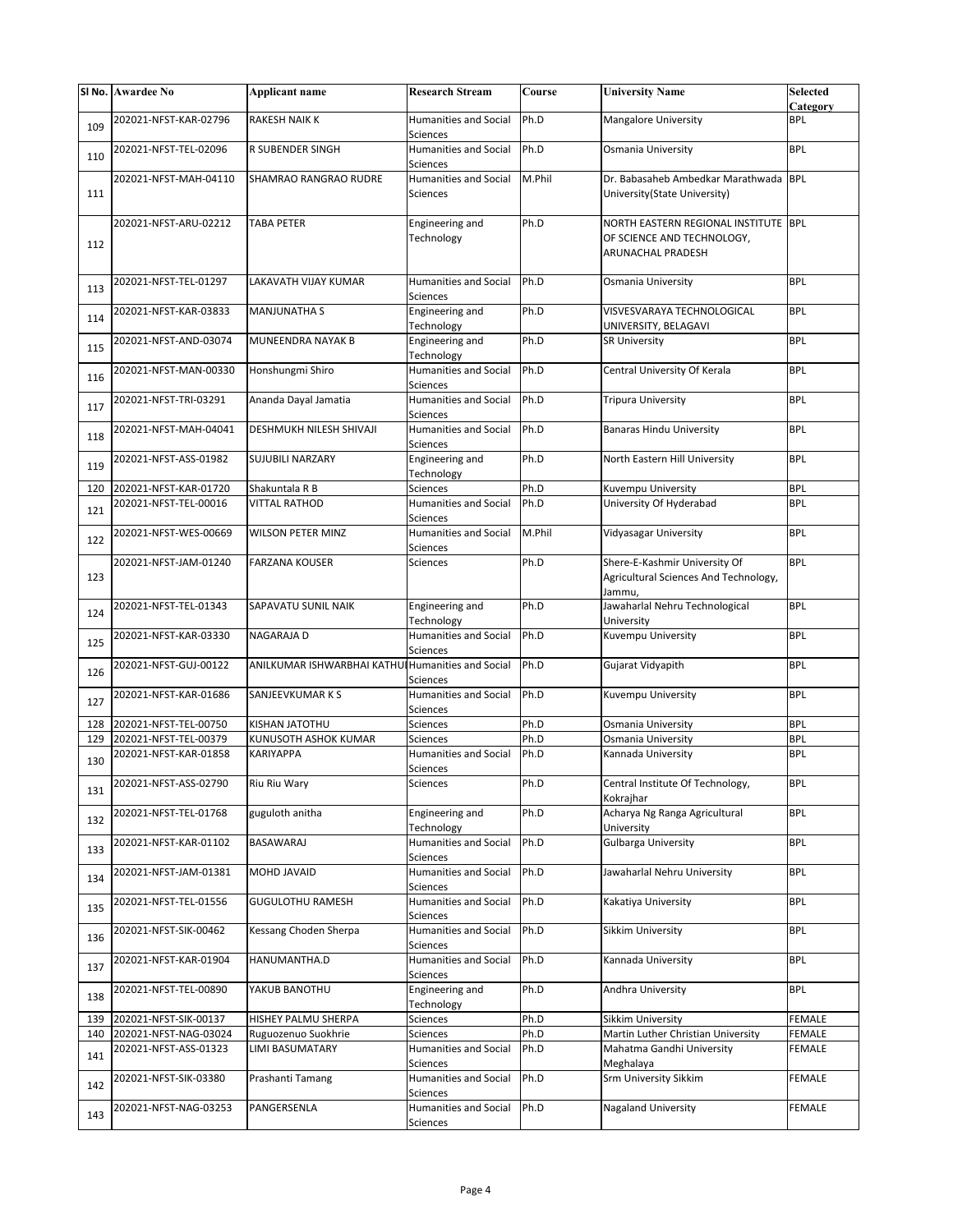| Sl No. | Awardee No | Applicant name | Research Stream | Course | University Name | Selected Category |
|---|---|---|---|---|---|---|
| 109 | 202021-NFST-KAR-02796 | RAKESH NAIK K | Humanities and Social Sciences | Ph.D | Mangalore University | BPL |
| 110 | 202021-NFST-TEL-02096 | R SUBENDER SINGH | Humanities and Social Sciences | Ph.D | Osmania University | BPL |
| 111 | 202021-NFST-MAH-04110 | SHAMRAO RANGRAO RUDRE | Humanities and Social Sciences | M.Phil | Dr. Babasaheb Ambedkar Marathwada University(State University) | BPL |
| 112 | 202021-NFST-ARU-02212 | TABA PETER | Engineering and Technology | Ph.D | NORTH EASTERN REGIONAL INSTITUTE OF SCIENCE AND TECHNOLOGY, ARUNACHAL PRADESH | BPL |
| 113 | 202021-NFST-TEL-01297 | LAKAVATH VIJAY KUMAR | Humanities and Social Sciences | Ph.D | Osmania University | BPL |
| 114 | 202021-NFST-KAR-03833 | MANJUNATHA S | Engineering and Technology | Ph.D | VISVESVARAYA TECHNOLOGICAL UNIVERSITY, BELAGAVI | BPL |
| 115 | 202021-NFST-AND-03074 | MUNEENDRA NAYAK B | Engineering and Technology | Ph.D | SR University | BPL |
| 116 | 202021-NFST-MAN-00330 | Honshungmi Shiro | Humanities and Social Sciences | Ph.D | Central University Of Kerala | BPL |
| 117 | 202021-NFST-TRI-03291 | Ananda Dayal Jamatia | Humanities and Social Sciences | Ph.D | Tripura University | BPL |
| 118 | 202021-NFST-MAH-04041 | DESHMUKH NILESH SHIVAJI | Humanities and Social Sciences | Ph.D | Banaras Hindu University | BPL |
| 119 | 202021-NFST-ASS-01982 | SUJUBILI NARZARY | Engineering and Technology | Ph.D | North Eastern Hill University | BPL |
| 120 | 202021-NFST-KAR-01720 | Shakuntala R B | Sciences | Ph.D | Kuvempu University | BPL |
| 121 | 202021-NFST-TEL-00016 | VITTAL RATHOD | Humanities and Social Sciences | Ph.D | University Of Hyderabad | BPL |
| 122 | 202021-NFST-WES-00669 | WILSON PETER MINZ | Humanities and Social Sciences | M.Phil | Vidyasagar University | BPL |
| 123 | 202021-NFST-JAM-01240 | FARZANA KOUSER | Sciences | Ph.D | Shere-E-Kashmir University Of Agricultural Sciences And Technology, Jammu, | BPL |
| 124 | 202021-NFST-TEL-01343 | SAPAVATU SUNIL NAIK | Engineering and Technology | Ph.D | Jawaharlal Nehru Technological University | BPL |
| 125 | 202021-NFST-KAR-03330 | NAGARAJA D | Humanities and Social Sciences | Ph.D | Kuvempu University | BPL |
| 126 | 202021-NFST-GUJ-00122 | ANILKUMAR ISHWARBHAI KATHU | Humanities and Social Sciences | Ph.D | Gujarat Vidyapith | BPL |
| 127 | 202021-NFST-KAR-01686 | SANJEEVKUMAR K S | Humanities and Social Sciences | Ph.D | Kuvempu University | BPL |
| 128 | 202021-NFST-TEL-00750 | KISHAN JATOTHU | Sciences | Ph.D | Osmania University | BPL |
| 129 | 202021-NFST-TEL-00379 | KUNUSOTH ASHOK KUMAR | Sciences | Ph.D | Osmania University | BPL |
| 130 | 202021-NFST-KAR-01858 | KARIYAPPA | Humanities and Social Sciences | Ph.D | Kannada University | BPL |
| 131 | 202021-NFST-ASS-02790 | Riu Riu Wary | Sciences | Ph.D | Central Institute Of Technology, Kokrajhar | BPL |
| 132 | 202021-NFST-TEL-01768 | guguloth anitha | Engineering and Technology | Ph.D | Acharya Ng Ranga Agricultural University | BPL |
| 133 | 202021-NFST-KAR-01102 | BASAWARAJ | Humanities and Social Sciences | Ph.D | Gulbarga University | BPL |
| 134 | 202021-NFST-JAM-01381 | MOHD JAVAID | Humanities and Social Sciences | Ph.D | Jawaharlal Nehru University | BPL |
| 135 | 202021-NFST-TEL-01556 | GUGULOTHU RAMESH | Humanities and Social Sciences | Ph.D | Kakatiya University | BPL |
| 136 | 202021-NFST-SIK-00462 | Kessang Choden Sherpa | Humanities and Social Sciences | Ph.D | Sikkim University | BPL |
| 137 | 202021-NFST-KAR-01904 | HANUMANTHA.D | Humanities and Social Sciences | Ph.D | Kannada University | BPL |
| 138 | 202021-NFST-TEL-00890 | YAKUB BANOTHU | Engineering and Technology | Ph.D | Andhra University | BPL |
| 139 | 202021-NFST-SIK-00137 | HISHEY PALMU SHERPA | Sciences | Ph.D | Sikkim University | FEMALE |
| 140 | 202021-NFST-NAG-03024 | Ruguozenuo Suokhrie | Sciences | Ph.D | Martin Luther Christian University | FEMALE |
| 141 | 202021-NFST-ASS-01323 | LIMI BASUMATARY | Humanities and Social Sciences | Ph.D | Mahatma Gandhi University Meghalaya | FEMALE |
| 142 | 202021-NFST-SIK-03380 | Prashanti Tamang | Humanities and Social Sciences | Ph.D | Srm University Sikkim | FEMALE |
| 143 | 202021-NFST-NAG-03253 | PANGERSENLA | Humanities and Social Sciences | Ph.D | Nagaland University | FEMALE |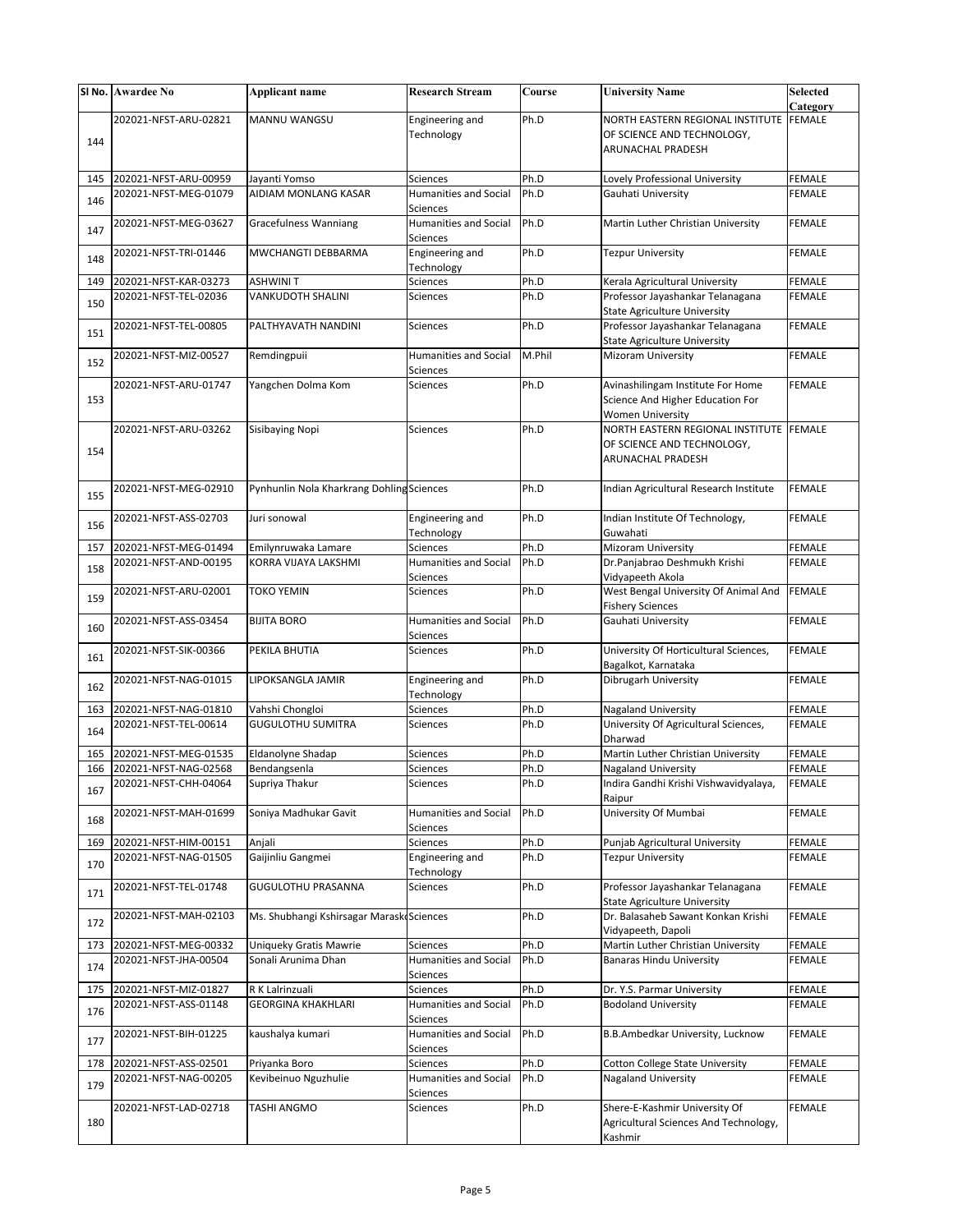| Sl No. | Awardee No | Applicant name | Research Stream | Course | University Name | Selected Category |
|---|---|---|---|---|---|---|
| 144 | 202021-NFST-ARU-02821 | MANNU WANGSU | Engineering and Technology | Ph.D | NORTH EASTERN REGIONAL INSTITUTE OF SCIENCE AND TECHNOLOGY, ARUNACHAL PRADESH | FEMALE |
| 145 | 202021-NFST-ARU-00959 | Jayanti Yomso | Sciences | Ph.D | Lovely Professional University | FEMALE |
| 146 | 202021-NFST-MEG-01079 | AIDIAM MONLANG KASAR | Humanities and Social Sciences | Ph.D | Gauhati University | FEMALE |
| 147 | 202021-NFST-MEG-03627 | Gracefulness Wanniang | Humanities and Social Sciences | Ph.D | Martin Luther Christian University | FEMALE |
| 148 | 202021-NFST-TRI-01446 | MWCHANGTI DEBBARMA | Engineering and Technology | Ph.D | Tezpur University | FEMALE |
| 149 | 202021-NFST-KAR-03273 | ASHWINI T | Sciences | Ph.D | Kerala Agricultural University | FEMALE |
| 150 | 202021-NFST-TEL-02036 | VANKUDOTH SHALINI | Sciences | Ph.D | Professor Jayashankar Telanagana State Agriculture University | FEMALE |
| 151 | 202021-NFST-TEL-00805 | PALTHYAVATH NANDINI | Sciences | Ph.D | Professor Jayashankar Telanagana State Agriculture University | FEMALE |
| 152 | 202021-NFST-MIZ-00527 | Remdingpuii | Humanities and Social Sciences | M.Phil | Mizoram University | FEMALE |
| 153 | 202021-NFST-ARU-01747 | Yangchen Dolma Kom | Sciences | Ph.D | Avinashilingam Institute For Home Science And Higher Education For Women University | FEMALE |
| 154 | 202021-NFST-ARU-03262 | Sisibaying Nopi | Sciences | Ph.D | NORTH EASTERN REGIONAL INSTITUTE OF SCIENCE AND TECHNOLOGY, ARUNACHAL PRADESH | FEMALE |
| 155 | 202021-NFST-MEG-02910 | Pynhunlin Nola Kharkrang Dohling | Sciences | Ph.D | Indian Agricultural Research Institute | FEMALE |
| 156 | 202021-NFST-ASS-02703 | Juri sonowal | Engineering and Technology | Ph.D | Indian Institute Of Technology, Guwahati | FEMALE |
| 157 | 202021-NFST-MEG-01494 | Emilynruwaka Lamare | Sciences | Ph.D | Mizoram University | FEMALE |
| 158 | 202021-NFST-AND-00195 | KORRA VIJAYA LAKSHMI | Humanities and Social Sciences | Ph.D | Dr.Panjabrao Deshmukh Krishi Vidyapeeth Akola | FEMALE |
| 159 | 202021-NFST-ARU-02001 | TOKO YEMIN | Sciences | Ph.D | West Bengal University Of Animal And Fishery Sciences | FEMALE |
| 160 | 202021-NFST-ASS-03454 | BIJITA BORO | Humanities and Social Sciences | Ph.D | Gauhati University | FEMALE |
| 161 | 202021-NFST-SIK-00366 | PEKILA BHUTIA | Sciences | Ph.D | University Of Horticultural Sciences, Bagalkot, Karnataka | FEMALE |
| 162 | 202021-NFST-NAG-01015 | LIPOKSANGLA JAMIR | Engineering and Technology | Ph.D | Dibrugarh University | FEMALE |
| 163 | 202021-NFST-NAG-01810 | Vahshi Chongloi | Sciences | Ph.D | Nagaland University | FEMALE |
| 164 | 202021-NFST-TEL-00614 | GUGULOTHU SUMITRA | Sciences | Ph.D | University Of Agricultural Sciences, Dharwad | FEMALE |
| 165 | 202021-NFST-MEG-01535 | Eldanolyne Shadap | Sciences | Ph.D | Martin Luther Christian University | FEMALE |
| 166 | 202021-NFST-NAG-02568 | Bendangsenla | Sciences | Ph.D | Nagaland University | FEMALE |
| 167 | 202021-NFST-CHH-04064 | Supriya Thakur | Sciences | Ph.D | Indira Gandhi Krishi Vishwavidyalaya, Raipur | FEMALE |
| 168 | 202021-NFST-MAH-01699 | Soniya Madhukar Gavit | Humanities and Social Sciences | Ph.D | University Of Mumbai | FEMALE |
| 169 | 202021-NFST-HIM-00151 | Anjali | Sciences | Ph.D | Punjab Agricultural University | FEMALE |
| 170 | 202021-NFST-NAG-01505 | Gaijinliu Gangmei | Engineering and Technology | Ph.D | Tezpur University | FEMALE |
| 171 | 202021-NFST-TEL-01748 | GUGULOTHU PRASANNA | Sciences | Ph.D | Professor Jayashankar Telanagana State Agriculture University | FEMALE |
| 172 | 202021-NFST-MAH-02103 | Ms. Shubhangi Kshirsagar Marask | Sciences | Ph.D | Dr. Balasaheb Sawant Konkan Krishi Vidyapeeth, Dapoli | FEMALE |
| 173 | 202021-NFST-MEG-00332 | Uniqueky Gratis Mawrie | Sciences | Ph.D | Martin Luther Christian University | FEMALE |
| 174 | 202021-NFST-JHA-00504 | Sonali Arunima Dhan | Humanities and Social Sciences | Ph.D | Banaras Hindu University | FEMALE |
| 175 | 202021-NFST-MIZ-01827 | R K Lalrinzuali | Sciences | Ph.D | Dr. Y.S. Parmar University | FEMALE |
| 176 | 202021-NFST-ASS-01148 | GEORGINA KHAKHLARI | Humanities and Social Sciences | Ph.D | Bodoland University | FEMALE |
| 177 | 202021-NFST-BIH-01225 | kaushalya kumari | Humanities and Social Sciences | Ph.D | B.B.Ambedkar University, Lucknow | FEMALE |
| 178 | 202021-NFST-ASS-02501 | Priyanka Boro | Sciences | Ph.D | Cotton College State University | FEMALE |
| 179 | 202021-NFST-NAG-00205 | Kevibeinuo Nguzhulie | Humanities and Social Sciences | Ph.D | Nagaland University | FEMALE |
| 180 | 202021-NFST-LAD-02718 | TASHI ANGMO | Sciences | Ph.D | Shere-E-Kashmir University Of Agricultural Sciences And Technology, Kashmir | FEMALE |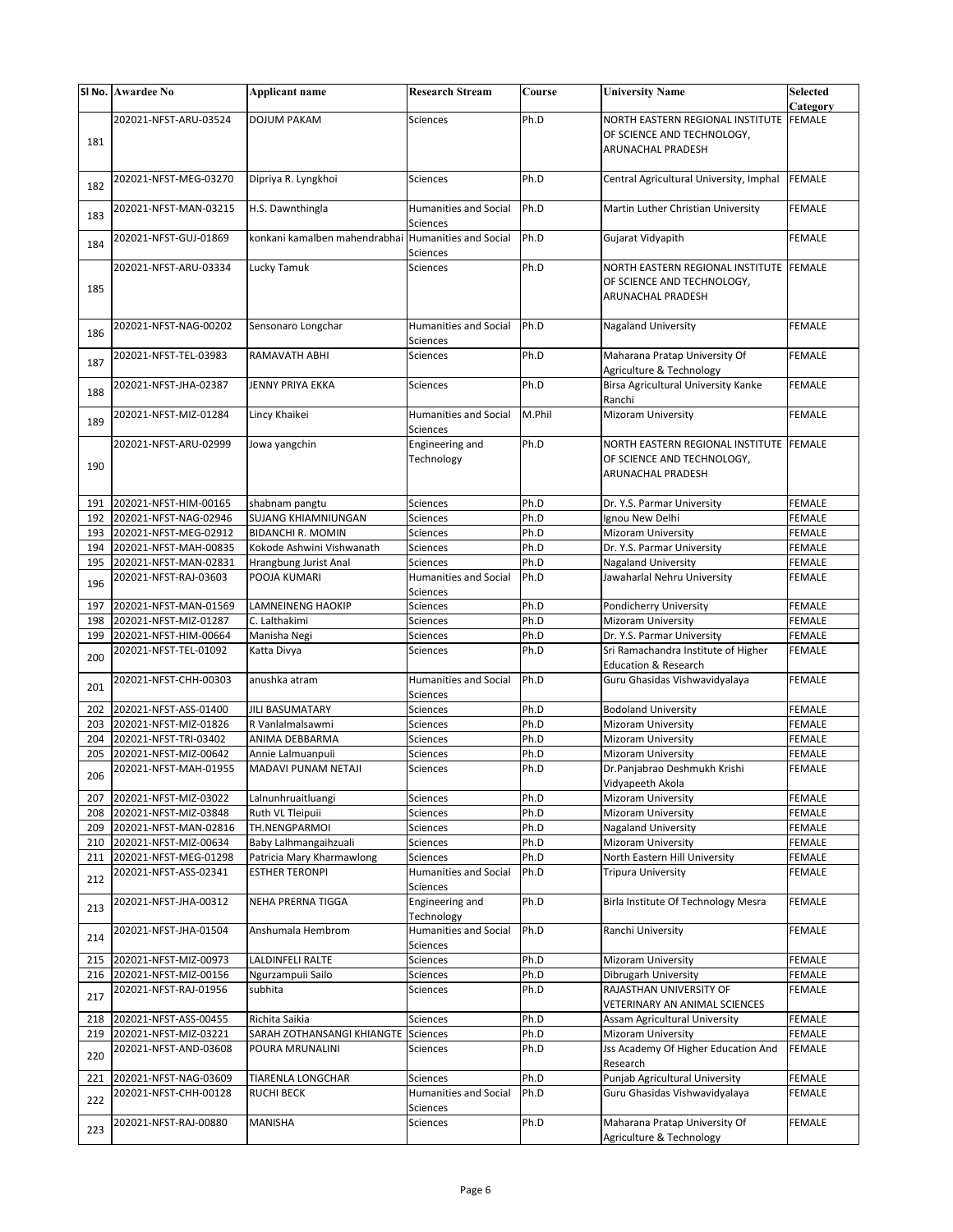| Sl No. | Awardee No | Applicant name | Research Stream | Course | University Name | Selected Category |
|---|---|---|---|---|---|---|
| 181 | 202021-NFST-ARU-03524 | DOJUM PAKAM | Sciences | Ph.D | NORTH EASTERN REGIONAL INSTITUTE OF SCIENCE AND TECHNOLOGY, ARUNACHAL PRADESH | FEMALE |
| 182 | 202021-NFST-MEG-03270 | Dipriya R. Lyngkhoi | Sciences | Ph.D | Central Agricultural University, Imphal | FEMALE |
| 183 | 202021-NFST-MAN-03215 | H.S. Dawnthingla | Humanities and Social Sciences | Ph.D | Martin Luther Christian University | FEMALE |
| 184 | 202021-NFST-GUJ-01869 | konkani kamalben mahendrabhai | Humanities and Social Sciences | Ph.D | Gujarat Vidyapith | FEMALE |
| 185 | 202021-NFST-ARU-03334 | Lucky Tamuk | Sciences | Ph.D | NORTH EASTERN REGIONAL INSTITUTE OF SCIENCE AND TECHNOLOGY, ARUNACHAL PRADESH | FEMALE |
| 186 | 202021-NFST-NAG-00202 | Sensonaro Longchar | Humanities and Social Sciences | Ph.D | Nagaland University | FEMALE |
| 187 | 202021-NFST-TEL-03983 | RAMAVATH ABHI | Sciences | Ph.D | Maharana Pratap University Of Agriculture & Technology | FEMALE |
| 188 | 202021-NFST-JHA-02387 | JENNY PRIYA EKKA | Sciences | Ph.D | Birsa Agricultural University Kanke Ranchi | FEMALE |
| 189 | 202021-NFST-MIZ-01284 | Lincy Khaikei | Humanities and Social Sciences | M.Phil | Mizoram University | FEMALE |
| 190 | 202021-NFST-ARU-02999 | Jowa yangchin | Engineering and Technology | Ph.D | NORTH EASTERN REGIONAL INSTITUTE OF SCIENCE AND TECHNOLOGY, ARUNACHAL PRADESH | FEMALE |
| 191 | 202021-NFST-HIM-00165 | shabnam pangtu | Sciences | Ph.D | Dr. Y.S. Parmar University | FEMALE |
| 192 | 202021-NFST-NAG-02946 | SUJANG KHIAMNIUNGAN | Sciences | Ph.D | Ignou New Delhi | FEMALE |
| 193 | 202021-NFST-MEG-02912 | BIDANCHI R. MOMIN | Sciences | Ph.D | Mizoram University | FEMALE |
| 194 | 202021-NFST-MAH-00835 | Kokode Ashwini Vishwanath | Sciences | Ph.D | Dr. Y.S. Parmar University | FEMALE |
| 195 | 202021-NFST-MAN-02831 | Hrangbung Jurist Anal | Sciences | Ph.D | Nagaland University | FEMALE |
| 196 | 202021-NFST-RAJ-03603 | POOJA KUMARI | Humanities and Social Sciences | Ph.D | Jawaharlal Nehru University | FEMALE |
| 197 | 202021-NFST-MAN-01569 | LAMNEINENG HAOKIP | Sciences | Ph.D | Pondicherry University | FEMALE |
| 198 | 202021-NFST-MIZ-01287 | C. Lalthakimi | Sciences | Ph.D | Mizoram University | FEMALE |
| 199 | 202021-NFST-HIM-00664 | Manisha Negi | Sciences | Ph.D | Dr. Y.S. Parmar University | FEMALE |
| 200 | 202021-NFST-TEL-01092 | Katta Divya | Sciences | Ph.D | Sri Ramachandra Institute of Higher Education & Research | FEMALE |
| 201 | 202021-NFST-CHH-00303 | anushka atram | Humanities and Social Sciences | Ph.D | Guru Ghasidas Vishwavidyalaya | FEMALE |
| 202 | 202021-NFST-ASS-01400 | JILI BASUMATARY | Sciences | Ph.D | Bodoland University | FEMALE |
| 203 | 202021-NFST-MIZ-01826 | R Vanlalmalsawmi | Sciences | Ph.D | Mizoram University | FEMALE |
| 204 | 202021-NFST-TRI-03402 | ANIMA DEBBARMA | Sciences | Ph.D | Mizoram University | FEMALE |
| 205 | 202021-NFST-MIZ-00642 | Annie Lalmuanpuii | Sciences | Ph.D | Mizoram University | FEMALE |
| 206 | 202021-NFST-MAH-01955 | MADAVI PUNAM NETAJI | Sciences | Ph.D | Dr.Panjabrao Deshmukh Krishi Vidyapeeth Akola | FEMALE |
| 207 | 202021-NFST-MIZ-03022 | Lalnunhruaitluangi | Sciences | Ph.D | Mizoram University | FEMALE |
| 208 | 202021-NFST-MIZ-03848 | Ruth VL Tleipuii | Sciences | Ph.D | Mizoram University | FEMALE |
| 209 | 202021-NFST-MAN-02816 | TH.NENGPARMOI | Sciences | Ph.D | Nagaland University | FEMALE |
| 210 | 202021-NFST-MIZ-00634 | Baby Lalhmangaihzuali | Sciences | Ph.D | Mizoram University | FEMALE |
| 211 | 202021-NFST-MEG-01298 | Patricia Mary Kharmawlong | Sciences | Ph.D | North Eastern Hill University | FEMALE |
| 212 | 202021-NFST-ASS-02341 | ESTHER TERONPI | Humanities and Social Sciences | Ph.D | Tripura University | FEMALE |
| 213 | 202021-NFST-JHA-00312 | NEHA PRERNA TIGGA | Engineering and Technology | Ph.D | Birla Institute Of Technology Mesra | FEMALE |
| 214 | 202021-NFST-JHA-01504 | Anshumala Hembrom | Humanities and Social Sciences | Ph.D | Ranchi University | FEMALE |
| 215 | 202021-NFST-MIZ-00973 | LALDINFELI RALTE | Sciences | Ph.D | Mizoram University | FEMALE |
| 216 | 202021-NFST-MIZ-00156 | Ngurzampuii Sailo | Sciences | Ph.D | Dibrugarh University | FEMALE |
| 217 | 202021-NFST-RAJ-01956 | subhita | Sciences | Ph.D | RAJASTHAN UNIVERSITY OF VETERINARY AN ANIMAL SCIENCES | FEMALE |
| 218 | 202021-NFST-ASS-00455 | Richita Saikia | Sciences | Ph.D | Assam Agricultural University | FEMALE |
| 219 | 202021-NFST-MIZ-03221 | SARAH ZOTHANSANGI KHIANGTE | Sciences | Ph.D | Mizoram University | FEMALE |
| 220 | 202021-NFST-AND-03608 | POURA MRUNALINI | Sciences | Ph.D | Jss Academy Of Higher Education And Research | FEMALE |
| 221 | 202021-NFST-NAG-03609 | TIARENLA LONGCHAR | Sciences | Ph.D | Punjab Agricultural University | FEMALE |
| 222 | 202021-NFST-CHH-00128 | RUCHI BECK | Humanities and Social Sciences | Ph.D | Guru Ghasidas Vishwavidyalaya | FEMALE |
| 223 | 202021-NFST-RAJ-00880 | MANISHA | Sciences | Ph.D | Maharana Pratap University Of Agriculture & Technology | FEMALE |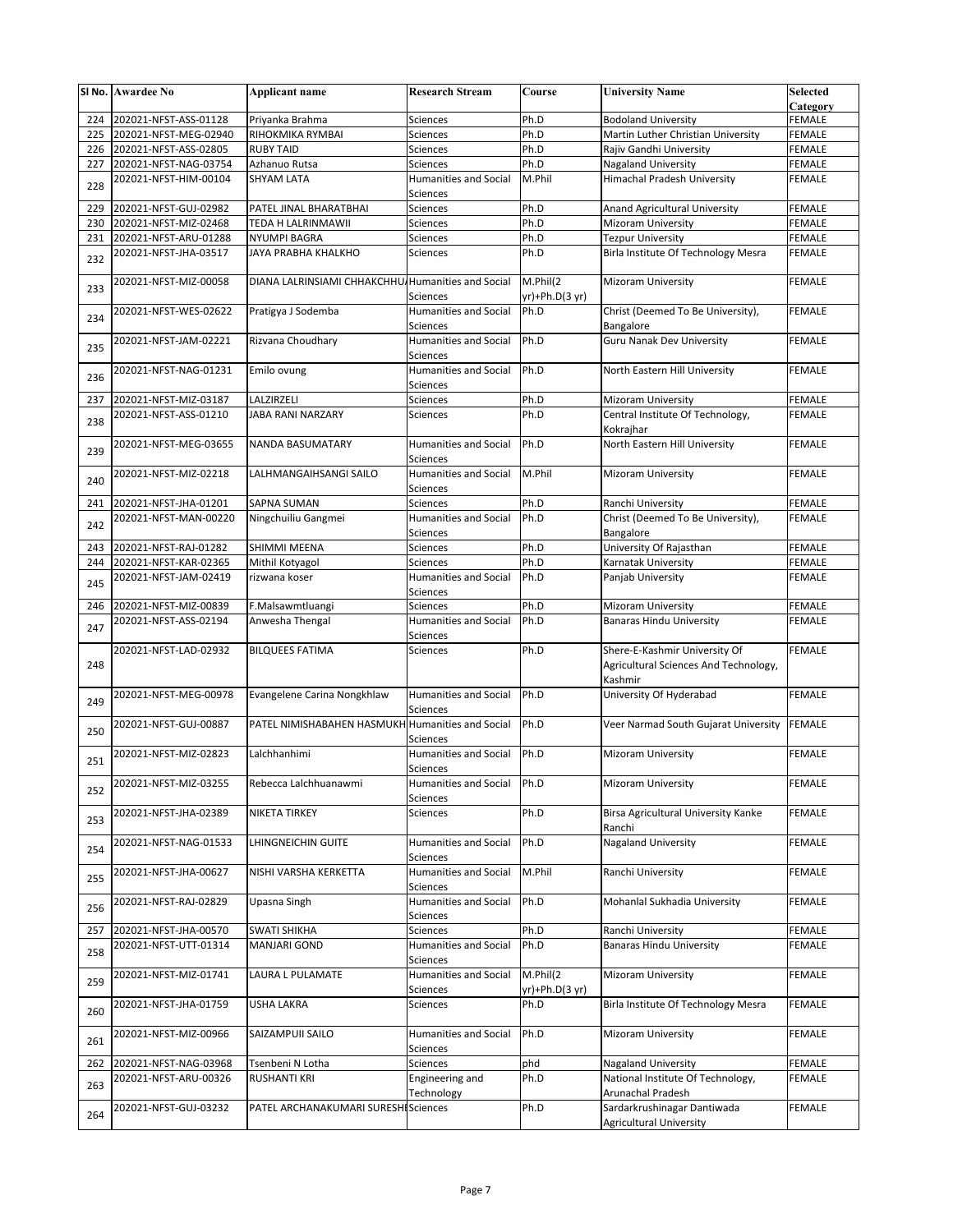| Sl No. | Awardee No | Applicant name | Research Stream | Course | University Name | Selected Category |
|---|---|---|---|---|---|---|
| 224 | 202021-NFST-ASS-01128 | Priyanka Brahma | Sciences | Ph.D | Bodoland University | FEMALE |
| 225 | 202021-NFST-MEG-02940 | RIHOKMIKA RYMBAI | Sciences | Ph.D | Martin Luther Christian University | FEMALE |
| 226 | 202021-NFST-ASS-02805 | RUBY TAID | Sciences | Ph.D | Rajiv Gandhi University | FEMALE |
| 227 | 202021-NFST-NAG-03754 | Azhanuo Rutsa | Sciences | Ph.D | Nagaland University | FEMALE |
| 228 | 202021-NFST-HIM-00104 | SHYAM LATA | Humanities and Social Sciences | M.Phil | Himachal Pradesh University | FEMALE |
| 229 | 202021-NFST-GUJ-02982 | PATEL JINAL BHARATBHAI | Sciences | Ph.D | Anand Agricultural University | FEMALE |
| 230 | 202021-NFST-MIZ-02468 | TEDA H LALRINMAWII | Sciences | Ph.D | Mizoram University | FEMALE |
| 231 | 202021-NFST-ARU-01288 | NYUMPI BAGRA | Sciences | Ph.D | Tezpur University | FEMALE |
| 232 | 202021-NFST-JHA-03517 | JAYA PRABHA KHALKHO | Sciences | Ph.D | Birla Institute Of Technology Mesra | FEMALE |
| 233 | 202021-NFST-MIZ-00058 | DIANA LALRINSIAMI CHHAKCHHUA | Humanities and Social Sciences | M.Phil(2 yr)+Ph.D(3 yr) | Mizoram University | FEMALE |
| 234 | 202021-NFST-WES-02622 | Pratigya J Sodemba | Humanities and Social Sciences | Ph.D | Christ (Deemed To Be University), Bangalore | FEMALE |
| 235 | 202021-NFST-JAM-02221 | Rizvana Choudhary | Humanities and Social Sciences | Ph.D | Guru Nanak Dev University | FEMALE |
| 236 | 202021-NFST-NAG-01231 | Emilo ovung | Humanities and Social Sciences | Ph.D | North Eastern Hill University | FEMALE |
| 237 | 202021-NFST-MIZ-03187 | LALZIRZELI | Sciences | Ph.D | Mizoram University | FEMALE |
| 238 | 202021-NFST-ASS-01210 | JABA RANI NARZARY | Sciences | Ph.D | Central Institute Of Technology, Kokrajhar | FEMALE |
| 239 | 202021-NFST-MEG-03655 | NANDA BASUMATARY | Humanities and Social Sciences | Ph.D | North Eastern Hill University | FEMALE |
| 240 | 202021-NFST-MIZ-02218 | LALHMANGAIHSANGI SAILO | Humanities and Social Sciences | M.Phil | Mizoram University | FEMALE |
| 241 | 202021-NFST-JHA-01201 | SAPNA SUMAN | Sciences | Ph.D | Ranchi University | FEMALE |
| 242 | 202021-NFST-MAN-00220 | Ningchuiliu Gangmei | Humanities and Social Sciences | Ph.D | Christ (Deemed To Be University), Bangalore | FEMALE |
| 243 | 202021-NFST-RAJ-01282 | SHIMMI MEENA | Sciences | Ph.D | University Of Rajasthan | FEMALE |
| 244 | 202021-NFST-KAR-02365 | Mithil Kotyagol | Sciences | Ph.D | Karnatak University | FEMALE |
| 245 | 202021-NFST-JAM-02419 | rizwana koser | Humanities and Social Sciences | Ph.D | Panjab University | FEMALE |
| 246 | 202021-NFST-MIZ-00839 | F.Malsawmtluangi | Sciences | Ph.D | Mizoram University | FEMALE |
| 247 | 202021-NFST-ASS-02194 | Anwesha Thengal | Humanities and Social Sciences | Ph.D | Banaras Hindu University | FEMALE |
| 248 | 202021-NFST-LAD-02932 | BILQUEES FATIMA | Sciences | Ph.D | Shere-E-Kashmir University Of Agricultural Sciences And Technology, Kashmir | FEMALE |
| 249 | 202021-NFST-MEG-00978 | Evangelene Carina Nongkhlaw | Humanities and Social Sciences | Ph.D | University Of Hyderabad | FEMALE |
| 250 | 202021-NFST-GUJ-00887 | PATEL NIMISHABAHEN HASMUKH | Humanities and Social Sciences | Ph.D | Veer Narmad South Gujarat University | FEMALE |
| 251 | 202021-NFST-MIZ-02823 | Lalchhanhimi | Humanities and Social Sciences | Ph.D | Mizoram University | FEMALE |
| 252 | 202021-NFST-MIZ-03255 | Rebecca Lalchhuanawmi | Humanities and Social Sciences | Ph.D | Mizoram University | FEMALE |
| 253 | 202021-NFST-JHA-02389 | NIKETA TIRKEY | Sciences | Ph.D | Birsa Agricultural University Kanke Ranchi | FEMALE |
| 254 | 202021-NFST-NAG-01533 | LHINGNEICHIN GUITE | Humanities and Social Sciences | Ph.D | Nagaland University | FEMALE |
| 255 | 202021-NFST-JHA-00627 | NISHI VARSHA KERKETTA | Humanities and Social Sciences | M.Phil | Ranchi University | FEMALE |
| 256 | 202021-NFST-RAJ-02829 | Upasna Singh | Humanities and Social Sciences | Ph.D | Mohanlal Sukhadia University | FEMALE |
| 257 | 202021-NFST-JHA-00570 | SWATI SHIKHA | Sciences | Ph.D | Ranchi University | FEMALE |
| 258 | 202021-NFST-UTT-01314 | MANJARI GOND | Humanities and Social Sciences | Ph.D | Banaras Hindu University | FEMALE |
| 259 | 202021-NFST-MIZ-01741 | LAURA L PULAMATE | Humanities and Social Sciences | M.Phil(2 yr)+Ph.D(3 yr) | Mizoram University | FEMALE |
| 260 | 202021-NFST-JHA-01759 | USHA LAKRA | Sciences | Ph.D | Birla Institute Of Technology Mesra | FEMALE |
| 261 | 202021-NFST-MIZ-00966 | SAIZAMPUII SAILO | Humanities and Social Sciences | Ph.D | Mizoram University | FEMALE |
| 262 | 202021-NFST-NAG-03968 | Tsenbeni N Lotha | Sciences | phd | Nagaland University | FEMALE |
| 263 | 202021-NFST-ARU-00326 | RUSHANTI KRI | Engineering and Technology | Ph.D | National Institute Of Technology, Arunachal Pradesh | FEMALE |
| 264 | 202021-NFST-GUJ-03232 | PATEL ARCHANAKUMARI SURESHB | Sciences | Ph.D | Sardarkrushinagar Dantiwada Agricultural University | FEMALE |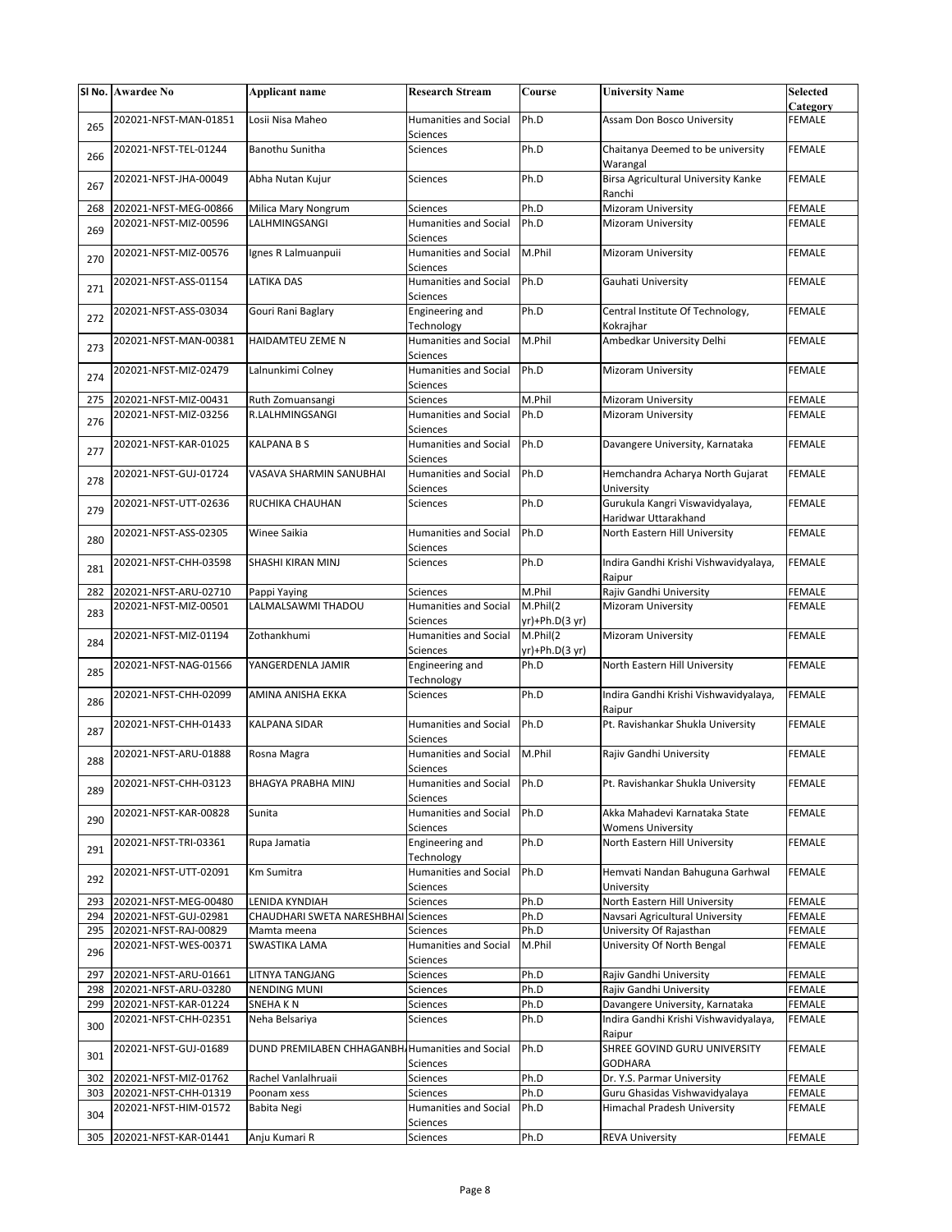| Sl No. | Awardee No | Applicant name | Research Stream | Course | University Name | Selected Category |
|---|---|---|---|---|---|---|
| 265 | 202021-NFST-MAN-01851 | Losii Nisa Maheo | Humanities and Social Sciences | Ph.D | Assam Don Bosco University | FEMALE |
| 266 | 202021-NFST-TEL-01244 | Banothu Sunitha | Sciences | Ph.D | Chaitanya Deemed to be university Warangal | FEMALE |
| 267 | 202021-NFST-JHA-00049 | Abha Nutan Kujur | Sciences | Ph.D | Birsa Agricultural University Kanke Ranchi | FEMALE |
| 268 | 202021-NFST-MEG-00866 | Milica Mary Nongrum | Sciences | Ph.D | Mizoram University | FEMALE |
| 269 | 202021-NFST-MIZ-00596 | LALHMINGSANGI | Humanities and Social Sciences | Ph.D | Mizoram University | FEMALE |
| 270 | 202021-NFST-MIZ-00576 | Ignes R Lalmuanpuii | Humanities and Social Sciences | M.Phil | Mizoram University | FEMALE |
| 271 | 202021-NFST-ASS-01154 | LATIKA DAS | Humanities and Social Sciences | Ph.D | Gauhati University | FEMALE |
| 272 | 202021-NFST-ASS-03034 | Gouri Rani Baglary | Engineering and Technology | Ph.D | Central Institute Of Technology, Kokrajhar | FEMALE |
| 273 | 202021-NFST-MAN-00381 | HAIDAMTEU ZEME N | Humanities and Social Sciences | M.Phil | Ambedkar University Delhi | FEMALE |
| 274 | 202021-NFST-MIZ-02479 | Lalnunkimi Colney | Humanities and Social Sciences | Ph.D | Mizoram University | FEMALE |
| 275 | 202021-NFST-MIZ-00431 | Ruth Zomuansangi | Sciences | M.Phil | Mizoram University | FEMALE |
| 276 | 202021-NFST-MIZ-03256 | R.LALHMINGSANGI | Humanities and Social Sciences | Ph.D | Mizoram University | FEMALE |
| 277 | 202021-NFST-KAR-01025 | KALPANA B S | Humanities and Social Sciences | Ph.D | Davangere University, Karnataka | FEMALE |
| 278 | 202021-NFST-GUJ-01724 | VASAVA SHARMIN SANUBHAI | Humanities and Social Sciences | Ph.D | Hemchandra Acharya North Gujarat University | FEMALE |
| 279 | 202021-NFST-UTT-02636 | RUCHIKA CHAUHAN | Sciences | Ph.D | Gurukula Kangri Viswavidyalaya, Haridwar Uttarakhand | FEMALE |
| 280 | 202021-NFST-ASS-02305 | Winee Saikia | Humanities and Social Sciences | Ph.D | North Eastern Hill University | FEMALE |
| 281 | 202021-NFST-CHH-03598 | SHASHI KIRAN MINJ | Sciences | Ph.D | Indira Gandhi Krishi Vishwavidyalaya, Raipur | FEMALE |
| 282 | 202021-NFST-ARU-02710 | Pappi Yaying | Sciences | M.Phil | Rajiv Gandhi University | FEMALE |
| 283 | 202021-NFST-MIZ-00501 | LALMALSAWMI THADOU | Humanities and Social Sciences | M.Phil(2 yr)+Ph.D(3 yr) | Mizoram University | FEMALE |
| 284 | 202021-NFST-MIZ-01194 | Zothankhumi | Humanities and Social Sciences | M.Phil(2 yr)+Ph.D(3 yr) | Mizoram University | FEMALE |
| 285 | 202021-NFST-NAG-01566 | YANGERDENLA JAMIR | Engineering and Technology | Ph.D | North Eastern Hill University | FEMALE |
| 286 | 202021-NFST-CHH-02099 | AMINA ANISHA EKKA | Sciences | Ph.D | Indira Gandhi Krishi Vishwavidyalaya, Raipur | FEMALE |
| 287 | 202021-NFST-CHH-01433 | KALPANA SIDAR | Humanities and Social Sciences | Ph.D | Pt. Ravishankar Shukla University | FEMALE |
| 288 | 202021-NFST-ARU-01888 | Rosna Magra | Humanities and Social Sciences | M.Phil | Rajiv Gandhi University | FEMALE |
| 289 | 202021-NFST-CHH-03123 | BHAGYA PRABHA MINJ | Humanities and Social Sciences | Ph.D | Pt. Ravishankar Shukla University | FEMALE |
| 290 | 202021-NFST-KAR-00828 | Sunita | Humanities and Social Sciences | Ph.D | Akka Mahadevi Karnataka State Womens University | FEMALE |
| 291 | 202021-NFST-TRI-03361 | Rupa Jamatia | Engineering and Technology | Ph.D | North Eastern Hill University | FEMALE |
| 292 | 202021-NFST-UTT-02091 | Km Sumitra | Humanities and Social Sciences | Ph.D | Hemvati Nandan Bahuguna Garhwal University | FEMALE |
| 293 | 202021-NFST-MEG-00480 | LENIDA KYNDIAH | Sciences | Ph.D | North Eastern Hill University | FEMALE |
| 294 | 202021-NFST-GUJ-02981 | CHAUDHARI SWETA NARESHBHAI | Sciences | Ph.D | Navsari Agricultural University | FEMALE |
| 295 | 202021-NFST-RAJ-00829 | Mamta meena | Sciences | Ph.D | University Of Rajasthan | FEMALE |
| 296 | 202021-NFST-WES-00371 | SWASTIKA LAMA | Humanities and Social Sciences | M.Phil | University Of North Bengal | FEMALE |
| 297 | 202021-NFST-ARU-01661 | LITNYA TANGJANG | Sciences | Ph.D | Rajiv Gandhi University | FEMALE |
| 298 | 202021-NFST-ARU-03280 | NENDING MUNI | Sciences | Ph.D | Rajiv Gandhi University | FEMALE |
| 299 | 202021-NFST-KAR-01224 | SNEHA K N | Sciences | Ph.D | Davangere University, Karnataka | FEMALE |
| 300 | 202021-NFST-CHH-02351 | Neha Belsariya | Sciences | Ph.D | Indira Gandhi Krishi Vishwavidyalaya, Raipur | FEMALE |
| 301 | 202021-NFST-GUJ-01689 | DUND PREMILABEN CHHAGANBHA | Humanities and Social Sciences | Ph.D | SHREE GOVIND GURU UNIVERSITY GODHARA | FEMALE |
| 302 | 202021-NFST-MIZ-01762 | Rachel Vanlalhruaii | Sciences | Ph.D | Dr. Y.S. Parmar University | FEMALE |
| 303 | 202021-NFST-CHH-01319 | Poonam xess | Sciences | Ph.D | Guru Ghasidas Vishwavidyalaya | FEMALE |
| 304 | 202021-NFST-HIM-01572 | Babita Negi | Humanities and Social Sciences | Ph.D | Himachal Pradesh University | FEMALE |
| 305 | 202021-NFST-KAR-01441 | Anju Kumari R | Sciences | Ph.D | REVA University | FEMALE |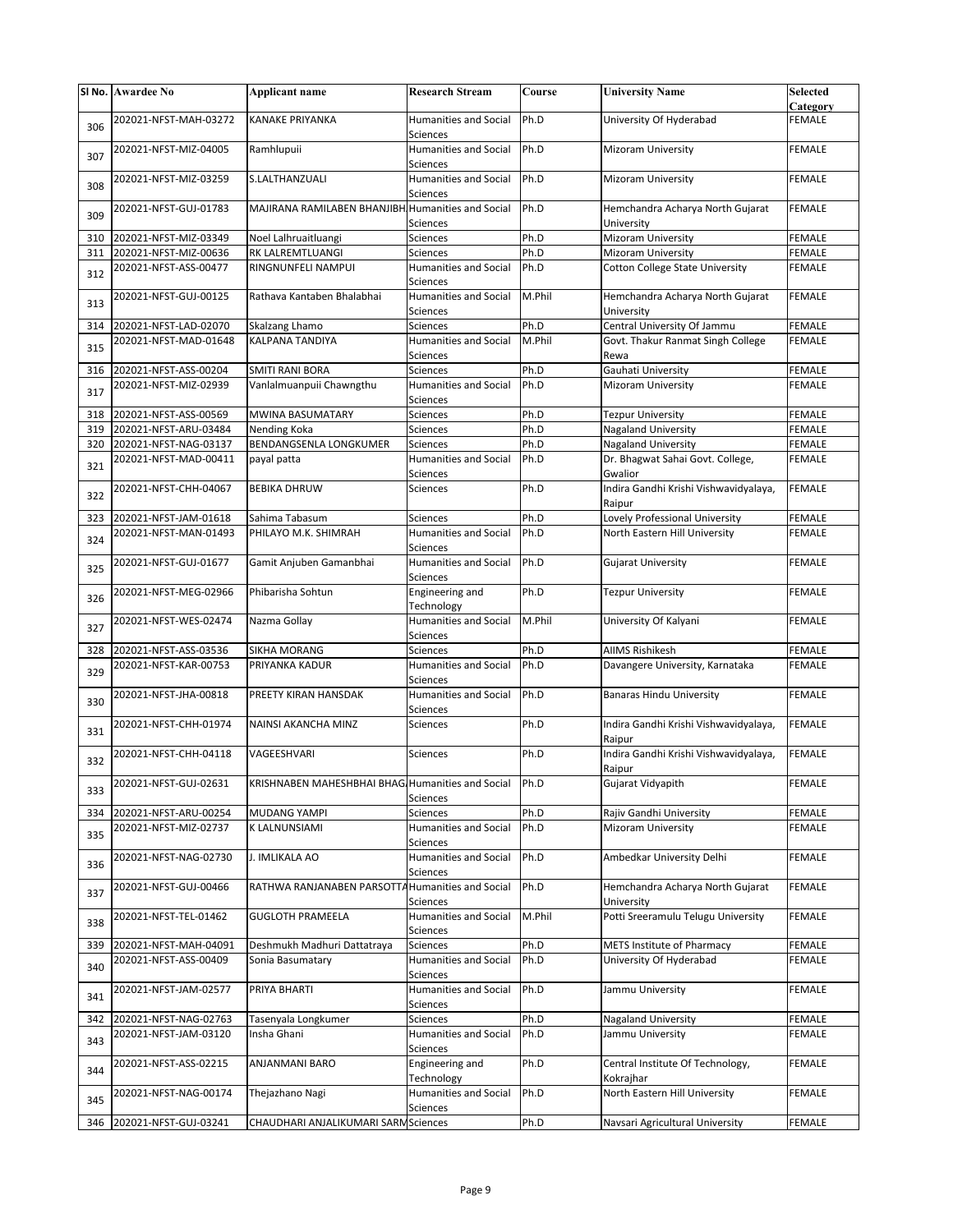| Sl No. | Awardee No | Applicant name | Research Stream | Course | University Name | Selected Category |
|---|---|---|---|---|---|---|
| 306 | 202021-NFST-MAH-03272 | KANAKE PRIYANKA | Humanities and Social Sciences | Ph.D | University Of Hyderabad | FEMALE |
| 307 | 202021-NFST-MIZ-04005 | Ramhlupuii | Humanities and Social Sciences | Ph.D | Mizoram University | FEMALE |
| 308 | 202021-NFST-MIZ-03259 | S.LALTHANZUALI | Humanities and Social Sciences | Ph.D | Mizoram University | FEMALE |
| 309 | 202021-NFST-GUJ-01783 | MAJIRANA RAMILABEN BHANJIBH | Humanities and Social Sciences | Ph.D | Hemchandra Acharya North Gujarat University | FEMALE |
| 310 | 202021-NFST-MIZ-03349 | Noel Lalhruaitluangi | Sciences | Ph.D | Mizoram University | FEMALE |
| 311 | 202021-NFST-MIZ-00636 | RK LALREMTLUANGI | Sciences | Ph.D | Mizoram University | FEMALE |
| 312 | 202021-NFST-ASS-00477 | RINGNUNFELI NAMPUI | Humanities and Social Sciences | Ph.D | Cotton College State University | FEMALE |
| 313 | 202021-NFST-GUJ-00125 | Rathava Kantaben Bhalabhai | Humanities and Social Sciences | M.Phil | Hemchandra Acharya North Gujarat University | FEMALE |
| 314 | 202021-NFST-LAD-02070 | Skalzang Lhamo | Sciences | Ph.D | Central University Of Jammu | FEMALE |
| 315 | 202021-NFST-MAD-01648 | KALPANA TANDIYA | Humanities and Social Sciences | M.Phil | Govt. Thakur Ranmat Singh College Rewa | FEMALE |
| 316 | 202021-NFST-ASS-00204 | SMITI RANI BORA | Sciences | Ph.D | Gauhati University | FEMALE |
| 317 | 202021-NFST-MIZ-02939 | Vanlalmuanpuii Chawngthu | Humanities and Social Sciences | Ph.D | Mizoram University | FEMALE |
| 318 | 202021-NFST-ASS-00569 | MWINA BASUMATARY | Sciences | Ph.D | Tezpur University | FEMALE |
| 319 | 202021-NFST-ARU-03484 | Nending Koka | Sciences | Ph.D | Nagaland University | FEMALE |
| 320 | 202021-NFST-NAG-03137 | BENDANGSENLA LONGKUMER | Sciences | Ph.D | Nagaland University | FEMALE |
| 321 | 202021-NFST-MAD-00411 | payal patta | Humanities and Social Sciences | Ph.D | Dr. Bhagwat Sahai Govt. College, Gwalior | FEMALE |
| 322 | 202021-NFST-CHH-04067 | BEBIKA DHRUW | Sciences | Ph.D | Indira Gandhi Krishi Vishwavidyalaya, Raipur | FEMALE |
| 323 | 202021-NFST-JAM-01618 | Sahima Tabasum | Sciences | Ph.D | Lovely Professional University | FEMALE |
| 324 | 202021-NFST-MAN-01493 | PHILAYO M.K. SHIMRAH | Humanities and Social Sciences | Ph.D | North Eastern Hill University | FEMALE |
| 325 | 202021-NFST-GUJ-01677 | Gamit Anjuben Gamanbhai | Humanities and Social Sciences | Ph.D | Gujarat University | FEMALE |
| 326 | 202021-NFST-MEG-02966 | Phibarisha Sohtun | Engineering and Technology | Ph.D | Tezpur University | FEMALE |
| 327 | 202021-NFST-WES-02474 | Nazma Gollay | Humanities and Social Sciences | M.Phil | University Of Kalyani | FEMALE |
| 328 | 202021-NFST-ASS-03536 | SIKHA MORANG | Sciences | Ph.D | AIIMS Rishikesh | FEMALE |
| 329 | 202021-NFST-KAR-00753 | PRIYANKA KADUR | Humanities and Social Sciences | Ph.D | Davangere University, Karnataka | FEMALE |
| 330 | 202021-NFST-JHA-00818 | PREETY KIRAN HANSDAK | Humanities and Social Sciences | Ph.D | Banaras Hindu University | FEMALE |
| 331 | 202021-NFST-CHH-01974 | NAINSI AKANCHA MINZ | Sciences | Ph.D | Indira Gandhi Krishi Vishwavidyalaya, Raipur | FEMALE |
| 332 | 202021-NFST-CHH-04118 | VAGEESHVARI | Sciences | Ph.D | Indira Gandhi Krishi Vishwavidyalaya, Raipur | FEMALE |
| 333 | 202021-NFST-GUJ-02631 | KRISHNABEN MAHESHBHAI BHAG | Humanities and Social Sciences | Ph.D | Gujarat Vidyapith | FEMALE |
| 334 | 202021-NFST-ARU-00254 | MUDANG YAMPI | Sciences | Ph.D | Rajiv Gandhi University | FEMALE |
| 335 | 202021-NFST-MIZ-02737 | K LALNUNSIAMI | Humanities and Social Sciences | Ph.D | Mizoram University | FEMALE |
| 336 | 202021-NFST-NAG-02730 | J. IMLIKALA AO | Humanities and Social Sciences | Ph.D | Ambedkar University Delhi | FEMALE |
| 337 | 202021-NFST-GUJ-00466 | RATHWA RANJANABEN PARSOTTA | Humanities and Social Sciences | Ph.D | Hemchandra Acharya North Gujarat University | FEMALE |
| 338 | 202021-NFST-TEL-01462 | GUGLOTH PRAMEELA | Humanities and Social Sciences | M.Phil | Potti Sreeramulu Telugu University | FEMALE |
| 339 | 202021-NFST-MAH-04091 | Deshmukh Madhuri Dattatraya | Sciences | Ph.D | METS Institute of Pharmacy | FEMALE |
| 340 | 202021-NFST-ASS-00409 | Sonia Basumatary | Humanities and Social Sciences | Ph.D | University Of Hyderabad | FEMALE |
| 341 | 202021-NFST-JAM-02577 | PRIYA BHARTI | Humanities and Social Sciences | Ph.D | Jammu University | FEMALE |
| 342 | 202021-NFST-NAG-02763 | Tasenyala Longkumer | Sciences | Ph.D | Nagaland University | FEMALE |
| 343 | 202021-NFST-JAM-03120 | Insha Ghani | Humanities and Social Sciences | Ph.D | Jammu University | FEMALE |
| 344 | 202021-NFST-ASS-02215 | ANJANMANI BARO | Engineering and Technology | Ph.D | Central Institute Of Technology, Kokrajhar | FEMALE |
| 345 | 202021-NFST-NAG-00174 | Thejazhano Nagi | Humanities and Social Sciences | Ph.D | North Eastern Hill University | FEMALE |
| 346 | 202021-NFST-GUJ-03241 | CHAUDHARI ANJALIKUMARI SARM | Sciences | Ph.D | Navsari Agricultural University | FEMALE |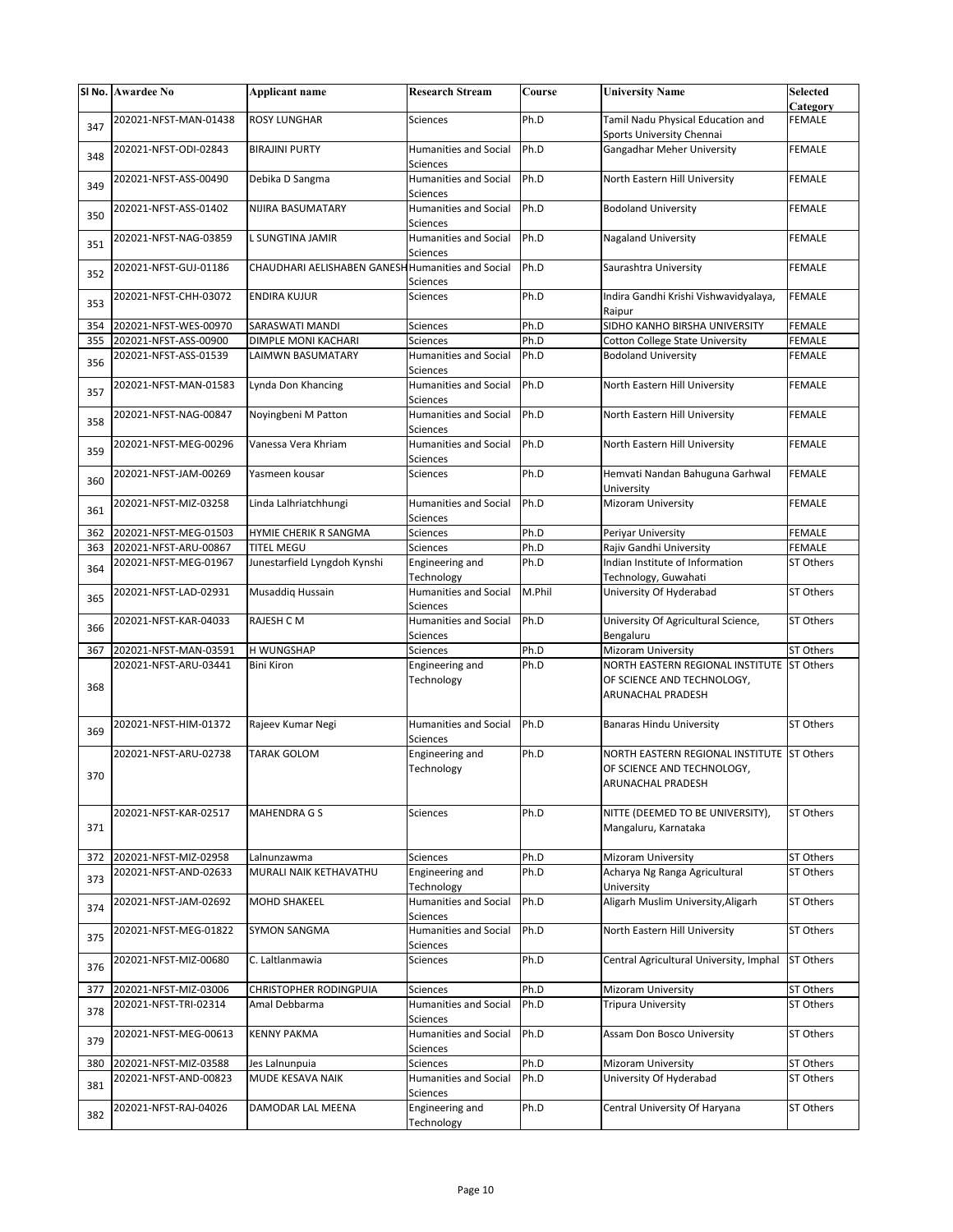| Sl No. | Awardee No | Applicant name | Research Stream | Course | University Name | Selected Category |
|---|---|---|---|---|---|---|
| 347 | 202021-NFST-MAN-01438 | ROSY LUNGHAR | Sciences | Ph.D | Tamil Nadu Physical Education and Sports University Chennai | FEMALE |
| 348 | 202021-NFST-ODI-02843 | BIRAJINI PURTY | Humanities and Social Sciences | Ph.D | Gangadhar Meher University | FEMALE |
| 349 | 202021-NFST-ASS-00490 | Debika D Sangma | Humanities and Social Sciences | Ph.D | North Eastern Hill University | FEMALE |
| 350 | 202021-NFST-ASS-01402 | NIJIRA BASUMATARY | Humanities and Social Sciences | Ph.D | Bodoland University | FEMALE |
| 351 | 202021-NFST-NAG-03859 | L SUNGTINA JAMIR | Humanities and Social Sciences | Ph.D | Nagaland University | FEMALE |
| 352 | 202021-NFST-GUJ-01186 | CHAUDHARI AELISHABEN GANESH | Humanities and Social Sciences | Ph.D | Saurashtra University | FEMALE |
| 353 | 202021-NFST-CHH-03072 | ENDIRA KUJUR | Sciences | Ph.D | Indira Gandhi Krishi Vishwavidyalaya, Raipur | FEMALE |
| 354 | 202021-NFST-WES-00970 | SARASWATI MANDI | Sciences | Ph.D | SIDHO KANHO BIRSHA UNIVERSITY | FEMALE |
| 355 | 202021-NFST-ASS-00900 | DIMPLE MONI KACHARI | Sciences | Ph.D | Cotton College State University | FEMALE |
| 356 | 202021-NFST-ASS-01539 | LAIMWN BASUMATARY | Humanities and Social Sciences | Ph.D | Bodoland University | FEMALE |
| 357 | 202021-NFST-MAN-01583 | Lynda Don Khancing | Humanities and Social Sciences | Ph.D | North Eastern Hill University | FEMALE |
| 358 | 202021-NFST-NAG-00847 | Noyingbeni M Patton | Humanities and Social Sciences | Ph.D | North Eastern Hill University | FEMALE |
| 359 | 202021-NFST-MEG-00296 | Vanessa Vera Khriam | Humanities and Social Sciences | Ph.D | North Eastern Hill University | FEMALE |
| 360 | 202021-NFST-JAM-00269 | Yasmeen kousar | Sciences | Ph.D | Hemvati Nandan Bahuguna Garhwal University | FEMALE |
| 361 | 202021-NFST-MIZ-03258 | Linda Lalhriatchhungi | Humanities and Social Sciences | Ph.D | Mizoram University | FEMALE |
| 362 | 202021-NFST-MEG-01503 | HYMIE CHERIK R SANGMA | Sciences | Ph.D | Periyar University | FEMALE |
| 363 | 202021-NFST-ARU-00867 | TITEL MEGU | Sciences | Ph.D | Rajiv Gandhi University | FEMALE |
| 364 | 202021-NFST-MEG-01967 | Junestarfield Lyngdoh Kynshi | Engineering and Technology | Ph.D | Indian Institute of Information Technology, Guwahati | ST Others |
| 365 | 202021-NFST-LAD-02931 | Musaddiq Hussain | Humanities and Social Sciences | M.Phil | University Of Hyderabad | ST Others |
| 366 | 202021-NFST-KAR-04033 | RAJESH C M | Humanities and Social Sciences | Ph.D | University Of Agricultural Science, Bengaluru | ST Others |
| 367 | 202021-NFST-MAN-03591 | H WUNGSHAP | Sciences | Ph.D | Mizoram University | ST Others |
| 368 | 202021-NFST-ARU-03441 | Bini Kiron | Engineering and Technology | Ph.D | NORTH EASTERN REGIONAL INSTITUTE OF SCIENCE AND TECHNOLOGY, ARUNACHAL PRADESH | ST Others |
| 369 | 202021-NFST-HIM-01372 | Rajeev Kumar Negi | Humanities and Social Sciences | Ph.D | Banaras Hindu University | ST Others |
| 370 | 202021-NFST-ARU-02738 | TARAK GOLOM | Engineering and Technology | Ph.D | NORTH EASTERN REGIONAL INSTITUTE OF SCIENCE AND TECHNOLOGY, ARUNACHAL PRADESH | ST Others |
| 371 | 202021-NFST-KAR-02517 | MAHENDRA G S | Sciences | Ph.D | NITTE (DEEMED TO BE UNIVERSITY), Mangaluru, Karnataka | ST Others |
| 372 | 202021-NFST-MIZ-02958 | Lalnunzawma | Sciences | Ph.D | Mizoram University | ST Others |
| 373 | 202021-NFST-AND-02633 | MURALI NAIK KETHAVATHU | Engineering and Technology | Ph.D | Acharya Ng Ranga Agricultural University | ST Others |
| 374 | 202021-NFST-JAM-02692 | MOHD SHAKEEL | Humanities and Social Sciences | Ph.D | Aligarh Muslim University,Aligarh | ST Others |
| 375 | 202021-NFST-MEG-01822 | SYMON SANGMA | Humanities and Social Sciences | Ph.D | North Eastern Hill University | ST Others |
| 376 | 202021-NFST-MIZ-00680 | C. Laltlanmawia | Sciences | Ph.D | Central Agricultural University, Imphal | ST Others |
| 377 | 202021-NFST-MIZ-03006 | CHRISTOPHER RODINGPUIA | Sciences | Ph.D | Mizoram University | ST Others |
| 378 | 202021-NFST-TRI-02314 | Amal Debbarma | Humanities and Social Sciences | Ph.D | Tripura University | ST Others |
| 379 | 202021-NFST-MEG-00613 | KENNY PAKMA | Humanities and Social Sciences | Ph.D | Assam Don Bosco University | ST Others |
| 380 | 202021-NFST-MIZ-03588 | Jes Lalnunpuia | Sciences | Ph.D | Mizoram University | ST Others |
| 381 | 202021-NFST-AND-00823 | MUDE KESAVA NAIK | Humanities and Social Sciences | Ph.D | University Of Hyderabad | ST Others |
| 382 | 202021-NFST-RAJ-04026 | DAMODAR LAL MEENA | Engineering and Technology | Ph.D | Central University Of Haryana | ST Others |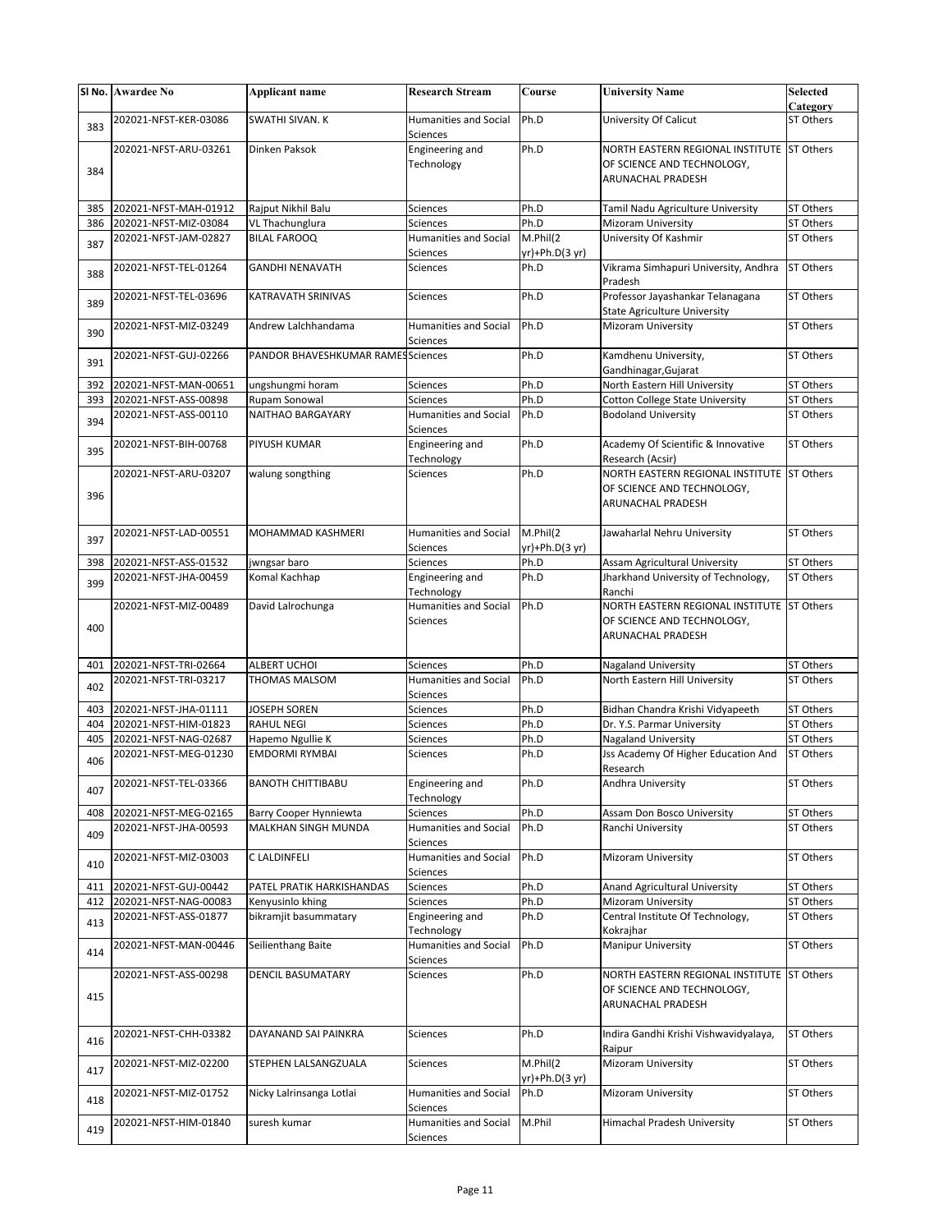| Sl No. | Awardee No | Applicant name | Research Stream | Course | University Name | Selected Category |
|---|---|---|---|---|---|---|
| 383 | 202021-NFST-KER-03086 | SWATHI SIVAN. K | Humanities and Social Sciences | Ph.D | University Of Calicut | ST Others |
| 384 | 202021-NFST-ARU-03261 | Dinken Paksok | Engineering and Technology | Ph.D | NORTH EASTERN REGIONAL INSTITUTE OF SCIENCE AND TECHNOLOGY, ARUNACHAL PRADESH | ST Others |
| 385 | 202021-NFST-MAH-01912 | Rajput Nikhil Balu | Sciences | Ph.D | Tamil Nadu Agriculture University | ST Others |
| 386 | 202021-NFST-MIZ-03084 | VL Thachunglura | Sciences | Ph.D | Mizoram University | ST Others |
| 387 | 202021-NFST-JAM-02827 | BILAL FAROOQ | Humanities and Social Sciences | M.Phil(2 yr)+Ph.D(3 yr) | University Of Kashmir | ST Others |
| 388 | 202021-NFST-TEL-01264 | GANDHI NENAVATH | Sciences | Ph.D | Vikrama Simhapuri University, Andhra Pradesh | ST Others |
| 389 | 202021-NFST-TEL-03696 | KATRAVATH SRINIVAS | Sciences | Ph.D | Professor Jayashankar Telanagana State Agriculture University | ST Others |
| 390 | 202021-NFST-MIZ-03249 | Andrew Lalchhandama | Humanities and Social Sciences | Ph.D | Mizoram University | ST Others |
| 391 | 202021-NFST-GUJ-02266 | PANDOR BHAVESHKUMAR RAMES | Sciences | Ph.D | Kamdhenu University, Gandhinagar,Gujarat | ST Others |
| 392 | 202021-NFST-MAN-00651 | ungshungmi horam | Sciences | Ph.D | North Eastern Hill University | ST Others |
| 393 | 202021-NFST-ASS-00898 | Rupam Sonowal | Sciences | Ph.D | Cotton College State University | ST Others |
| 394 | 202021-NFST-ASS-00110 | NAITHAO BARGAYARY | Humanities and Social Sciences | Ph.D | Bodoland University | ST Others |
| 395 | 202021-NFST-BIH-00768 | PIYUSH KUMAR | Engineering and Technology | Ph.D | Academy Of Scientific & Innovative Research (Acsir) | ST Others |
| 396 | 202021-NFST-ARU-03207 | walung songthing | Sciences | Ph.D | NORTH EASTERN REGIONAL INSTITUTE OF SCIENCE AND TECHNOLOGY, ARUNACHAL PRADESH | ST Others |
| 397 | 202021-NFST-LAD-00551 | MOHAMMAD KASHMERI | Humanities and Social Sciences | M.Phil(2 yr)+Ph.D(3 yr) | Jawaharlal Nehru University | ST Others |
| 398 | 202021-NFST-ASS-01532 | jwngsar baro | Sciences | Ph.D | Assam Agricultural University | ST Others |
| 399 | 202021-NFST-JHA-00459 | Komal Kachhap | Engineering and Technology | Ph.D | Jharkhand University of Technology, Ranchi | ST Others |
| 400 | 202021-NFST-MIZ-00489 | David Lalrochunga | Humanities and Social Sciences | Ph.D | NORTH EASTERN REGIONAL INSTITUTE OF SCIENCE AND TECHNOLOGY, ARUNACHAL PRADESH | ST Others |
| 401 | 202021-NFST-TRI-02664 | ALBERT UCHOI | Sciences | Ph.D | Nagaland University | ST Others |
| 402 | 202021-NFST-TRI-03217 | THOMAS MALSOM | Humanities and Social Sciences | Ph.D | North Eastern Hill University | ST Others |
| 403 | 202021-NFST-JHA-01111 | JOSEPH SOREN | Sciences | Ph.D | Bidhan Chandra Krishi Vidyapeeth | ST Others |
| 404 | 202021-NFST-HIM-01823 | RAHUL NEGI | Sciences | Ph.D | Dr. Y.S. Parmar University | ST Others |
| 405 | 202021-NFST-NAG-02687 | Hapemo Ngullie K | Sciences | Ph.D | Nagaland University | ST Others |
| 406 | 202021-NFST-MEG-01230 | EMDORMI RYMBAI | Sciences | Ph.D | Jss Academy Of Higher Education And Research | ST Others |
| 407 | 202021-NFST-TEL-03366 | BANOTH CHITTIBABU | Engineering and Technology | Ph.D | Andhra University | ST Others |
| 408 | 202021-NFST-MEG-02165 | Barry Cooper Hynniewta | Sciences | Ph.D | Assam Don Bosco University | ST Others |
| 409 | 202021-NFST-JHA-00593 | MALKHAN SINGH MUNDA | Humanities and Social Sciences | Ph.D | Ranchi University | ST Others |
| 410 | 202021-NFST-MIZ-03003 | C LALDINFELI | Humanities and Social Sciences | Ph.D | Mizoram University | ST Others |
| 411 | 202021-NFST-GUJ-00442 | PATEL PRATIK HARKISHANDAS | Sciences | Ph.D | Anand Agricultural University | ST Others |
| 412 | 202021-NFST-NAG-00083 | Kenyusinlo khing | Sciences | Ph.D | Mizoram University | ST Others |
| 413 | 202021-NFST-ASS-01877 | bikramjit basummatary | Engineering and Technology | Ph.D | Central Institute Of Technology, Kokrajhar | ST Others |
| 414 | 202021-NFST-MAN-00446 | Seilienthang Baite | Humanities and Social Sciences | Ph.D | Manipur University | ST Others |
| 415 | 202021-NFST-ASS-00298 | DENCIL BASUMATARY | Sciences | Ph.D | NORTH EASTERN REGIONAL INSTITUTE OF SCIENCE AND TECHNOLOGY, ARUNACHAL PRADESH | ST Others |
| 416 | 202021-NFST-CHH-03382 | DAYANAND SAI PAINKRA | Sciences | Ph.D | Indira Gandhi Krishi Vishwavidyalaya, Raipur | ST Others |
| 417 | 202021-NFST-MIZ-02200 | STEPHEN LALSANGZUALA | Sciences | M.Phil(2 yr)+Ph.D(3 yr) | Mizoram University | ST Others |
| 418 | 202021-NFST-MIZ-01752 | Nicky Lalrinsanga Lotlai | Humanities and Social Sciences | Ph.D | Mizoram University | ST Others |
| 419 | 202021-NFST-HIM-01840 | suresh kumar | Humanities and Social Sciences | M.Phil | Himachal Pradesh University | ST Others |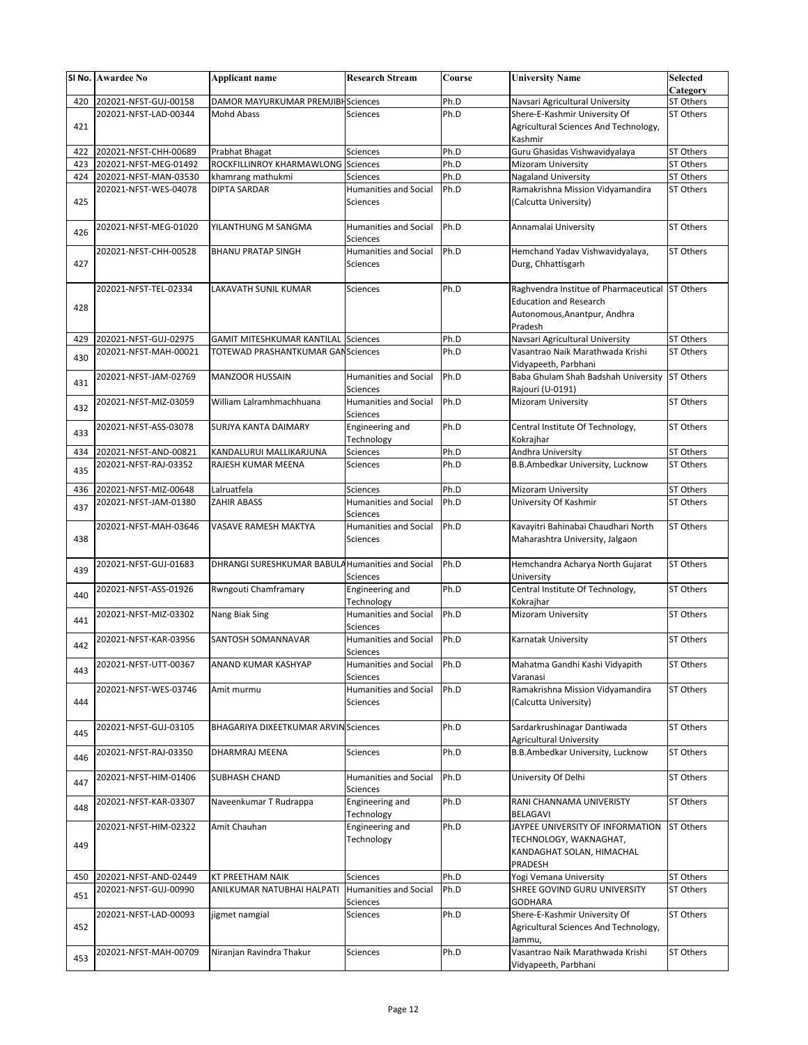| Sl No. | Awardee No | Applicant name | Research Stream | Course | University Name | Selected Category |
|---|---|---|---|---|---|---|
| 420 | 202021-NFST-GUJ-00158 | DAMOR MAYURKUMAR PREMJIBH | Sciences | Ph.D | Navsari Agricultural University | ST Others |
| 421 | 202021-NFST-LAD-00344 | Mohd Abass | Sciences | Ph.D | Shere-E-Kashmir University Of Agricultural Sciences And Technology, Kashmir | ST Others |
| 422 | 202021-NFST-CHH-00689 | Prabhat Bhagat | Sciences | Ph.D | Guru Ghasidas Vishwavidyalaya | ST Others |
| 423 | 202021-NFST-MEG-01492 | ROCKFILLINROY KHARMAWLONG | Sciences | Ph.D | Mizoram University | ST Others |
| 424 | 202021-NFST-MAN-03530 | khamrang mathukmi | Sciences | Ph.D | Nagaland University | ST Others |
| 425 | 202021-NFST-WES-04078 | DIPTA SARDAR | Humanities and Social Sciences | Ph.D | Ramakrishna Mission Vidyamandira (Calcutta University) | ST Others |
| 426 | 202021-NFST-MEG-01020 | YILANTHUNG M SANGMA | Humanities and Social Sciences | Ph.D | Annamalai University | ST Others |
| 427 | 202021-NFST-CHH-00528 | BHANU PRATAP SINGH | Humanities and Social Sciences | Ph.D | Hemchand Yadav Vishwavidyalaya, Durg, Chhattisgarh | ST Others |
| 428 | 202021-NFST-TEL-02334 | LAKAVATH SUNIL KUMAR | Sciences | Ph.D | Raghvendra Institue of Pharmaceutical Education and Research Autonomous,Anantpur, Andhra Pradesh | ST Others |
| 429 | 202021-NFST-GUJ-02975 | GAMIT MITESHKUMAR KANTILAL | Sciences | Ph.D | Navsari Agricultural University | ST Others |
| 430 | 202021-NFST-MAH-00021 | TOTEWAD PRASHANTKUMAR GAN | Sciences | Ph.D | Vasantrao Naik Marathwada Krishi Vidyapeeth, Parbhani | ST Others |
| 431 | 202021-NFST-JAM-02769 | MANZOOR HUSSAIN | Humanities and Social Sciences | Ph.D | Baba Ghulam Shah Badshah University Rajouri (U-0191) | ST Others |
| 432 | 202021-NFST-MIZ-03059 | William Lalramhmachhuana | Humanities and Social Sciences | Ph.D | Mizoram University | ST Others |
| 433 | 202021-NFST-ASS-03078 | SURJYA KANTA DAIMARY | Engineering and Technology | Ph.D | Central Institute Of Technology, Kokrajhar | ST Others |
| 434 | 202021-NFST-AND-00821 | KANDALURUI MALLIKARJUNA | Sciences | Ph.D | Andhra University | ST Others |
| 435 | 202021-NFST-RAJ-03352 | RAJESH KUMAR MEENA | Sciences | Ph.D | B.B.Ambedkar University, Lucknow | ST Others |
| 436 | 202021-NFST-MIZ-00648 | Lalruatfela | Sciences | Ph.D | Mizoram University | ST Others |
| 437 | 202021-NFST-JAM-01380 | ZAHIR ABASS | Humanities and Social Sciences | Ph.D | University Of Kashmir | ST Others |
| 438 | 202021-NFST-MAH-03646 | VASAVE RAMESH MAKTYA | Humanities and Social Sciences | Ph.D | Kavayitri Bahinabai Chaudhari North Maharashtra University, Jalgaon | ST Others |
| 439 | 202021-NFST-GUJ-01683 | DHRANGI SURESHKUMAR BABULA | Humanities and Social Sciences | Ph.D | Hemchandra Acharya North Gujarat University | ST Others |
| 440 | 202021-NFST-ASS-01926 | Rwngouti Chamframary | Engineering and Technology | Ph.D | Central Institute Of Technology, Kokrajhar | ST Others |
| 441 | 202021-NFST-MIZ-03302 | Nang Biak Sing | Humanities and Social Sciences | Ph.D | Mizoram University | ST Others |
| 442 | 202021-NFST-KAR-03956 | SANTOSH SOMANNAVAR | Humanities and Social Sciences | Ph.D | Karnatak University | ST Others |
| 443 | 202021-NFST-UTT-00367 | ANAND KUMAR KASHYAP | Humanities and Social Sciences | Ph.D | Mahatma Gandhi Kashi Vidyapith Varanasi | ST Others |
| 444 | 202021-NFST-WES-03746 | Amit murmu | Humanities and Social Sciences | Ph.D | Ramakrishna Mission Vidyamandira (Calcutta University) | ST Others |
| 445 | 202021-NFST-GUJ-03105 | BHAGARIYA DIXEETKUMAR ARVIN | Sciences | Ph.D | Sardarkrushinagar Dantiwada Agricultural University | ST Others |
| 446 | 202021-NFST-RAJ-03350 | DHARMRAJ MEENA | Sciences | Ph.D | B.B.Ambedkar University, Lucknow | ST Others |
| 447 | 202021-NFST-HIM-01406 | SUBHASH CHAND | Humanities and Social Sciences | Ph.D | University Of Delhi | ST Others |
| 448 | 202021-NFST-KAR-03307 | Naveenkumar T Rudrappa | Engineering and Technology | Ph.D | RANI CHANNAMA UNIVERISTY BELAGAVI | ST Others |
| 449 | 202021-NFST-HIM-02322 | Amit Chauhan | Engineering and Technology | Ph.D | JAYPEE UNIVERSITY OF INFORMATION TECHNOLOGY, WAKNAGHAT, KANDAGHAT SOLAN, HIMACHAL PRADESH | ST Others |
| 450 | 202021-NFST-AND-02449 | KT PREETHAM NAIK | Sciences | Ph.D | Yogi Vemana University | ST Others |
| 451 | 202021-NFST-GUJ-00990 | ANILKUMAR NATUBHAI HALPATI | Humanities and Social Sciences | Ph.D | SHREE GOVIND GURU UNIVERSITY GODHARA | ST Others |
| 452 | 202021-NFST-LAD-00093 | jigmet namgial | Sciences | Ph.D | Shere-E-Kashmir University Of Agricultural Sciences And Technology, Jammu, | ST Others |
| 453 | 202021-NFST-MAH-00709 | Niranjan Ravindra Thakur | Sciences | Ph.D | Vasantrao Naik Marathwada Krishi Vidyapeeth, Parbhani | ST Others |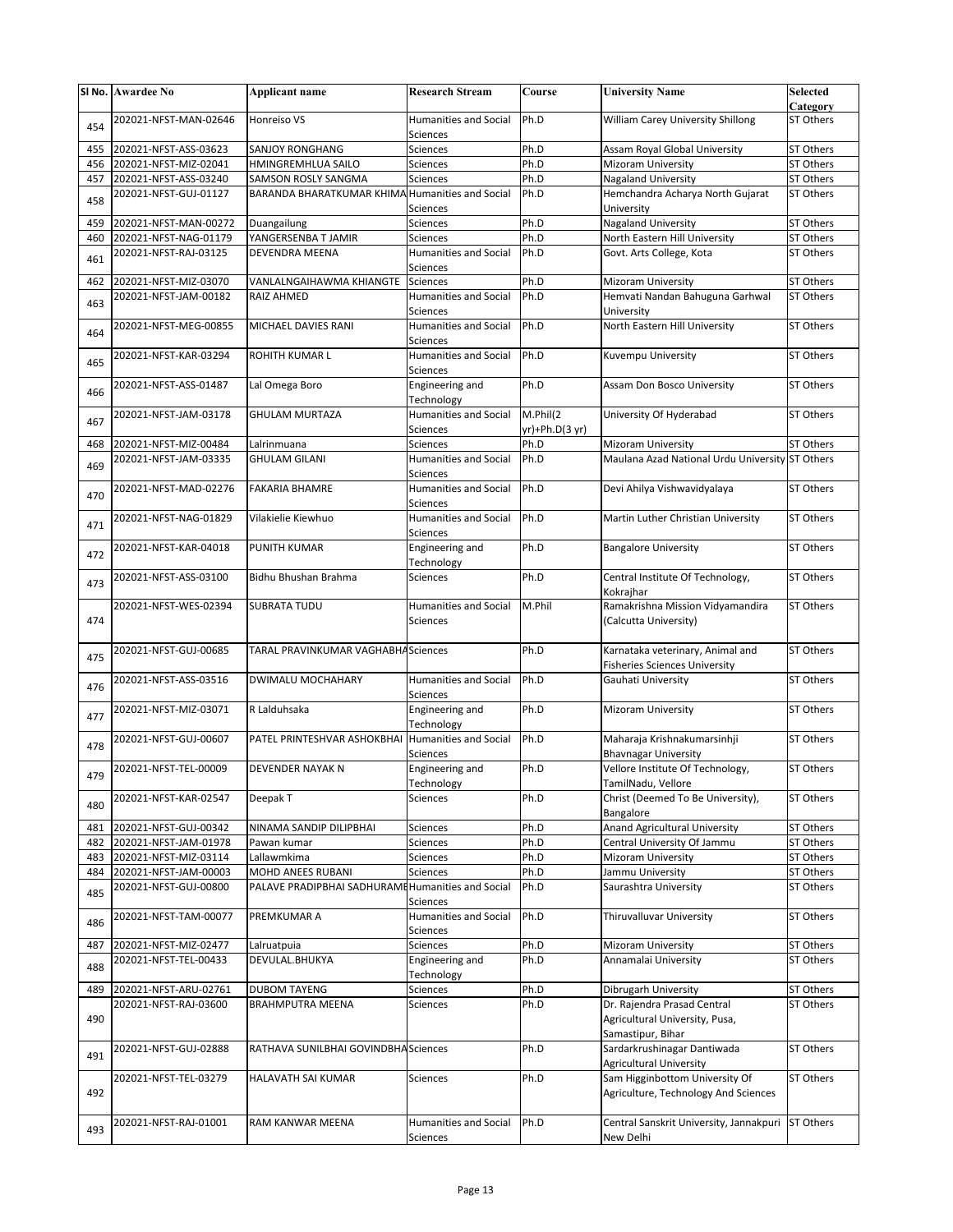| Sl No. | Awardee No | Applicant name | Research Stream | Course | University Name | Selected Category |
|---|---|---|---|---|---|---|
| 454 | 202021-NFST-MAN-02646 | Honreiso VS | Humanities and Social Sciences | Ph.D | William Carey University Shillong | ST Others |
| 455 | 202021-NFST-ASS-03623 | SANJOY RONGHANG | Sciences | Ph.D | Assam Royal Global University | ST Others |
| 456 | 202021-NFST-MIZ-02041 | HMINGREMHLUA SAILO | Sciences | Ph.D | Mizoram University | ST Others |
| 457 | 202021-NFST-ASS-03240 | SAMSON ROSLY SANGMA | Sciences | Ph.D | Nagaland University | ST Others |
| 458 | 202021-NFST-GUJ-01127 | BARANDA BHARATKUMAR KHIMA | Humanities and Social Sciences | Ph.D | Hemchandra Acharya North Gujarat University | ST Others |
| 459 | 202021-NFST-MAN-00272 | Duangailung | Sciences | Ph.D | Nagaland University | ST Others |
| 460 | 202021-NFST-NAG-01179 | YANGERSENBA T JAMIR | Sciences | Ph.D | North Eastern Hill University | ST Others |
| 461 | 202021-NFST-RAJ-03125 | DEVENDRA MEENA | Humanities and Social Sciences | Ph.D | Govt. Arts College, Kota | ST Others |
| 462 | 202021-NFST-MIZ-03070 | VANLALNGAIHAWMA KHIANGTE | Sciences | Ph.D | Mizoram University | ST Others |
| 463 | 202021-NFST-JAM-00182 | RAIZ AHMED | Humanities and Social Sciences | Ph.D | Hemvati Nandan Bahuguna Garhwal University | ST Others |
| 464 | 202021-NFST-MEG-00855 | MICHAEL DAVIES RANI | Humanities and Social Sciences | Ph.D | North Eastern Hill University | ST Others |
| 465 | 202021-NFST-KAR-03294 | ROHITH KUMAR L | Humanities and Social Sciences | Ph.D | Kuvempu University | ST Others |
| 466 | 202021-NFST-ASS-01487 | Lal Omega Boro | Engineering and Technology | Ph.D | Assam Don Bosco University | ST Others |
| 467 | 202021-NFST-JAM-03178 | GHULAM MURTAZA | Humanities and Social Sciences | M.Phil(2 yr)+Ph.D(3 yr) | University Of Hyderabad | ST Others |
| 468 | 202021-NFST-MIZ-00484 | Lalrinmuana | Sciences | Ph.D | Mizoram University | ST Others |
| 469 | 202021-NFST-JAM-03335 | GHULAM GILANI | Humanities and Social Sciences | Ph.D | Maulana Azad National Urdu University | ST Others |
| 470 | 202021-NFST-MAD-02276 | FAKARIA BHAMRE | Humanities and Social Sciences | Ph.D | Devi Ahilya Vishwavidyalaya | ST Others |
| 471 | 202021-NFST-NAG-01829 | Vilakielie Kiewhuo | Humanities and Social Sciences | Ph.D | Martin Luther Christian University | ST Others |
| 472 | 202021-NFST-KAR-04018 | PUNITH KUMAR | Engineering and Technology | Ph.D | Bangalore University | ST Others |
| 473 | 202021-NFST-ASS-03100 | Bidhu Bhushan Brahma | Sciences | Ph.D | Central Institute Of Technology, Kokrajhar | ST Others |
| 474 | 202021-NFST-WES-02394 | SUBRATA TUDU | Humanities and Social Sciences | M.Phil | Ramakrishna Mission Vidyamandira (Calcutta University) | ST Others |
| 475 | 202021-NFST-GUJ-00685 | TARAL PRAVINKUMAR VAGHABHA | Sciences | Ph.D | Karnataka veterinary, Animal and Fisheries Sciences University | ST Others |
| 476 | 202021-NFST-ASS-03516 | DWIMALU MOCHAHARY | Humanities and Social Sciences | Ph.D | Gauhati University | ST Others |
| 477 | 202021-NFST-MIZ-03071 | R Lalduhsaka | Engineering and Technology | Ph.D | Mizoram University | ST Others |
| 478 | 202021-NFST-GUJ-00607 | PATEL PRINTESHVAR ASHOKBHAI | Humanities and Social Sciences | Ph.D | Maharaja Krishnakumarsinhji Bhavnagar University | ST Others |
| 479 | 202021-NFST-TEL-00009 | DEVENDER NAYAK N | Engineering and Technology | Ph.D | Vellore Institute Of Technology, TamilNadu, Vellore | ST Others |
| 480 | 202021-NFST-KAR-02547 | Deepak T | Sciences | Ph.D | Christ (Deemed To Be University), Bangalore | ST Others |
| 481 | 202021-NFST-GUJ-00342 | NINAMA SANDIP DILIPBHAI | Sciences | Ph.D | Anand Agricultural University | ST Others |
| 482 | 202021-NFST-JAM-01978 | Pawan kumar | Sciences | Ph.D | Central University Of Jammu | ST Others |
| 483 | 202021-NFST-MIZ-03114 | Lallawmkima | Sciences | Ph.D | Mizoram University | ST Others |
| 484 | 202021-NFST-JAM-00003 | MOHD ANEES RUBANI | Sciences | Ph.D | Jammu University | ST Others |
| 485 | 202021-NFST-GUJ-00800 | PALAVE PRADIPBHAI SADHURAME | Humanities and Social Sciences | Ph.D | Saurashtra University | ST Others |
| 486 | 202021-NFST-TAM-00077 | PREMKUMAR A | Humanities and Social Sciences | Ph.D | Thiruvalluvar University | ST Others |
| 487 | 202021-NFST-MIZ-02477 | Lalruatpuia | Sciences | Ph.D | Mizoram University | ST Others |
| 488 | 202021-NFST-TEL-00433 | DEVULAL.BHUKYA | Engineering and Technology | Ph.D | Annamalai University | ST Others |
| 489 | 202021-NFST-ARU-02761 | DUBOM TAYENG | Sciences | Ph.D | Dibrugarh University | ST Others |
| 490 | 202021-NFST-RAJ-03600 | BRAHMPUTRA MEENA | Sciences | Ph.D | Dr. Rajendra Prasad Central Agricultural University, Pusa, Samastipur, Bihar | ST Others |
| 491 | 202021-NFST-GUJ-02888 | RATHAVA SUNILBHAI GOVINDBHA | Sciences | Ph.D | Sardarkrushinagar Dantiwada Agricultural University | ST Others |
| 492 | 202021-NFST-TEL-03279 | HALAVATH SAI KUMAR | Sciences | Ph.D | Sam Higginbottom University Of Agriculture, Technology And Sciences | ST Others |
| 493 | 202021-NFST-RAJ-01001 | RAM KANWAR MEENA | Humanities and Social Sciences | Ph.D | Central Sanskrit University, Jannakpuri New Delhi | ST Others |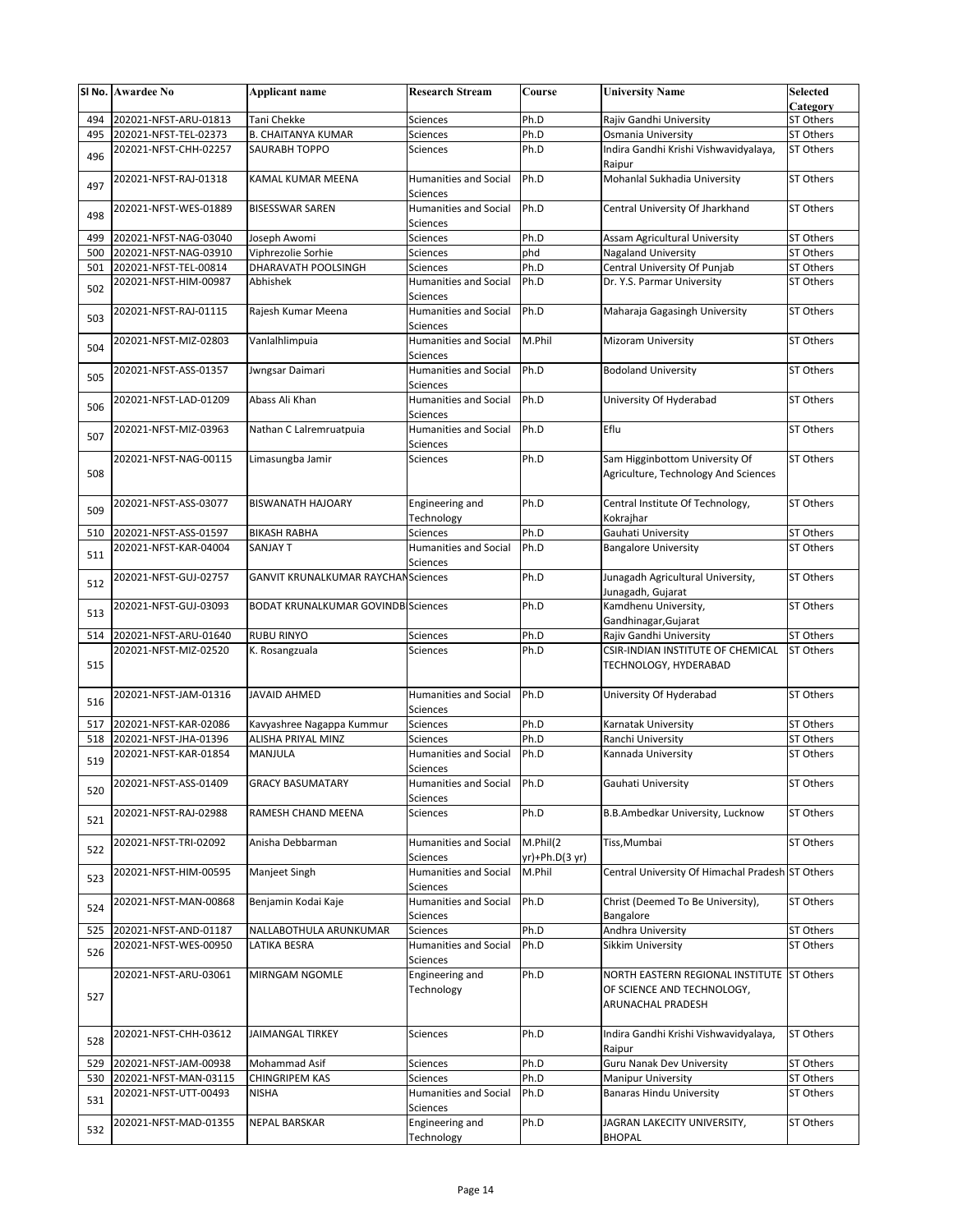| Sl No. | Awardee No | Applicant name | Research Stream | Course | University Name | Selected Category |
|---|---|---|---|---|---|---|
| 494 | 202021-NFST-ARU-01813 | Tani Chekke | Sciences | Ph.D | Rajiv Gandhi University | ST Others |
| 495 | 202021-NFST-TEL-02373 | B. CHAITANYA KUMAR | Sciences | Ph.D | Osmania University | ST Others |
| 496 | 202021-NFST-CHH-02257 | SAURABH TOPPO | Sciences | Ph.D | Indira Gandhi Krishi Vishwavidyalaya, Raipur | ST Others |
| 497 | 202021-NFST-RAJ-01318 | KAMAL KUMAR MEENA | Humanities and Social Sciences | Ph.D | Mohanlal Sukhadia University | ST Others |
| 498 | 202021-NFST-WES-01889 | BISESSWAR SAREN | Humanities and Social Sciences | Ph.D | Central University Of Jharkhand | ST Others |
| 499 | 202021-NFST-NAG-03040 | Joseph Awomi | Sciences | Ph.D | Assam Agricultural University | ST Others |
| 500 | 202021-NFST-NAG-03910 | Viphrezolie Sorhie | Sciences | phd | Nagaland University | ST Others |
| 501 | 202021-NFST-TEL-00814 | DHARAVATH POOLSINGH | Sciences | Ph.D | Central University Of Punjab | ST Others |
| 502 | 202021-NFST-HIM-00987 | Abhishek | Humanities and Social Sciences | Ph.D | Dr. Y.S. Parmar University | ST Others |
| 503 | 202021-NFST-RAJ-01115 | Rajesh Kumar Meena | Humanities and Social Sciences | Ph.D | Maharaja Gagasingh University | ST Others |
| 504 | 202021-NFST-MIZ-02803 | Vanlalhlimpuia | Humanities and Social Sciences | M.Phil | Mizoram University | ST Others |
| 505 | 202021-NFST-ASS-01357 | Jwngsar Daimari | Humanities and Social Sciences | Ph.D | Bodoland University | ST Others |
| 506 | 202021-NFST-LAD-01209 | Abass Ali Khan | Humanities and Social Sciences | Ph.D | University Of Hyderabad | ST Others |
| 507 | 202021-NFST-MIZ-03963 | Nathan C Lalremruatpuia | Humanities and Social Sciences | Ph.D | Eflu | ST Others |
| 508 | 202021-NFST-NAG-00115 | Limasungba Jamir | Sciences | Ph.D | Sam Higginbottom University Of Agriculture, Technology And Sciences | ST Others |
| 509 | 202021-NFST-ASS-03077 | BISWANATH HAJOARY | Engineering and Technology | Ph.D | Central Institute Of Technology, Kokrajhar | ST Others |
| 510 | 202021-NFST-ASS-01597 | BIKASH RABHA | Sciences | Ph.D | Gauhati University | ST Others |
| 511 | 202021-NFST-KAR-04004 | SANJAY T | Humanities and Social Sciences | Ph.D | Bangalore University | ST Others |
| 512 | 202021-NFST-GUJ-02757 | GANVIT KRUNALKUMAR RAYCHAN | Sciences | Ph.D | Junagadh Agricultural University, Junagadh, Gujarat | ST Others |
| 513 | 202021-NFST-GUJ-03093 | BODAT KRUNALKUMAR GOVINDB | Sciences | Ph.D | Kamdhenu University, Gandhinagar,Gujarat | ST Others |
| 514 | 202021-NFST-ARU-01640 | RUBU RINYO | Sciences | Ph.D | Rajiv Gandhi University | ST Others |
| 515 | 202021-NFST-MIZ-02520 | K. Rosangzuala | Sciences | Ph.D | CSIR-INDIAN INSTITUTE OF CHEMICAL TECHNOLOGY, HYDERABAD | ST Others |
| 516 | 202021-NFST-JAM-01316 | JAVAID AHMED | Humanities and Social Sciences | Ph.D | University Of Hyderabad | ST Others |
| 517 | 202021-NFST-KAR-02086 | Kavyashree Nagappa Kummur | Sciences | Ph.D | Karnatak University | ST Others |
| 518 | 202021-NFST-JHA-01396 | ALISHA PRIYAL MINZ | Sciences | Ph.D | Ranchi University | ST Others |
| 519 | 202021-NFST-KAR-01854 | MANJULA | Humanities and Social Sciences | Ph.D | Kannada University | ST Others |
| 520 | 202021-NFST-ASS-01409 | GRACY BASUMATARY | Humanities and Social Sciences | Ph.D | Gauhati University | ST Others |
| 521 | 202021-NFST-RAJ-02988 | RAMESH CHAND MEENA | Sciences | Ph.D | B.B.Ambedkar University, Lucknow | ST Others |
| 522 | 202021-NFST-TRI-02092 | Anisha Debbarman | Humanities and Social Sciences | M.Phil(2 yr)+Ph.D(3 yr) | Tiss,Mumbai | ST Others |
| 523 | 202021-NFST-HIM-00595 | Manjeet Singh | Humanities and Social Sciences | M.Phil | Central University Of Himachal Pradesh | ST Others |
| 524 | 202021-NFST-MAN-00868 | Benjamin Kodai Kaje | Humanities and Social Sciences | Ph.D | Christ (Deemed To Be University), Bangalore | ST Others |
| 525 | 202021-NFST-AND-01187 | NALLABOTHULA ARUNKUMAR | Sciences | Ph.D | Andhra University | ST Others |
| 526 | 202021-NFST-WES-00950 | LATIKA BESRA | Humanities and Social Sciences | Ph.D | Sikkim University | ST Others |
| 527 | 202021-NFST-ARU-03061 | MIRNGAM NGOMLE | Engineering and Technology | Ph.D | NORTH EASTERN REGIONAL INSTITUTE OF SCIENCE AND TECHNOLOGY, ARUNACHAL PRADESH | ST Others |
| 528 | 202021-NFST-CHH-03612 | JAIMANGAL TIRKEY | Sciences | Ph.D | Indira Gandhi Krishi Vishwavidyalaya, Raipur | ST Others |
| 529 | 202021-NFST-JAM-00938 | Mohammad Asif | Sciences | Ph.D | Guru Nanak Dev University | ST Others |
| 530 | 202021-NFST-MAN-03115 | CHINGRIPEM KAS | Sciences | Ph.D | Manipur University | ST Others |
| 531 | 202021-NFST-UTT-00493 | NISHA | Humanities and Social Sciences | Ph.D | Banaras Hindu University | ST Others |
| 532 | 202021-NFST-MAD-01355 | NEPAL BARSKAR | Engineering and Technology | Ph.D | JAGRAN LAKECITY UNIVERSITY, BHOPAL | ST Others |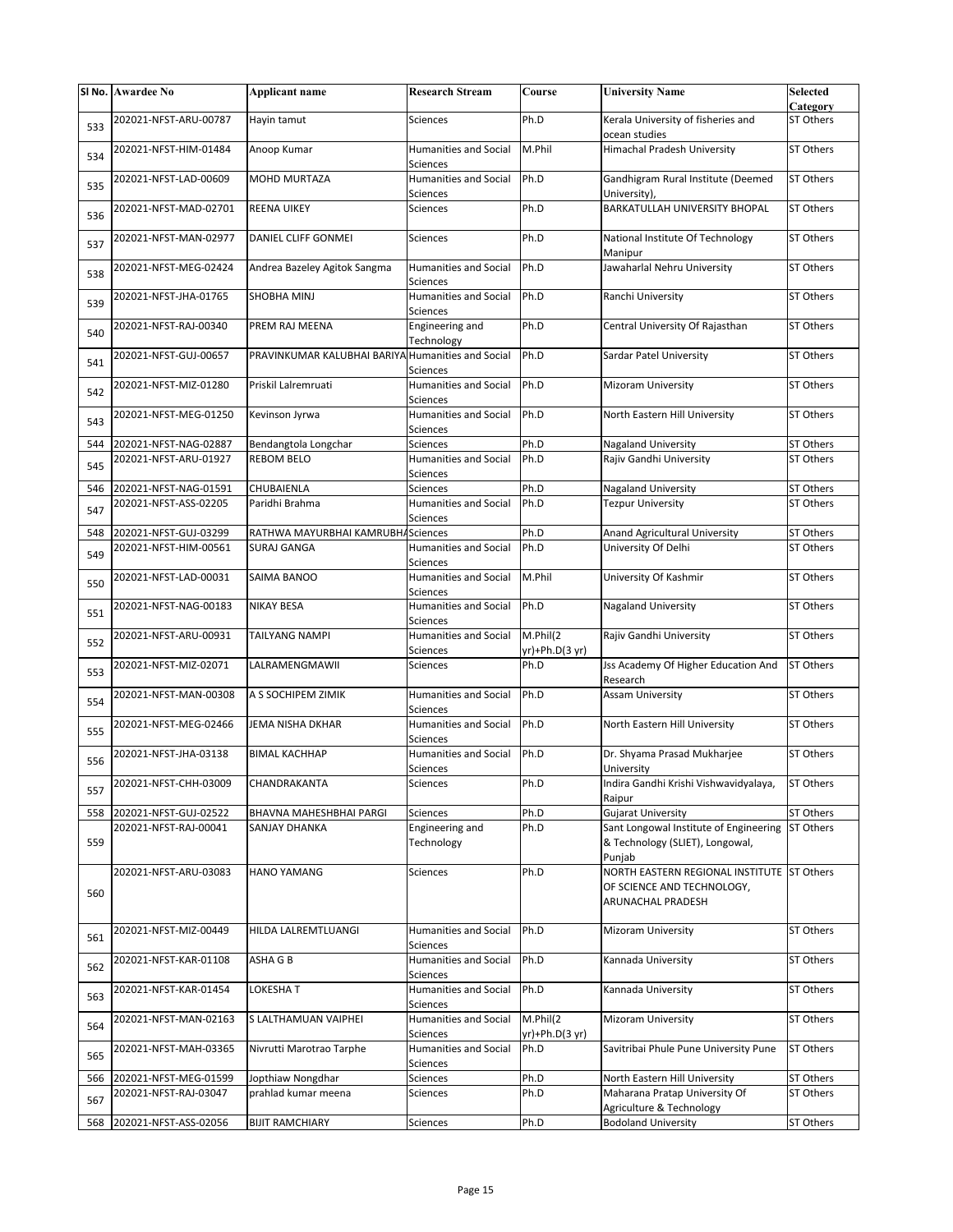| Sl No. | Awardee No | Applicant name | Research Stream | Course | University Name | Selected Category |
|---|---|---|---|---|---|---|
| 533 | 202021-NFST-ARU-00787 | Hayin tamut | Sciences | Ph.D | Kerala University of fisheries and ocean studies | ST Others |
| 534 | 202021-NFST-HIM-01484 | Anoop Kumar | Humanities and Social Sciences | M.Phil | Himachal Pradesh University | ST Others |
| 535 | 202021-NFST-LAD-00609 | MOHD MURTAZA | Humanities and Social Sciences | Ph.D | Gandhigram Rural Institute (Deemed University), | ST Others |
| 536 | 202021-NFST-MAD-02701 | REENA UIKEY | Sciences | Ph.D | BARKATULLAH UNIVERSITY BHOPAL | ST Others |
| 537 | 202021-NFST-MAN-02977 | DANIEL CLIFF GONMEI | Sciences | Ph.D | National Institute Of Technology Manipur | ST Others |
| 538 | 202021-NFST-MEG-02424 | Andrea Bazeley Agitok Sangma | Humanities and Social Sciences | Ph.D | Jawaharlal Nehru University | ST Others |
| 539 | 202021-NFST-JHA-01765 | SHOBHA MINJ | Humanities and Social Sciences | Ph.D | Ranchi University | ST Others |
| 540 | 202021-NFST-RAJ-00340 | PREM RAJ MEENA | Engineering and Technology | Ph.D | Central University Of Rajasthan | ST Others |
| 541 | 202021-NFST-GUJ-00657 | PRAVINKUMAR KALUBHAI BARIYA | Humanities and Social Sciences | Ph.D | Sardar Patel University | ST Others |
| 542 | 202021-NFST-MIZ-01280 | Priskil Lalremruati | Humanities and Social Sciences | Ph.D | Mizoram University | ST Others |
| 543 | 202021-NFST-MEG-01250 | Kevinson Jyrwa | Humanities and Social Sciences | Ph.D | North Eastern Hill University | ST Others |
| 544 | 202021-NFST-NAG-02887 | Bendangtola Longchar | Sciences | Ph.D | Nagaland University | ST Others |
| 545 | 202021-NFST-ARU-01927 | REBOM BELO | Humanities and Social Sciences | Ph.D | Rajiv Gandhi University | ST Others |
| 546 | 202021-NFST-NAG-01591 | CHUBAIENLA | Sciences | Ph.D | Nagaland University | ST Others |
| 547 | 202021-NFST-ASS-02205 | Paridhi Brahma | Humanities and Social Sciences | Ph.D | Tezpur University | ST Others |
| 548 | 202021-NFST-GUJ-03299 | RATHWA MAYURBHAI KAMRUBHA | Sciences | Ph.D | Anand Agricultural University | ST Others |
| 549 | 202021-NFST-HIM-00561 | SURAJ GANGA | Humanities and Social Sciences | Ph.D | University Of Delhi | ST Others |
| 550 | 202021-NFST-LAD-00031 | SAIMA BANOO | Humanities and Social Sciences | M.Phil | University Of Kashmir | ST Others |
| 551 | 202021-NFST-NAG-00183 | NIKAY BESA | Humanities and Social Sciences | Ph.D | Nagaland University | ST Others |
| 552 | 202021-NFST-ARU-00931 | TAILYANG NAMPI | Humanities and Social Sciences | M.Phil(2 yr)+Ph.D(3 yr) | Rajiv Gandhi University | ST Others |
| 553 | 202021-NFST-MIZ-02071 | LALRAMENGMAWII | Sciences | Ph.D | Jss Academy Of Higher Education And Research | ST Others |
| 554 | 202021-NFST-MAN-00308 | A S SOCHIPEM ZIMIK | Humanities and Social Sciences | Ph.D | Assam University | ST Others |
| 555 | 202021-NFST-MEG-02466 | JEMA NISHA DKHAR | Humanities and Social Sciences | Ph.D | North Eastern Hill University | ST Others |
| 556 | 202021-NFST-JHA-03138 | BIMAL KACHHAP | Humanities and Social Sciences | Ph.D | Dr. Shyama Prasad Mukharjee University | ST Others |
| 557 | 202021-NFST-CHH-03009 | CHANDRAKANTA | Sciences | Ph.D | Indira Gandhi Krishi Vishwavidyalaya, Raipur | ST Others |
| 558 | 202021-NFST-GUJ-02522 | BHAVNA MAHESHBHAI PARGI | Sciences | Ph.D | Gujarat University | ST Others |
| 559 | 202021-NFST-RAJ-00041 | SANJAY DHANKA | Engineering and Technology | Ph.D | Sant Longowal Institute of Engineering & Technology (SLIET), Longowal, Punjab | ST Others |
| 560 | 202021-NFST-ARU-03083 | HANO YAMANG | Sciences | Ph.D | NORTH EASTERN REGIONAL INSTITUTE OF SCIENCE AND TECHNOLOGY, ARUNACHAL PRADESH | ST Others |
| 561 | 202021-NFST-MIZ-00449 | HILDA LALREMTLUANGI | Humanities and Social Sciences | Ph.D | Mizoram University | ST Others |
| 562 | 202021-NFST-KAR-01108 | ASHA G B | Humanities and Social Sciences | Ph.D | Kannada University | ST Others |
| 563 | 202021-NFST-KAR-01454 | LOKESHA T | Humanities and Social Sciences | Ph.D | Kannada University | ST Others |
| 564 | 202021-NFST-MAN-02163 | S LALTHAMUAN VAIPHEI | Humanities and Social Sciences | M.Phil(2 yr)+Ph.D(3 yr) | Mizoram University | ST Others |
| 565 | 202021-NFST-MAH-03365 | Nivrutti Marotrao Tarphe | Humanities and Social Sciences | Ph.D | Savitribai Phule Pune University Pune | ST Others |
| 566 | 202021-NFST-MEG-01599 | Jopthiaw Nongdhar | Sciences | Ph.D | North Eastern Hill University | ST Others |
| 567 | 202021-NFST-RAJ-03047 | prahlad kumar meena | Sciences | Ph.D | Maharana Pratap University Of Agriculture & Technology | ST Others |
| 568 | 202021-NFST-ASS-02056 | BIJIT RAMCHIARY | Sciences | Ph.D | Bodoland University | ST Others |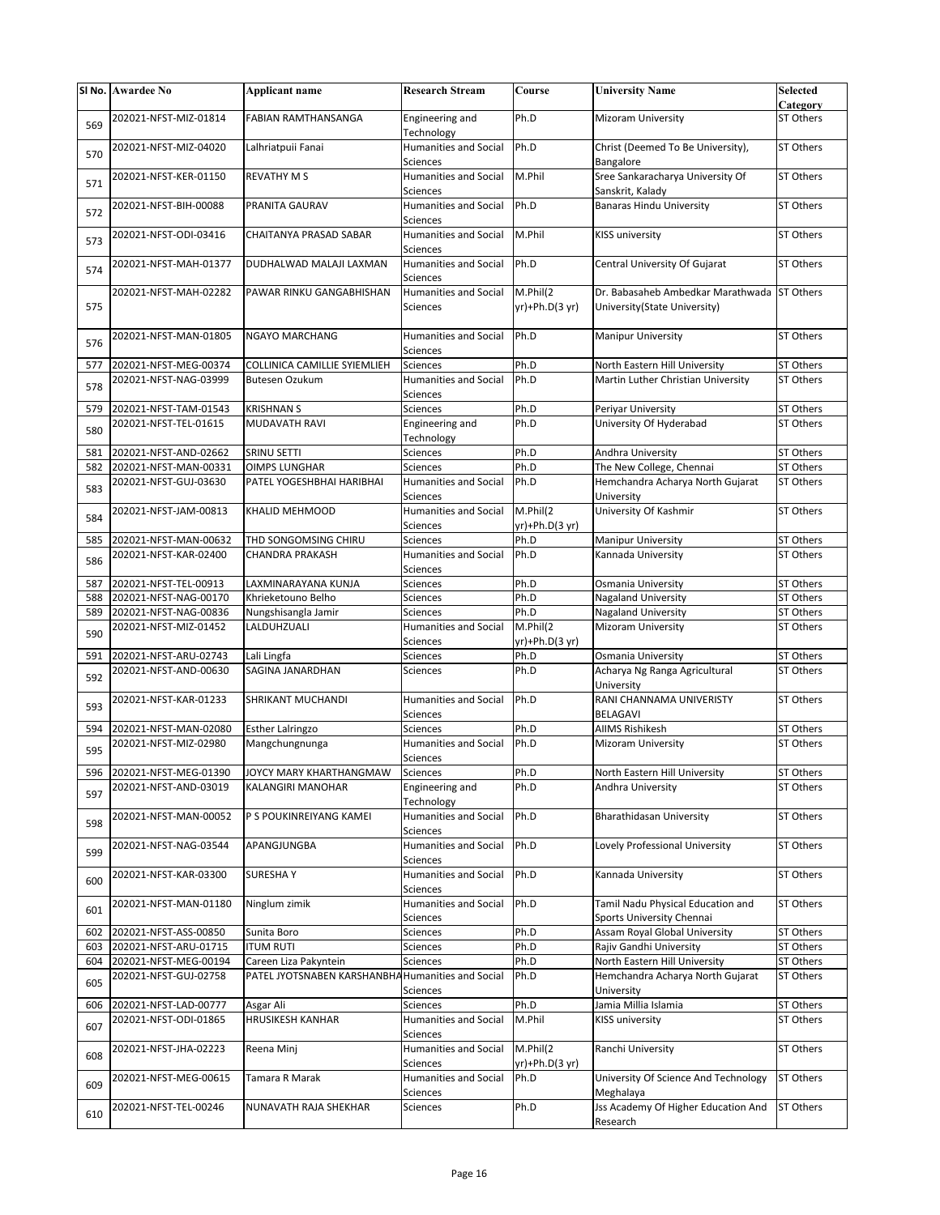| Sl No. | Awardee No | Applicant name | Research Stream | Course | University Name | Selected Category |
|---|---|---|---|---|---|---|
| 569 | 202021-NFST-MIZ-01814 | FABIAN RAMTHANSANGA | Engineering and Technology | Ph.D | Mizoram University | ST Others |
| 570 | 202021-NFST-MIZ-04020 | Lalhriatpuii Fanai | Humanities and Social Sciences | Ph.D | Christ (Deemed To Be University), Bangalore | ST Others |
| 571 | 202021-NFST-KER-01150 | REVATHY M S | Humanities and Social Sciences | M.Phil | Sree Sankaracharya University Of Sanskrit, Kalady | ST Others |
| 572 | 202021-NFST-BIH-00088 | PRANITA GAURAV | Humanities and Social Sciences | Ph.D | Banaras Hindu University | ST Others |
| 573 | 202021-NFST-ODI-03416 | CHAITANYA PRASAD SABAR | Humanities and Social Sciences | M.Phil | KISS university | ST Others |
| 574 | 202021-NFST-MAH-01377 | DUDHALWAD MALAJI LAXMAN | Humanities and Social Sciences | Ph.D | Central University Of Gujarat | ST Others |
| 575 | 202021-NFST-MAH-02282 | PAWAR RINKU GANGABHISHAN | Humanities and Social Sciences | M.Phil(2 yr)+Ph.D(3 yr) | Dr. Babasaheb Ambedkar Marathwada University(State University) | ST Others |
| 576 | 202021-NFST-MAN-01805 | NGAYO MARCHANG | Humanities and Social Sciences | Ph.D | Manipur University | ST Others |
| 577 | 202021-NFST-MEG-00374 | COLLINICA CAMILLIE SYIEMLIEH | Sciences | Ph.D | North Eastern Hill University | ST Others |
| 578 | 202021-NFST-NAG-03999 | Butesen Ozukum | Humanities and Social Sciences | Ph.D | Martin Luther Christian University | ST Others |
| 579 | 202021-NFST-TAM-01543 | KRISHNAN S | Sciences | Ph.D | Periyar University | ST Others |
| 580 | 202021-NFST-TEL-01615 | MUDAVATH RAVI | Engineering and Technology | Ph.D | University Of Hyderabad | ST Others |
| 581 | 202021-NFST-AND-02662 | SRINU SETTI | Sciences | Ph.D | Andhra University | ST Others |
| 582 | 202021-NFST-MAN-00331 | OIMPS LUNGHAR | Sciences | Ph.D | The New College, Chennai | ST Others |
| 583 | 202021-NFST-GUJ-03630 | PATEL YOGESHBHAI HARIBHAI | Humanities and Social Sciences | Ph.D | Hemchandra Acharya North Gujarat University | ST Others |
| 584 | 202021-NFST-JAM-00813 | KHALID MEHMOOD | Humanities and Social Sciences | M.Phil(2 yr)+Ph.D(3 yr) | University Of Kashmir | ST Others |
| 585 | 202021-NFST-MAN-00632 | THD SONGOMSING CHIRU | Sciences | Ph.D | Manipur University | ST Others |
| 586 | 202021-NFST-KAR-02400 | CHANDRA PRAKASH | Humanities and Social Sciences | Ph.D | Kannada University | ST Others |
| 587 | 202021-NFST-TEL-00913 | LAXMINARAYANA KUNJA | Sciences | Ph.D | Osmania University | ST Others |
| 588 | 202021-NFST-NAG-00170 | Khrieketouno Belho | Sciences | Ph.D | Nagaland University | ST Others |
| 589 | 202021-NFST-NAG-00836 | Nungshisangla Jamir | Sciences | Ph.D | Nagaland University | ST Others |
| 590 | 202021-NFST-MIZ-01452 | LALDUHZUALI | Humanities and Social Sciences | M.Phil(2 yr)+Ph.D(3 yr) | Mizoram University | ST Others |
| 591 | 202021-NFST-ARU-02743 | Lali Lingfa | Sciences | Ph.D | Osmania University | ST Others |
| 592 | 202021-NFST-AND-00630 | SAGINA JANARDHAN | Sciences | Ph.D | Acharya Ng Ranga Agricultural University | ST Others |
| 593 | 202021-NFST-KAR-01233 | SHRIKANT MUCHANDI | Humanities and Social Sciences | Ph.D | RANI CHANNAMA UNIVERISTY BELAGAVI | ST Others |
| 594 | 202021-NFST-MAN-02080 | Esther Lalringzo | Sciences | Ph.D | AIIMS Rishikesh | ST Others |
| 595 | 202021-NFST-MIZ-02980 | Mangchungnunga | Humanities and Social Sciences | Ph.D | Mizoram University | ST Others |
| 596 | 202021-NFST-MEG-01390 | JOYCY MARY KHARTHANGMAW | Sciences | Ph.D | North Eastern Hill University | ST Others |
| 597 | 202021-NFST-AND-03019 | KALANGIRI MANOHAR | Engineering and Technology | Ph.D | Andhra University | ST Others |
| 598 | 202021-NFST-MAN-00052 | P S POUKINREIYANG KAMEI | Humanities and Social Sciences | Ph.D | Bharathidasan University | ST Others |
| 599 | 202021-NFST-NAG-03544 | APANGJUNGBA | Humanities and Social Sciences | Ph.D | Lovely Professional University | ST Others |
| 600 | 202021-NFST-KAR-03300 | SURESHA Y | Humanities and Social Sciences | Ph.D | Kannada University | ST Others |
| 601 | 202021-NFST-MAN-01180 | Ninglum zimik | Humanities and Social Sciences | Ph.D | Tamil Nadu Physical Education and Sports University Chennai | ST Others |
| 602 | 202021-NFST-ASS-00850 | Sunita Boro | Sciences | Ph.D | Assam Royal Global University | ST Others |
| 603 | 202021-NFST-ARU-01715 | ITUM RUTI | Sciences | Ph.D | Rajiv Gandhi University | ST Others |
| 604 | 202021-NFST-MEG-00194 | Careen Liza Pakyntein | Sciences | Ph.D | North Eastern Hill University | ST Others |
| 605 | 202021-NFST-GUJ-02758 | PATEL JYOTSNABEN KARSHANBHA | Humanities and Social Sciences | Ph.D | Hemchandra Acharya North Gujarat University | ST Others |
| 606 | 202021-NFST-LAD-00777 | Asgar Ali | Sciences | Ph.D | Jamia Millia Islamia | ST Others |
| 607 | 202021-NFST-ODI-01865 | HRUSIKESH KANHAR | Humanities and Social Sciences | M.Phil | KISS university | ST Others |
| 608 | 202021-NFST-JHA-02223 | Reena Minj | Humanities and Social Sciences | M.Phil(2 yr)+Ph.D(3 yr) | Ranchi University | ST Others |
| 609 | 202021-NFST-MEG-00615 | Tamara R Marak | Humanities and Social Sciences | Ph.D | University Of Science And Technology Meghalaya | ST Others |
| 610 | 202021-NFST-TEL-00246 | NUNAVATH RAJA SHEKHAR | Sciences | Ph.D | Jss Academy Of Higher Education And Research | ST Others |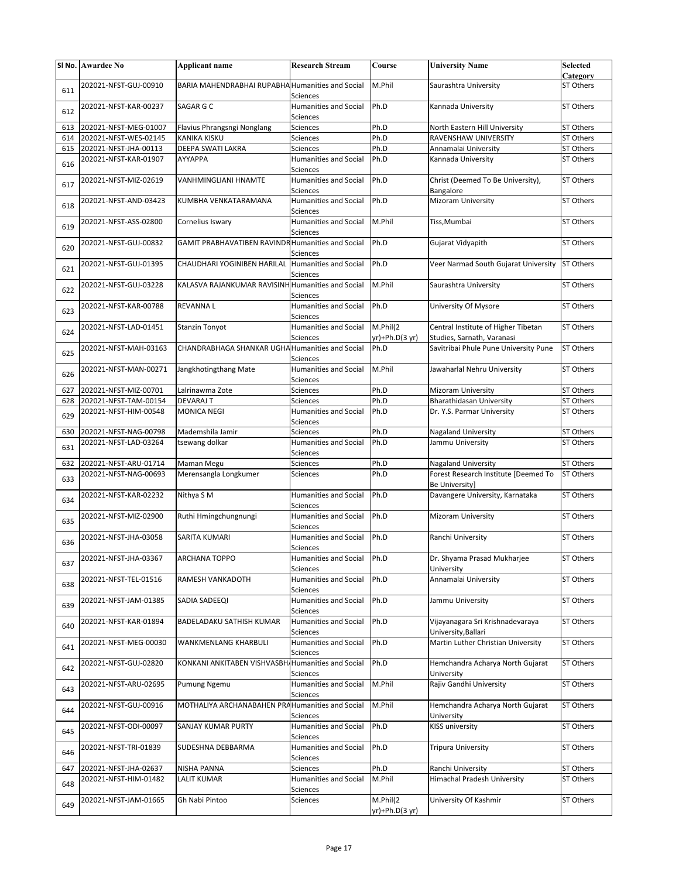| Sl No. | Awardee No | Applicant name | Research Stream | Course | University Name | Selected Category |
|---|---|---|---|---|---|---|
| 611 | 202021-NFST-GUJ-00910 | BARIA MAHENDRABHAI RUPABHA | Humanities and Social Sciences | M.Phil | Saurashtra University | ST Others |
| 612 | 202021-NFST-KAR-00237 | SAGAR G C | Humanities and Social Sciences | Ph.D | Kannada University | ST Others |
| 613 | 202021-NFST-MEG-01007 | Flavius Phrangsngi Nonglang | Sciences | Ph.D | North Eastern Hill University | ST Others |
| 614 | 202021-NFST-WES-02145 | KANIKA KISKU | Sciences | Ph.D | RAVENSHAW UNIVERSITY | ST Others |
| 615 | 202021-NFST-JHA-00113 | DEEPA SWATI LAKRA | Sciences | Ph.D | Annamalai University | ST Others |
| 616 | 202021-NFST-KAR-01907 | AYYAPPA | Humanities and Social Sciences | Ph.D | Kannada University | ST Others |
| 617 | 202021-NFST-MIZ-02619 | VANHMINGLIANI HNAMTE | Humanities and Social Sciences | Ph.D | Christ (Deemed To Be University), Bangalore | ST Others |
| 618 | 202021-NFST-AND-03423 | KUMBHA VENKATARAMANA | Humanities and Social Sciences | Ph.D | Mizoram University | ST Others |
| 619 | 202021-NFST-ASS-02800 | Cornelius Iswary | Humanities and Social Sciences | M.Phil | Tiss,Mumbai | ST Others |
| 620 | 202021-NFST-GUJ-00832 | GAMIT PRABHAVATIBEN RAVINDR | Humanities and Social Sciences | Ph.D | Gujarat Vidyapith | ST Others |
| 621 | 202021-NFST-GUJ-01395 | CHAUDHARI YOGINIBEN HARILAL | Humanities and Social Sciences | Ph.D | Veer Narmad South Gujarat University | ST Others |
| 622 | 202021-NFST-GUJ-03228 | KALASVA RAJANKUMAR RAVISINH | Humanities and Social Sciences | M.Phil | Saurashtra University | ST Others |
| 623 | 202021-NFST-KAR-00788 | REVANNA L | Humanities and Social Sciences | Ph.D | University Of Mysore | ST Others |
| 624 | 202021-NFST-LAD-01451 | Stanzin Tonyot | Humanities and Social Sciences | M.Phil(2 yr)+Ph.D(3 yr) | Central Institute of Higher Tibetan Studies, Sarnath, Varanasi | ST Others |
| 625 | 202021-NFST-MAH-03163 | CHANDRABHAGA SHANKAR UGHA | Humanities and Social Sciences | Ph.D | Savitribai Phule Pune University Pune | ST Others |
| 626 | 202021-NFST-MAN-00271 | Jangkhotingthang Mate | Humanities and Social Sciences | M.Phil | Jawaharlal Nehru University | ST Others |
| 627 | 202021-NFST-MIZ-00701 | Lalrinawma Zote | Sciences | Ph.D | Mizoram University | ST Others |
| 628 | 202021-NFST-TAM-00154 | DEVARAJ T | Sciences | Ph.D | Bharathidasan University | ST Others |
| 629 | 202021-NFST-HIM-00548 | MONICA NEGI | Humanities and Social Sciences | Ph.D | Dr. Y.S. Parmar University | ST Others |
| 630 | 202021-NFST-NAG-00798 | Mademshila Jamir | Sciences | Ph.D | Nagaland University | ST Others |
| 631 | 202021-NFST-LAD-03264 | tsewang dolkar | Humanities and Social Sciences | Ph.D | Jammu University | ST Others |
| 632 | 202021-NFST-ARU-01714 | Maman Megu | Sciences | Ph.D | Nagaland University | ST Others |
| 633 | 202021-NFST-NAG-00693 | Merensangla Longkumer | Sciences | Ph.D | Forest Research Institute [Deemed To Be University] | ST Others |
| 634 | 202021-NFST-KAR-02232 | Nithya S M | Humanities and Social Sciences | Ph.D | Davangere University, Karnataka | ST Others |
| 635 | 202021-NFST-MIZ-02900 | Ruthi Hmingchungnungi | Humanities and Social Sciences | Ph.D | Mizoram University | ST Others |
| 636 | 202021-NFST-JHA-03058 | SARITA KUMARI | Humanities and Social Sciences | Ph.D | Ranchi University | ST Others |
| 637 | 202021-NFST-JHA-03367 | ARCHANA TOPPO | Humanities and Social Sciences | Ph.D | Dr. Shyama Prasad Mukharjee University | ST Others |
| 638 | 202021-NFST-TEL-01516 | RAMESH VANKADOTH | Humanities and Social Sciences | Ph.D | Annamalai University | ST Others |
| 639 | 202021-NFST-JAM-01385 | SADIA SADEEQI | Humanities and Social Sciences | Ph.D | Jammu University | ST Others |
| 640 | 202021-NFST-KAR-01894 | BADELADAKU SATHISH KUMAR | Humanities and Social Sciences | Ph.D | Vijayanagara Sri Krishnadevaraya University,Ballari | ST Others |
| 641 | 202021-NFST-MEG-00030 | WANKMENLANG KHARBULI | Humanities and Social Sciences | Ph.D | Martin Luther Christian University | ST Others |
| 642 | 202021-NFST-GUJ-02820 | KONKANI ANKITABEN VISHVASBH | Humanities and Social Sciences | Ph.D | Hemchandra Acharya North Gujarat University | ST Others |
| 643 | 202021-NFST-ARU-02695 | Pumung Ngemu | Humanities and Social Sciences | M.Phil | Rajiv Gandhi University | ST Others |
| 644 | 202021-NFST-GUJ-00916 | MOTHALIYA ARCHANABAHEN PRA | Humanities and Social Sciences | M.Phil | Hemchandra Acharya North Gujarat University | ST Others |
| 645 | 202021-NFST-ODI-00097 | SANJAY KUMAR PURTY | Humanities and Social Sciences | Ph.D | KISS university | ST Others |
| 646 | 202021-NFST-TRI-01839 | SUDESHNA DEBBARMA | Humanities and Social Sciences | Ph.D | Tripura University | ST Others |
| 647 | 202021-NFST-JHA-02637 | NISHA PANNA | Sciences | Ph.D | Ranchi University | ST Others |
| 648 | 202021-NFST-HIM-01482 | LALIT KUMAR | Humanities and Social Sciences | M.Phil | Himachal Pradesh University | ST Others |
| 649 | 202021-NFST-JAM-01665 | Gh Nabi Pintoo | Sciences | M.Phil(2 yr)+Ph.D(3 yr) | University Of Kashmir | ST Others |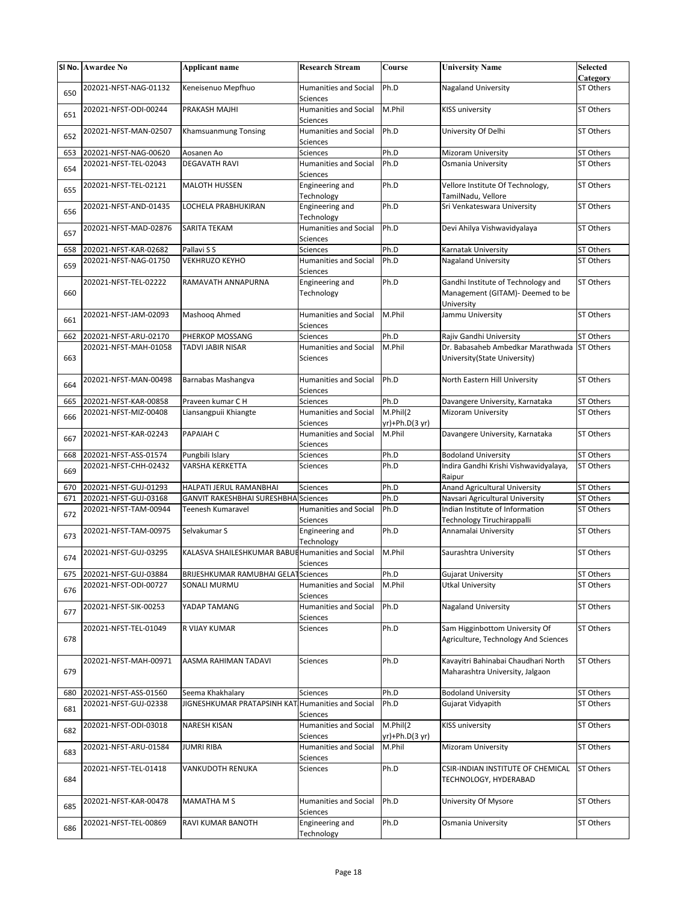| Sl No. | Awardee No | Applicant name | Research Stream | Course | University Name | Selected Category |
|---|---|---|---|---|---|---|
| 650 | 202021-NFST-NAG-01132 | Keneisenuo Mepfhuo | Humanities and Social Sciences | Ph.D | Nagaland University | ST Others |
| 651 | 202021-NFST-ODI-00244 | PRAKASH MAJHI | Humanities and Social Sciences | M.Phil | KISS university | ST Others |
| 652 | 202021-NFST-MAN-02507 | Khamsuanmung Tonsing | Humanities and Social Sciences | Ph.D | University Of Delhi | ST Others |
| 653 | 202021-NFST-NAG-00620 | Aosanen Ao | Sciences | Ph.D | Mizoram University | ST Others |
| 654 | 202021-NFST-TEL-02043 | DEGAVATH RAVI | Humanities and Social Sciences | Ph.D | Osmania University | ST Others |
| 655 | 202021-NFST-TEL-02121 | MALOTH HUSSEN | Engineering and Technology | Ph.D | Vellore Institute Of Technology, TamilNadu, Vellore | ST Others |
| 656 | 202021-NFST-AND-01435 | LOCHELA PRABHUKIRAN | Engineering and Technology | Ph.D | Sri Venkateswara University | ST Others |
| 657 | 202021-NFST-MAD-02876 | SARITA TEKAM | Humanities and Social Sciences | Ph.D | Devi Ahilya Vishwavidyalaya | ST Others |
| 658 | 202021-NFST-KAR-02682 | Pallavi S S | Sciences | Ph.D | Karnatak University | ST Others |
| 659 | 202021-NFST-NAG-01750 | VEKHRUZO KEYHO | Humanities and Social Sciences | Ph.D | Nagaland University | ST Others |
| 660 | 202021-NFST-TEL-02222 | RAMAVATH ANNAPURNA | Engineering and Technology | Ph.D | Gandhi Institute of Technology and Management (GITAM)- Deemed to be University | ST Others |
| 661 | 202021-NFST-JAM-02093 | Mashooq Ahmed | Humanities and Social Sciences | M.Phil | Jammu University | ST Others |
| 662 | 202021-NFST-ARU-02170 | PHERKOP MOSSANG | Sciences | Ph.D | Rajiv Gandhi University | ST Others |
| 663 | 202021-NFST-MAH-01058 | TADVI JABIR NISAR | Humanities and Social Sciences | M.Phil | Dr. Babasaheb Ambedkar Marathwada University(State University) | ST Others |
| 664 | 202021-NFST-MAN-00498 | Barnabas Mashangva | Humanities and Social Sciences | Ph.D | North Eastern Hill University | ST Others |
| 665 | 202021-NFST-KAR-00858 | Praveen kumar C H | Sciences | Ph.D | Davangere University, Karnataka | ST Others |
| 666 | 202021-NFST-MIZ-00408 | Liansangpuii Khiangte | Humanities and Social Sciences | M.Phil(2 yr)+Ph.D(3 yr) | Mizoram University | ST Others |
| 667 | 202021-NFST-KAR-02243 | PAPAIAH C | Humanities and Social Sciences | M.Phil | Davangere University, Karnataka | ST Others |
| 668 | 202021-NFST-ASS-01574 | Pungbili Islary | Sciences | Ph.D | Bodoland University | ST Others |
| 669 | 202021-NFST-CHH-02432 | VARSHA KERKETTA | Sciences | Ph.D | Indira Gandhi Krishi Vishwavidyalaya, Raipur | ST Others |
| 670 | 202021-NFST-GUJ-01293 | HALPATI JERUL RAMANBHAI | Sciences | Ph.D | Anand Agricultural University | ST Others |
| 671 | 202021-NFST-GUJ-03168 | GANVIT RAKESHBHAI SURESHBHA | Sciences | Ph.D | Navsari Agricultural University | ST Others |
| 672 | 202021-NFST-TAM-00944 | Teenesh Kumaravel | Humanities and Social Sciences | Ph.D | Indian Institute of Information Technology Tiruchirappalli | ST Others |
| 673 | 202021-NFST-TAM-00975 | Selvakumar S | Engineering and Technology | Ph.D | Annamalai University | ST Others |
| 674 | 202021-NFST-GUJ-03295 | KALASVA SHAILESHKUMAR BABUE | Humanities and Social Sciences | M.Phil | Saurashtra University | ST Others |
| 675 | 202021-NFST-GUJ-03884 | BRIJESHKUMAR RAMUBHAI GELAT | Sciences | Ph.D | Gujarat University | ST Others |
| 676 | 202021-NFST-ODI-00727 | SONALI MURMU | Humanities and Social Sciences | M.Phil | Utkal University | ST Others |
| 677 | 202021-NFST-SIK-00253 | YADAP TAMANG | Humanities and Social Sciences | Ph.D | Nagaland University | ST Others |
| 678 | 202021-NFST-TEL-01049 | R VIJAY KUMAR | Sciences | Ph.D | Sam Higginbottom University Of Agriculture, Technology And Sciences | ST Others |
| 679 | 202021-NFST-MAH-00971 | AASMA RAHIMAN TADAVI | Sciences | Ph.D | Kavayitri Bahinabai Chaudhari North Maharashtra University, Jalgaon | ST Others |
| 680 | 202021-NFST-ASS-01560 | Seema Khakhalary | Sciences | Ph.D | Bodoland University | ST Others |
| 681 | 202021-NFST-GUJ-02338 | JIGNESHKUMAR PRATAPSINH KAT | Humanities and Social Sciences | Ph.D | Gujarat Vidyapith | ST Others |
| 682 | 202021-NFST-ODI-03018 | NARESH KISAN | Humanities and Social Sciences | M.Phil(2 yr)+Ph.D(3 yr) | KISS university | ST Others |
| 683 | 202021-NFST-ARU-01584 | JUMRI RIBA | Humanities and Social Sciences | M.Phil | Mizoram University | ST Others |
| 684 | 202021-NFST-TEL-01418 | VANKUDOTH RENUKA | Sciences | Ph.D | CSIR-INDIAN INSTITUTE OF CHEMICAL TECHNOLOGY, HYDERABAD | ST Others |
| 685 | 202021-NFST-KAR-00478 | MAMATHA M S | Humanities and Social Sciences | Ph.D | University Of Mysore | ST Others |
| 686 | 202021-NFST-TEL-00869 | RAVI KUMAR BANOTH | Engineering and Technology | Ph.D | Osmania University | ST Others |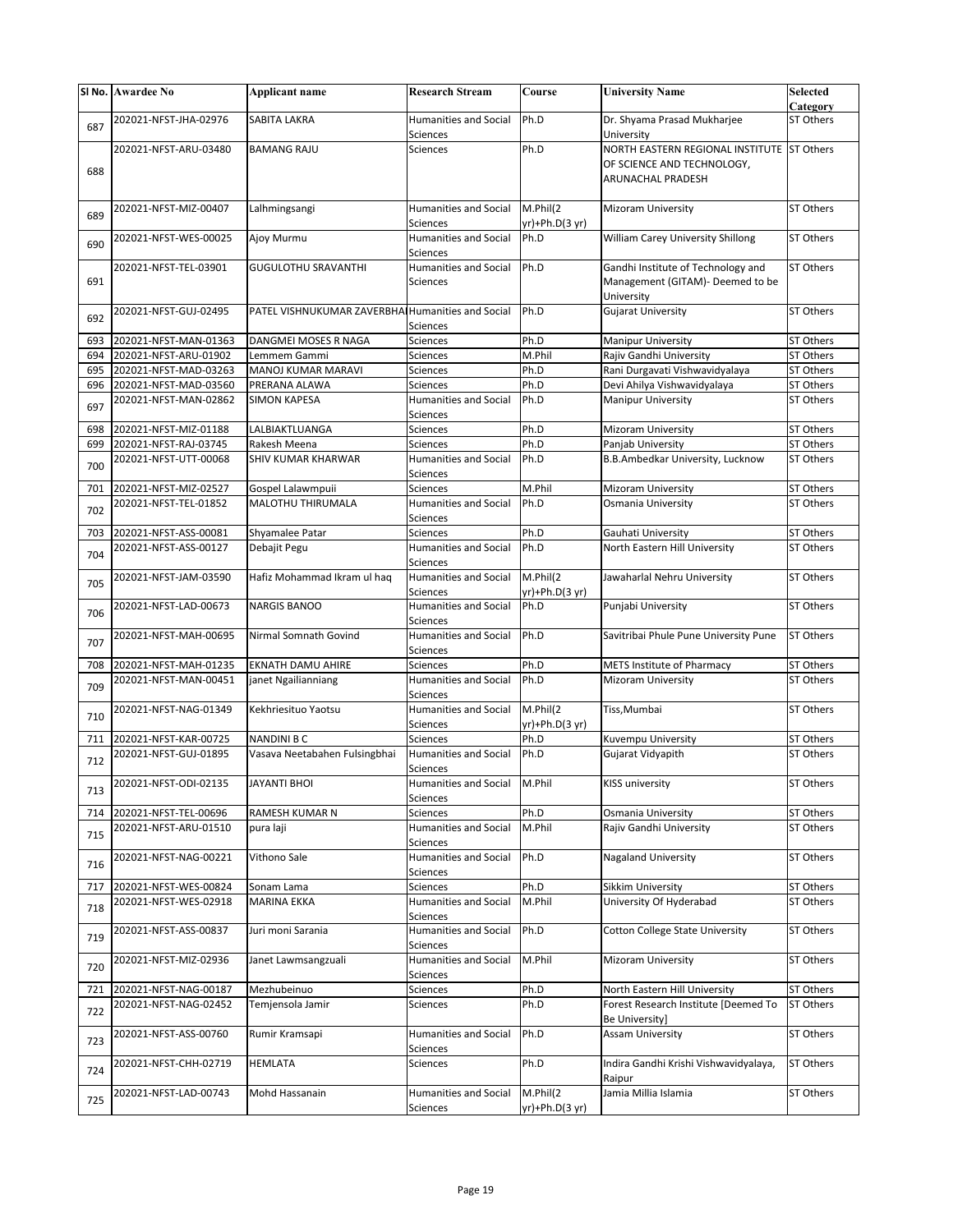| Sl No. | Awardee No | Applicant name | Research Stream | Course | University Name | Selected Category |
|---|---|---|---|---|---|---|
| 687 | 202021-NFST-JHA-02976 | SABITA LAKRA | Humanities and Social Sciences | Ph.D | Dr. Shyama Prasad Mukharjee University | ST Others |
| 688 | 202021-NFST-ARU-03480 | BAMANG RAJU | Sciences | Ph.D | NORTH EASTERN REGIONAL INSTITUTE OF SCIENCE AND TECHNOLOGY, ARUNACHAL PRADESH | ST Others |
| 689 | 202021-NFST-MIZ-00407 | Lalhmingsangi | Humanities and Social Sciences | M.Phil(2 yr)+Ph.D(3 yr) | Mizoram University | ST Others |
| 690 | 202021-NFST-WES-00025 | Ajoy Murmu | Humanities and Social Sciences | Ph.D | William Carey University Shillong | ST Others |
| 691 | 202021-NFST-TEL-03901 | GUGULOTHU SRAVANTHI | Humanities and Social Sciences | Ph.D | Gandhi Institute of Technology and Management (GITAM)- Deemed to be University | ST Others |
| 692 | 202021-NFST-GUJ-02495 | PATEL VISHNUKUMAR ZAVERBHAI | Humanities and Social Sciences | Ph.D | Gujarat University | ST Others |
| 693 | 202021-NFST-MAN-01363 | DANGMEI MOSES R NAGA | Sciences | Ph.D | Manipur University | ST Others |
| 694 | 202021-NFST-ARU-01902 | Lemmem Gammi | Sciences | M.Phil | Rajiv Gandhi University | ST Others |
| 695 | 202021-NFST-MAD-03263 | MANOJ KUMAR MARAVI | Sciences | Ph.D | Rani Durgavati Vishwavidyalaya | ST Others |
| 696 | 202021-NFST-MAD-03560 | PRERANA ALAWA | Sciences | Ph.D | Devi Ahilya Vishwavidyalaya | ST Others |
| 697 | 202021-NFST-MAN-02862 | SIMON KAPESA | Humanities and Social Sciences | Ph.D | Manipur University | ST Others |
| 698 | 202021-NFST-MIZ-01188 | LALBIAKTLUANGA | Sciences | Ph.D | Mizoram University | ST Others |
| 699 | 202021-NFST-RAJ-03745 | Rakesh Meena | Sciences | Ph.D | Panjab University | ST Others |
| 700 | 202021-NFST-UTT-00068 | SHIV KUMAR KHARWAR | Humanities and Social Sciences | Ph.D | B.B.Ambedkar University, Lucknow | ST Others |
| 701 | 202021-NFST-MIZ-02527 | Gospel Lalawmpuii | Sciences | M.Phil | Mizoram University | ST Others |
| 702 | 202021-NFST-TEL-01852 | MALOTHU THIRUMALA | Humanities and Social Sciences | Ph.D | Osmania University | ST Others |
| 703 | 202021-NFST-ASS-00081 | Shyamalee Patar | Sciences | Ph.D | Gauhati University | ST Others |
| 704 | 202021-NFST-ASS-00127 | Debajit Pegu | Humanities and Social Sciences | Ph.D | North Eastern Hill University | ST Others |
| 705 | 202021-NFST-JAM-03590 | Hafiz Mohammad Ikram ul haq | Humanities and Social Sciences | M.Phil(2 yr)+Ph.D(3 yr) | Jawaharlal Nehru University | ST Others |
| 706 | 202021-NFST-LAD-00673 | NARGIS BANOO | Humanities and Social Sciences | Ph.D | Punjabi University | ST Others |
| 707 | 202021-NFST-MAH-00695 | Nirmal Somnath Govind | Humanities and Social Sciences | Ph.D | Savitribai Phule Pune University Pune | ST Others |
| 708 | 202021-NFST-MAH-01235 | EKNATH DAMU AHIRE | Sciences | Ph.D | METS Institute of Pharmacy | ST Others |
| 709 | 202021-NFST-MAN-00451 | janet Ngailianniang | Humanities and Social Sciences | Ph.D | Mizoram University | ST Others |
| 710 | 202021-NFST-NAG-01349 | Kekhriesituo Yaotsu | Humanities and Social Sciences | M.Phil(2 yr)+Ph.D(3 yr) | Tiss,Mumbai | ST Others |
| 711 | 202021-NFST-KAR-00725 | NANDINI B C | Sciences | Ph.D | Kuvempu University | ST Others |
| 712 | 202021-NFST-GUJ-01895 | Vasava Neetabahen Fulsingbhai | Humanities and Social Sciences | Ph.D | Gujarat Vidyapith | ST Others |
| 713 | 202021-NFST-ODI-02135 | JAYANTI BHOI | Humanities and Social Sciences | M.Phil | KISS university | ST Others |
| 714 | 202021-NFST-TEL-00696 | RAMESH KUMAR N | Sciences | Ph.D | Osmania University | ST Others |
| 715 | 202021-NFST-ARU-01510 | pura laji | Humanities and Social Sciences | M.Phil | Rajiv Gandhi University | ST Others |
| 716 | 202021-NFST-NAG-00221 | Vithono Sale | Humanities and Social Sciences | Ph.D | Nagaland University | ST Others |
| 717 | 202021-NFST-WES-00824 | Sonam Lama | Sciences | Ph.D | Sikkim University | ST Others |
| 718 | 202021-NFST-WES-02918 | MARINA EKKA | Humanities and Social Sciences | M.Phil | University Of Hyderabad | ST Others |
| 719 | 202021-NFST-ASS-00837 | Juri moni Sarania | Humanities and Social Sciences | Ph.D | Cotton College State University | ST Others |
| 720 | 202021-NFST-MIZ-02936 | Janet Lawmsangzuali | Humanities and Social Sciences | M.Phil | Mizoram University | ST Others |
| 721 | 202021-NFST-NAG-00187 | Mezhubeinuo | Sciences | Ph.D | North Eastern Hill University | ST Others |
| 722 | 202021-NFST-NAG-02452 | Temjensola Jamir | Sciences | Ph.D | Forest Research Institute [Deemed To Be University] | ST Others |
| 723 | 202021-NFST-ASS-00760 | Rumir Kramsapi | Humanities and Social Sciences | Ph.D | Assam University | ST Others |
| 724 | 202021-NFST-CHH-02719 | HEMLATA | Sciences | Ph.D | Indira Gandhi Krishi Vishwavidyalaya, Raipur | ST Others |
| 725 | 202021-NFST-LAD-00743 | Mohd Hassanain | Humanities and Social Sciences | M.Phil(2 yr)+Ph.D(3 yr) | Jamia Millia Islamia | ST Others |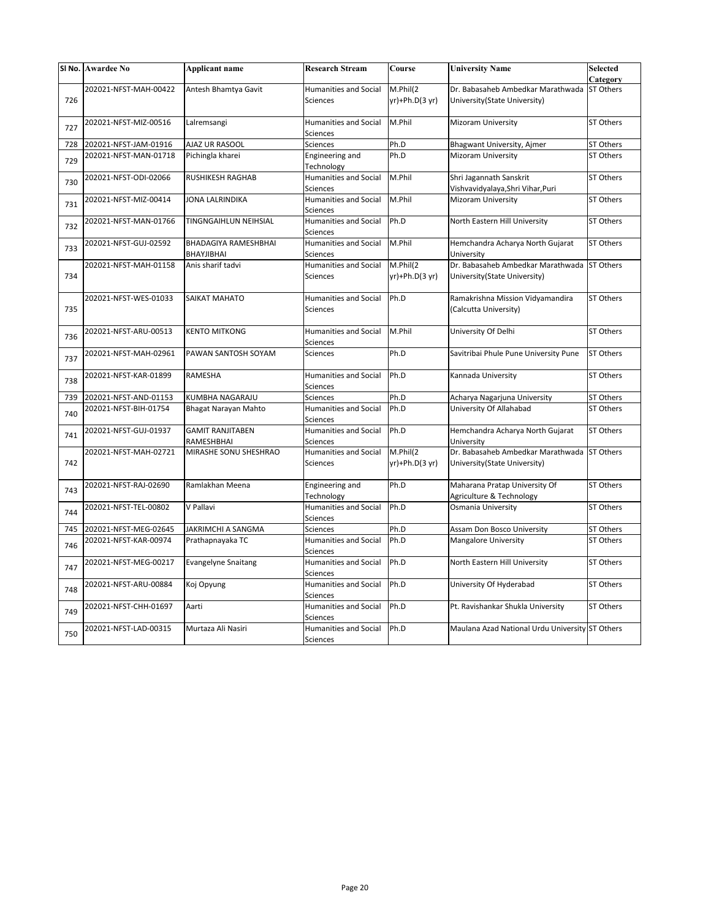| Sl No. | Awardee No | Applicant name | Research Stream | Course | University Name | Selected Category |
|---|---|---|---|---|---|---|
| 726 | 202021-NFST-MAH-00422 | Antesh Bhamtya Gavit | Humanities and Social Sciences | M.Phil(2 yr)+Ph.D(3 yr) | Dr. Babasaheb Ambedkar Marathwada University(State University) | ST Others |
| 727 | 202021-NFST-MIZ-00516 | Lalremsangi | Humanities and Social Sciences | M.Phil | Mizoram University | ST Others |
| 728 | 202021-NFST-JAM-01916 | AJAZ UR RASOOL | Sciences | Ph.D | Bhagwant University, Ajmer | ST Others |
| 729 | 202021-NFST-MAN-01718 | Pichingla kharei | Engineering and Technology | Ph.D | Mizoram University | ST Others |
| 730 | 202021-NFST-ODI-02066 | RUSHIKESH RAGHAB | Humanities and Social Sciences | M.Phil | Shri Jagannath Sanskrit Vishvavidyalaya,Shri Vihar,Puri | ST Others |
| 731 | 202021-NFST-MIZ-00414 | JONA LALRINDIKA | Humanities and Social Sciences | M.Phil | Mizoram University | ST Others |
| 732 | 202021-NFST-MAN-01766 | TINGNGAIHLUN NEIHSIAL | Humanities and Social Sciences | Ph.D | North Eastern Hill University | ST Others |
| 733 | 202021-NFST-GUJ-02592 | BHADAGIYA RAMESHBHAI BHAYJIBHAI | Humanities and Social Sciences | M.Phil | Hemchandra Acharya North Gujarat University | ST Others |
| 734 | 202021-NFST-MAH-01158 | Anis sharif tadvi | Humanities and Social Sciences | M.Phil(2 yr)+Ph.D(3 yr) | Dr. Babasaheb Ambedkar Marathwada University(State University) | ST Others |
| 735 | 202021-NFST-WES-01033 | SAIKAT MAHATO | Humanities and Social Sciences | Ph.D | Ramakrishna Mission Vidyamandira (Calcutta University) | ST Others |
| 736 | 202021-NFST-ARU-00513 | KENTO MITKONG | Humanities and Social Sciences | M.Phil | University Of Delhi | ST Others |
| 737 | 202021-NFST-MAH-02961 | PAWAN SANTOSH SOYAM | Sciences | Ph.D | Savitribai Phule Pune University Pune | ST Others |
| 738 | 202021-NFST-KAR-01899 | RAMESHA | Humanities and Social Sciences | Ph.D | Kannada University | ST Others |
| 739 | 202021-NFST-AND-01153 | KUMBHA NAGARAJU | Sciences | Ph.D | Acharya Nagarjuna University | ST Others |
| 740 | 202021-NFST-BIH-01754 | Bhagat Narayan Mahto | Humanities and Social Sciences | Ph.D | University Of Allahabad | ST Others |
| 741 | 202021-NFST-GUJ-01937 | GAMIT RANJITABEN RAMESHBHAI | Humanities and Social Sciences | Ph.D | Hemchandra Acharya North Gujarat University | ST Others |
| 742 | 202021-NFST-MAH-02721 | MIRASHE SONU SHESHRAO | Humanities and Social Sciences | M.Phil(2 yr)+Ph.D(3 yr) | Dr. Babasaheb Ambedkar Marathwada University(State University) | ST Others |
| 743 | 202021-NFST-RAJ-02690 | Ramlakhan Meena | Engineering and Technology | Ph.D | Maharana Pratap University Of Agriculture & Technology | ST Others |
| 744 | 202021-NFST-TEL-00802 | V Pallavi | Humanities and Social Sciences | Ph.D | Osmania University | ST Others |
| 745 | 202021-NFST-MEG-02645 | JAKRIMCHI A SANGMA | Sciences | Ph.D | Assam Don Bosco University | ST Others |
| 746 | 202021-NFST-KAR-00974 | Prathapnayaka TC | Humanities and Social Sciences | Ph.D | Mangalore University | ST Others |
| 747 | 202021-NFST-MEG-00217 | Evangelyne Snaitang | Humanities and Social Sciences | Ph.D | North Eastern Hill University | ST Others |
| 748 | 202021-NFST-ARU-00884 | Koj Opyung | Humanities and Social Sciences | Ph.D | University Of Hyderabad | ST Others |
| 749 | 202021-NFST-CHH-01697 | Aarti | Humanities and Social Sciences | Ph.D | Pt. Ravishankar Shukla University | ST Others |
| 750 | 202021-NFST-LAD-00315 | Murtaza Ali Nasiri | Humanities and Social Sciences | Ph.D | Maulana Azad National Urdu University | ST Others |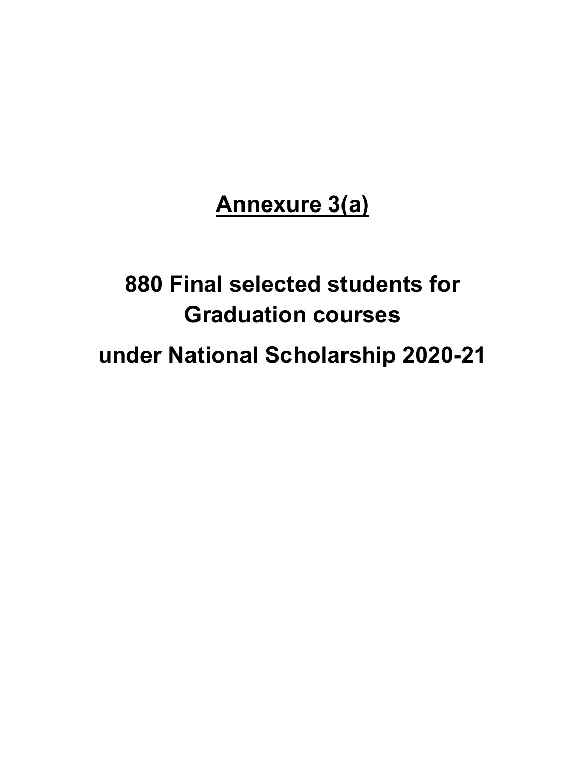# Annexure 3(a)

## 880 Final selected students for Graduation courses under National Scholarship 2020-21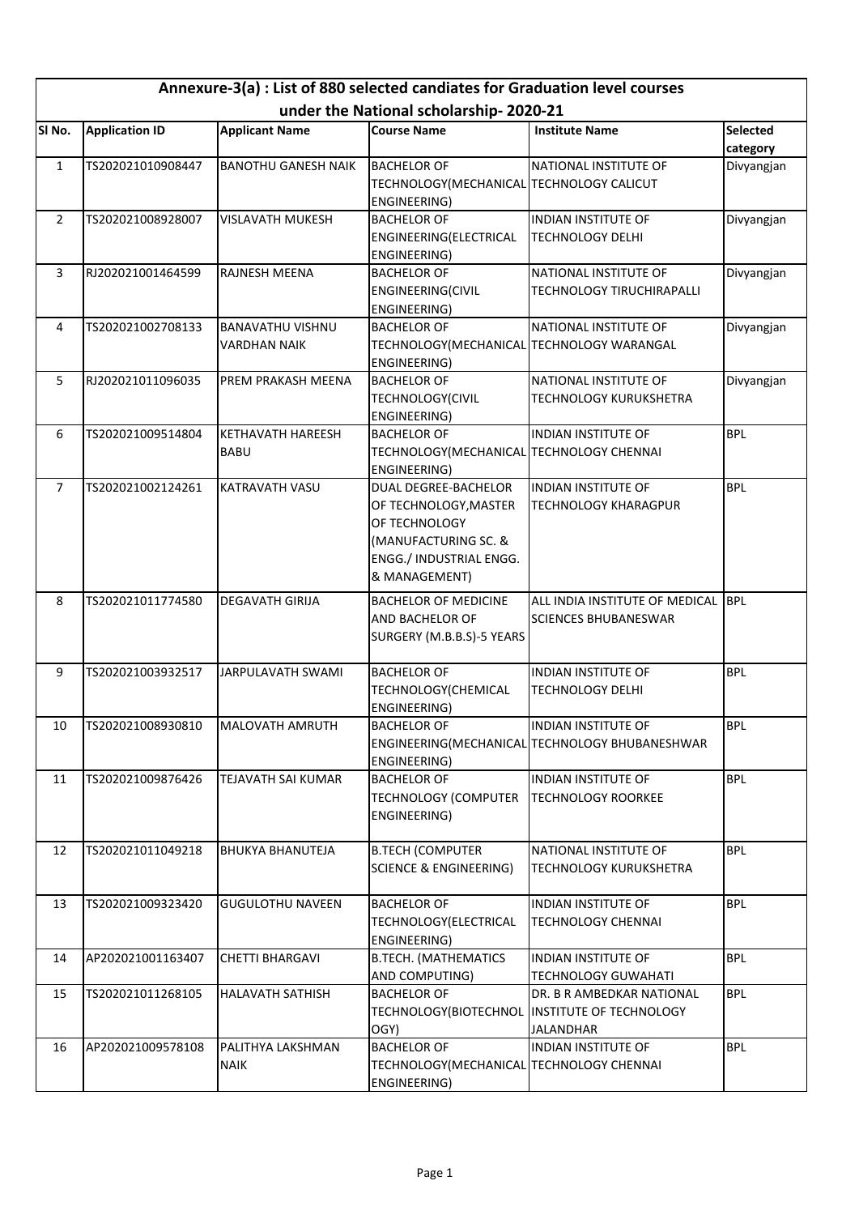## Annexure-3(a) : List of 880 selected candiates for Graduation level courses under the National scholarship- 2020-21

| Sl No. | Application ID | Applicant Name | Course Name | Institute Name | Selected category |
|---|---|---|---|---|---|
| 1 | TS202021010908447 | BANOTHU GANESH NAIK | BACHELOR OF TECHNOLOGY(MECHANICAL ENGINEERING) | NATIONAL INSTITUTE OF TECHNOLOGY CALICUT | Divyangjan |
| 2 | TS202021008928007 | VISLAVATH MUKESH | BACHELOR OF ENGINEERING(ELECTRICAL ENGINEERING) | INDIAN INSTITUTE OF TECHNOLOGY DELHI | Divyangjan |
| 3 | RJ202021001464599 | RAJNESH MEENA | BACHELOR OF ENGINEERING(CIVIL ENGINEERING) | NATIONAL INSTITUTE OF TECHNOLOGY TIRUCHIRAPALLI | Divyangjan |
| 4 | TS202021002708133 | BANAVATHU VISHNU VARDHAN NAIK | BACHELOR OF TECHNOLOGY(MECHANICAL ENGINEERING) | NATIONAL INSTITUTE OF TECHNOLOGY WARANGAL | Divyangjan |
| 5 | RJ202021011096035 | PREM PRAKASH MEENA | BACHELOR OF TECHNOLOGY(CIVIL ENGINEERING) | NATIONAL INSTITUTE OF TECHNOLOGY KURUKSHETRA | Divyangjan |
| 6 | TS202021009514804 | KETHAVATH HAREESH BABU | BACHELOR OF TECHNOLOGY(MECHANICAL ENGINEERING) | INDIAN INSTITUTE OF TECHNOLOGY CHENNAI | BPL |
| 7 | TS202021002124261 | KATRAVATH VASU | DUAL DEGREE-BACHELOR OF TECHNOLOGY,MASTER OF TECHNOLOGY (MANUFACTURING SC. & ENGG./ INDUSTRIAL ENGG. & MANAGEMENT) | INDIAN INSTITUTE OF TECHNOLOGY KHARAGPUR | BPL |
| 8 | TS202021011774580 | DEGAVATH GIRIJA | BACHELOR OF MEDICINE AND BACHELOR OF SURGERY (M.B.B.S)-5 YEARS | ALL INDIA INSTITUTE OF MEDICAL SCIENCES BHUBANESWAR | BPL |
| 9 | TS202021003932517 | JARPULAVATH SWAMI | BACHELOR OF TECHNOLOGY(CHEMICAL ENGINEERING) | INDIAN INSTITUTE OF TECHNOLOGY DELHI | BPL |
| 10 | TS202021008930810 | MALOVATH AMRUTH | BACHELOR OF ENGINEERING(MECHANICAL ENGINEERING) | INDIAN INSTITUTE OF TECHNOLOGY BHUBANESHWAR | BPL |
| 11 | TS202021009876426 | TEJAVATH SAI KUMAR | BACHELOR OF TECHNOLOGY (COMPUTER ENGINEERING) | INDIAN INSTITUTE OF TECHNOLOGY ROORKEE | BPL |
| 12 | TS202021011049218 | BHUKYA BHANUTEJA | B.TECH (COMPUTER SCIENCE & ENGINEERING) | NATIONAL INSTITUTE OF TECHNOLOGY KURUKSHETRA | BPL |
| 13 | TS202021009323420 | GUGULOTHU NAVEEN | BACHELOR OF TECHNOLOGY(ELECTRICAL ENGINEERING) | INDIAN INSTITUTE OF TECHNOLOGY CHENNAI | BPL |
| 14 | AP202021001163407 | CHETTI BHARGAVI | B.TECH. (MATHEMATICS AND COMPUTING) | INDIAN INSTITUTE OF TECHNOLOGY GUWAHATI | BPL |
| 15 | TS202021011268105 | HALAVATH SATHISH | BACHELOR OF TECHNOLOGY(BIOTECHNOLOGY) | DR. B R AMBEDKAR NATIONAL INSTITUTE OF TECHNOLOGY JALANDHAR | BPL |
| 16 | AP202021009578108 | PALITHYA LAKSHMAN NAIK | BACHELOR OF TECHNOLOGY(MECHANICAL ENGINEERING) | INDIAN INSTITUTE OF TECHNOLOGY CHENNAI | BPL |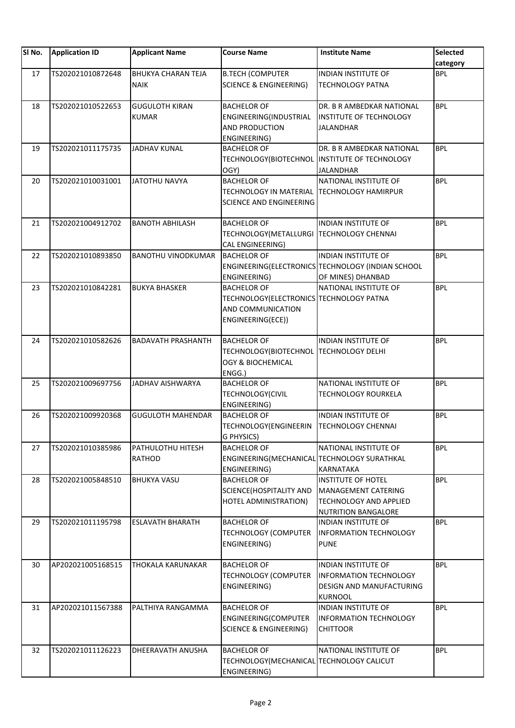| Sl No. | Application ID | Applicant Name | Course Name | Institute Name | Selected category |
|---|---|---|---|---|---|
| 17 | TS202021010872648 | BHUKYA CHARAN TEJA NAIK | B.TECH (COMPUTER SCIENCE & ENGINEERING) | INDIAN INSTITUTE OF TECHNOLOGY PATNA | BPL |
| 18 | TS202021010522653 | GUGULOTH KIRAN KUMAR | BACHELOR OF ENGINEERING(INDUSTRIAL AND PRODUCTION ENGINEERING) | DR. B R AMBEDKAR NATIONAL INSTITUTE OF TECHNOLOGY JALANDHAR | BPL |
| 19 | TS202021011175735 | JADHAV KUNAL | BACHELOR OF TECHNOLOGY(BIOTECHNOLOGY) | DR. B R AMBEDKAR NATIONAL INSTITUTE OF TECHNOLOGY JALANDHAR | BPL |
| 20 | TS202021010031001 | JATOTHU NAVYA | BACHELOR OF TECHNOLOGY IN MATERIAL SCIENCE AND ENGINEERING | NATIONAL INSTITUTE OF TECHNOLOGY HAMIRPUR | BPL |
| 21 | TS202021004912702 | BANOTH ABHILASH | BACHELOR OF TECHNOLOGY(METALLURGICAL ENGINEERING) | INDIAN INSTITUTE OF TECHNOLOGY CHENNAI | BPL |
| 22 | TS202021010893850 | BANOTHU VINODKUMAR | BACHELOR OF ENGINEERING(ELECTRONICS ENGINEERING) | INDIAN INSTITUTE OF TECHNOLOGY (INDIAN SCHOOL OF MINES) DHANBAD | BPL |
| 23 | TS202021010842281 | BUKYA BHASKER | BACHELOR OF TECHNOLOGY(ELECTRONICS AND COMMUNICATION ENGINEERING(ECE)) | NATIONAL INSTITUTE OF TECHNOLOGY PATNA | BPL |
| 24 | TS202021010582626 | BADAVATH PRASHANTH | BACHELOR OF TECHNOLOGY(BIOTECHNOLOGY & BIOCHEMICAL ENGG.) | INDIAN INSTITUTE OF TECHNOLOGY DELHI | BPL |
| 25 | TS202021009697756 | JADHAV AISHWARYA | BACHELOR OF TECHNOLOGY(CIVIL ENGINEERING) | NATIONAL INSTITUTE OF TECHNOLOGY ROURKELA | BPL |
| 26 | TS202021009920368 | GUGULOTH MAHENDAR | BACHELOR OF TECHNOLOGY(ENGINEERING PHYSICS) | INDIAN INSTITUTE OF TECHNOLOGY CHENNAI | BPL |
| 27 | TS202021010385986 | PATHULOTHU HITESH RATHOD | BACHELOR OF ENGINEERING(MECHANICAL ENGINEERING) | NATIONAL INSTITUTE OF TECHNOLOGY SURATHKAL KARNATAKA | BPL |
| 28 | TS202021005848510 | BHUKYA VASU | BACHELOR OF SCIENCE(HOSPITALITY AND HOTEL ADMINISTRATION) | INSTITUTE OF HOTEL MANAGEMENT CATERING TECHNOLOGY AND APPLIED NUTRITION BANGALORE | BPL |
| 29 | TS202021011195798 | ESLAVATH BHARATH | BACHELOR OF TECHNOLOGY (COMPUTER ENGINEERING) | INDIAN INSTITUTE OF INFORMATION TECHNOLOGY PUNE | BPL |
| 30 | AP202021005168515 | THOKALA KARUNAKAR | BACHELOR OF TECHNOLOGY (COMPUTER ENGINEERING) | INDIAN INSTITUTE OF INFORMATION TECHNOLOGY DESIGN AND MANUFACTURING KURNOOL | BPL |
| 31 | AP202021011567388 | PALTHIYA RANGAMMA | BACHELOR OF ENGINEERING(COMPUTER SCIENCE & ENGINEERING) | INDIAN INSTITUTE OF INFORMATION TECHNOLOGY CHITTOOR | BPL |
| 32 | TS202021011126223 | DHEERAVATH ANUSHA | BACHELOR OF TECHNOLOGY(MECHANICAL ENGINEERING) | NATIONAL INSTITUTE OF TECHNOLOGY CALICUT | BPL |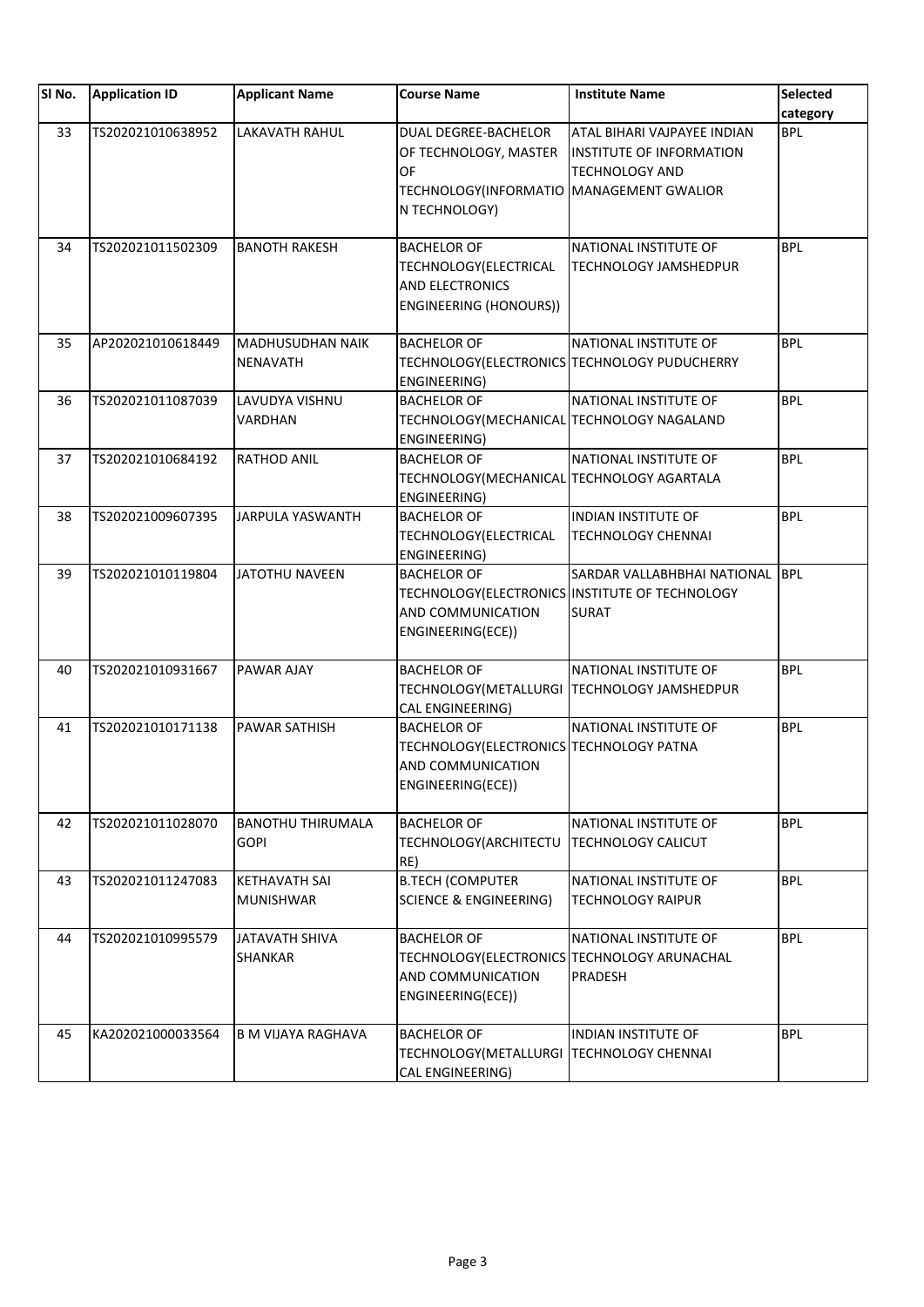| Sl No. | Application ID | Applicant Name | Course Name | Institute Name | Selected category |
|---|---|---|---|---|---|
| 33 | TS202021010638952 | LAKAVATH RAHUL | DUAL DEGREE-BACHELOR OF TECHNOLOGY, MASTER OF TECHNOLOGY(INFORMATION TECHNOLOGY) | ATAL BIHARI VAJPAYEE INDIAN INSTITUTE OF INFORMATION TECHNOLOGY AND MANAGEMENT GWALIOR | BPL |
| 34 | TS202021011502309 | BANOTH RAKESH | BACHELOR OF TECHNOLOGY(ELECTRICAL AND ELECTRONICS ENGINEERING (HONOURS)) | NATIONAL INSTITUTE OF TECHNOLOGY JAMSHEDPUR | BPL |
| 35 | AP202021010618449 | MADHUSUDHAN NAIK NENAVATH | BACHELOR OF TECHNOLOGY(ELECTRONICS ENGINEERING) | NATIONAL INSTITUTE OF TECHNOLOGY PUDUCHERRY | BPL |
| 36 | TS202021011087039 | LAVUDYA VISHNU VARDHAN | BACHELOR OF TECHNOLOGY(MECHANICAL ENGINEERING) | NATIONAL INSTITUTE OF TECHNOLOGY NAGALAND | BPL |
| 37 | TS202021010684192 | RATHOD ANIL | BACHELOR OF TECHNOLOGY(MECHANICAL ENGINEERING) | NATIONAL INSTITUTE OF TECHNOLOGY AGARTALA | BPL |
| 38 | TS202021009607395 | JARPULA YASWANTH | BACHELOR OF TECHNOLOGY(ELECTRICAL ENGINEERING) | INDIAN INSTITUTE OF TECHNOLOGY CHENNAI | BPL |
| 39 | TS202021010119804 | JATOTHU NAVEEN | BACHELOR OF TECHNOLOGY(ELECTRONICS AND COMMUNICATION ENGINEERING(ECE)) | SARDAR VALLABHBHAI NATIONAL INSTITUTE OF TECHNOLOGY SURAT | BPL |
| 40 | TS202021010931667 | PAWAR AJAY | BACHELOR OF TECHNOLOGY(METALLURGICAL ENGINEERING) | NATIONAL INSTITUTE OF TECHNOLOGY JAMSHEDPUR | BPL |
| 41 | TS202021010171138 | PAWAR SATHISH | BACHELOR OF TECHNOLOGY(ELECTRONICS AND COMMUNICATION ENGINEERING(ECE)) | NATIONAL INSTITUTE OF TECHNOLOGY PATNA | BPL |
| 42 | TS202021011028070 | BANOTHU THIRUMALA GOPI | BACHELOR OF TECHNOLOGY(ARCHITECTURE) | NATIONAL INSTITUTE OF TECHNOLOGY CALICUT | BPL |
| 43 | TS202021011247083 | KETHAVATH SAI MUNISHWAR | B.TECH (COMPUTER SCIENCE & ENGINEERING) | NATIONAL INSTITUTE OF TECHNOLOGY RAIPUR | BPL |
| 44 | TS202021010995579 | JATAVATH SHIVA SHANKAR | BACHELOR OF TECHNOLOGY(ELECTRONICS AND COMMUNICATION ENGINEERING(ECE)) | NATIONAL INSTITUTE OF TECHNOLOGY ARUNACHAL PRADESH | BPL |
| 45 | KA202021000033564 | B M VIJAYA RAGHAVA | BACHELOR OF TECHNOLOGY(METALLURGICAL ENGINEERING) | INDIAN INSTITUTE OF TECHNOLOGY CHENNAI | BPL |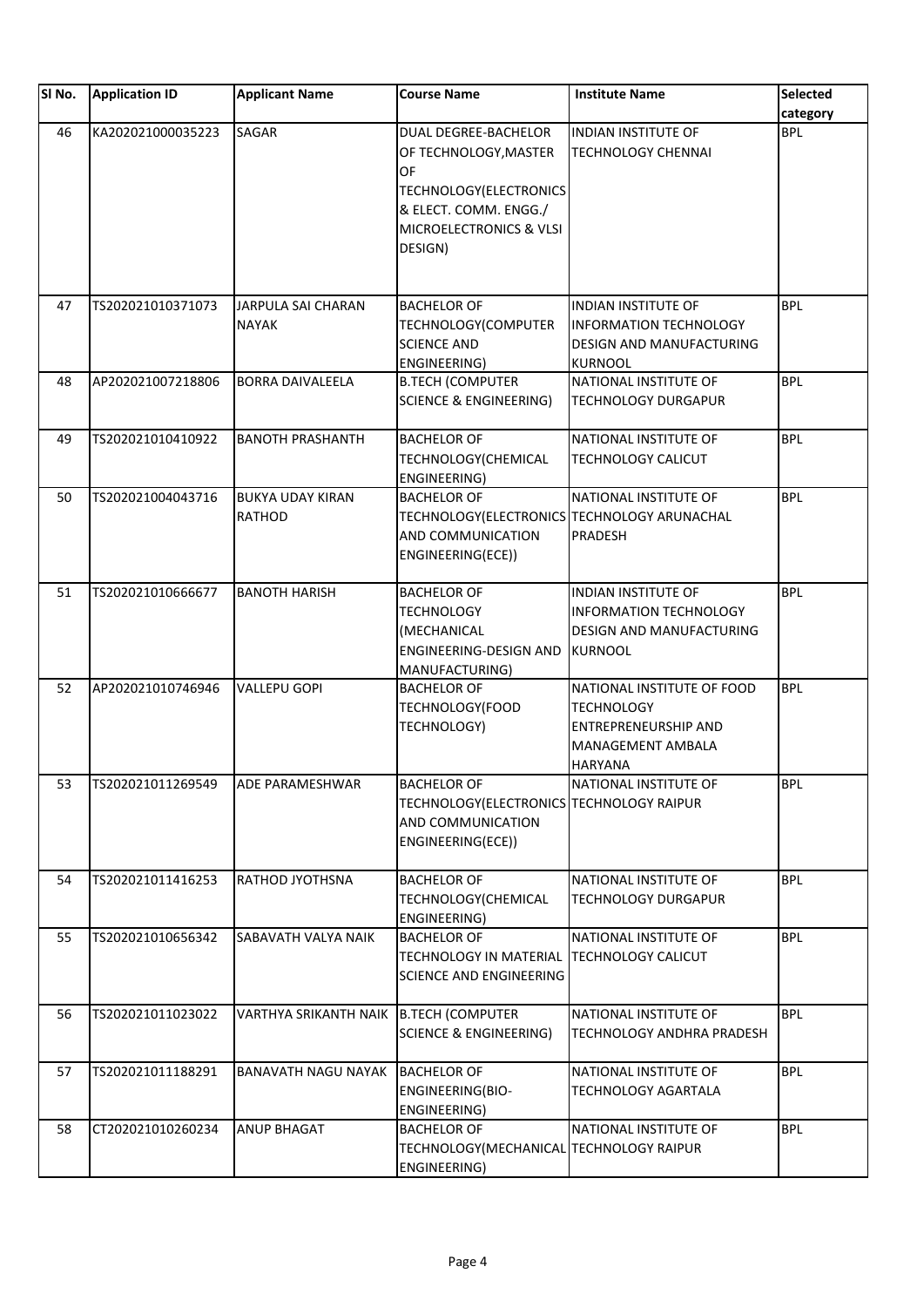| Sl No. | Application ID | Applicant Name | Course Name | Institute Name | Selected category |
|---|---|---|---|---|---|
| 46 | KA202021000035223 | SAGAR | DUAL DEGREE-BACHELOR OF TECHNOLOGY,MASTER OF TECHNOLOGY(ELECTRONICS & ELECT. COMM. ENGG./ MICROELECTRONICS & VLSI DESIGN) | INDIAN INSTITUTE OF TECHNOLOGY CHENNAI | BPL |
| 47 | TS202021010371073 | JARPULA SAI CHARAN NAYAK | BACHELOR OF TECHNOLOGY(COMPUTER SCIENCE AND ENGINEERING) | INDIAN INSTITUTE OF INFORMATION TECHNOLOGY DESIGN AND MANUFACTURING KURNOOL | BPL |
| 48 | AP202021007218806 | BORRA DAIVALEELA | B.TECH (COMPUTER SCIENCE & ENGINEERING) | NATIONAL INSTITUTE OF TECHNOLOGY DURGAPUR | BPL |
| 49 | TS202021010410922 | BANOTH PRASHANTH | BACHELOR OF TECHNOLOGY(CHEMICAL ENGINEERING) | NATIONAL INSTITUTE OF TECHNOLOGY CALICUT | BPL |
| 50 | TS202021004043716 | BUKYA UDAY KIRAN RATHOD | BACHELOR OF TECHNOLOGY(ELECTRONICS AND COMMUNICATION ENGINEERING(ECE)) | NATIONAL INSTITUTE OF TECHNOLOGY ARUNACHAL PRADESH | BPL |
| 51 | TS202021010666677 | BANOTH HARISH | BACHELOR OF TECHNOLOGY (MECHANICAL ENGINEERING-DESIGN AND MANUFACTURING) | INDIAN INSTITUTE OF INFORMATION TECHNOLOGY DESIGN AND MANUFACTURING KURNOOL | BPL |
| 52 | AP202021010746946 | VALLEPU GOPI | BACHELOR OF TECHNOLOGY(FOOD TECHNOLOGY) | NATIONAL INSTITUTE OF FOOD TECHNOLOGY ENTREPRENEURSHIP AND MANAGEMENT AMBALA HARYANA | BPL |
| 53 | TS202021011269549 | ADE PARAMESHWAR | BACHELOR OF TECHNOLOGY(ELECTRONICS AND COMMUNICATION ENGINEERING(ECE)) | NATIONAL INSTITUTE OF TECHNOLOGY RAIPUR | BPL |
| 54 | TS202021011416253 | RATHOD JYOTHSNA | BACHELOR OF TECHNOLOGY(CHEMICAL ENGINEERING) | NATIONAL INSTITUTE OF TECHNOLOGY DURGAPUR | BPL |
| 55 | TS202021010656342 | SABAVATH VALYA NAIK | BACHELOR OF TECHNOLOGY IN MATERIAL SCIENCE AND ENGINEERING | NATIONAL INSTITUTE OF TECHNOLOGY CALICUT | BPL |
| 56 | TS202021011023022 | VARTHYA SRIKANTH NAIK | B.TECH (COMPUTER SCIENCE & ENGINEERING) | NATIONAL INSTITUTE OF TECHNOLOGY ANDHRA PRADESH | BPL |
| 57 | TS202021011188291 | BANAVATH NAGU NAYAK | BACHELOR OF ENGINEERING(BIO-ENGINEERING) | NATIONAL INSTITUTE OF TECHNOLOGY AGARTALA | BPL |
| 58 | CT202021010260234 | ANUP BHAGAT | BACHELOR OF TECHNOLOGY(MECHANICAL ENGINEERING) | NATIONAL INSTITUTE OF TECHNOLOGY RAIPUR | BPL |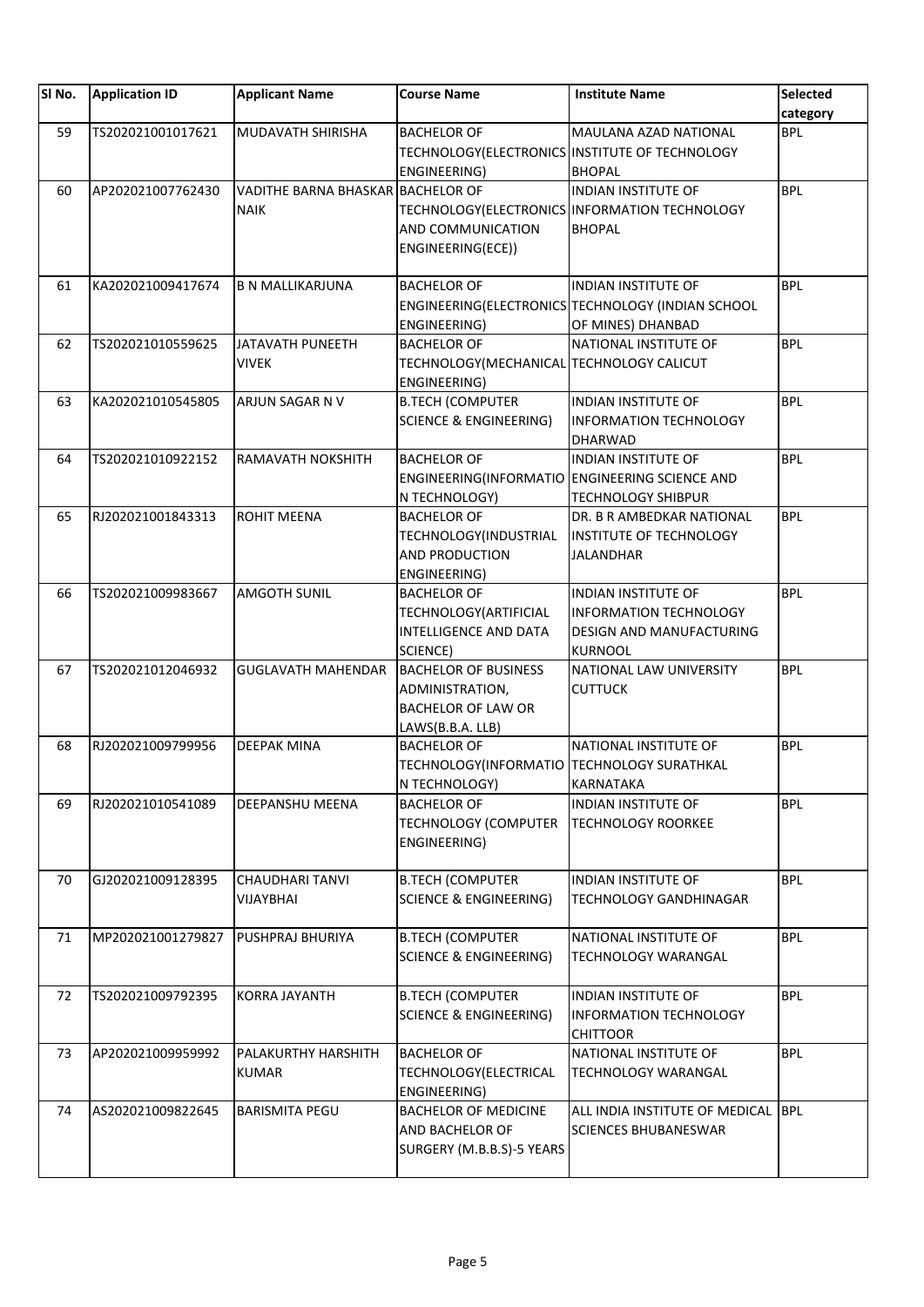| Sl No. | Application ID | Applicant Name | Course Name | Institute Name | Selected category |
|---|---|---|---|---|---|
| 59 | TS202021001017621 | MUDAVATH SHIRISHA | BACHELOR OF TECHNOLOGY(ELECTRONICS ENGINEERING) | MAULANA AZAD NATIONAL INSTITUTE OF TECHNOLOGY BHOPAL | BPL |
| 60 | AP202021007762430 | VADITHE BARNA BHASKAR NAIK | BACHELOR OF TECHNOLOGY(ELECTRONICS AND COMMUNICATION ENGINEERING(ECE)) | INDIAN INSTITUTE OF INFORMATION TECHNOLOGY BHOPAL | BPL |
| 61 | KA202021009417674 | B N MALLIKARJUNA | BACHELOR OF ENGINEERING(ELECTRONICS ENGINEERING) | INDIAN INSTITUTE OF TECHNOLOGY (INDIAN SCHOOL OF MINES) DHANBAD | BPL |
| 62 | TS202021010559625 | JATAVATH PUNEETH VIVEK | BACHELOR OF TECHNOLOGY(MECHANICAL ENGINEERING) | NATIONAL INSTITUTE OF TECHNOLOGY CALICUT | BPL |
| 63 | KA202021010545805 | ARJUN SAGAR N V | B.TECH (COMPUTER SCIENCE & ENGINEERING) | INDIAN INSTITUTE OF INFORMATION TECHNOLOGY DHARWAD | BPL |
| 64 | TS202021010922152 | RAMAVATH NOKSHITH | BACHELOR OF ENGINEERING(INFORMATION TECHNOLOGY) | INDIAN INSTITUTE OF ENGINEERING SCIENCE AND TECHNOLOGY SHIBPUR | BPL |
| 65 | RJ202021001843313 | ROHIT MEENA | BACHELOR OF TECHNOLOGY(INDUSTRIAL AND PRODUCTION ENGINEERING) | DR. B R AMBEDKAR NATIONAL INSTITUTE OF TECHNOLOGY JALANDHAR | BPL |
| 66 | TS202021009983667 | AMGOTH SUNIL | BACHELOR OF TECHNOLOGY(ARTIFICIAL INTELLIGENCE AND DATA SCIENCE) | INDIAN INSTITUTE OF INFORMATION TECHNOLOGY DESIGN AND MANUFACTURING KURNOOL | BPL |
| 67 | TS202021012046932 | GUGLAVATH MAHENDAR | BACHELOR OF BUSINESS ADMINISTRATION, BACHELOR OF LAW OR LAWS(B.B.A. LLB) | NATIONAL LAW UNIVERSITY CUTTUCK | BPL |
| 68 | RJ202021009799956 | DEEPAK MINA | BACHELOR OF TECHNOLOGY(INFORMATION TECHNOLOGY) | NATIONAL INSTITUTE OF TECHNOLOGY SURATHKAL KARNATAKA | BPL |
| 69 | RJ202021010541089 | DEEPANSHU MEENA | BACHELOR OF TECHNOLOGY (COMPUTER ENGINEERING) | INDIAN INSTITUTE OF TECHNOLOGY ROORKEE | BPL |
| 70 | GJ202021009128395 | CHAUDHARI TANVI VIJAYBHAI | B.TECH (COMPUTER SCIENCE & ENGINEERING) | INDIAN INSTITUTE OF TECHNOLOGY GANDHINAGAR | BPL |
| 71 | MP202021001279827 | PUSHPRAJ BHURIYA | B.TECH (COMPUTER SCIENCE & ENGINEERING) | NATIONAL INSTITUTE OF TECHNOLOGY WARANGAL | BPL |
| 72 | TS202021009792395 | KORRA JAYANTH | B.TECH (COMPUTER SCIENCE & ENGINEERING) | INDIAN INSTITUTE OF INFORMATION TECHNOLOGY CHITTOOR | BPL |
| 73 | AP202021009959992 | PALAKURTHY HARSHITH KUMAR | BACHELOR OF TECHNOLOGY(ELECTRICAL ENGINEERING) | NATIONAL INSTITUTE OF TECHNOLOGY WARANGAL | BPL |
| 74 | AS202021009822645 | BARISMITA PEGU | BACHELOR OF MEDICINE AND BACHELOR OF SURGERY (M.B.B.S)-5 YEARS | ALL INDIA INSTITUTE OF MEDICAL SCIENCES BHUBANESWAR | BPL |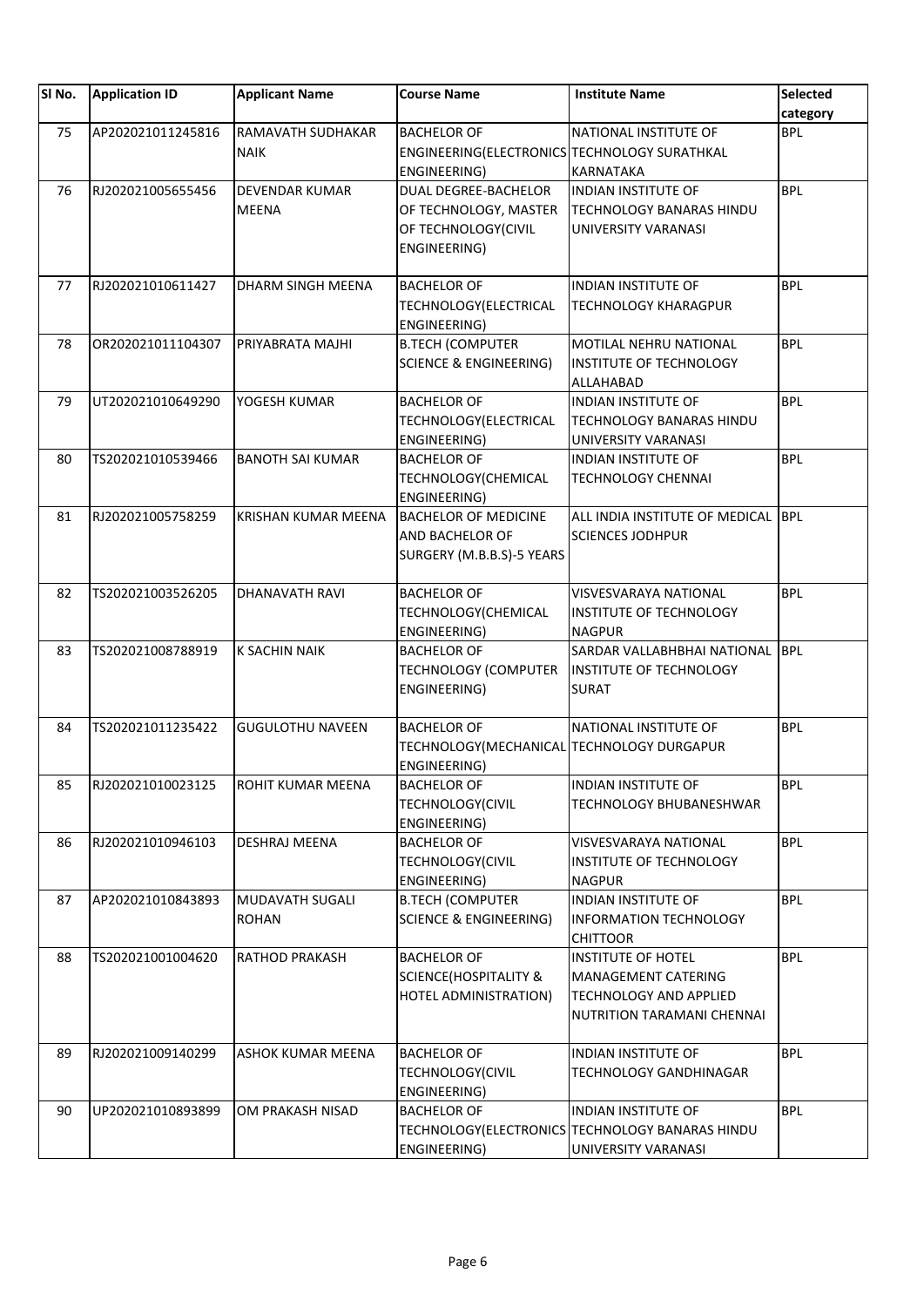| Sl No. | Application ID | Applicant Name | Course Name | Institute Name | Selected category |
|---|---|---|---|---|---|
| 75 | AP202021011245816 | RAMAVATH SUDHAKAR NAIK | BACHELOR OF ENGINEERING(ELECTRONICS ENGINEERING) | NATIONAL INSTITUTE OF TECHNOLOGY SURATHKAL KARNATAKA | BPL |
| 76 | RJ202021005655456 | DEVENDAR KUMAR MEENA | DUAL DEGREE-BACHELOR OF TECHNOLOGY, MASTER OF TECHNOLOGY(CIVIL ENGINEERING) | INDIAN INSTITUTE OF TECHNOLOGY BANARAS HINDU UNIVERSITY VARANASI | BPL |
| 77 | RJ202021010611427 | DHARM SINGH MEENA | BACHELOR OF TECHNOLOGY(ELECTRICAL ENGINEERING) | INDIAN INSTITUTE OF TECHNOLOGY KHARAGPUR | BPL |
| 78 | OR202021011104307 | PRIYABRATA MAJHI | B.TECH (COMPUTER SCIENCE & ENGINEERING) | MOTILAL NEHRU NATIONAL INSTITUTE OF TECHNOLOGY ALLAHABAD | BPL |
| 79 | UT202021010649290 | YOGESH KUMAR | BACHELOR OF TECHNOLOGY(ELECTRICAL ENGINEERING) | INDIAN INSTITUTE OF TECHNOLOGY BANARAS HINDU UNIVERSITY VARANASI | BPL |
| 80 | TS202021010539466 | BANOTH SAI KUMAR | BACHELOR OF TECHNOLOGY(CHEMICAL ENGINEERING) | INDIAN INSTITUTE OF TECHNOLOGY CHENNAI | BPL |
| 81 | RJ202021005758259 | KRISHAN KUMAR MEENA | BACHELOR OF MEDICINE AND BACHELOR OF SURGERY (M.B.B.S)-5 YEARS | ALL INDIA INSTITUTE OF MEDICAL SCIENCES JODHPUR | BPL |
| 82 | TS202021003526205 | DHANAVATH RAVI | BACHELOR OF TECHNOLOGY(CHEMICAL ENGINEERING) | VISVESVARAYA NATIONAL INSTITUTE OF TECHNOLOGY NAGPUR | BPL |
| 83 | TS202021008788919 | K SACHIN NAIK | BACHELOR OF TECHNOLOGY (COMPUTER ENGINEERING) | SARDAR VALLABHBHAI NATIONAL INSTITUTE OF TECHNOLOGY SURAT | BPL |
| 84 | TS202021011235422 | GUGULOTHU NAVEEN | BACHELOR OF TECHNOLOGY(MECHANICAL ENGINEERING) | NATIONAL INSTITUTE OF TECHNOLOGY DURGAPUR | BPL |
| 85 | RJ202021010023125 | ROHIT KUMAR MEENA | BACHELOR OF TECHNOLOGY(CIVIL ENGINEERING) | INDIAN INSTITUTE OF TECHNOLOGY BHUBANESHWAR | BPL |
| 86 | RJ202021010946103 | DESHRAJ MEENA | BACHELOR OF TECHNOLOGY(CIVIL ENGINEERING) | VISVESVARAYA NATIONAL INSTITUTE OF TECHNOLOGY NAGPUR | BPL |
| 87 | AP202021010843893 | MUDAVATH SUGALI ROHAN | B.TECH (COMPUTER SCIENCE & ENGINEERING) | INDIAN INSTITUTE OF INFORMATION TECHNOLOGY CHITTOOR | BPL |
| 88 | TS202021001004620 | RATHOD PRAKASH | BACHELOR OF SCIENCE(HOSPITALITY & HOTEL ADMINISTRATION) | INSTITUTE OF HOTEL MANAGEMENT CATERING TECHNOLOGY AND APPLIED NUTRITION TARAMANI CHENNAI | BPL |
| 89 | RJ202021009140299 | ASHOK KUMAR MEENA | BACHELOR OF TECHNOLOGY(CIVIL ENGINEERING) | INDIAN INSTITUTE OF TECHNOLOGY GANDHINAGAR | BPL |
| 90 | UP202021010893899 | OM PRAKASH NISAD | BACHELOR OF TECHNOLOGY(ELECTRONICS ENGINEERING) | INDIAN INSTITUTE OF TECHNOLOGY BANARAS HINDU UNIVERSITY VARANASI | BPL |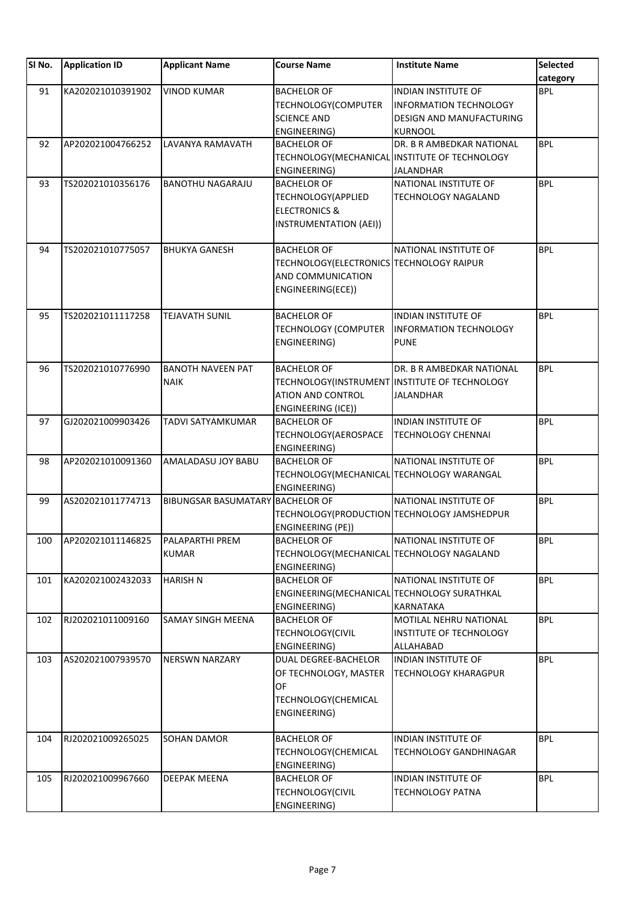| Sl No. | Application ID | Applicant Name | Course Name | Institute Name | Selected category |
|---|---|---|---|---|---|
| 91 | KA202021010391902 | VINOD KUMAR | BACHELOR OF TECHNOLOGY(COMPUTER SCIENCE AND ENGINEERING) | INDIAN INSTITUTE OF INFORMATION TECHNOLOGY DESIGN AND MANUFACTURING KURNOOL | BPL |
| 92 | AP202021004766252 | LAVANYA RAMAVATH | BACHELOR OF TECHNOLOGY(MECHANICAL ENGINEERING) | DR. B R AMBEDKAR NATIONAL INSTITUTE OF TECHNOLOGY JALANDHAR | BPL |
| 93 | TS202021010356176 | BANOTHU NAGARAJU | BACHELOR OF TECHNOLOGY(APPLIED ELECTRONICS & INSTRUMENTATION (AEI)) | NATIONAL INSTITUTE OF TECHNOLOGY NAGALAND | BPL |
| 94 | TS202021010775057 | BHUKYA GANESH | BACHELOR OF TECHNOLOGY(ELECTRONICS AND COMMUNICATION ENGINEERING(ECE)) | NATIONAL INSTITUTE OF TECHNOLOGY RAIPUR | BPL |
| 95 | TS202021011117258 | TEJAVATH SUNIL | BACHELOR OF TECHNOLOGY (COMPUTER ENGINEERING) | INDIAN INSTITUTE OF INFORMATION TECHNOLOGY PUNE | BPL |
| 96 | TS202021010776990 | BANOTH NAVEEN PAT NAIK | BACHELOR OF TECHNOLOGY(INSTRUMENTATION AND CONTROL ENGINEERING (ICE)) | DR. B R AMBEDKAR NATIONAL INSTITUTE OF TECHNOLOGY JALANDHAR | BPL |
| 97 | GJ202021009903426 | TADVI SATYAMKUMAR | BACHELOR OF TECHNOLOGY(AEROSPACE ENGINEERING) | INDIAN INSTITUTE OF TECHNOLOGY CHENNAI | BPL |
| 98 | AP202021010091360 | AMALADASU JOY BABU | BACHELOR OF TECHNOLOGY(MECHANICAL ENGINEERING) | NATIONAL INSTITUTE OF TECHNOLOGY WARANGAL | BPL |
| 99 | AS202021011774713 | BIBUNGSAR BASUMATARY | BACHELOR OF TECHNOLOGY(PRODUCTION ENGINEERING (PE)) | NATIONAL INSTITUTE OF TECHNOLOGY JAMSHEDPUR | BPL |
| 100 | AP202021011146825 | PALAPARTHI PREM KUMAR | BACHELOR OF TECHNOLOGY(MECHANICAL ENGINEERING) | NATIONAL INSTITUTE OF TECHNOLOGY NAGALAND | BPL |
| 101 | KA202021002432033 | HARISH N | BACHELOR OF ENGINEERING(MECHANICAL ENGINEERING) | NATIONAL INSTITUTE OF TECHNOLOGY SURATHKAL KARNATAKA | BPL |
| 102 | RJ202021011009160 | SAMAY SINGH MEENA | BACHELOR OF TECHNOLOGY(CIVIL ENGINEERING) | MOTILAL NEHRU NATIONAL INSTITUTE OF TECHNOLOGY ALLAHABAD | BPL |
| 103 | AS202021007939570 | NERSWN NARZARY | DUAL DEGREE-BACHELOR OF TECHNOLOGY, MASTER OF TECHNOLOGY(CHEMICAL ENGINEERING) | INDIAN INSTITUTE OF TECHNOLOGY KHARAGPUR | BPL |
| 104 | RJ202021009265025 | SOHAN DAMOR | BACHELOR OF TECHNOLOGY(CHEMICAL ENGINEERING) | INDIAN INSTITUTE OF TECHNOLOGY GANDHINAGAR | BPL |
| 105 | RJ202021009967660 | DEEPAK MEENA | BACHELOR OF TECHNOLOGY(CIVIL ENGINEERING) | INDIAN INSTITUTE OF TECHNOLOGY PATNA | BPL |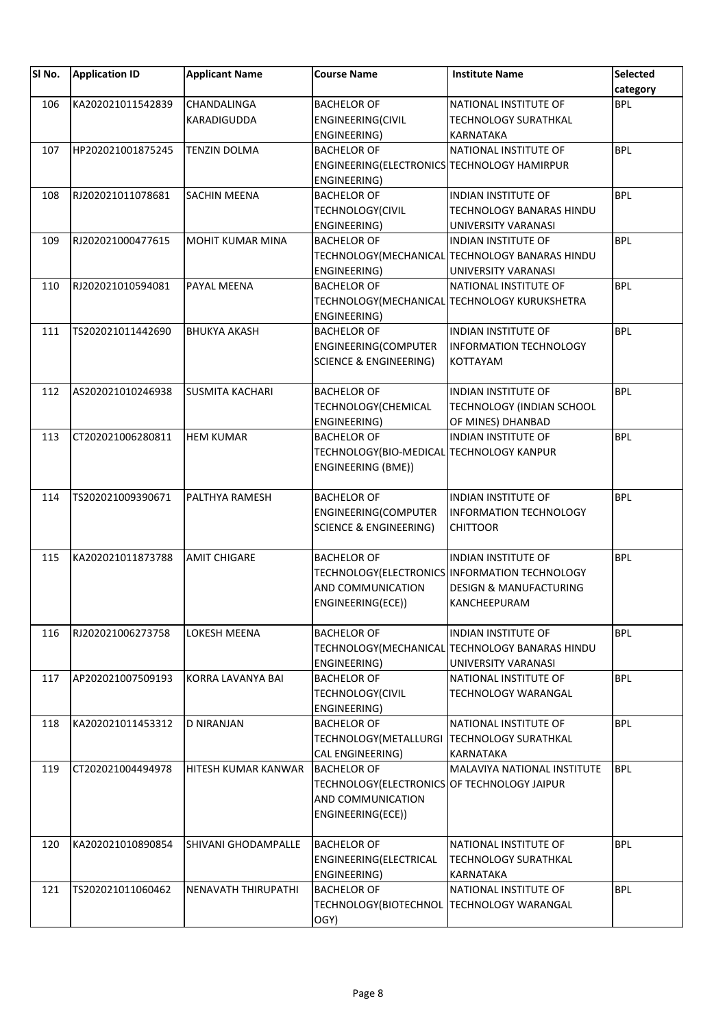| Sl No. | Application ID | Applicant Name | Course Name | Institute Name | Selected category |
|---|---|---|---|---|---|
| 106 | KA202021011542839 | CHANDALINGA KARADIGUDDA | BACHELOR OF ENGINEERING(CIVIL ENGINEERING) | NATIONAL INSTITUTE OF TECHNOLOGY SURATHKAL KARNATAKA | BPL |
| 107 | HP202021001875245 | TENZIN DOLMA | BACHELOR OF ENGINEERING(ELECTRONICS ENGINEERING) | NATIONAL INSTITUTE OF TECHNOLOGY HAMIRPUR | BPL |
| 108 | RJ202021011078681 | SACHIN MEENA | BACHELOR OF TECHNOLOGY(CIVIL ENGINEERING) | INDIAN INSTITUTE OF TECHNOLOGY BANARAS HINDU UNIVERSITY VARANASI | BPL |
| 109 | RJ202021000477615 | MOHIT KUMAR MINA | BACHELOR OF TECHNOLOGY(MECHANICAL ENGINEERING) | INDIAN INSTITUTE OF TECHNOLOGY BANARAS HINDU UNIVERSITY VARANASI | BPL |
| 110 | RJ202021010594081 | PAYAL MEENA | BACHELOR OF TECHNOLOGY(MECHANICAL ENGINEERING) | NATIONAL INSTITUTE OF TECHNOLOGY KURUKSHETRA | BPL |
| 111 | TS202021011442690 | BHUKYA AKASH | BACHELOR OF ENGINEERING(COMPUTER SCIENCE & ENGINEERING) | INDIAN INSTITUTE OF INFORMATION TECHNOLOGY KOTTAYAM | BPL |
| 112 | AS202021010246938 | SUSMITA KACHARI | BACHELOR OF TECHNOLOGY(CHEMICAL ENGINEERING) | INDIAN INSTITUTE OF TECHNOLOGY (INDIAN SCHOOL OF MINES) DHANBAD | BPL |
| 113 | CT202021006280811 | HEM KUMAR | BACHELOR OF TECHNOLOGY(BIO-MEDICAL ENGINEERING (BME)) | INDIAN INSTITUTE OF TECHNOLOGY KANPUR | BPL |
| 114 | TS202021009390671 | PALTHYA RAMESH | BACHELOR OF ENGINEERING(COMPUTER SCIENCE & ENGINEERING) | INDIAN INSTITUTE OF INFORMATION TECHNOLOGY CHITTOOR | BPL |
| 115 | KA202021011873788 | AMIT CHIGARE | BACHELOR OF TECHNOLOGY(ELECTRONICS AND COMMUNICATION ENGINEERING(ECE)) | INDIAN INSTITUTE OF INFORMATION TECHNOLOGY DESIGN & MANUFACTURING KANCHEEPURAM | BPL |
| 116 | RJ202021006273758 | LOKESH MEENA | BACHELOR OF TECHNOLOGY(MECHANICAL ENGINEERING) | INDIAN INSTITUTE OF TECHNOLOGY BANARAS HINDU UNIVERSITY VARANASI | BPL |
| 117 | AP202021007509193 | KORRA LAVANYA BAI | BACHELOR OF TECHNOLOGY(CIVIL ENGINEERING) | NATIONAL INSTITUTE OF TECHNOLOGY WARANGAL | BPL |
| 118 | KA202021011453312 | D NIRANJAN | BACHELOR OF TECHNOLOGY(METALLURGICAL ENGINEERING) | NATIONAL INSTITUTE OF TECHNOLOGY SURATHKAL KARNATAKA | BPL |
| 119 | CT202021004494978 | HITESH KUMAR KANWAR | BACHELOR OF TECHNOLOGY(ELECTRONICS AND COMMUNICATION ENGINEERING(ECE)) | MALAVIYA NATIONAL INSTITUTE OF TECHNOLOGY JAIPUR | BPL |
| 120 | KA202021010890854 | SHIVANI GHODAMPALLE | BACHELOR OF ENGINEERING(ELECTRICAL ENGINEERING) | NATIONAL INSTITUTE OF TECHNOLOGY SURATHKAL KARNATAKA | BPL |
| 121 | TS202021011060462 | NENAVATH THIRUPATHI | BACHELOR OF TECHNOLOGY(BIOTECHNOLOGY) | NATIONAL INSTITUTE OF TECHNOLOGY WARANGAL | BPL |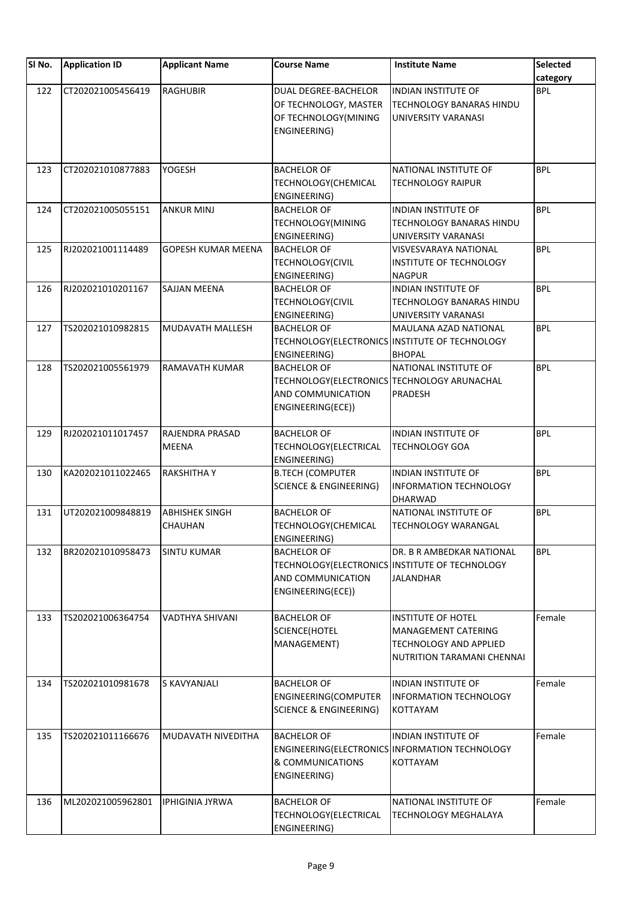| Sl No. | Application ID | Applicant Name | Course Name | Institute Name | Selected category |
|---|---|---|---|---|---|
| 122 | CT202021005456419 | RAGHUBIR | DUAL DEGREE-BACHELOR OF TECHNOLOGY, MASTER OF TECHNOLOGY(MINING ENGINEERING) | INDIAN INSTITUTE OF TECHNOLOGY BANARAS HINDU UNIVERSITY VARANASI | BPL |
| 123 | CT202021010877883 | YOGESH | BACHELOR OF TECHNOLOGY(CHEMICAL ENGINEERING) | NATIONAL INSTITUTE OF TECHNOLOGY RAIPUR | BPL |
| 124 | CT202021005055151 | ANKUR MINJ | BACHELOR OF TECHNOLOGY(MINING ENGINEERING) | INDIAN INSTITUTE OF TECHNOLOGY BANARAS HINDU UNIVERSITY VARANASI | BPL |
| 125 | RJ202021001114489 | GOPESH KUMAR MEENA | BACHELOR OF TECHNOLOGY(CIVIL ENGINEERING) | VISVESVARAYA NATIONAL INSTITUTE OF TECHNOLOGY NAGPUR | BPL |
| 126 | RJ202021010201167 | SAJJAN MEENA | BACHELOR OF TECHNOLOGY(CIVIL ENGINEERING) | INDIAN INSTITUTE OF TECHNOLOGY BANARAS HINDU UNIVERSITY VARANASI | BPL |
| 127 | TS202021010982815 | MUDAVATH MALLESH | BACHELOR OF TECHNOLOGY(ELECTRONICS ENGINEERING) | MAULANA AZAD NATIONAL INSTITUTE OF TECHNOLOGY BHOPAL | BPL |
| 128 | TS202021005561979 | RAMAVATH KUMAR | BACHELOR OF TECHNOLOGY(ELECTRONICS AND COMMUNICATION ENGINEERING(ECE)) | NATIONAL INSTITUTE OF TECHNOLOGY ARUNACHAL PRADESH | BPL |
| 129 | RJ202021011017457 | RAJENDRA PRASAD MEENA | BACHELOR OF TECHNOLOGY(ELECTRICAL ENGINEERING) | INDIAN INSTITUTE OF TECHNOLOGY GOA | BPL |
| 130 | KA202021011022465 | RAKSHITHA Y | B.TECH (COMPUTER SCIENCE & ENGINEERING) | INDIAN INSTITUTE OF INFORMATION TECHNOLOGY DHARWAD | BPL |
| 131 | UT202021009848819 | ABHISHEK SINGH CHAUHAN | BACHELOR OF TECHNOLOGY(CHEMICAL ENGINEERING) | NATIONAL INSTITUTE OF TECHNOLOGY WARANGAL | BPL |
| 132 | BR202021010958473 | SINTU KUMAR | BACHELOR OF TECHNOLOGY(ELECTRONICS AND COMMUNICATION ENGINEERING(ECE)) | DR. B R AMBEDKAR NATIONAL INSTITUTE OF TECHNOLOGY JALANDHAR | BPL |
| 133 | TS202021006364754 | VADTHYA SHIVANI | BACHELOR OF SCIENCE(HOTEL MANAGEMENT) | INSTITUTE OF HOTEL MANAGEMENT CATERING TECHNOLOGY AND APPLIED NUTRITION TARAMANI CHENNAI | Female |
| 134 | TS202021010981678 | S KAVYANJALI | BACHELOR OF ENGINEERING(COMPUTER SCIENCE & ENGINEERING) | INDIAN INSTITUTE OF INFORMATION TECHNOLOGY KOTTAYAM | Female |
| 135 | TS202021011166676 | MUDAVATH NIVEDITHA | BACHELOR OF ENGINEERING(ELECTRONICS & COMMUNICATIONS ENGINEERING) | INDIAN INSTITUTE OF INFORMATION TECHNOLOGY KOTTAYAM | Female |
| 136 | ML202021005962801 | IPHIGINIA JYRWA | BACHELOR OF TECHNOLOGY(ELECTRICAL ENGINEERING) | NATIONAL INSTITUTE OF TECHNOLOGY MEGHALAYA | Female |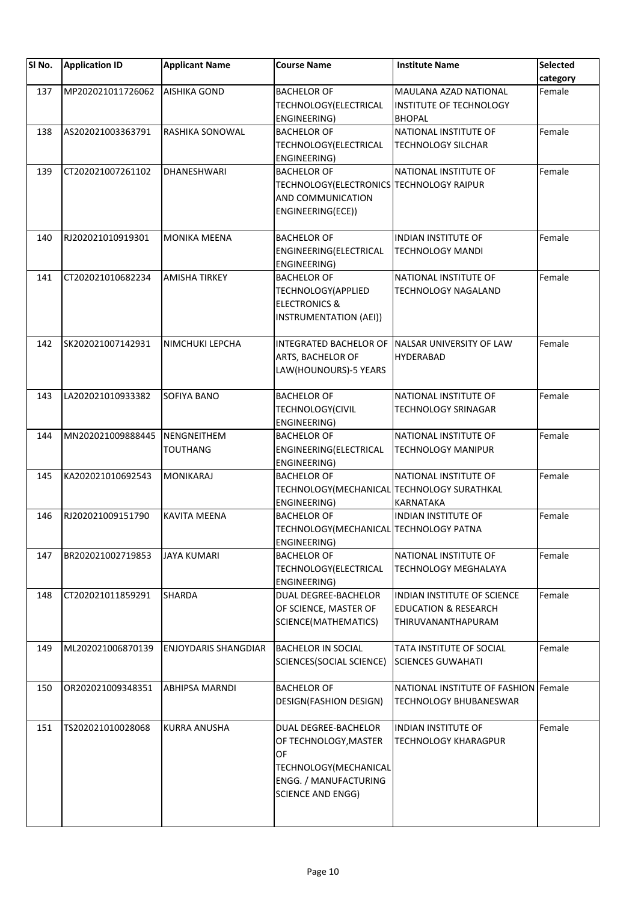| Sl No. | Application ID | Applicant Name | Course Name | Institute Name | Selected category |
|---|---|---|---|---|---|
| 137 | MP202021011726062 | AISHIKA GOND | BACHELOR OF TECHNOLOGY(ELECTRICAL ENGINEERING) | MAULANA AZAD NATIONAL INSTITUTE OF TECHNOLOGY BHOPAL | Female |
| 138 | AS202021003363791 | RASHIKA SONOWAL | BACHELOR OF TECHNOLOGY(ELECTRICAL ENGINEERING) | NATIONAL INSTITUTE OF TECHNOLOGY SILCHAR | Female |
| 139 | CT202021007261102 | DHANESHWARI | BACHELOR OF TECHNOLOGY(ELECTRONICS AND COMMUNICATION ENGINEERING(ECE)) | NATIONAL INSTITUTE OF TECHNOLOGY RAIPUR | Female |
| 140 | RJ202021010919301 | MONIKA MEENA | BACHELOR OF ENGINEERING(ELECTRICAL ENGINEERING) | INDIAN INSTITUTE OF TECHNOLOGY MANDI | Female |
| 141 | CT202021010682234 | AMISHA TIRKEY | BACHELOR OF TECHNOLOGY(APPLIED ELECTRONICS & INSTRUMENTATION (AEI)) | NATIONAL INSTITUTE OF TECHNOLOGY NAGALAND | Female |
| 142 | SK202021007142931 | NIMCHUKI LEPCHA | INTEGRATED BACHELOR OF ARTS, BACHELOR OF LAW(HOUNOURS)-5 YEARS | NALSAR UNIVERSITY OF LAW HYDERABAD | Female |
| 143 | LA202021010933382 | SOFIYA BANO | BACHELOR OF TECHNOLOGY(CIVIL ENGINEERING) | NATIONAL INSTITUTE OF TECHNOLOGY SRINAGAR | Female |
| 144 | MN202021009888445 | NENGNEITHEM TOUTHANG | BACHELOR OF ENGINEERING(ELECTRICAL ENGINEERING) | NATIONAL INSTITUTE OF TECHNOLOGY MANIPUR | Female |
| 145 | KA202021010692543 | MONIKARAJ | BACHELOR OF TECHNOLOGY(MECHANICAL ENGINEERING) | NATIONAL INSTITUTE OF TECHNOLOGY SURATHKAL KARNATAKA | Female |
| 146 | RJ202021009151790 | KAVITA MEENA | BACHELOR OF TECHNOLOGY(MECHANICAL ENGINEERING) | INDIAN INSTITUTE OF TECHNOLOGY PATNA | Female |
| 147 | BR202021002719853 | JAYA KUMARI | BACHELOR OF TECHNOLOGY(ELECTRICAL ENGINEERING) | NATIONAL INSTITUTE OF TECHNOLOGY MEGHALAYA | Female |
| 148 | CT202021011859291 | SHARDA | DUAL DEGREE-BACHELOR OF SCIENCE, MASTER OF SCIENCE(MATHEMATICS) | INDIAN INSTITUTE OF SCIENCE EDUCATION & RESEARCH THIRUVANANTHAPURAM | Female |
| 149 | ML202021006870139 | ENJOYDARIS SHANGDIAR | BACHELOR IN SOCIAL SCIENCES(SOCIAL SCIENCE) | TATA INSTITUTE OF SOCIAL SCIENCES GUWAHATI | Female |
| 150 | OR202021009348351 | ABHIPSA MARNDI | BACHELOR OF DESIGN(FASHION DESIGN) | NATIONAL INSTITUTE OF FASHION TECHNOLOGY BHUBANESWAR | Female |
| 151 | TS202021010028068 | KURRA ANUSHA | DUAL DEGREE-BACHELOR OF TECHNOLOGY,MASTER OF TECHNOLOGY(MECHANICAL ENGG. / MANUFACTURING SCIENCE AND ENGG) | INDIAN INSTITUTE OF TECHNOLOGY KHARAGPUR | Female |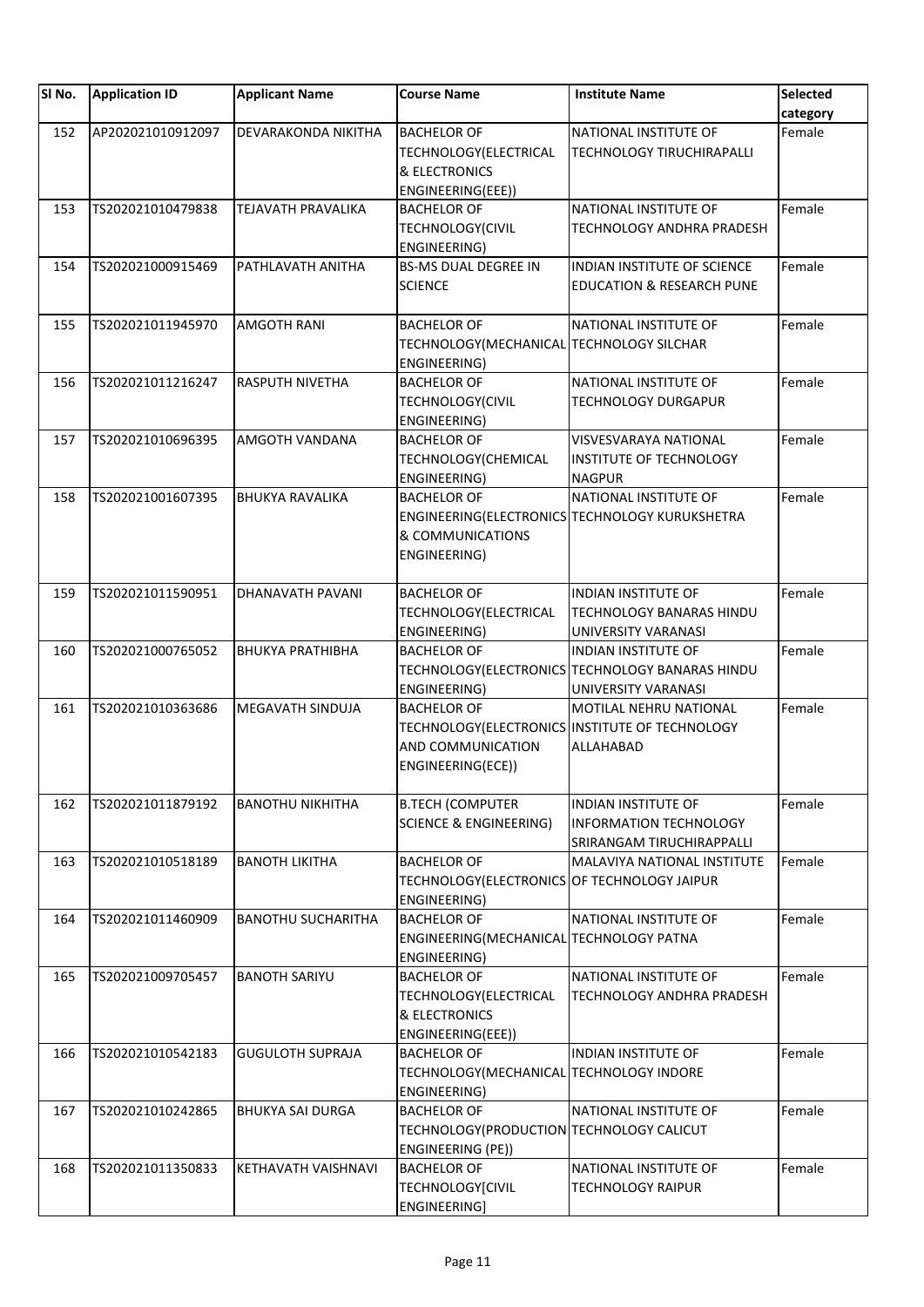| Sl No. | Application ID | Applicant Name | Course Name | Institute Name | Selected category |
|---|---|---|---|---|---|
| 152 | AP202021010912097 | DEVARAKONDA NIKITHA | BACHELOR OF TECHNOLOGY(ELECTRICAL & ELECTRONICS ENGINEERING(EEE)) | NATIONAL INSTITUTE OF TECHNOLOGY TIRUCHIRAPALLI | Female |
| 153 | TS202021010479838 | TEJAVATH PRAVALIKA | BACHELOR OF TECHNOLOGY(CIVIL ENGINEERING) | NATIONAL INSTITUTE OF TECHNOLOGY ANDHRA PRADESH | Female |
| 154 | TS202021000915469 | PATHLAVATH ANITHA | BS-MS DUAL DEGREE IN SCIENCE | INDIAN INSTITUTE OF SCIENCE EDUCATION & RESEARCH PUNE | Female |
| 155 | TS202021011945970 | AMGOTH RANI | BACHELOR OF TECHNOLOGY(MECHANICAL ENGINEERING) | NATIONAL INSTITUTE OF TECHNOLOGY SILCHAR | Female |
| 156 | TS202021011216247 | RASPUTH NIVETHA | BACHELOR OF TECHNOLOGY(CIVIL ENGINEERING) | NATIONAL INSTITUTE OF TECHNOLOGY DURGAPUR | Female |
| 157 | TS202021010696395 | AMGOTH VANDANA | BACHELOR OF TECHNOLOGY(CHEMICAL ENGINEERING) | VISVESVARAYA NATIONAL INSTITUTE OF TECHNOLOGY NAGPUR | Female |
| 158 | TS202021001607395 | BHUKYA RAVALIKA | BACHELOR OF ENGINEERING(ELECTRONICS & COMMUNICATIONS ENGINEERING) | NATIONAL INSTITUTE OF TECHNOLOGY KURUKSHETRA | Female |
| 159 | TS202021011590951 | DHANAVATH PAVANI | BACHELOR OF TECHNOLOGY(ELECTRICAL ENGINEERING) | INDIAN INSTITUTE OF TECHNOLOGY BANARAS HINDU UNIVERSITY VARANASI | Female |
| 160 | TS202021000765052 | BHUKYA PRATHIBHA | BACHELOR OF TECHNOLOGY(ELECTRONICS ENGINEERING) | INDIAN INSTITUTE OF TECHNOLOGY BANARAS HINDU UNIVERSITY VARANASI | Female |
| 161 | TS202021010363686 | MEGAVATH SINDUJA | BACHELOR OF TECHNOLOGY(ELECTRONICS AND COMMUNICATION ENGINEERING(ECE)) | MOTILAL NEHRU NATIONAL INSTITUTE OF TECHNOLOGY ALLAHABAD | Female |
| 162 | TS202021011879192 | BANOTHU NIKHITHA | B.TECH (COMPUTER SCIENCE & ENGINEERING) | INDIAN INSTITUTE OF INFORMATION TECHNOLOGY SRIRANGAM TIRUCHIRAPPALLI | Female |
| 163 | TS202021010518189 | BANOTH LIKITHA | BACHELOR OF TECHNOLOGY(ELECTRONICS ENGINEERING) | MALAVIYA NATIONAL INSTITUTE OF TECHNOLOGY JAIPUR | Female |
| 164 | TS202021011460909 | BANOTHU SUCHARITHA | BACHELOR OF ENGINEERING(MECHANICAL ENGINEERING) | NATIONAL INSTITUTE OF TECHNOLOGY PATNA | Female |
| 165 | TS202021009705457 | BANOTH SARIYU | BACHELOR OF TECHNOLOGY(ELECTRICAL & ELECTRONICS ENGINEERING(EEE)) | NATIONAL INSTITUTE OF TECHNOLOGY ANDHRA PRADESH | Female |
| 166 | TS202021010542183 | GUGULOTH SUPRAJA | BACHELOR OF TECHNOLOGY(MECHANICAL ENGINEERING) | INDIAN INSTITUTE OF TECHNOLOGY INDORE | Female |
| 167 | TS202021010242865 | BHUKYA SAI DURGA | BACHELOR OF TECHNOLOGY(PRODUCTION ENGINEERING (PE)) | NATIONAL INSTITUTE OF TECHNOLOGY CALICUT | Female |
| 168 | TS202021011350833 | KETHAVATH VAISHNAVI | BACHELOR OF TECHNOLOGY[CIVIL ENGINEERING] | NATIONAL INSTITUTE OF TECHNOLOGY RAIPUR | Female |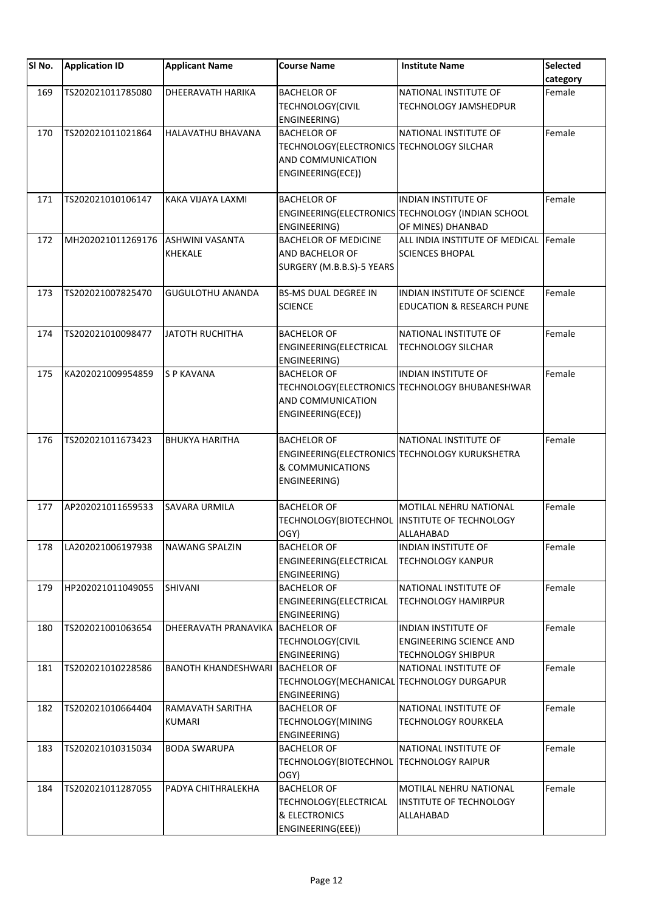| Sl No. | Application ID | Applicant Name | Course Name | Institute Name | Selected category |
|---|---|---|---|---|---|
| 169 | TS202021011785080 | DHEERAVATH HARIKA | BACHELOR OF TECHNOLOGY(CIVIL ENGINEERING) | NATIONAL INSTITUTE OF TECHNOLOGY JAMSHEDPUR | Female |
| 170 | TS202021011021864 | HALAVATHU BHAVANA | BACHELOR OF TECHNOLOGY(ELECTRONICS AND COMMUNICATION ENGINEERING(ECE)) | NATIONAL INSTITUTE OF TECHNOLOGY SILCHAR | Female |
| 171 | TS202021010106147 | KAKA VIJAYA LAXMI | BACHELOR OF ENGINEERING(ELECTRONICS ENGINEERING) | INDIAN INSTITUTE OF TECHNOLOGY (INDIAN SCHOOL OF MINES) DHANBAD | Female |
| 172 | MH202021011269176 | ASHWINI VASANTA KHEKALE | BACHELOR OF MEDICINE AND BACHELOR OF SURGERY (M.B.B.S)-5 YEARS | ALL INDIA INSTITUTE OF MEDICAL SCIENCES BHOPAL | Female |
| 173 | TS202021007825470 | GUGULOTHU ANANDA | BS-MS DUAL DEGREE IN SCIENCE | INDIAN INSTITUTE OF SCIENCE EDUCATION & RESEARCH PUNE | Female |
| 174 | TS202021010098477 | JATOTH RUCHITHA | BACHELOR OF ENGINEERING(ELECTRICAL ENGINEERING) | NATIONAL INSTITUTE OF TECHNOLOGY SILCHAR | Female |
| 175 | KA202021009954859 | S P KAVANA | BACHELOR OF TECHNOLOGY(ELECTRONICS AND COMMUNICATION ENGINEERING(ECE)) | INDIAN INSTITUTE OF TECHNOLOGY BHUBANESHWAR | Female |
| 176 | TS202021011673423 | BHUKYA HARITHA | BACHELOR OF ENGINEERING(ELECTRONICS & COMMUNICATIONS ENGINEERING) | NATIONAL INSTITUTE OF TECHNOLOGY KURUKSHETRA | Female |
| 177 | AP202021011659533 | SAVARA URMILA | BACHELOR OF TECHNOLOGY(BIOTECHNOLOGY) | MOTILAL NEHRU NATIONAL INSTITUTE OF TECHNOLOGY ALLAHABAD | Female |
| 178 | LA202021006197938 | NAWANG SPALZIN | BACHELOR OF ENGINEERING(ELECTRICAL ENGINEERING) | INDIAN INSTITUTE OF TECHNOLOGY KANPUR | Female |
| 179 | HP202021011049055 | SHIVANI | BACHELOR OF ENGINEERING(ELECTRICAL ENGINEERING) | NATIONAL INSTITUTE OF TECHNOLOGY HAMIRPUR | Female |
| 180 | TS202021001063654 | DHEERAVATH PRANAVIKA | BACHELOR OF TECHNOLOGY(CIVIL ENGINEERING) | INDIAN INSTITUTE OF ENGINEERING SCIENCE AND TECHNOLOGY SHIBPUR | Female |
| 181 | TS202021010228586 | BANOTH KHANDESHWARI | BACHELOR OF TECHNOLOGY(MECHANICAL ENGINEERING) | NATIONAL INSTITUTE OF TECHNOLOGY DURGAPUR | Female |
| 182 | TS202021010664404 | RAMAVATH SARITHA KUMARI | BACHELOR OF TECHNOLOGY(MINING ENGINEERING) | NATIONAL INSTITUTE OF TECHNOLOGY ROURKELA | Female |
| 183 | TS202021010315034 | BODA SWARUPA | BACHELOR OF TECHNOLOGY(BIOTECHNOLOGY) | NATIONAL INSTITUTE OF TECHNOLOGY RAIPUR | Female |
| 184 | TS202021011287055 | PADYA CHITHRALEKHA | BACHELOR OF TECHNOLOGY(ELECTRICAL & ELECTRONICS ENGINEERING(EEE)) | MOTILAL NEHRU NATIONAL INSTITUTE OF TECHNOLOGY ALLAHABAD | Female |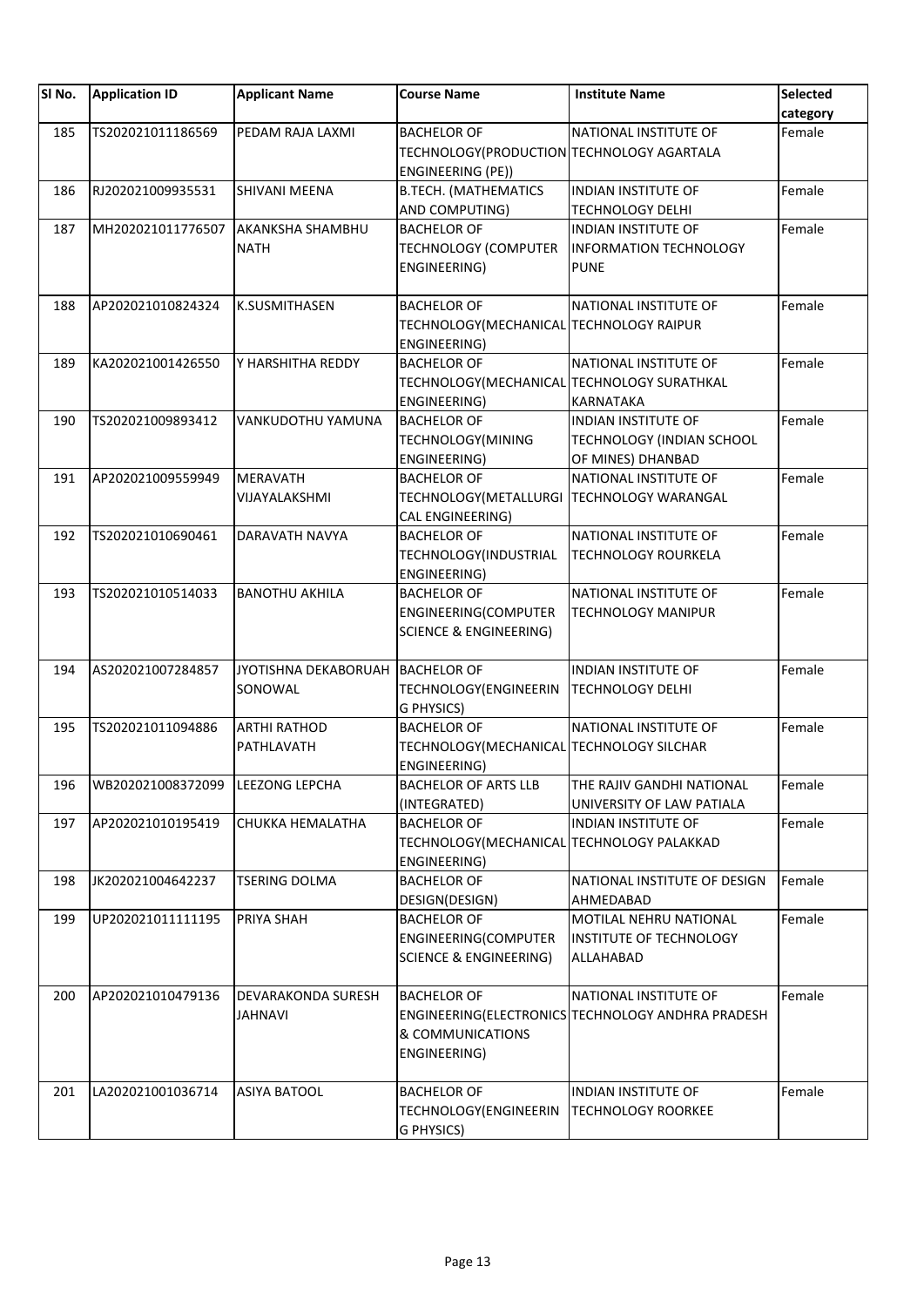| Sl No. | Application ID | Applicant Name | Course Name | Institute Name | Selected category |
|---|---|---|---|---|---|
| 185 | TS202021011186569 | PEDAM RAJA LAXMI | BACHELOR OF TECHNOLOGY(PRODUCTION ENGINEERING (PE)) | NATIONAL INSTITUTE OF TECHNOLOGY AGARTALA | Female |
| 186 | RJ202021009935531 | SHIVANI MEENA | B.TECH. (MATHEMATICS AND COMPUTING) | INDIAN INSTITUTE OF TECHNOLOGY DELHI | Female |
| 187 | MH202021011776507 | AKANKSHA SHAMBHU NATH | BACHELOR OF TECHNOLOGY (COMPUTER ENGINEERING) | INDIAN INSTITUTE OF INFORMATION TECHNOLOGY PUNE | Female |
| 188 | AP202021010824324 | K.SUSMITHASEN | BACHELOR OF TECHNOLOGY(MECHANICAL ENGINEERING) | NATIONAL INSTITUTE OF TECHNOLOGY RAIPUR | Female |
| 189 | KA202021001426550 | Y HARSHITHA REDDY | BACHELOR OF TECHNOLOGY(MECHANICAL ENGINEERING) | NATIONAL INSTITUTE OF TECHNOLOGY SURATHKAL KARNATAKA | Female |
| 190 | TS202021009893412 | VANKUDOTHU YAMUNA | BACHELOR OF TECHNOLOGY(MINING ENGINEERING) | INDIAN INSTITUTE OF TECHNOLOGY (INDIAN SCHOOL OF MINES) DHANBAD | Female |
| 191 | AP202021009559949 | MERAVATH VIJAYALAKSHMI | BACHELOR OF TECHNOLOGY(METALLURGICAL ENGINEERING) | NATIONAL INSTITUTE OF TECHNOLOGY WARANGAL | Female |
| 192 | TS202021010690461 | DARAVATH NAVYA | BACHELOR OF TECHNOLOGY(INDUSTRIAL ENGINEERING) | NATIONAL INSTITUTE OF TECHNOLOGY ROURKELA | Female |
| 193 | TS202021010514033 | BANOTHU AKHILA | BACHELOR OF ENGINEERING(COMPUTER SCIENCE & ENGINEERING) | NATIONAL INSTITUTE OF TECHNOLOGY MANIPUR | Female |
| 194 | AS202021007284857 | JYOTISHNA DEKABORUAH SONOWAL | BACHELOR OF TECHNOLOGY(ENGINEERING PHYSICS) | INDIAN INSTITUTE OF TECHNOLOGY DELHI | Female |
| 195 | TS202021011094886 | ARTHI RATHOD PATHLAVATH | BACHELOR OF TECHNOLOGY(MECHANICAL ENGINEERING) | NATIONAL INSTITUTE OF TECHNOLOGY SILCHAR | Female |
| 196 | WB202021008372099 | LEEZONG LEPCHA | BACHELOR OF ARTS LLB (INTEGRATED) | THE RAJIV GANDHI NATIONAL UNIVERSITY OF LAW PATIALA | Female |
| 197 | AP202021010195419 | CHUKKA HEMALATHA | BACHELOR OF TECHNOLOGY(MECHANICAL ENGINEERING) | INDIAN INSTITUTE OF TECHNOLOGY PALAKKAD | Female |
| 198 | JK202021004642237 | TSERING DOLMA | BACHELOR OF DESIGN(DESIGN) | NATIONAL INSTITUTE OF DESIGN AHMEDABAD | Female |
| 199 | UP202021011111195 | PRIYA SHAH | BACHELOR OF ENGINEERING(COMPUTER SCIENCE & ENGINEERING) | MOTILAL NEHRU NATIONAL INSTITUTE OF TECHNOLOGY ALLAHABAD | Female |
| 200 | AP202021010479136 | DEVARAKONDA SURESH JAHNAVI | BACHELOR OF ENGINEERING(ELECTRONICS & COMMUNICATIONS ENGINEERING) | NATIONAL INSTITUTE OF TECHNOLOGY ANDHRA PRADESH | Female |
| 201 | LA202021001036714 | ASIYA BATOOL | BACHELOR OF TECHNOLOGY(ENGINEERING PHYSICS) | INDIAN INSTITUTE OF TECHNOLOGY ROORKEE | Female |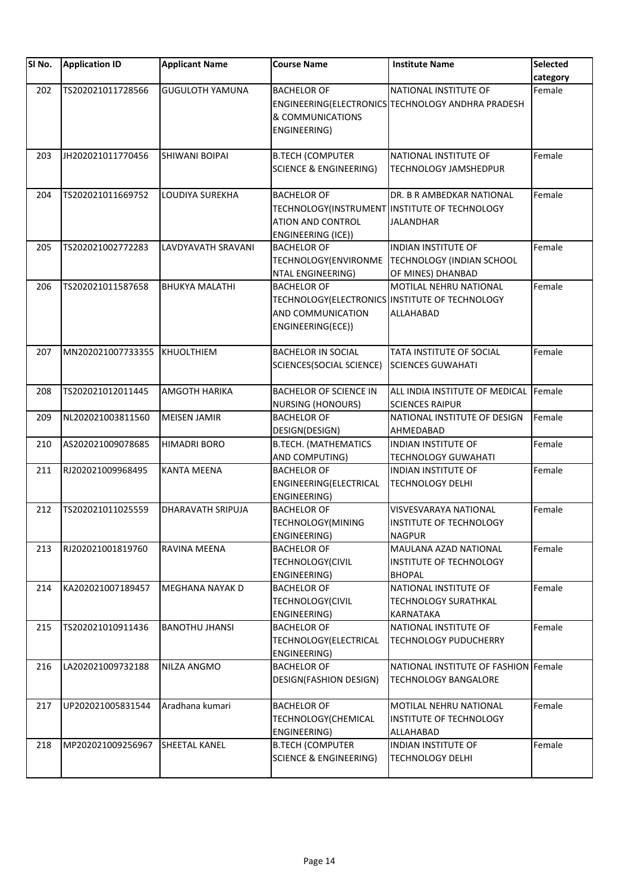| Sl No. | Application ID | Applicant Name | Course Name | Institute Name | Selected category |
|---|---|---|---|---|---|
| 202 | TS202021011728566 | GUGULOTH YAMUNA | BACHELOR OF ENGINEERING(ELECTRONICS & COMMUNICATIONS ENGINEERING) | NATIONAL INSTITUTE OF TECHNOLOGY ANDHRA PRADESH | Female |
| 203 | JH202021011770456 | SHIWANI BOIPAI | B.TECH (COMPUTER SCIENCE & ENGINEERING) | NATIONAL INSTITUTE OF TECHNOLOGY JAMSHEDPUR | Female |
| 204 | TS202021011669752 | LOUDIYA SUREKHA | BACHELOR OF TECHNOLOGY(INSTRUMENTATION AND CONTROL ENGINEERING (ICE)) | DR. B R AMBEDKAR NATIONAL INSTITUTE OF TECHNOLOGY JALANDHAR | Female |
| 205 | TS202021002772283 | LAVDYAVATH SRAVANI | BACHELOR OF TECHNOLOGY(ENVIRONMENTAL ENGINEERING) | INDIAN INSTITUTE OF TECHNOLOGY (INDIAN SCHOOL OF MINES) DHANBAD | Female |
| 206 | TS202021011587658 | BHUKYA MALATHI | BACHELOR OF TECHNOLOGY(ELECTRONICS AND COMMUNICATION ENGINEERING(ECE)) | MOTILAL NEHRU NATIONAL INSTITUTE OF TECHNOLOGY ALLAHABAD | Female |
| 207 | MN202021007733355 | KHUOLTHIEM | BACHELOR IN SOCIAL SCIENCES(SOCIAL SCIENCE) | TATA INSTITUTE OF SOCIAL SCIENCES GUWAHATI | Female |
| 208 | TS202021012011445 | AMGOTH HARIKA | BACHELOR OF SCIENCE IN NURSING (HONOURS) | ALL INDIA INSTITUTE OF MEDICAL SCIENCES RAIPUR | Female |
| 209 | NL202021003811560 | MEISEN JAMIR | BACHELOR OF DESIGN(DESIGN) | NATIONAL INSTITUTE OF DESIGN AHMEDABAD | Female |
| 210 | AS202021009078685 | HIMADRI BORO | B.TECH. (MATHEMATICS AND COMPUTING) | INDIAN INSTITUTE OF TECHNOLOGY GUWAHATI | Female |
| 211 | RJ202021009968495 | KANTA MEENA | BACHELOR OF ENGINEERING(ELECTRICAL ENGINEERING) | INDIAN INSTITUTE OF TECHNOLOGY DELHI | Female |
| 212 | TS202021011025559 | DHARAVATH SRIPUJA | BACHELOR OF TECHNOLOGY(MINING ENGINEERING) | VISVESVARAYA NATIONAL INSTITUTE OF TECHNOLOGY NAGPUR | Female |
| 213 | RJ202021001819760 | RAVINA MEENA | BACHELOR OF TECHNOLOGY(CIVIL ENGINEERING) | MAULANA AZAD NATIONAL INSTITUTE OF TECHNOLOGY BHOPAL | Female |
| 214 | KA202021007189457 | MEGHANA NAYAK D | BACHELOR OF TECHNOLOGY(CIVIL ENGINEERING) | NATIONAL INSTITUTE OF TECHNOLOGY SURATHKAL KARNATAKA | Female |
| 215 | TS202021010911436 | BANOTHU JHANSI | BACHELOR OF TECHNOLOGY(ELECTRICAL ENGINEERING) | NATIONAL INSTITUTE OF TECHNOLOGY PUDUCHERRY | Female |
| 216 | LA202021009732188 | NILZA ANGMO | BACHELOR OF DESIGN(FASHION DESIGN) | NATIONAL INSTITUTE OF FASHION TECHNOLOGY BANGALORE | Female |
| 217 | UP202021005831544 | Aradhana kumari | BACHELOR OF TECHNOLOGY(CHEMICAL ENGINEERING) | MOTILAL NEHRU NATIONAL INSTITUTE OF TECHNOLOGY ALLAHABAD | Female |
| 218 | MP202021009256967 | SHEETAL KANEL | B.TECH (COMPUTER SCIENCE & ENGINEERING) | INDIAN INSTITUTE OF TECHNOLOGY DELHI | Female |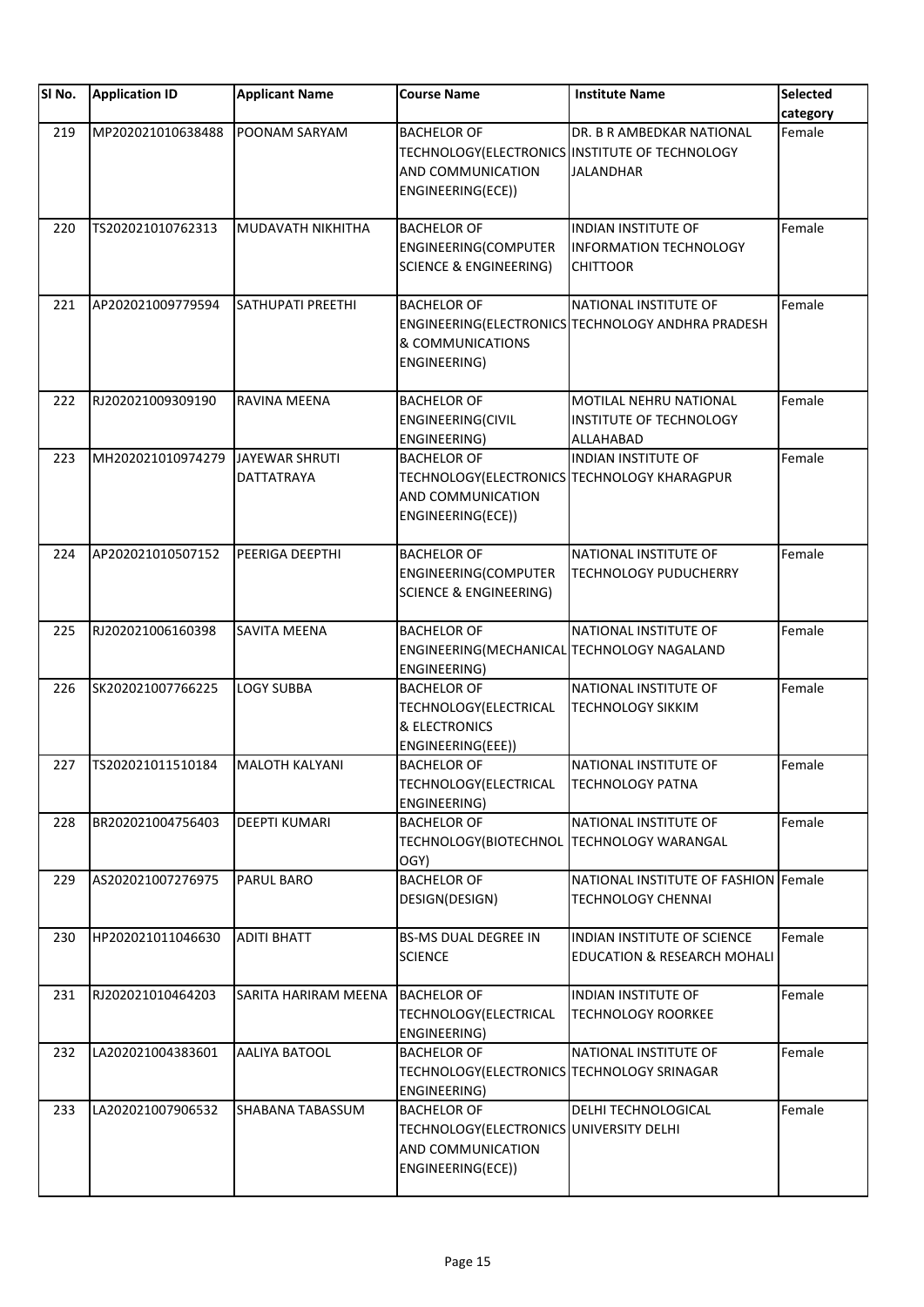| Sl No. | Application ID | Applicant Name | Course Name | Institute Name | Selected category |
|---|---|---|---|---|---|
| 219 | MP202021010638488 | POONAM SARYAM | BACHELOR OF TECHNOLOGY(ELECTRONICS AND COMMUNICATION ENGINEERING(ECE)) | DR. B R AMBEDKAR NATIONAL INSTITUTE OF TECHNOLOGY JALANDHAR | Female |
| 220 | TS202021010762313 | MUDAVATH NIKHITHA | BACHELOR OF ENGINEERING(COMPUTER SCIENCE & ENGINEERING) | INDIAN INSTITUTE OF INFORMATION TECHNOLOGY CHITTOOR | Female |
| 221 | AP202021009779594 | SATHUPATI PREETHI | BACHELOR OF ENGINEERING(ELECTRONICS & COMMUNICATIONS ENGINEERING) | NATIONAL INSTITUTE OF TECHNOLOGY ANDHRA PRADESH | Female |
| 222 | RJ202021009309190 | RAVINA MEENA | BACHELOR OF ENGINEERING(CIVIL ENGINEERING) | MOTILAL NEHRU NATIONAL INSTITUTE OF TECHNOLOGY ALLAHABAD | Female |
| 223 | MH202021010974279 | JAYEWAR SHRUTI DATTATRAYA | BACHELOR OF TECHNOLOGY(ELECTRONICS AND COMMUNICATION ENGINEERING(ECE)) | INDIAN INSTITUTE OF TECHNOLOGY KHARAGPUR | Female |
| 224 | AP202021010507152 | PEERIGA DEEPTHI | BACHELOR OF ENGINEERING(COMPUTER SCIENCE & ENGINEERING) | NATIONAL INSTITUTE OF TECHNOLOGY PUDUCHERRY | Female |
| 225 | RJ202021006160398 | SAVITA MEENA | BACHELOR OF ENGINEERING(MECHANICAL ENGINEERING) | NATIONAL INSTITUTE OF TECHNOLOGY NAGALAND | Female |
| 226 | SK202021007766225 | LOGY SUBBA | BACHELOR OF TECHNOLOGY(ELECTRICAL & ELECTRONICS ENGINEERING(EEE)) | NATIONAL INSTITUTE OF TECHNOLOGY SIKKIM | Female |
| 227 | TS202021011510184 | MALOTH KALYANI | BACHELOR OF TECHNOLOGY(ELECTRICAL ENGINEERING) | NATIONAL INSTITUTE OF TECHNOLOGY PATNA | Female |
| 228 | BR202021004756403 | DEEPTI KUMARI | BACHELOR OF TECHNOLOGY(BIOTECHNOLOGY) | NATIONAL INSTITUTE OF TECHNOLOGY WARANGAL | Female |
| 229 | AS202021007276975 | PARUL BARO | BACHELOR OF DESIGN(DESIGN) | NATIONAL INSTITUTE OF FASHION TECHNOLOGY CHENNAI | Female |
| 230 | HP202021011046630 | ADITI BHATT | BS-MS DUAL DEGREE IN SCIENCE | INDIAN INSTITUTE OF SCIENCE EDUCATION & RESEARCH MOHALI | Female |
| 231 | RJ202021010464203 | SARITA HARIRAM MEENA | BACHELOR OF TECHNOLOGY(ELECTRICAL ENGINEERING) | INDIAN INSTITUTE OF TECHNOLOGY ROORKEE | Female |
| 232 | LA202021004383601 | AALIYA BATOOL | BACHELOR OF TECHNOLOGY(ELECTRONICS ENGINEERING) | NATIONAL INSTITUTE OF TECHNOLOGY SRINAGAR | Female |
| 233 | LA202021007906532 | SHABANA TABASSUM | BACHELOR OF TECHNOLOGY(ELECTRONICS AND COMMUNICATION ENGINEERING(ECE)) | DELHI TECHNOLOGICAL UNIVERSITY DELHI | Female |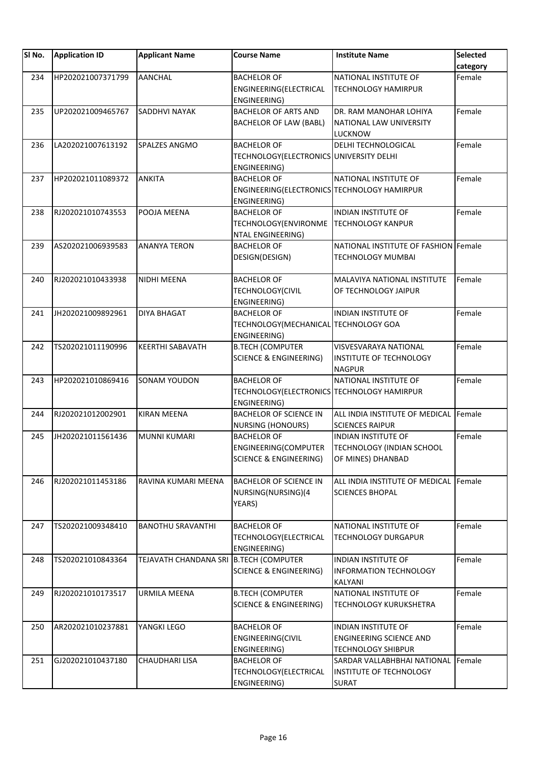| Sl No. | Application ID | Applicant Name | Course Name | Institute Name | Selected category |
|---|---|---|---|---|---|
| 234 | HP202021007371799 | AANCHAL | BACHELOR OF ENGINEERING(ELECTRICAL ENGINEERING) | NATIONAL INSTITUTE OF TECHNOLOGY HAMIRPUR | Female |
| 235 | UP202021009465767 | SADDHVI NAYAK | BACHELOR OF ARTS AND BACHELOR OF LAW (BABL) | DR. RAM MANOHAR LOHIYA NATIONAL LAW UNIVERSITY LUCKNOW | Female |
| 236 | LA202021007613192 | SPALZES ANGMO | BACHELOR OF TECHNOLOGY(ELECTRONICS ENGINEERING) | DELHI TECHNOLOGICAL UNIVERSITY DELHI | Female |
| 237 | HP202021011089372 | ANKITA | BACHELOR OF ENGINEERING(ELECTRONICS ENGINEERING) | NATIONAL INSTITUTE OF TECHNOLOGY HAMIRPUR | Female |
| 238 | RJ202021010743553 | POOJA MEENA | BACHELOR OF TECHNOLOGY(ENVIRONMENTAL ENGINEERING) | INDIAN INSTITUTE OF TECHNOLOGY KANPUR | Female |
| 239 | AS202021006939583 | ANANYA TERON | BACHELOR OF DESIGN(DESIGN) | NATIONAL INSTITUTE OF FASHION TECHNOLOGY MUMBAI | Female |
| 240 | RJ202021010433938 | NIDHI MEENA | BACHELOR OF TECHNOLOGY(CIVIL ENGINEERING) | MALAVIYA NATIONAL INSTITUTE OF TECHNOLOGY JAIPUR | Female |
| 241 | JH202021009892961 | DIYA BHAGAT | BACHELOR OF TECHNOLOGY(MECHANICAL ENGINEERING) | INDIAN INSTITUTE OF TECHNOLOGY GOA | Female |
| 242 | TS202021011190996 | KEERTHI SABAVATH | B.TECH (COMPUTER SCIENCE & ENGINEERING) | VISVESVARAYA NATIONAL INSTITUTE OF TECHNOLOGY NAGPUR | Female |
| 243 | HP202021010869416 | SONAM YOUDON | BACHELOR OF TECHNOLOGY(ELECTRONICS ENGINEERING) | NATIONAL INSTITUTE OF TECHNOLOGY HAMIRPUR | Female |
| 244 | RJ202021012002901 | KIRAN MEENA | BACHELOR OF SCIENCE IN NURSING (HONOURS) | ALL INDIA INSTITUTE OF MEDICAL SCIENCES RAIPUR | Female |
| 245 | JH202021011561436 | MUNNI KUMARI | BACHELOR OF ENGINEERING(COMPUTER SCIENCE & ENGINEERING) | INDIAN INSTITUTE OF TECHNOLOGY (INDIAN SCHOOL OF MINES) DHANBAD | Female |
| 246 | RJ202021011453186 | RAVINA KUMARI MEENA | BACHELOR OF SCIENCE IN NURSING(NURSING)(4 YEARS) | ALL INDIA INSTITUTE OF MEDICAL SCIENCES BHOPAL | Female |
| 247 | TS202021009348410 | BANOTHU SRAVANTHI | BACHELOR OF TECHNOLOGY(ELECTRICAL ENGINEERING) | NATIONAL INSTITUTE OF TECHNOLOGY DURGAPUR | Female |
| 248 | TS202021010843364 | TEJAVATH CHANDANA SRI | B.TECH (COMPUTER SCIENCE & ENGINEERING) | INDIAN INSTITUTE OF INFORMATION TECHNOLOGY KALYANI | Female |
| 249 | RJ202021010173517 | URMILA MEENA | B.TECH (COMPUTER SCIENCE & ENGINEERING) | NATIONAL INSTITUTE OF TECHNOLOGY KURUKSHETRA | Female |
| 250 | AR202021010237881 | YANGKI LEGO | BACHELOR OF ENGINEERING(CIVIL ENGINEERING) | INDIAN INSTITUTE OF ENGINEERING SCIENCE AND TECHNOLOGY SHIBPUR | Female |
| 251 | GJ202021010437180 | CHAUDHARI LISA | BACHELOR OF TECHNOLOGY(ELECTRICAL ENGINEERING) | SARDAR VALLABHBHAI NATIONAL INSTITUTE OF TECHNOLOGY SURAT | Female |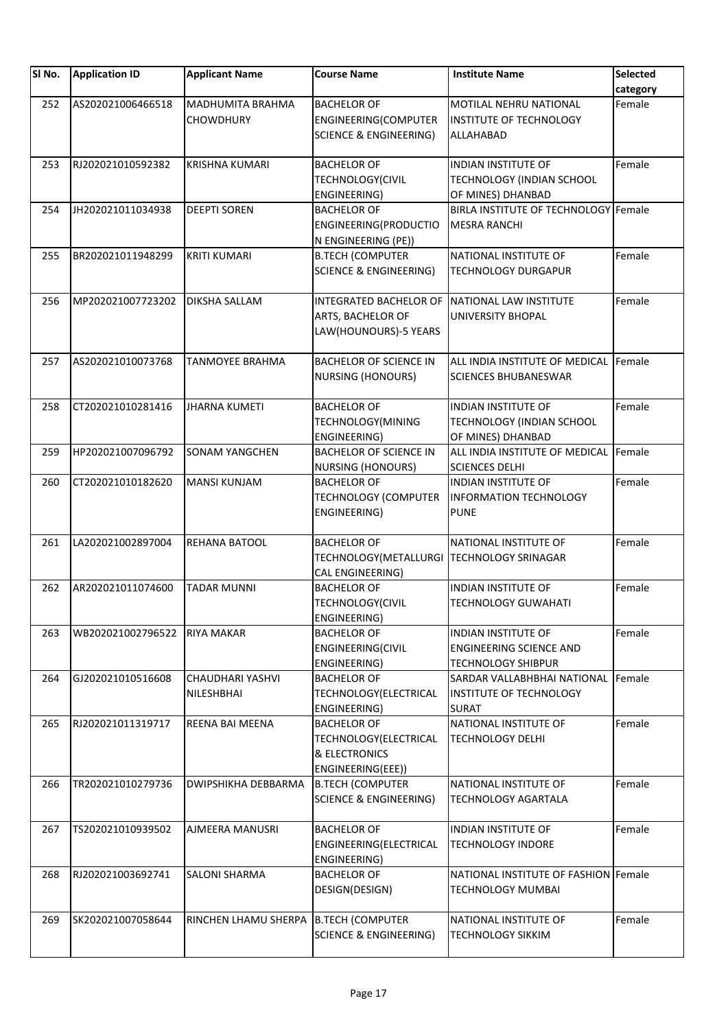| Sl No. | Application ID | Applicant Name | Course Name | Institute Name | Selected category |
|---|---|---|---|---|---|
| 252 | AS202021006466518 | MADHUMITA BRAHMA CHOWDHURY | BACHELOR OF ENGINEERING(COMPUTER SCIENCE & ENGINEERING) | MOTILAL NEHRU NATIONAL INSTITUTE OF TECHNOLOGY ALLAHABAD | Female |
| 253 | RJ202021010592382 | KRISHNA KUMARI | BACHELOR OF TECHNOLOGY(CIVIL ENGINEERING) | INDIAN INSTITUTE OF TECHNOLOGY (INDIAN SCHOOL OF MINES) DHANBAD | Female |
| 254 | JH202021011034938 | DEEPTI SOREN | BACHELOR OF ENGINEERING(PRODUCTIO N ENGINEERING (PE)) | BIRLA INSTITUTE OF TECHNOLOGY MESRA RANCHI | Female |
| 255 | BR202021011948299 | KRITI KUMARI | B.TECH (COMPUTER SCIENCE & ENGINEERING) | NATIONAL INSTITUTE OF TECHNOLOGY DURGAPUR | Female |
| 256 | MP202021007723202 | DIKSHA SALLAM | INTEGRATED BACHELOR OF ARTS, BACHELOR OF LAW(HOUNOURS)-5 YEARS | NATIONAL LAW INSTITUTE UNIVERSITY BHOPAL | Female |
| 257 | AS202021010073768 | TANMOYEE BRAHMA | BACHELOR OF SCIENCE IN NURSING (HONOURS) | ALL INDIA INSTITUTE OF MEDICAL SCIENCES BHUBANESWAR | Female |
| 258 | CT202021010281416 | JHARNA KUMETI | BACHELOR OF TECHNOLOGY(MINING ENGINEERING) | INDIAN INSTITUTE OF TECHNOLOGY (INDIAN SCHOOL OF MINES) DHANBAD | Female |
| 259 | HP202021007096792 | SONAM YANGCHEN | BACHELOR OF SCIENCE IN NURSING (HONOURS) | ALL INDIA INSTITUTE OF MEDICAL SCIENCES DELHI | Female |
| 260 | CT202021010182620 | MANSI KUNJAM | BACHELOR OF TECHNOLOGY (COMPUTER ENGINEERING) | INDIAN INSTITUTE OF INFORMATION TECHNOLOGY PUNE | Female |
| 261 | LA202021002897004 | REHANA BATOOL | BACHELOR OF TECHNOLOGY(METALLURGI CAL ENGINEERING) | NATIONAL INSTITUTE OF TECHNOLOGY SRINAGAR | Female |
| 262 | AR202021011074600 | TADAR MUNNI | BACHELOR OF TECHNOLOGY(CIVIL ENGINEERING) | INDIAN INSTITUTE OF TECHNOLOGY GUWAHATI | Female |
| 263 | WB202021002796522 | RIYA MAKAR | BACHELOR OF ENGINEERING(CIVIL ENGINEERING) | INDIAN INSTITUTE OF ENGINEERING SCIENCE AND TECHNOLOGY SHIBPUR | Female |
| 264 | GJ202021010516608 | CHAUDHARI YASHVI NILESHBHAI | BACHELOR OF TECHNOLOGY(ELECTRICAL ENGINEERING) | SARDAR VALLABHBHAI NATIONAL INSTITUTE OF TECHNOLOGY SURAT | Female |
| 265 | RJ202021011319717 | REENA BAI MEENA | BACHELOR OF TECHNOLOGY(ELECTRICAL & ELECTRONICS ENGINEERING(EEE)) | NATIONAL INSTITUTE OF TECHNOLOGY DELHI | Female |
| 266 | TR202021010279736 | DWIPSHIKHA DEBBARMA | B.TECH (COMPUTER SCIENCE & ENGINEERING) | NATIONAL INSTITUTE OF TECHNOLOGY AGARTALA | Female |
| 267 | TS202021010939502 | AJMEERA MANUSRI | BACHELOR OF ENGINEERING(ELECTRICAL ENGINEERING) | INDIAN INSTITUTE OF TECHNOLOGY INDORE | Female |
| 268 | RJ202021003692741 | SALONI SHARMA | BACHELOR OF DESIGN(DESIGN) | NATIONAL INSTITUTE OF FASHION TECHNOLOGY MUMBAI | Female |
| 269 | SK202021007058644 | RINCHEN LHAMU SHERPA | B.TECH (COMPUTER SCIENCE & ENGINEERING) | NATIONAL INSTITUTE OF TECHNOLOGY SIKKIM | Female |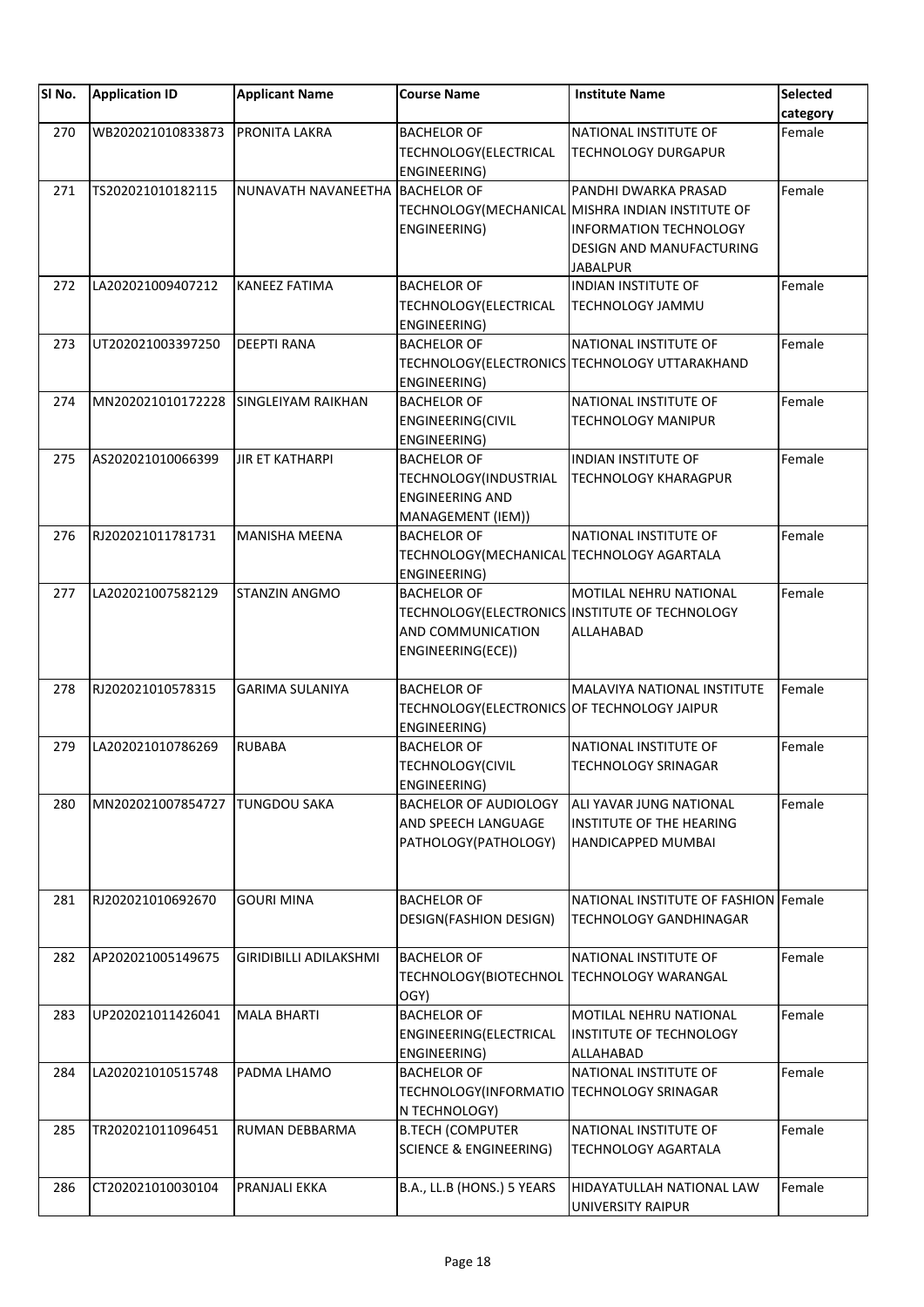| Sl No. | Application ID | Applicant Name | Course Name | Institute Name | Selected category |
|---|---|---|---|---|---|
| 270 | WB202021010833873 | PRONITA LAKRA | BACHELOR OF TECHNOLOGY(ELECTRICAL ENGINEERING) | NATIONAL INSTITUTE OF TECHNOLOGY DURGAPUR | Female |
| 271 | TS202021010182115 | NUNAVATH NAVANEETHA | BACHELOR OF TECHNOLOGY(MECHANICAL ENGINEERING) | PANDHI DWARKA PRASAD MISHRA INDIAN INSTITUTE OF INFORMATION TECHNOLOGY DESIGN AND MANUFACTURING JABALPUR | Female |
| 272 | LA202021009407212 | KANEEZ FATIMA | BACHELOR OF TECHNOLOGY(ELECTRICAL ENGINEERING) | INDIAN INSTITUTE OF TECHNOLOGY JAMMU | Female |
| 273 | UT202021003397250 | DEEPTI RANA | BACHELOR OF TECHNOLOGY(ELECTRONICS ENGINEERING) | NATIONAL INSTITUTE OF TECHNOLOGY UTTARAKHAND | Female |
| 274 | MN202021010172228 | SINGLEIYAM RAIKHAN | BACHELOR OF ENGINEERING(CIVIL ENGINEERING) | NATIONAL INSTITUTE OF TECHNOLOGY MANIPUR | Female |
| 275 | AS202021010066399 | JIR ET KATHARPI | BACHELOR OF TECHNOLOGY(INDUSTRIAL ENGINEERING AND MANAGEMENT (IEM)) | INDIAN INSTITUTE OF TECHNOLOGY KHARAGPUR | Female |
| 276 | RJ202021011781731 | MANISHA MEENA | BACHELOR OF TECHNOLOGY(MECHANICAL ENGINEERING) | NATIONAL INSTITUTE OF TECHNOLOGY AGARTALA | Female |
| 277 | LA202021007582129 | STANZIN ANGMO | BACHELOR OF TECHNOLOGY(ELECTRONICS AND COMMUNICATION ENGINEERING(ECE)) | MOTILAL NEHRU NATIONAL INSTITUTE OF TECHNOLOGY ALLAHABAD | Female |
| 278 | RJ202021010578315 | GARIMA SULANIYA | BACHELOR OF TECHNOLOGY(ELECTRONICS ENGINEERING) | MALAVIYA NATIONAL INSTITUTE OF TECHNOLOGY JAIPUR | Female |
| 279 | LA202021010786269 | RUBABA | BACHELOR OF TECHNOLOGY(CIVIL ENGINEERING) | NATIONAL INSTITUTE OF TECHNOLOGY SRINAGAR | Female |
| 280 | MN202021007854727 | TUNGDOU SAKA | BACHELOR OF AUDIOLOGY AND SPEECH LANGUAGE PATHOLOGY(PATHOLOGY) | ALI YAVAR JUNG NATIONAL INSTITUTE OF THE HEARING HANDICAPPED MUMBAI | Female |
| 281 | RJ202021010692670 | GOURI MINA | BACHELOR OF DESIGN(FASHION DESIGN) | NATIONAL INSTITUTE OF FASHION TECHNOLOGY GANDHINAGAR | Female |
| 282 | AP202021005149675 | GIRIDIBILLI ADILAKSHMI | BACHELOR OF TECHNOLOGY(BIOTECHNOLOGY) | NATIONAL INSTITUTE OF TECHNOLOGY WARANGAL | Female |
| 283 | UP202021011426041 | MALA BHARTI | BACHELOR OF ENGINEERING(ELECTRICAL ENGINEERING) | MOTILAL NEHRU NATIONAL INSTITUTE OF TECHNOLOGY ALLAHABAD | Female |
| 284 | LA202021010515748 | PADMA LHAMO | BACHELOR OF TECHNOLOGY(INFORMATION TECHNOLOGY) | NATIONAL INSTITUTE OF TECHNOLOGY SRINAGAR | Female |
| 285 | TR202021011096451 | RUMAN DEBBARMA | B.TECH (COMPUTER SCIENCE & ENGINEERING) | NATIONAL INSTITUTE OF TECHNOLOGY AGARTALA | Female |
| 286 | CT202021010030104 | PRANJALI EKKA | B.A., LL.B (HONS.) 5 YEARS | HIDAYATULLAH NATIONAL LAW UNIVERSITY RAIPUR | Female |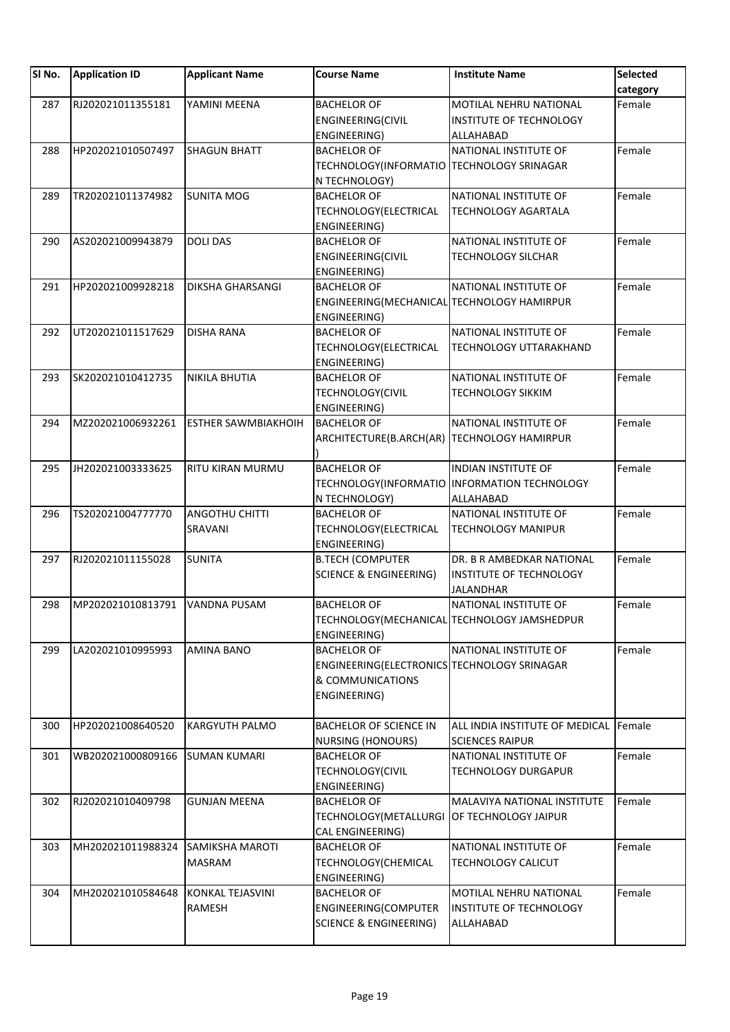| Sl No. | Application ID | Applicant Name | Course Name | Institute Name | Selected category |
|---|---|---|---|---|---|
| 287 | RJ202021011355181 | YAMINI MEENA | BACHELOR OF ENGINEERING(CIVIL ENGINEERING) | MOTILAL NEHRU NATIONAL INSTITUTE OF TECHNOLOGY ALLAHABAD | Female |
| 288 | HP202021010507497 | SHAGUN BHATT | BACHELOR OF TECHNOLOGY(INFORMATION TECHNOLOGY) | NATIONAL INSTITUTE OF TECHNOLOGY SRINAGAR | Female |
| 289 | TR202021011374982 | SUNITA MOG | BACHELOR OF TECHNOLOGY(ELECTRICAL ENGINEERING) | NATIONAL INSTITUTE OF TECHNOLOGY AGARTALA | Female |
| 290 | AS202021009943879 | DOLI DAS | BACHELOR OF ENGINEERING(CIVIL ENGINEERING) | NATIONAL INSTITUTE OF TECHNOLOGY SILCHAR | Female |
| 291 | HP202021009928218 | DIKSHA GHARSANGI | BACHELOR OF ENGINEERING(MECHANICAL ENGINEERING) | NATIONAL INSTITUTE OF TECHNOLOGY HAMIRPUR | Female |
| 292 | UT202021011517629 | DISHA RANA | BACHELOR OF TECHNOLOGY(ELECTRICAL ENGINEERING) | NATIONAL INSTITUTE OF TECHNOLOGY UTTARAKHAND | Female |
| 293 | SK202021010412735 | NIKILA BHUTIA | BACHELOR OF TECHNOLOGY(CIVIL ENGINEERING) | NATIONAL INSTITUTE OF TECHNOLOGY SIKKIM | Female |
| 294 | MZ202021006932261 | ESTHER SAWMBIAKHOIH | BACHELOR OF ARCHITECTURE(B.ARCH(AR)) | NATIONAL INSTITUTE OF TECHNOLOGY HAMIRPUR | Female |
| 295 | JH202021003333625 | RITU KIRAN MURMU | BACHELOR OF TECHNOLOGY(INFORMATION TECHNOLOGY) | INDIAN INSTITUTE OF INFORMATION TECHNOLOGY ALLAHABAD | Female |
| 296 | TS202021004777770 | ANGOTHU CHITTI SRAVANI | BACHELOR OF TECHNOLOGY(ELECTRICAL ENGINEERING) | NATIONAL INSTITUTE OF TECHNOLOGY MANIPUR | Female |
| 297 | RJ202021011155028 | SUNITA | B.TECH (COMPUTER SCIENCE & ENGINEERING) | DR. B R AMBEDKAR NATIONAL INSTITUTE OF TECHNOLOGY JALANDHAR | Female |
| 298 | MP202021010813791 | VANDNA PUSAM | BACHELOR OF TECHNOLOGY(MECHANICAL ENGINEERING) | NATIONAL INSTITUTE OF TECHNOLOGY JAMSHEDPUR | Female |
| 299 | LA202021010995993 | AMINA BANO | BACHELOR OF ENGINEERING(ELECTRONICS & COMMUNICATIONS ENGINEERING) | NATIONAL INSTITUTE OF TECHNOLOGY SRINAGAR | Female |
| 300 | HP202021008640520 | KARGYUTH PALMO | BACHELOR OF SCIENCE IN NURSING (HONOURS) | ALL INDIA INSTITUTE OF MEDICAL SCIENCES RAIPUR | Female |
| 301 | WB202021000809166 | SUMAN KUMARI | BACHELOR OF TECHNOLOGY(CIVIL ENGINEERING) | NATIONAL INSTITUTE OF TECHNOLOGY DURGAPUR | Female |
| 302 | RJ202021010409798 | GUNJAN MEENA | BACHELOR OF TECHNOLOGY(METALLURGICAL ENGINEERING) | MALAVIYA NATIONAL INSTITUTE OF TECHNOLOGY JAIPUR | Female |
| 303 | MH202021011988324 | SAMIKSHA MAROTI MASRAM | BACHELOR OF TECHNOLOGY(CHEMICAL ENGINEERING) | NATIONAL INSTITUTE OF TECHNOLOGY CALICUT | Female |
| 304 | MH202021010584648 | KONKAL TEJASVINI RAMESH | BACHELOR OF ENGINEERING(COMPUTER SCIENCE & ENGINEERING) | MOTILAL NEHRU NATIONAL INSTITUTE OF TECHNOLOGY ALLAHABAD | Female |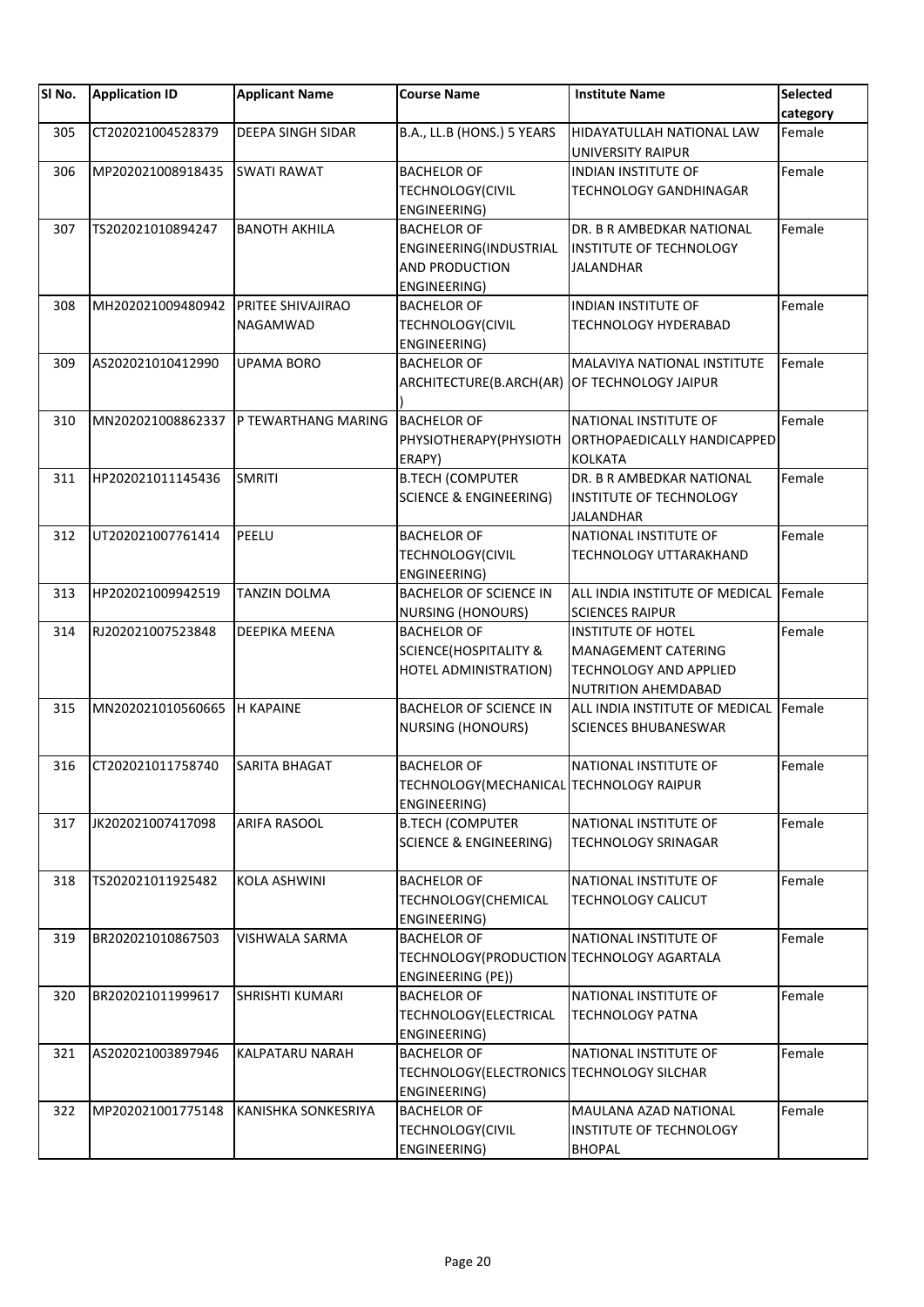| Sl No. | Application ID | Applicant Name | Course Name | Institute Name | Selected category |
|---|---|---|---|---|---|
| 305 | CT202021004528379 | DEEPA SINGH SIDAR | B.A., LL.B (HONS.) 5 YEARS | HIDAYATULLAH NATIONAL LAW UNIVERSITY RAIPUR | Female |
| 306 | MP202021008918435 | SWATI RAWAT | BACHELOR OF TECHNOLOGY(CIVIL ENGINEERING) | INDIAN INSTITUTE OF TECHNOLOGY GANDHINAGAR | Female |
| 307 | TS202021010894247 | BANOTH AKHILA | BACHELOR OF ENGINEERING(INDUSTRIAL AND PRODUCTION ENGINEERING) | DR. B R AMBEDKAR NATIONAL INSTITUTE OF TECHNOLOGY JALANDHAR | Female |
| 308 | MH202021009480942 | PRITEE SHIVAJIRAO NAGAMWAD | BACHELOR OF TECHNOLOGY(CIVIL ENGINEERING) | INDIAN INSTITUTE OF TECHNOLOGY HYDERABAD | Female |
| 309 | AS202021010412990 | UPAMA BORO | BACHELOR OF ARCHITECTURE(B.ARCH(AR)) | MALAVIYA NATIONAL INSTITUTE OF TECHNOLOGY JAIPUR | Female |
| 310 | MN202021008862337 | P TEWARTHANG MARING | BACHELOR OF PHYSIOTHERAPY(PHYSIOTHERAPY) | NATIONAL INSTITUTE OF ORTHOPAEDICALLY HANDICAPPED KOLKATA | Female |
| 311 | HP202021011145436 | SMRITI | B.TECH (COMPUTER SCIENCE & ENGINEERING) | DR. B R AMBEDKAR NATIONAL INSTITUTE OF TECHNOLOGY JALANDHAR | Female |
| 312 | UT202021007761414 | PEELU | BACHELOR OF TECHNOLOGY(CIVIL ENGINEERING) | NATIONAL INSTITUTE OF TECHNOLOGY UTTARAKHAND | Female |
| 313 | HP202021009942519 | TANZIN DOLMA | BACHELOR OF SCIENCE IN NURSING (HONOURS) | ALL INDIA INSTITUTE OF MEDICAL SCIENCES RAIPUR | Female |
| 314 | RJ202021007523848 | DEEPIKA MEENA | BACHELOR OF SCIENCE(HOSPITALITY & HOTEL ADMINISTRATION) | INSTITUTE OF HOTEL MANAGEMENT CATERING TECHNOLOGY AND APPLIED NUTRITION AHEMDABAD | Female |
| 315 | MN202021010560665 | H KAPAINE | BACHELOR OF SCIENCE IN NURSING (HONOURS) | ALL INDIA INSTITUTE OF MEDICAL SCIENCES BHUBANESWAR | Female |
| 316 | CT202021011758740 | SARITA BHAGAT | BACHELOR OF TECHNOLOGY(MECHANICAL ENGINEERING) | NATIONAL INSTITUTE OF TECHNOLOGY RAIPUR | Female |
| 317 | JK202021007417098 | ARIFA RASOOL | B.TECH (COMPUTER SCIENCE & ENGINEERING) | NATIONAL INSTITUTE OF TECHNOLOGY SRINAGAR | Female |
| 318 | TS202021011925482 | KOLA ASHWINI | BACHELOR OF TECHNOLOGY(CHEMICAL ENGINEERING) | NATIONAL INSTITUTE OF TECHNOLOGY CALICUT | Female |
| 319 | BR202021010867503 | VISHWALA SARMA | BACHELOR OF TECHNOLOGY(PRODUCTION ENGINEERING (PE)) | NATIONAL INSTITUTE OF TECHNOLOGY AGARTALA | Female |
| 320 | BR202021011999617 | SHRISHTI KUMARI | BACHELOR OF TECHNOLOGY(ELECTRICAL ENGINEERING) | NATIONAL INSTITUTE OF TECHNOLOGY PATNA | Female |
| 321 | AS202021003897946 | KALPATARU NARAH | BACHELOR OF TECHNOLOGY(ELECTRONICS ENGINEERING) | NATIONAL INSTITUTE OF TECHNOLOGY SILCHAR | Female |
| 322 | MP202021001775148 | KANISHKA SONKESRIYA | BACHELOR OF TECHNOLOGY(CIVIL ENGINEERING) | MAULANA AZAD NATIONAL INSTITUTE OF TECHNOLOGY BHOPAL | Female |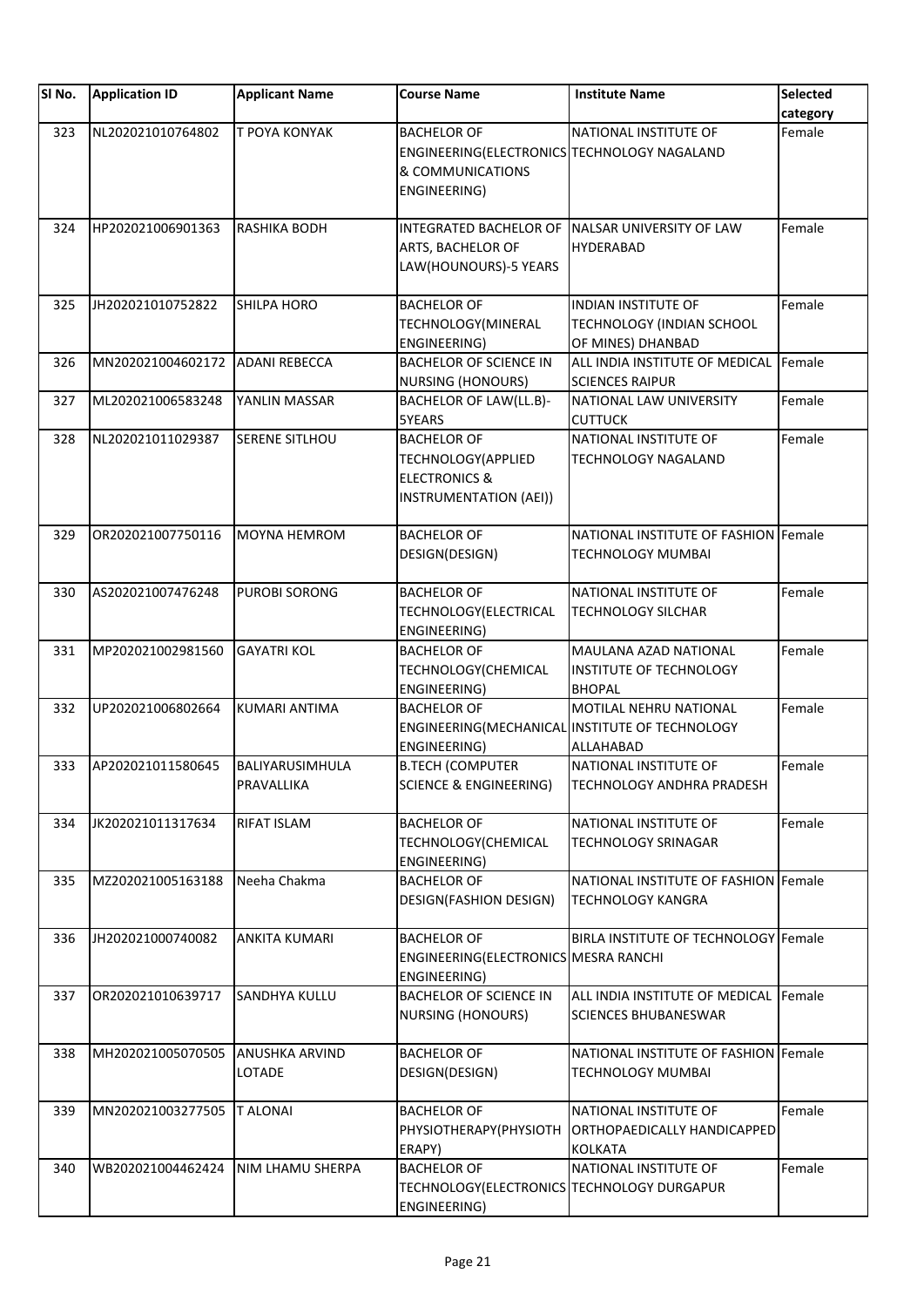| Sl No. | Application ID | Applicant Name | Course Name | Institute Name | Selected category |
|---|---|---|---|---|---|
| 323 | NL202021010764802 | T POYA KONYAK | BACHELOR OF ENGINEERING(ELECTRONICS & COMMUNICATIONS ENGINEERING) | NATIONAL INSTITUTE OF TECHNOLOGY NAGALAND | Female |
| 324 | HP202021006901363 | RASHIKA BODH | INTEGRATED BACHELOR OF ARTS, BACHELOR OF LAW(HOUNOURS)-5 YEARS | NALSAR UNIVERSITY OF LAW HYDERABAD | Female |
| 325 | JH202021010752822 | SHILPA HORO | BACHELOR OF TECHNOLOGY(MINERAL ENGINEERING) | INDIAN INSTITUTE OF TECHNOLOGY (INDIAN SCHOOL OF MINES) DHANBAD | Female |
| 326 | MN202021004602172 | ADANI REBECCA | BACHELOR OF SCIENCE IN NURSING (HONOURS) | ALL INDIA INSTITUTE OF MEDICAL SCIENCES RAIPUR | Female |
| 327 | ML202021006583248 | YANLIN MASSAR | BACHELOR OF LAW(LL.B)- 5YEARS | NATIONAL LAW UNIVERSITY CUTTUCK | Female |
| 328 | NL202021011029387 | SERENE SITLHOU | BACHELOR OF TECHNOLOGY(APPLIED ELECTRONICS & INSTRUMENTATION (AEI)) | NATIONAL INSTITUTE OF TECHNOLOGY NAGALAND | Female |
| 329 | OR202021007750116 | MOYNA HEMROM | BACHELOR OF DESIGN(DESIGN) | NATIONAL INSTITUTE OF FASHION TECHNOLOGY MUMBAI | Female |
| 330 | AS202021007476248 | PUROBI SORONG | BACHELOR OF TECHNOLOGY(ELECTRICAL ENGINEERING) | NATIONAL INSTITUTE OF TECHNOLOGY SILCHAR | Female |
| 331 | MP202021002981560 | GAYATRI KOL | BACHELOR OF TECHNOLOGY(CHEMICAL ENGINEERING) | MAULANA AZAD NATIONAL INSTITUTE OF TECHNOLOGY BHOPAL | Female |
| 332 | UP202021006802664 | KUMARI ANTIMA | BACHELOR OF ENGINEERING(MECHANICAL ENGINEERING) | MOTILAL NEHRU NATIONAL INSTITUTE OF TECHNOLOGY ALLAHABAD | Female |
| 333 | AP202021011580645 | BALIYARUSIMHULA PRAVALLIKA | B.TECH (COMPUTER SCIENCE & ENGINEERING) | NATIONAL INSTITUTE OF TECHNOLOGY ANDHRA PRADESH | Female |
| 334 | JK202021011317634 | RIFAT ISLAM | BACHELOR OF TECHNOLOGY(CHEMICAL ENGINEERING) | NATIONAL INSTITUTE OF TECHNOLOGY SRINAGAR | Female |
| 335 | MZ202021005163188 | Neeha Chakma | BACHELOR OF DESIGN(FASHION DESIGN) | NATIONAL INSTITUTE OF FASHION TECHNOLOGY KANGRA | Female |
| 336 | JH202021000740082 | ANKITA KUMARI | BACHELOR OF ENGINEERING(ELECTRONICS ENGINEERING) | BIRLA INSTITUTE OF TECHNOLOGY MESRA RANCHI | Female |
| 337 | OR202021010639717 | SANDHYA KULLU | BACHELOR OF SCIENCE IN NURSING (HONOURS) | ALL INDIA INSTITUTE OF MEDICAL SCIENCES BHUBANESWAR | Female |
| 338 | MH202021005070505 | ANUSHKA ARVIND LOTADE | BACHELOR OF DESIGN(DESIGN) | NATIONAL INSTITUTE OF FASHION TECHNOLOGY MUMBAI | Female |
| 339 | MN202021003277505 | T ALONAI | BACHELOR OF PHYSIOTHERAPY(PHYSIOTHERAPY) | NATIONAL INSTITUTE OF ORTHOPAEDICALLY HANDICAPPED KOLKATA | Female |
| 340 | WB202021004462424 | NIM LHAMU SHERPA | BACHELOR OF TECHNOLOGY(ELECTRONICS ENGINEERING) | NATIONAL INSTITUTE OF TECHNOLOGY DURGAPUR | Female |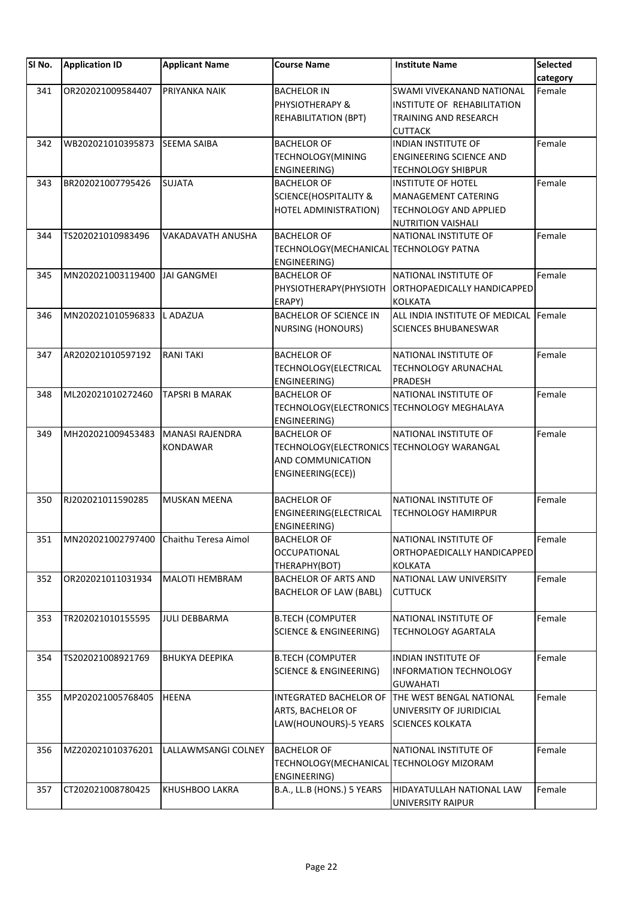| Sl No. | Application ID | Applicant Name | Course Name | Institute Name | Selected category |
|---|---|---|---|---|---|
| 341 | OR202021009584407 | PRIYANKA NAIK | BACHELOR IN PHYSIOTHERAPY & REHABILITATION (BPT) | SWAMI VIVEKANAND NATIONAL INSTITUTE OF REHABILITATION TRAINING AND RESEARCH CUTTACK | Female |
| 342 | WB202021010395873 | SEEMA SAIBA | BACHELOR OF TECHNOLOGY(MINING ENGINEERING) | INDIAN INSTITUTE OF ENGINEERING SCIENCE AND TECHNOLOGY SHIBPUR | Female |
| 343 | BR202021007795426 | SUJATA | BACHELOR OF SCIENCE(HOSPITALITY & HOTEL ADMINISTRATION) | INSTITUTE OF HOTEL MANAGEMENT CATERING TECHNOLOGY AND APPLIED NUTRITION VAISHALI | Female |
| 344 | TS202021010983496 | VAKADAVATH ANUSHA | BACHELOR OF TECHNOLOGY(MECHANICAL ENGINEERING) | NATIONAL INSTITUTE OF TECHNOLOGY PATNA | Female |
| 345 | MN202021003119400 | JAI GANGMEI | BACHELOR OF PHYSIOTHERAPY(PHYSIOTHERAPY) | NATIONAL INSTITUTE OF ORTHOPAEDICALLY HANDICAPPED KOLKATA | Female |
| 346 | MN202021010596833 | L ADAZUA | BACHELOR OF SCIENCE IN NURSING (HONOURS) | ALL INDIA INSTITUTE OF MEDICAL SCIENCES BHUBANESWAR | Female |
| 347 | AR202021010597192 | RANI TAKI | BACHELOR OF TECHNOLOGY(ELECTRICAL ENGINEERING) | NATIONAL INSTITUTE OF TECHNOLOGY ARUNACHAL PRADESH | Female |
| 348 | ML202021010272460 | TAPSRI B MARAK | BACHELOR OF TECHNOLOGY(ELECTRONICS ENGINEERING) | NATIONAL INSTITUTE OF TECHNOLOGY MEGHALAYA | Female |
| 349 | MH202021009453483 | MANASI RAJENDRA KONDAWAR | BACHELOR OF TECHNOLOGY(ELECTRONICS AND COMMUNICATION ENGINEERING(ECE)) | NATIONAL INSTITUTE OF TECHNOLOGY WARANGAL | Female |
| 350 | RJ202021011590285 | MUSKAN MEENA | BACHELOR OF ENGINEERING(ELECTRICAL ENGINEERING) | NATIONAL INSTITUTE OF TECHNOLOGY HAMIRPUR | Female |
| 351 | MN202021002797400 | Chaithu Teresa Aimol | BACHELOR OF OCCUPATIONAL THERAPHY(BOT) | NATIONAL INSTITUTE OF ORTHOPAEDICALLY HANDICAPPED KOLKATA | Female |
| 352 | OR202021011031934 | MALOTI HEMBRAM | BACHELOR OF ARTS AND BACHELOR OF LAW (BABL) | NATIONAL LAW UNIVERSITY CUTTUCK | Female |
| 353 | TR202021010155595 | JULI DEBBARMA | B.TECH (COMPUTER SCIENCE & ENGINEERING) | NATIONAL INSTITUTE OF TECHNOLOGY AGARTALA | Female |
| 354 | TS202021008921769 | BHUKYA DEEPIKA | B.TECH (COMPUTER SCIENCE & ENGINEERING) | INDIAN INSTITUTE OF INFORMATION TECHNOLOGY GUWAHATI | Female |
| 355 | MP202021005768405 | HEENA | INTEGRATED BACHELOR OF ARTS, BACHELOR OF LAW(HOUNOURS)-5 YEARS | THE WEST BENGAL NATIONAL UNIVERSITY OF JURIDICIAL SCIENCES KOLKATA | Female |
| 356 | MZ202021010376201 | LALLAWMSANGI COLNEY | BACHELOR OF TECHNOLOGY(MECHANICAL ENGINEERING) | NATIONAL INSTITUTE OF TECHNOLOGY MIZORAM | Female |
| 357 | CT202021008780425 | KHUSHBOO LAKRA | B.A., LL.B (HONS.) 5 YEARS | HIDAYATULLAH NATIONAL LAW UNIVERSITY RAIPUR | Female |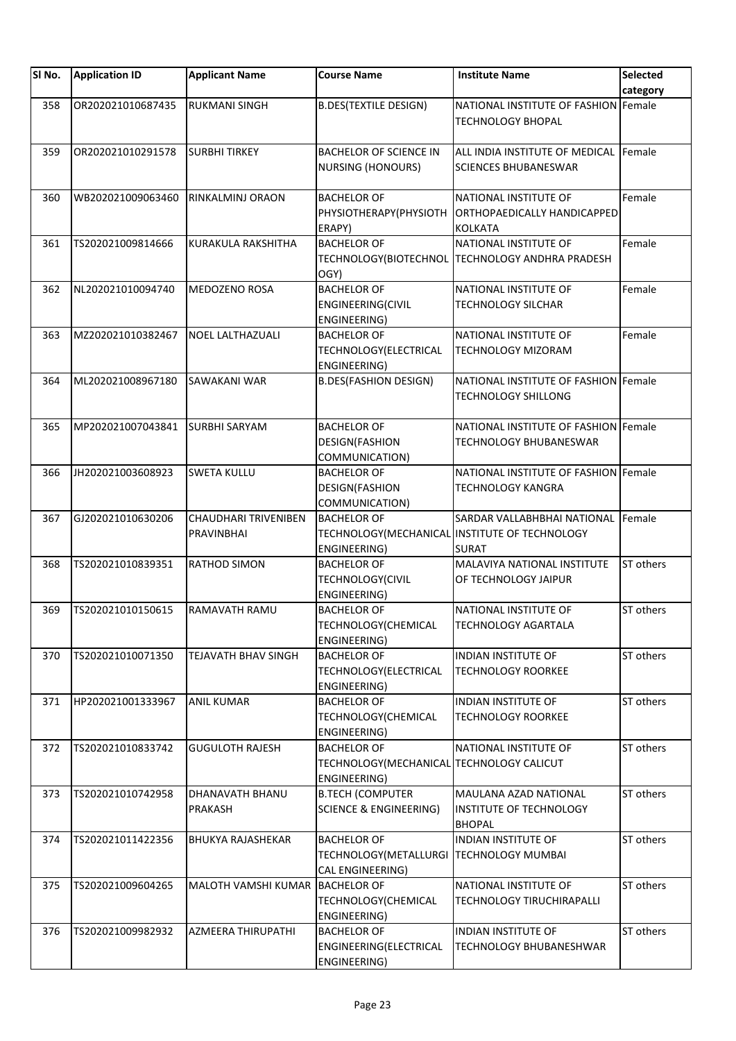| Sl No. | Application ID | Applicant Name | Course Name | Institute Name | Selected category |
|---|---|---|---|---|---|
| 358 | OR202021010687435 | RUKMANI SINGH | B.DES(TEXTILE DESIGN) | NATIONAL INSTITUTE OF FASHION TECHNOLOGY BHOPAL | Female |
| 359 | OR202021010291578 | SURBHI TIRKEY | BACHELOR OF SCIENCE IN NURSING (HONOURS) | ALL INDIA INSTITUTE OF MEDICAL SCIENCES BHUBANESWAR | Female |
| 360 | WB202021009063460 | RINKALMINJ ORAON | BACHELOR OF PHYSIOTHERAPY(PHYSIOTHERAPY) | NATIONAL INSTITUTE OF ORTHOPAEDICALLY HANDICAPPED KOLKATA | Female |
| 361 | TS202021009814666 | KURAKULA RAKSHITHA | BACHELOR OF TECHNOLOGY(BIOTECHNOLOGY) | NATIONAL INSTITUTE OF TECHNOLOGY ANDHRA PRADESH | Female |
| 362 | NL202021010094740 | MEDOZENO ROSA | BACHELOR OF ENGINEERING(CIVIL ENGINEERING) | NATIONAL INSTITUTE OF TECHNOLOGY SILCHAR | Female |
| 363 | MZ202021010382467 | NOEL LALTHAZUALI | BACHELOR OF TECHNOLOGY(ELECTRICAL ENGINEERING) | NATIONAL INSTITUTE OF TECHNOLOGY MIZORAM | Female |
| 364 | ML202021008967180 | SAWAKANI WAR | B.DES(FASHION DESIGN) | NATIONAL INSTITUTE OF FASHION TECHNOLOGY SHILLONG | Female |
| 365 | MP202021007043841 | SURBHI SARYAM | BACHELOR OF DESIGN(FASHION COMMUNICATION) | NATIONAL INSTITUTE OF FASHION TECHNOLOGY BHUBANESWAR | Female |
| 366 | JH202021003608923 | SWETA KULLU | BACHELOR OF DESIGN(FASHION COMMUNICATION) | NATIONAL INSTITUTE OF FASHION TECHNOLOGY KANGRA | Female |
| 367 | GJ202021010630206 | CHAUDHARI TRIVENIBEN PRAVINBHAI | BACHELOR OF TECHNOLOGY(MECHANICAL ENGINEERING) | SARDAR VALLABHBHAI NATIONAL INSTITUTE OF TECHNOLOGY SURAT | Female |
| 368 | TS202021010839351 | RATHOD SIMON | BACHELOR OF TECHNOLOGY(CIVIL ENGINEERING) | MALAVIYA NATIONAL INSTITUTE OF TECHNOLOGY JAIPUR | ST others |
| 369 | TS202021010150615 | RAMAVATH RAMU | BACHELOR OF TECHNOLOGY(CHEMICAL ENGINEERING) | NATIONAL INSTITUTE OF TECHNOLOGY AGARTALA | ST others |
| 370 | TS202021010071350 | TEJAVATH BHAV SINGH | BACHELOR OF TECHNOLOGY(ELECTRICAL ENGINEERING) | INDIAN INSTITUTE OF TECHNOLOGY ROORKEE | ST others |
| 371 | HP202021001333967 | ANIL KUMAR | BACHELOR OF TECHNOLOGY(CHEMICAL ENGINEERING) | INDIAN INSTITUTE OF TECHNOLOGY ROORKEE | ST others |
| 372 | TS202021010833742 | GUGULOTH RAJESH | BACHELOR OF TECHNOLOGY(MECHANICAL ENGINEERING) | NATIONAL INSTITUTE OF TECHNOLOGY CALICUT | ST others |
| 373 | TS202021010742958 | DHANAVATH BHANU PRAKASH | B.TECH (COMPUTER SCIENCE & ENGINEERING) | MAULANA AZAD NATIONAL INSTITUTE OF TECHNOLOGY BHOPAL | ST others |
| 374 | TS202021011422356 | BHUKYA RAJASHEKAR | BACHELOR OF TECHNOLOGY(METALLURGICAL ENGINEERING) | INDIAN INSTITUTE OF TECHNOLOGY MUMBAI | ST others |
| 375 | TS202021009604265 | MALOTH VAMSHI KUMAR | BACHELOR OF TECHNOLOGY(CHEMICAL ENGINEERING) | NATIONAL INSTITUTE OF TECHNOLOGY TIRUCHIRAPALLI | ST others |
| 376 | TS202021009982932 | AZMEERA THIRUPATHI | BACHELOR OF ENGINEERING(ELECTRICAL ENGINEERING) | INDIAN INSTITUTE OF TECHNOLOGY BHUBANESHWAR | ST others |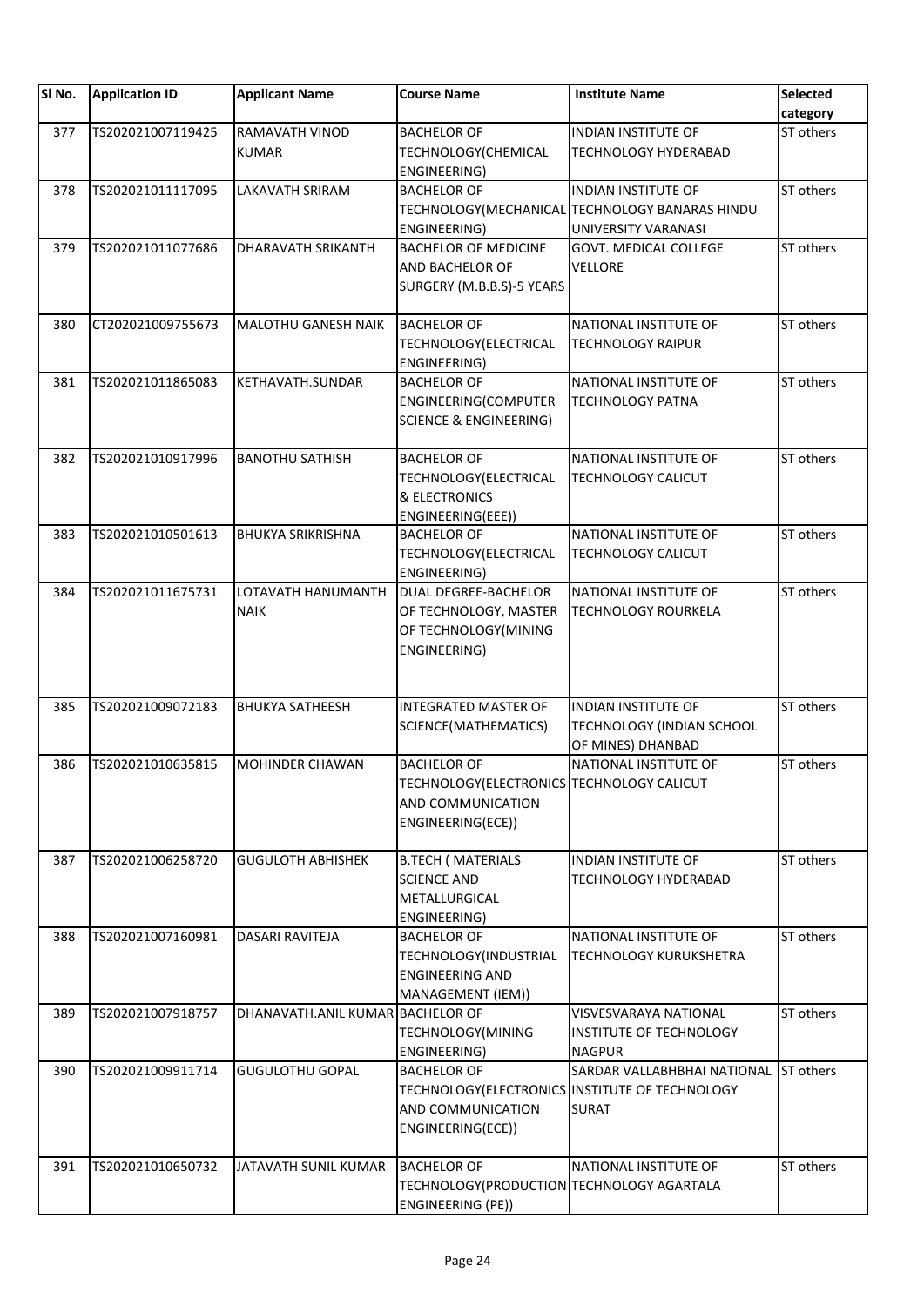| Sl No. | Application ID | Applicant Name | Course Name | Institute Name | Selected category |
|---|---|---|---|---|---|
| 377 | TS202021007119425 | RAMAVATH VINOD KUMAR | BACHELOR OF TECHNOLOGY(CHEMICAL ENGINEERING) | INDIAN INSTITUTE OF TECHNOLOGY HYDERABAD | ST others |
| 378 | TS202021011117095 | LAKAVATH SRIRAM | BACHELOR OF TECHNOLOGY(MECHANICAL ENGINEERING) | INDIAN INSTITUTE OF TECHNOLOGY BANARAS HINDU UNIVERSITY VARANASI | ST others |
| 379 | TS202021011077686 | DHARAVATH SRIKANTH | BACHELOR OF MEDICINE AND BACHELOR OF SURGERY (M.B.B.S)-5 YEARS | GOVT. MEDICAL COLLEGE VELLORE | ST others |
| 380 | CT202021009755673 | MALOTHU GANESH NAIK | BACHELOR OF TECHNOLOGY(ELECTRICAL ENGINEERING) | NATIONAL INSTITUTE OF TECHNOLOGY RAIPUR | ST others |
| 381 | TS202021011865083 | KETHAVATH.SUNDAR | BACHELOR OF ENGINEERING(COMPUTER SCIENCE & ENGINEERING) | NATIONAL INSTITUTE OF TECHNOLOGY PATNA | ST others |
| 382 | TS202021010917996 | BANOTHU SATHISH | BACHELOR OF TECHNOLOGY(ELECTRICAL & ELECTRONICS ENGINEERING(EEE)) | NATIONAL INSTITUTE OF TECHNOLOGY CALICUT | ST others |
| 383 | TS202021010501613 | BHUKYA SRIKRISHNA | BACHELOR OF TECHNOLOGY(ELECTRICAL ENGINEERING) | NATIONAL INSTITUTE OF TECHNOLOGY CALICUT | ST others |
| 384 | TS202021011675731 | LOTAVATH HANUMANTH NAIK | DUAL DEGREE-BACHELOR OF TECHNOLOGY, MASTER OF TECHNOLOGY(MINING ENGINEERING) | NATIONAL INSTITUTE OF TECHNOLOGY ROURKELA | ST others |
| 385 | TS202021009072183 | BHUKYA SATHEESH | INTEGRATED MASTER OF SCIENCE(MATHEMATICS) | INDIAN INSTITUTE OF TECHNOLOGY (INDIAN SCHOOL OF MINES) DHANBAD | ST others |
| 386 | TS202021010635815 | MOHINDER CHAWAN | BACHELOR OF TECHNOLOGY(ELECTRONICS AND COMMUNICATION ENGINEERING(ECE)) | NATIONAL INSTITUTE OF TECHNOLOGY CALICUT | ST others |
| 387 | TS202021006258720 | GUGULOTH ABHISHEK | B.TECH ( MATERIALS SCIENCE AND METALLURGICAL ENGINEERING) | INDIAN INSTITUTE OF TECHNOLOGY HYDERABAD | ST others |
| 388 | TS202021007160981 | DASARI RAVITEJA | BACHELOR OF TECHNOLOGY(INDUSTRIAL ENGINEERING AND MANAGEMENT (IEM)) | NATIONAL INSTITUTE OF TECHNOLOGY KURUKSHETRA | ST others |
| 389 | TS202021007918757 | DHANAVATH.ANIL KUMAR | BACHELOR OF TECHNOLOGY(MINING ENGINEERING) | VISVESVARAYA NATIONAL INSTITUTE OF TECHNOLOGY NAGPUR | ST others |
| 390 | TS202021009911714 | GUGULOTHU GOPAL | BACHELOR OF TECHNOLOGY(ELECTRONICS AND COMMUNICATION ENGINEERING(ECE)) | SARDAR VALLABHBHAI NATIONAL INSTITUTE OF TECHNOLOGY SURAT | ST others |
| 391 | TS202021010650732 | JATAVATH SUNIL KUMAR | BACHELOR OF TECHNOLOGY(PRODUCTION ENGINEERING (PE)) | NATIONAL INSTITUTE OF TECHNOLOGY AGARTALA | ST others |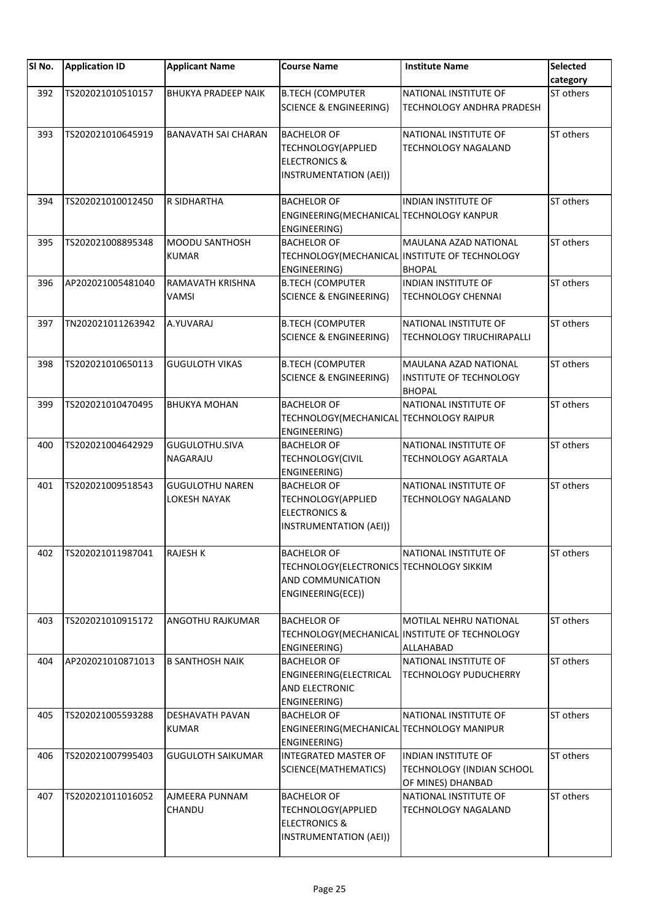| Sl No. | Application ID | Applicant Name | Course Name | Institute Name | Selected category |
|---|---|---|---|---|---|
| 392 | TS202021010510157 | BHUKYA PRADEEP NAIK | B.TECH (COMPUTER SCIENCE & ENGINEERING) | NATIONAL INSTITUTE OF TECHNOLOGY ANDHRA PRADESH | ST others |
| 393 | TS202021010645919 | BANAVATH SAI CHARAN | BACHELOR OF TECHNOLOGY(APPLIED ELECTRONICS & INSTRUMENTATION (AEI)) | NATIONAL INSTITUTE OF TECHNOLOGY NAGALAND | ST others |
| 394 | TS202021010012450 | R SIDHARTHA | BACHELOR OF ENGINEERING(MECHANICAL ENGINEERING) | INDIAN INSTITUTE OF TECHNOLOGY KANPUR | ST others |
| 395 | TS202021008895348 | MOODU SANTHOSH KUMAR | BACHELOR OF TECHNOLOGY(MECHANICAL ENGINEERING) | MAULANA AZAD NATIONAL INSTITUTE OF TECHNOLOGY BHOPAL | ST others |
| 396 | AP202021005481040 | RAMAVATH KRISHNA VAMSI | B.TECH (COMPUTER SCIENCE & ENGINEERING) | INDIAN INSTITUTE OF TECHNOLOGY CHENNAI | ST others |
| 397 | TN202021011263942 | A.YUVARAJ | B.TECH (COMPUTER SCIENCE & ENGINEERING) | NATIONAL INSTITUTE OF TECHNOLOGY TIRUCHIRAPALLI | ST others |
| 398 | TS202021010650113 | GUGULOTH VIKAS | B.TECH (COMPUTER SCIENCE & ENGINEERING) | MAULANA AZAD NATIONAL INSTITUTE OF TECHNOLOGY BHOPAL | ST others |
| 399 | TS202021010470495 | BHUKYA MOHAN | BACHELOR OF TECHNOLOGY(MECHANICAL ENGINEERING) | NATIONAL INSTITUTE OF TECHNOLOGY RAIPUR | ST others |
| 400 | TS202021004642929 | GUGULOTHU.SIVA NAGARAJU | BACHELOR OF TECHNOLOGY(CIVIL ENGINEERING) | NATIONAL INSTITUTE OF TECHNOLOGY AGARTALA | ST others |
| 401 | TS202021009518543 | GUGULOTHU NAREN LOKESH NAYAK | BACHELOR OF TECHNOLOGY(APPLIED ELECTRONICS & INSTRUMENTATION (AEI)) | NATIONAL INSTITUTE OF TECHNOLOGY NAGALAND | ST others |
| 402 | TS202021011987041 | RAJESH K | BACHELOR OF TECHNOLOGY(ELECTRONICS AND COMMUNICATION ENGINEERING(ECE)) | NATIONAL INSTITUTE OF TECHNOLOGY SIKKIM | ST others |
| 403 | TS202021010915172 | ANGOTHU RAJKUMAR | BACHELOR OF TECHNOLOGY(MECHANICAL ENGINEERING) | MOTILAL NEHRU NATIONAL INSTITUTE OF TECHNOLOGY ALLAHABAD | ST others |
| 404 | AP202021010871013 | B SANTHOSH NAIK | BACHELOR OF ENGINEERING(ELECTRICAL AND ELECTRONIC ENGINEERING) | NATIONAL INSTITUTE OF TECHNOLOGY PUDUCHERRY | ST others |
| 405 | TS202021005593288 | DESHAVATH PAVAN KUMAR | BACHELOR OF ENGINEERING(MECHANICAL ENGINEERING) | NATIONAL INSTITUTE OF TECHNOLOGY MANIPUR | ST others |
| 406 | TS202021007995403 | GUGULOTH SAIKUMAR | INTEGRATED MASTER OF SCIENCE(MATHEMATICS) | INDIAN INSTITUTE OF TECHNOLOGY (INDIAN SCHOOL OF MINES) DHANBAD | ST others |
| 407 | TS202021011016052 | AJMEERA PUNNAM CHANDU | BACHELOR OF TECHNOLOGY(APPLIED ELECTRONICS & INSTRUMENTATION (AEI)) | NATIONAL INSTITUTE OF TECHNOLOGY NAGALAND | ST others |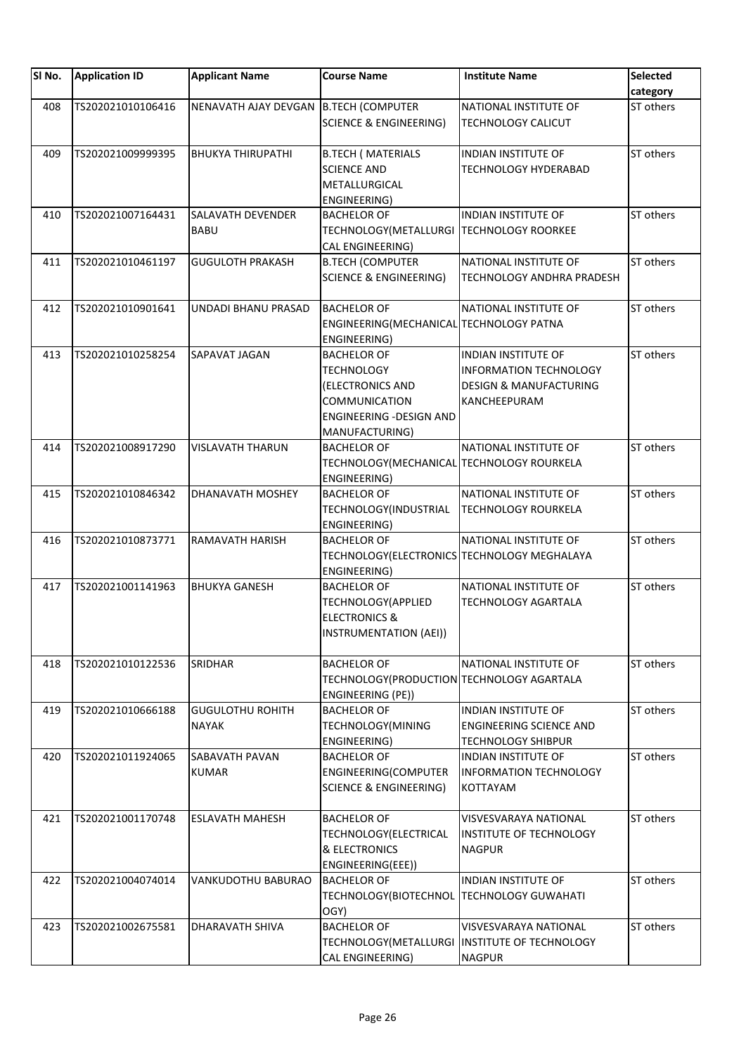| Sl No. | Application ID | Applicant Name | Course Name | Institute Name | Selected category |
|---|---|---|---|---|---|
| 408 | TS202021010106416 | NENAVATH AJAY DEVGAN | B.TECH (COMPUTER SCIENCE & ENGINEERING) | NATIONAL INSTITUTE OF TECHNOLOGY CALICUT | ST others |
| 409 | TS202021009999395 | BHUKYA THIRUPATHI | B.TECH ( MATERIALS SCIENCE AND METALLURGICAL ENGINEERING) | INDIAN INSTITUTE OF TECHNOLOGY HYDERABAD | ST others |
| 410 | TS202021007164431 | SALAVATH DEVENDER BABU | BACHELOR OF TECHNOLOGY(METALLURGICAL ENGINEERING) | INDIAN INSTITUTE OF TECHNOLOGY ROORKEE | ST others |
| 411 | TS202021010461197 | GUGULOTH PRAKASH | B.TECH (COMPUTER SCIENCE & ENGINEERING) | NATIONAL INSTITUTE OF TECHNOLOGY ANDHRA PRADESH | ST others |
| 412 | TS202021010901641 | UNDADI BHANU PRASAD | BACHELOR OF ENGINEERING(MECHANICAL ENGINEERING) | NATIONAL INSTITUTE OF TECHNOLOGY PATNA | ST others |
| 413 | TS202021010258254 | SAPAVAT JAGAN | BACHELOR OF TECHNOLOGY (ELECTRONICS AND COMMUNICATION ENGINEERING -DESIGN AND MANUFACTURING) | INDIAN INSTITUTE OF INFORMATION TECHNOLOGY DESIGN & MANUFACTURING KANCHEEPURAM | ST others |
| 414 | TS202021008917290 | VISLAVATH THARUN | BACHELOR OF TECHNOLOGY(MECHANICAL ENGINEERING) | NATIONAL INSTITUTE OF TECHNOLOGY ROURKELA | ST others |
| 415 | TS202021010846342 | DHANAVATH MOSHEY | BACHELOR OF TECHNOLOGY(INDUSTRIAL ENGINEERING) | NATIONAL INSTITUTE OF TECHNOLOGY ROURKELA | ST others |
| 416 | TS202021010873771 | RAMAVATH HARISH | BACHELOR OF TECHNOLOGY(ELECTRONICS ENGINEERING) | NATIONAL INSTITUTE OF TECHNOLOGY MEGHALAYA | ST others |
| 417 | TS202021001141963 | BHUKYA GANESH | BACHELOR OF TECHNOLOGY(APPLIED ELECTRONICS & INSTRUMENTATION (AEI)) | NATIONAL INSTITUTE OF TECHNOLOGY AGARTALA | ST others |
| 418 | TS202021010122536 | SRIDHAR | BACHELOR OF TECHNOLOGY(PRODUCTION ENGINEERING (PE)) | NATIONAL INSTITUTE OF TECHNOLOGY AGARTALA | ST others |
| 419 | TS202021010666188 | GUGULOTHU ROHITH NAYAK | BACHELOR OF TECHNOLOGY(MINING ENGINEERING) | INDIAN INSTITUTE OF ENGINEERING SCIENCE AND TECHNOLOGY SHIBPUR | ST others |
| 420 | TS202021011924065 | SABAVATH PAVAN KUMAR | BACHELOR OF ENGINEERING(COMPUTER SCIENCE & ENGINEERING) | INDIAN INSTITUTE OF INFORMATION TECHNOLOGY KOTTAYAM | ST others |
| 421 | TS202021001170748 | ESLAVATH MAHESH | BACHELOR OF TECHNOLOGY(ELECTRICAL & ELECTRONICS ENGINEERING(EEE)) | VISVESVARAYA NATIONAL INSTITUTE OF TECHNOLOGY NAGPUR | ST others |
| 422 | TS202021004074014 | VANKUDOTHU BABURAO | BACHELOR OF TECHNOLOGY(BIOTECHNOLOGY) | INDIAN INSTITUTE OF TECHNOLOGY GUWAHATI | ST others |
| 423 | TS202021002675581 | DHARAVATH SHIVA | BACHELOR OF TECHNOLOGY(METALLURGICAL ENGINEERING) | VISVESVARAYA NATIONAL INSTITUTE OF TECHNOLOGY NAGPUR | ST others |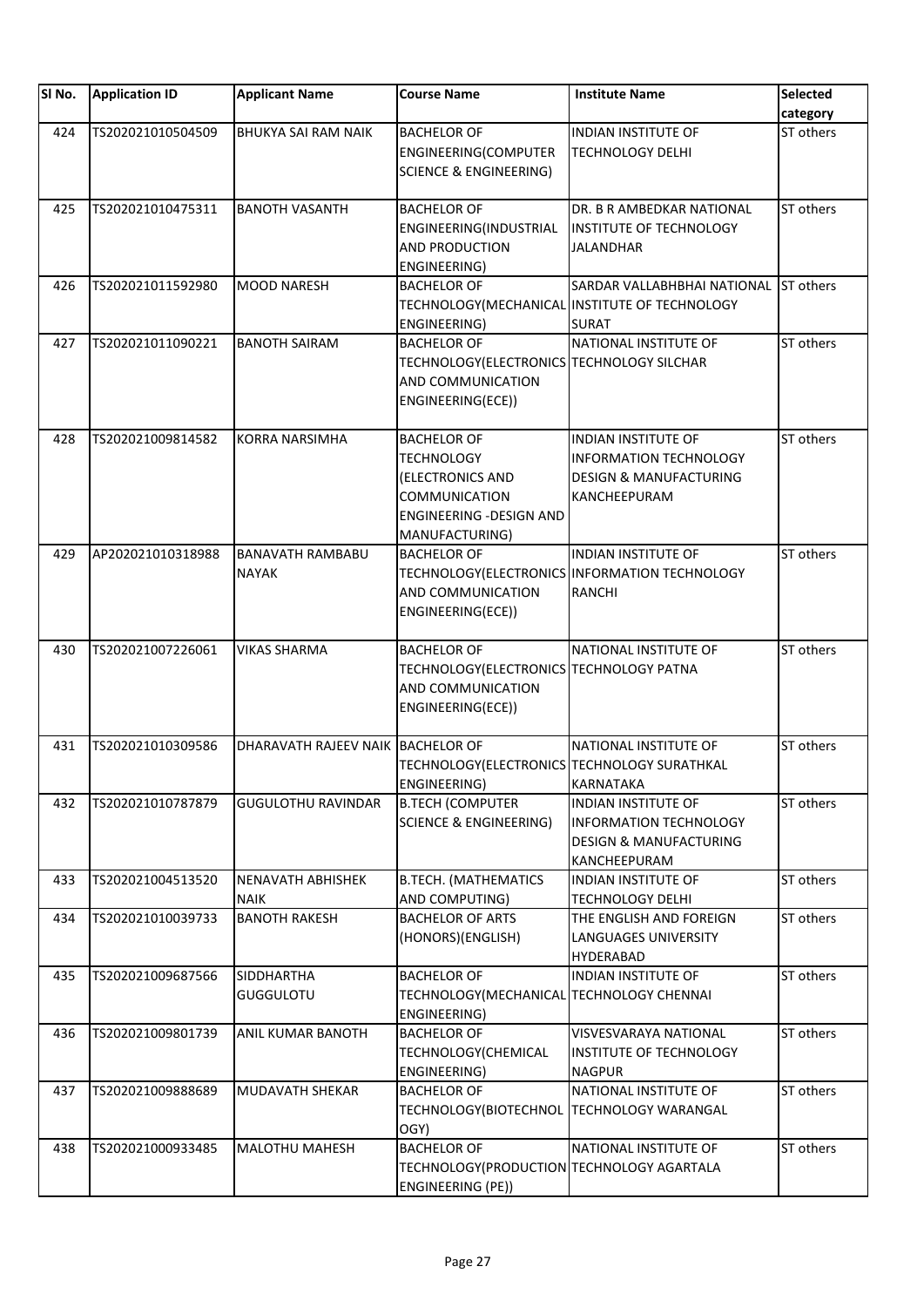| Sl No. | Application ID | Applicant Name | Course Name | Institute Name | Selected category |
|---|---|---|---|---|---|
| 424 | TS202021010504509 | BHUKYA SAI RAM NAIK | BACHELOR OF ENGINEERING(COMPUTER SCIENCE & ENGINEERING) | INDIAN INSTITUTE OF TECHNOLOGY DELHI | ST others |
| 425 | TS202021010475311 | BANOTH VASANTH | BACHELOR OF ENGINEERING(INDUSTRIAL AND PRODUCTION ENGINEERING) | DR. B R AMBEDKAR NATIONAL INSTITUTE OF TECHNOLOGY JALANDHAR | ST others |
| 426 | TS202021011592980 | MOOD NARESH | BACHELOR OF TECHNOLOGY(MECHANICAL ENGINEERING) | SARDAR VALLABHBHAI NATIONAL INSTITUTE OF TECHNOLOGY SURAT | ST others |
| 427 | TS202021011090221 | BANOTH SAIRAM | BACHELOR OF TECHNOLOGY(ELECTRONICS AND COMMUNICATION ENGINEERING(ECE)) | NATIONAL INSTITUTE OF TECHNOLOGY SILCHAR | ST others |
| 428 | TS202021009814582 | KORRA NARSIMHA | BACHELOR OF TECHNOLOGY (ELECTRONICS AND COMMUNICATION ENGINEERING -DESIGN AND MANUFACTURING) | INDIAN INSTITUTE OF INFORMATION TECHNOLOGY DESIGN & MANUFACTURING KANCHEEPURAM | ST others |
| 429 | AP202021010318988 | BANAVATH RAMBABU NAYAK | BACHELOR OF TECHNOLOGY(ELECTRONICS AND COMMUNICATION ENGINEERING(ECE)) | INDIAN INSTITUTE OF INFORMATION TECHNOLOGY RANCHI | ST others |
| 430 | TS202021007226061 | VIKAS SHARMA | BACHELOR OF TECHNOLOGY(ELECTRONICS AND COMMUNICATION ENGINEERING(ECE)) | NATIONAL INSTITUTE OF TECHNOLOGY PATNA | ST others |
| 431 | TS202021010309586 | DHARAVATH RAJEEV NAIK | BACHELOR OF TECHNOLOGY(ELECTRONICS ENGINEERING) | NATIONAL INSTITUTE OF TECHNOLOGY SURATHKAL KARNATAKA | ST others |
| 432 | TS202021010787879 | GUGULOTHU RAVINDAR | B.TECH (COMPUTER SCIENCE & ENGINEERING) | INDIAN INSTITUTE OF INFORMATION TECHNOLOGY DESIGN & MANUFACTURING KANCHEEPURAM | ST others |
| 433 | TS202021004513520 | NENAVATH ABHISHEK NAIK | B.TECH. (MATHEMATICS AND COMPUTING) | INDIAN INSTITUTE OF TECHNOLOGY DELHI | ST others |
| 434 | TS202021010039733 | BANOTH RAKESH | BACHELOR OF ARTS (HONORS)(ENGLISH) | THE ENGLISH AND FOREIGN LANGUAGES UNIVERSITY HYDERABAD | ST others |
| 435 | TS202021009687566 | SIDDHARTHA GUGGULOTU | BACHELOR OF TECHNOLOGY(MECHANICAL ENGINEERING) | INDIAN INSTITUTE OF TECHNOLOGY CHENNAI | ST others |
| 436 | TS202021009801739 | ANIL KUMAR BANOTH | BACHELOR OF TECHNOLOGY(CHEMICAL ENGINEERING) | VISVESVARAYA NATIONAL INSTITUTE OF TECHNOLOGY NAGPUR | ST others |
| 437 | TS202021009888689 | MUDAVATH SHEKAR | BACHELOR OF TECHNOLOGY(BIOTECHNOLOGY) | NATIONAL INSTITUTE OF TECHNOLOGY WARANGAL | ST others |
| 438 | TS202021000933485 | MALOTHU MAHESH | BACHELOR OF TECHNOLOGY(PRODUCTION ENGINEERING (PE)) | NATIONAL INSTITUTE OF TECHNOLOGY AGARTALA | ST others |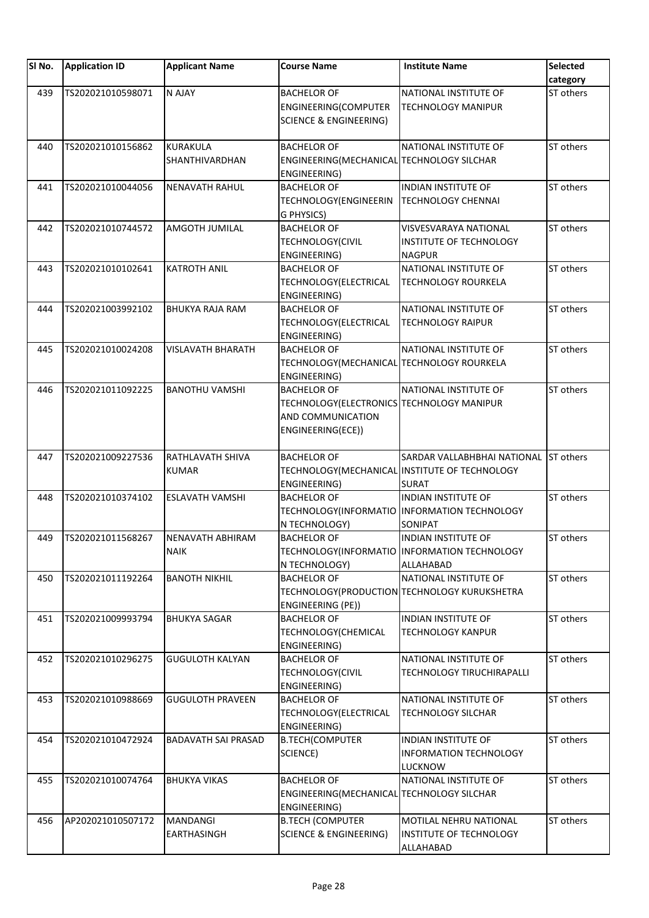| Sl No. | Application ID | Applicant Name | Course Name | Institute Name | Selected category |
|---|---|---|---|---|---|
| 439 | TS202021010598071 | N AJAY | BACHELOR OF ENGINEERING(COMPUTER SCIENCE & ENGINEERING) | NATIONAL INSTITUTE OF TECHNOLOGY MANIPUR | ST others |
| 440 | TS202021010156862 | KURAKULA SHANTHIVARDHAN | BACHELOR OF ENGINEERING(MECHANICAL ENGINEERING) | NATIONAL INSTITUTE OF TECHNOLOGY SILCHAR | ST others |
| 441 | TS202021010044056 | NENAVATH RAHUL | BACHELOR OF TECHNOLOGY(ENGINEERING PHYSICS) | INDIAN INSTITUTE OF TECHNOLOGY CHENNAI | ST others |
| 442 | TS202021010744572 | AMGOTH JUMILAL | BACHELOR OF TECHNOLOGY(CIVIL ENGINEERING) | VISVESVARAYA NATIONAL INSTITUTE OF TECHNOLOGY NAGPUR | ST others |
| 443 | TS202021010102641 | KATROTH ANIL | BACHELOR OF TECHNOLOGY(ELECTRICAL ENGINEERING) | NATIONAL INSTITUTE OF TECHNOLOGY ROURKELA | ST others |
| 444 | TS202021003992102 | BHUKYA RAJA RAM | BACHELOR OF TECHNOLOGY(ELECTRICAL ENGINEERING) | NATIONAL INSTITUTE OF TECHNOLOGY RAIPUR | ST others |
| 445 | TS202021010024208 | VISLAVATH BHARATH | BACHELOR OF TECHNOLOGY(MECHANICAL ENGINEERING) | NATIONAL INSTITUTE OF TECHNOLOGY ROURKELA | ST others |
| 446 | TS202021011092225 | BANOTHU VAMSHI | BACHELOR OF TECHNOLOGY(ELECTRONICS AND COMMUNICATION ENGINEERING(ECE)) | NATIONAL INSTITUTE OF TECHNOLOGY MANIPUR | ST others |
| 447 | TS202021009227536 | RATHLAVATH SHIVA KUMAR | BACHELOR OF TECHNOLOGY(MECHANICAL ENGINEERING) | SARDAR VALLABHBHAI NATIONAL INSTITUTE OF TECHNOLOGY SURAT | ST others |
| 448 | TS202021010374102 | ESLAVATH VAMSHI | BACHELOR OF TECHNOLOGY(INFORMATION TECHNOLOGY) | INDIAN INSTITUTE OF INFORMATION TECHNOLOGY SONIPAT | ST others |
| 449 | TS202021011568267 | NENAVATH ABHIRAM NAIK | BACHELOR OF TECHNOLOGY(INFORMATION TECHNOLOGY) | INDIAN INSTITUTE OF INFORMATION TECHNOLOGY ALLAHABAD | ST others |
| 450 | TS202021011192264 | BANOTH NIKHIL | BACHELOR OF TECHNOLOGY(PRODUCTION ENGINEERING (PE)) | NATIONAL INSTITUTE OF TECHNOLOGY KURUKSHETRA | ST others |
| 451 | TS202021009993794 | BHUKYA SAGAR | BACHELOR OF TECHNOLOGY(CHEMICAL ENGINEERING) | INDIAN INSTITUTE OF TECHNOLOGY KANPUR | ST others |
| 452 | TS202021010296275 | GUGULOTH KALYAN | BACHELOR OF TECHNOLOGY(CIVIL ENGINEERING) | NATIONAL INSTITUTE OF TECHNOLOGY TIRUCHIRAPALLI | ST others |
| 453 | TS202021010988669 | GUGULOTH PRAVEEN | BACHELOR OF TECHNOLOGY(ELECTRICAL ENGINEERING) | NATIONAL INSTITUTE OF TECHNOLOGY SILCHAR | ST others |
| 454 | TS202021010472924 | BADAVATH SAI PRASAD | B.TECH(COMPUTER SCIENCE) | INDIAN INSTITUTE OF INFORMATION TECHNOLOGY LUCKNOW | ST others |
| 455 | TS202021010074764 | BHUKYA VIKAS | BACHELOR OF ENGINEERING(MECHANICAL ENGINEERING) | NATIONAL INSTITUTE OF TECHNOLOGY SILCHAR | ST others |
| 456 | AP202021010507172 | MANDANGI EARTHASINGH | B.TECH (COMPUTER SCIENCE & ENGINEERING) | MOTILAL NEHRU NATIONAL INSTITUTE OF TECHNOLOGY ALLAHABAD | ST others |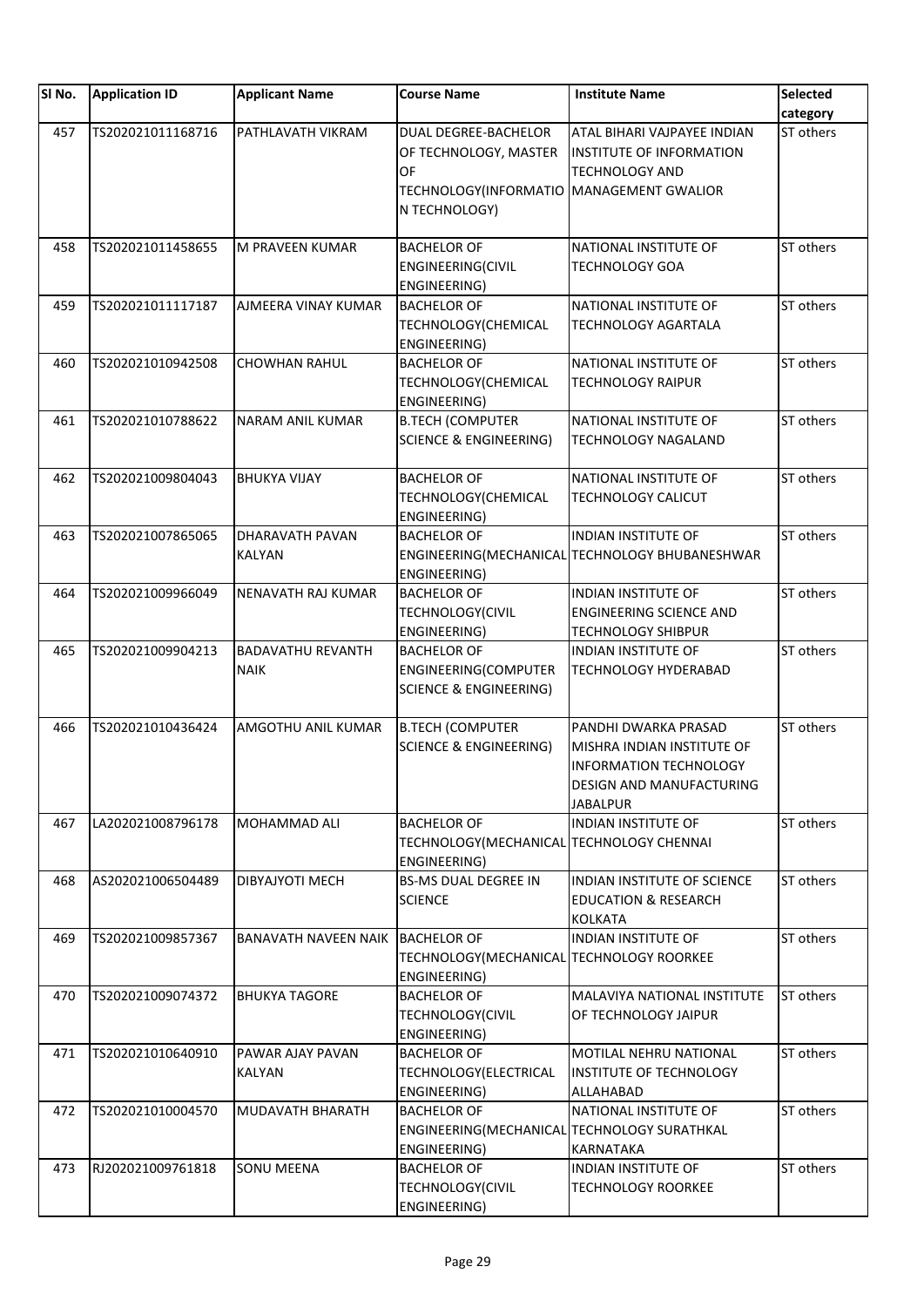| Sl No. | Application ID | Applicant Name | Course Name | Institute Name | Selected category |
|---|---|---|---|---|---|
| 457 | TS202021011168716 | PATHLAVATH VIKRAM | DUAL DEGREE-BACHELOR OF TECHNOLOGY, MASTER OF TECHNOLOGY(INFORMATION TECHNOLOGY) | ATAL BIHARI VAJPAYEE INDIAN INSTITUTE OF INFORMATION TECHNOLOGY AND MANAGEMENT GWALIOR | ST others |
| 458 | TS202021011458655 | M PRAVEEN KUMAR | BACHELOR OF ENGINEERING(CIVIL ENGINEERING) | NATIONAL INSTITUTE OF TECHNOLOGY GOA | ST others |
| 459 | TS202021011117187 | AJMEERA VINAY KUMAR | BACHELOR OF TECHNOLOGY(CHEMICAL ENGINEERING) | NATIONAL INSTITUTE OF TECHNOLOGY AGARTALA | ST others |
| 460 | TS202021010942508 | CHOWHAN RAHUL | BACHELOR OF TECHNOLOGY(CHEMICAL ENGINEERING) | NATIONAL INSTITUTE OF TECHNOLOGY RAIPUR | ST others |
| 461 | TS202021010788622 | NARAM ANIL KUMAR | B.TECH (COMPUTER SCIENCE & ENGINEERING) | NATIONAL INSTITUTE OF TECHNOLOGY NAGALAND | ST others |
| 462 | TS202021009804043 | BHUKYA VIJAY | BACHELOR OF TECHNOLOGY(CHEMICAL ENGINEERING) | NATIONAL INSTITUTE OF TECHNOLOGY CALICUT | ST others |
| 463 | TS202021007865065 | DHARAVATH PAVAN KALYAN | BACHELOR OF ENGINEERING(MECHANICAL ENGINEERING) | INDIAN INSTITUTE OF TECHNOLOGY BHUBANESHWAR | ST others |
| 464 | TS202021009966049 | NENAVATH RAJ KUMAR | BACHELOR OF TECHNOLOGY(CIVIL ENGINEERING) | INDIAN INSTITUTE OF ENGINEERING SCIENCE AND TECHNOLOGY SHIBPUR | ST others |
| 465 | TS202021009904213 | BADAVATHU REVANTH NAIK | BACHELOR OF ENGINEERING(COMPUTER SCIENCE & ENGINEERING) | INDIAN INSTITUTE OF TECHNOLOGY HYDERABAD | ST others |
| 466 | TS202021010436424 | AMGOTHU ANIL KUMAR | B.TECH (COMPUTER SCIENCE & ENGINEERING) | PANDHI DWARKA PRASAD MISHRA INDIAN INSTITUTE OF INFORMATION TECHNOLOGY DESIGN AND MANUFACTURING JABALPUR | ST others |
| 467 | LA202021008796178 | MOHAMMAD ALI | BACHELOR OF TECHNOLOGY(MECHANICAL ENGINEERING) | INDIAN INSTITUTE OF TECHNOLOGY CHENNAI | ST others |
| 468 | AS202021006504489 | DIBYAJYOTI MECH | BS-MS DUAL DEGREE IN SCIENCE | INDIAN INSTITUTE OF SCIENCE EDUCATION & RESEARCH KOLKATA | ST others |
| 469 | TS202021009857367 | BANAVATH NAVEEN NAIK | BACHELOR OF TECHNOLOGY(MECHANICAL ENGINEERING) | INDIAN INSTITUTE OF TECHNOLOGY ROORKEE | ST others |
| 470 | TS202021009074372 | BHUKYA TAGORE | BACHELOR OF TECHNOLOGY(CIVIL ENGINEERING) | MALAVIYA NATIONAL INSTITUTE OF TECHNOLOGY JAIPUR | ST others |
| 471 | TS202021010640910 | PAWAR AJAY PAVAN KALYAN | BACHELOR OF TECHNOLOGY(ELECTRICAL ENGINEERING) | MOTILAL NEHRU NATIONAL INSTITUTE OF TECHNOLOGY ALLAHABAD | ST others |
| 472 | TS202021010004570 | MUDAVATH BHARATH | BACHELOR OF ENGINEERING(MECHANICAL ENGINEERING) | NATIONAL INSTITUTE OF TECHNOLOGY SURATHKAL KARNATAKA | ST others |
| 473 | RJ202021009761818 | SONU MEENA | BACHELOR OF TECHNOLOGY(CIVIL ENGINEERING) | INDIAN INSTITUTE OF TECHNOLOGY ROORKEE | ST others |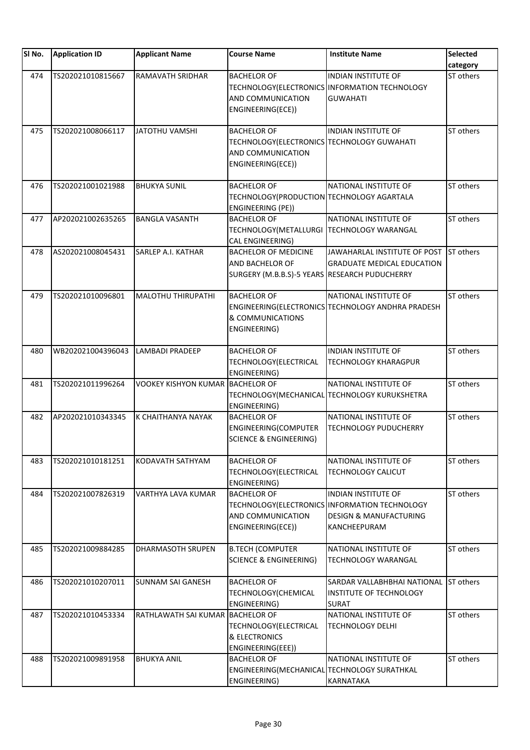| Sl No. | Application ID | Applicant Name | Course Name | Institute Name | Selected category |
|---|---|---|---|---|---|
| 474 | TS202021010815667 | RAMAVATH SRIDHAR | BACHELOR OF TECHNOLOGY(ELECTRONICS AND COMMUNICATION ENGINEERING(ECE)) | INDIAN INSTITUTE OF INFORMATION TECHNOLOGY GUWAHATI | ST others |
| 475 | TS202021008066117 | JATOTHU VAMSHI | BACHELOR OF TECHNOLOGY(ELECTRONICS AND COMMUNICATION ENGINEERING(ECE)) | INDIAN INSTITUTE OF TECHNOLOGY GUWAHATI | ST others |
| 476 | TS202021001021988 | BHUKYA SUNIL | BACHELOR OF TECHNOLOGY(PRODUCTION ENGINEERING (PE)) | NATIONAL INSTITUTE OF TECHNOLOGY AGARTALA | ST others |
| 477 | AP202021002635265 | BANGLA VASANTH | BACHELOR OF TECHNOLOGY(METALLURGICAL ENGINEERING) | NATIONAL INSTITUTE OF TECHNOLOGY WARANGAL | ST others |
| 478 | AS202021008045431 | SARLEP A.I. KATHAR | BACHELOR OF MEDICINE AND BACHELOR OF SURGERY (M.B.B.S)-5 YEARS | JAWAHARLAL INSTITUTE OF POST GRADUATE MEDICAL EDUCATION RESEARCH PUDUCHERRY | ST others |
| 479 | TS202021010096801 | MALOTHU THIRUPATHI | BACHELOR OF ENGINEERING(ELECTRONICS & COMMUNICATIONS ENGINEERING) | NATIONAL INSTITUTE OF TECHNOLOGY ANDHRA PRADESH | ST others |
| 480 | WB202021004396043 | LAMBADI PRADEEP | BACHELOR OF TECHNOLOGY(ELECTRICAL ENGINEERING) | INDIAN INSTITUTE OF TECHNOLOGY KHARAGPUR | ST others |
| 481 | TS202021011996264 | VOOKEY KISHYON KUMAR | BACHELOR OF TECHNOLOGY(MECHANICAL ENGINEERING) | NATIONAL INSTITUTE OF TECHNOLOGY KURUKSHETRA | ST others |
| 482 | AP202021010343345 | K CHAITHANYA NAYAK | BACHELOR OF ENGINEERING(COMPUTER SCIENCE & ENGINEERING) | NATIONAL INSTITUTE OF TECHNOLOGY PUDUCHERRY | ST others |
| 483 | TS202021010181251 | KODAVATH SATHYAM | BACHELOR OF TECHNOLOGY(ELECTRICAL ENGINEERING) | NATIONAL INSTITUTE OF TECHNOLOGY CALICUT | ST others |
| 484 | TS202021007826319 | VARTHYA LAVA KUMAR | BACHELOR OF TECHNOLOGY(ELECTRONICS AND COMMUNICATION ENGINEERING(ECE)) | INDIAN INSTITUTE OF INFORMATION TECHNOLOGY DESIGN & MANUFACTURING KANCHEEPURAM | ST others |
| 485 | TS202021009884285 | DHARMASOTH SRUPEN | B.TECH (COMPUTER SCIENCE & ENGINEERING) | NATIONAL INSTITUTE OF TECHNOLOGY WARANGAL | ST others |
| 486 | TS202021010207011 | SUNNAM SAI GANESH | BACHELOR OF TECHNOLOGY(CHEMICAL ENGINEERING) | SARDAR VALLABHBHAI NATIONAL INSTITUTE OF TECHNOLOGY SURAT | ST others |
| 487 | TS202021010453334 | RATHLAWATH SAI KUMAR | BACHELOR OF TECHNOLOGY(ELECTRICAL & ELECTRONICS ENGINEERING(EEE)) | NATIONAL INSTITUTE OF TECHNOLOGY DELHI | ST others |
| 488 | TS202021009891958 | BHUKYA ANIL | BACHELOR OF ENGINEERING(MECHANICAL ENGINEERING) | NATIONAL INSTITUTE OF TECHNOLOGY SURATHKAL KARNATAKA | ST others |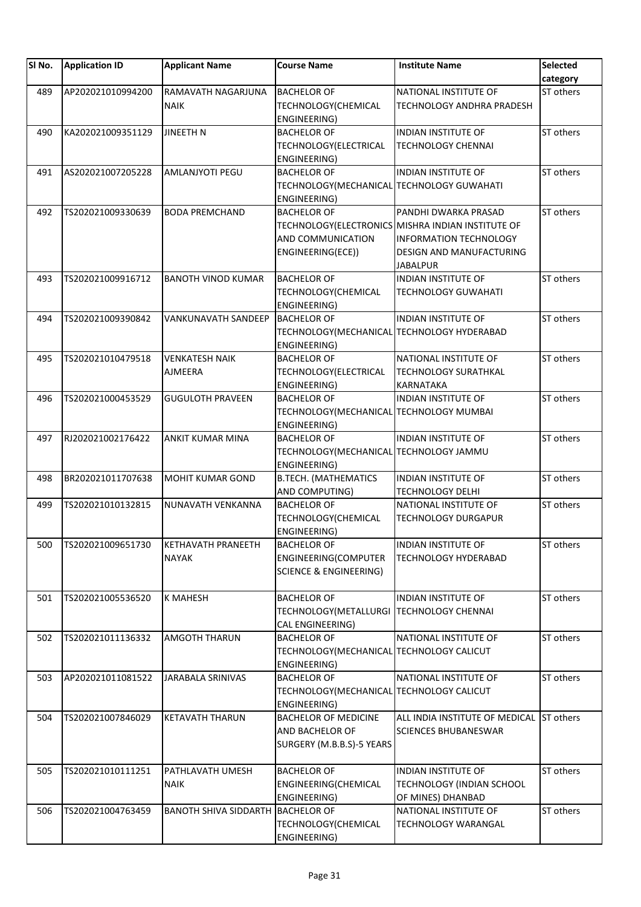| Sl No. | Application ID | Applicant Name | Course Name | Institute Name | Selected category |
|---|---|---|---|---|---|
| 489 | AP202021010994200 | RAMAVATH NAGARJUNA NAIK | BACHELOR OF TECHNOLOGY(CHEMICAL ENGINEERING) | NATIONAL INSTITUTE OF TECHNOLOGY ANDHRA PRADESH | ST others |
| 490 | KA202021009351129 | JINEETH N | BACHELOR OF TECHNOLOGY(ELECTRICAL ENGINEERING) | INDIAN INSTITUTE OF TECHNOLOGY CHENNAI | ST others |
| 491 | AS202021007205228 | AMLANJYOTI PEGU | BACHELOR OF TECHNOLOGY(MECHANICAL ENGINEERING) | INDIAN INSTITUTE OF TECHNOLOGY GUWAHATI | ST others |
| 492 | TS202021009330639 | BODA PREMCHAND | BACHELOR OF TECHNOLOGY(ELECTRONICS AND COMMUNICATION ENGINEERING(ECE)) | PANDHI DWARKA PRASAD MISHRA INDIAN INSTITUTE OF INFORMATION TECHNOLOGY DESIGN AND MANUFACTURING JABALPUR | ST others |
| 493 | TS202021009916712 | BANOTH VINOD KUMAR | BACHELOR OF TECHNOLOGY(CHEMICAL ENGINEERING) | INDIAN INSTITUTE OF TECHNOLOGY GUWAHATI | ST others |
| 494 | TS202021009390842 | VANKUNAVATH SANDEEP | BACHELOR OF TECHNOLOGY(MECHANICAL ENGINEERING) | INDIAN INSTITUTE OF TECHNOLOGY HYDERABAD | ST others |
| 495 | TS202021010479518 | VENKATESH NAIK AJMEERA | BACHELOR OF TECHNOLOGY(ELECTRICAL ENGINEERING) | NATIONAL INSTITUTE OF TECHNOLOGY SURATHKAL KARNATAKA | ST others |
| 496 | TS202021000453529 | GUGULOTH PRAVEEN | BACHELOR OF TECHNOLOGY(MECHANICAL ENGINEERING) | INDIAN INSTITUTE OF TECHNOLOGY MUMBAI | ST others |
| 497 | RJ202021002176422 | ANKIT KUMAR MINA | BACHELOR OF TECHNOLOGY(MECHANICAL ENGINEERING) | INDIAN INSTITUTE OF TECHNOLOGY JAMMU | ST others |
| 498 | BR202021011707638 | MOHIT KUMAR GOND | B.TECH. (MATHEMATICS AND COMPUTING) | INDIAN INSTITUTE OF TECHNOLOGY DELHI | ST others |
| 499 | TS202021010132815 | NUNAVATH VENKANNA | BACHELOR OF TECHNOLOGY(CHEMICAL ENGINEERING) | NATIONAL INSTITUTE OF TECHNOLOGY DURGAPUR | ST others |
| 500 | TS202021009651730 | KETHAVATH PRANEETH NAYAK | BACHELOR OF ENGINEERING(COMPUTER SCIENCE & ENGINEERING) | INDIAN INSTITUTE OF TECHNOLOGY HYDERABAD | ST others |
| 501 | TS202021005536520 | K MAHESH | BACHELOR OF TECHNOLOGY(METALLURGICAL ENGINEERING) | INDIAN INSTITUTE OF TECHNOLOGY CHENNAI | ST others |
| 502 | TS202021011136332 | AMGOTH THARUN | BACHELOR OF TECHNOLOGY(MECHANICAL ENGINEERING) | NATIONAL INSTITUTE OF TECHNOLOGY CALICUT | ST others |
| 503 | AP202021011081522 | JARABALA SRINIVAS | BACHELOR OF TECHNOLOGY(MECHANICAL ENGINEERING) | NATIONAL INSTITUTE OF TECHNOLOGY CALICUT | ST others |
| 504 | TS202021007846029 | KETAVATH THARUN | BACHELOR OF MEDICINE AND BACHELOR OF SURGERY (M.B.B.S)-5 YEARS | ALL INDIA INSTITUTE OF MEDICAL SCIENCES BHUBANESWAR | ST others |
| 505 | TS202021010111251 | PATHLAVATH UMESH NAIK | BACHELOR OF ENGINEERING(CHEMICAL ENGINEERING) | INDIAN INSTITUTE OF TECHNOLOGY (INDIAN SCHOOL OF MINES) DHANBAD | ST others |
| 506 | TS202021004763459 | BANOTH SHIVA SIDDARTH | BACHELOR OF TECHNOLOGY(CHEMICAL ENGINEERING) | NATIONAL INSTITUTE OF TECHNOLOGY WARANGAL | ST others |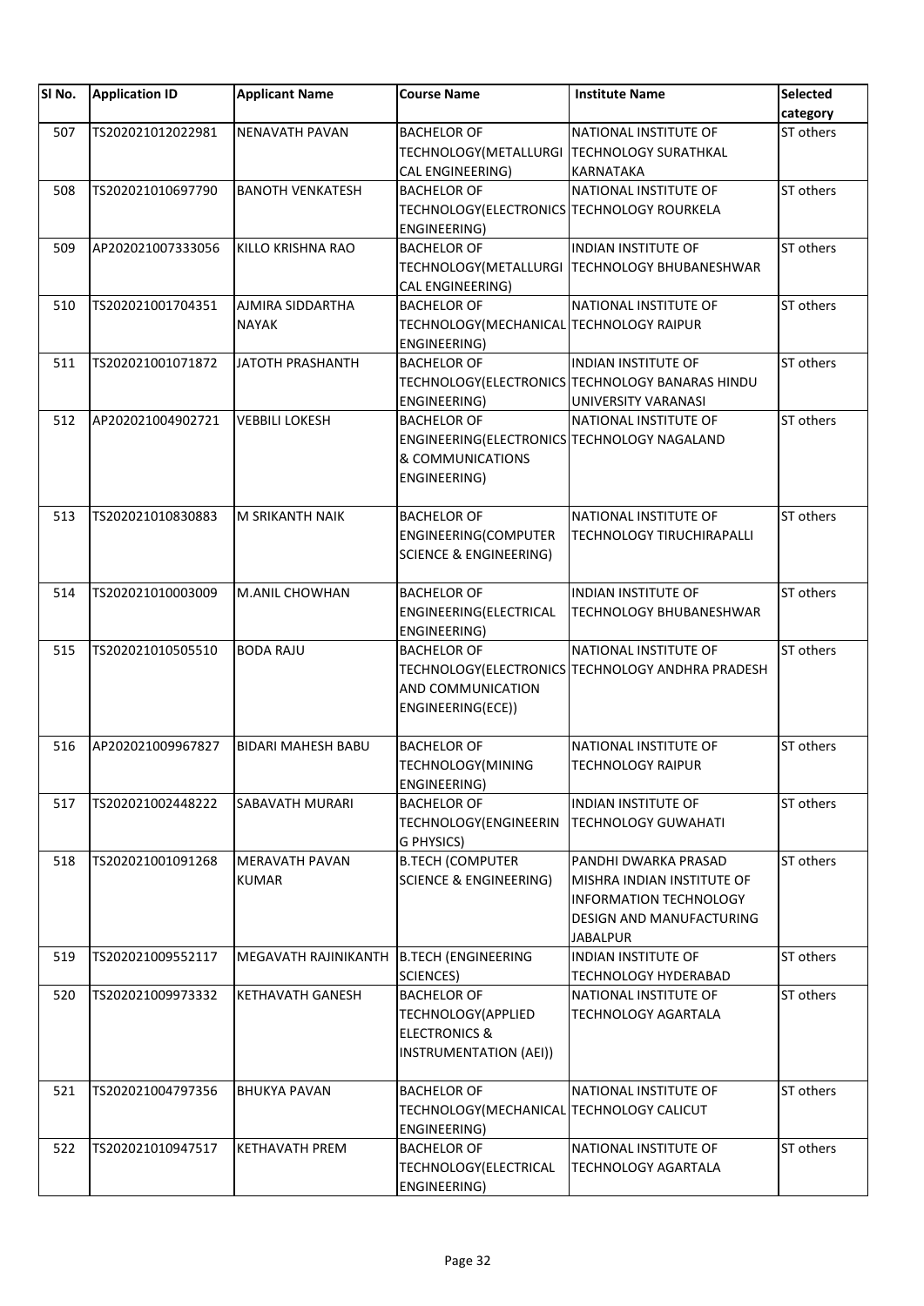| Sl No. | Application ID | Applicant Name | Course Name | Institute Name | Selected category |
|---|---|---|---|---|---|
| 507 | TS202021012022981 | NENAVATH PAVAN | BACHELOR OF TECHNOLOGY(METALLURGICAL ENGINEERING) | NATIONAL INSTITUTE OF TECHNOLOGY SURATHKAL KARNATAKA | ST others |
| 508 | TS202021010697790 | BANOTH VENKATESH | BACHELOR OF TECHNOLOGY(ELECTRONICS ENGINEERING) | NATIONAL INSTITUTE OF TECHNOLOGY ROURKELA | ST others |
| 509 | AP202021007333056 | KILLO KRISHNA RAO | BACHELOR OF TECHNOLOGY(METALLURGICAL ENGINEERING) | INDIAN INSTITUTE OF TECHNOLOGY BHUBANESHWAR | ST others |
| 510 | TS202021001704351 | AJMIRA SIDDARTHA NAYAK | BACHELOR OF TECHNOLOGY(MECHANICAL ENGINEERING) | NATIONAL INSTITUTE OF TECHNOLOGY RAIPUR | ST others |
| 511 | TS202021001071872 | JATOTH PRASHANTH | BACHELOR OF TECHNOLOGY(ELECTRONICS ENGINEERING) | INDIAN INSTITUTE OF TECHNOLOGY BANARAS HINDU UNIVERSITY VARANASI | ST others |
| 512 | AP202021004902721 | VEBBILI LOKESH | BACHELOR OF ENGINEERING(ELECTRONICS & COMMUNICATIONS ENGINEERING) | NATIONAL INSTITUTE OF TECHNOLOGY NAGALAND | ST others |
| 513 | TS202021010830883 | M SRIKANTH NAIK | BACHELOR OF ENGINEERING(COMPUTER SCIENCE & ENGINEERING) | NATIONAL INSTITUTE OF TECHNOLOGY TIRUCHIRAPALLI | ST others |
| 514 | TS202021010003009 | M.ANIL CHOWHAN | BACHELOR OF ENGINEERING(ELECTRICAL ENGINEERING) | INDIAN INSTITUTE OF TECHNOLOGY BHUBANESHWAR | ST others |
| 515 | TS202021010505510 | BODA RAJU | BACHELOR OF TECHNOLOGY(ELECTRONICS AND COMMUNICATION ENGINEERING(ECE)) | NATIONAL INSTITUTE OF TECHNOLOGY ANDHRA PRADESH | ST others |
| 516 | AP202021009967827 | BIDARI MAHESH BABU | BACHELOR OF TECHNOLOGY(MINING ENGINEERING) | NATIONAL INSTITUTE OF TECHNOLOGY RAIPUR | ST others |
| 517 | TS202021002448222 | SABAVATH MURARI | BACHELOR OF TECHNOLOGY(ENGINEERING PHYSICS) | INDIAN INSTITUTE OF TECHNOLOGY GUWAHATI | ST others |
| 518 | TS202021001091268 | MERAVATH PAVAN KUMAR | B.TECH (COMPUTER SCIENCE & ENGINEERING) | PANDHI DWARKA PRASAD MISHRA INDIAN INSTITUTE OF INFORMATION TECHNOLOGY DESIGN AND MANUFACTURING JABALPUR | ST others |
| 519 | TS202021009552117 | MEGAVATH RAJINIKANTH | B.TECH (ENGINEERING SCIENCES) | INDIAN INSTITUTE OF TECHNOLOGY HYDERABAD | ST others |
| 520 | TS202021009973332 | KETHAVATH GANESH | BACHELOR OF TECHNOLOGY(APPLIED ELECTRONICS & INSTRUMENTATION (AEI)) | NATIONAL INSTITUTE OF TECHNOLOGY AGARTALA | ST others |
| 521 | TS202021004797356 | BHUKYA PAVAN | BACHELOR OF TECHNOLOGY(MECHANICAL ENGINEERING) | NATIONAL INSTITUTE OF TECHNOLOGY CALICUT | ST others |
| 522 | TS202021010947517 | KETHAVATH PREM | BACHELOR OF TECHNOLOGY(ELECTRICAL ENGINEERING) | NATIONAL INSTITUTE OF TECHNOLOGY AGARTALA | ST others |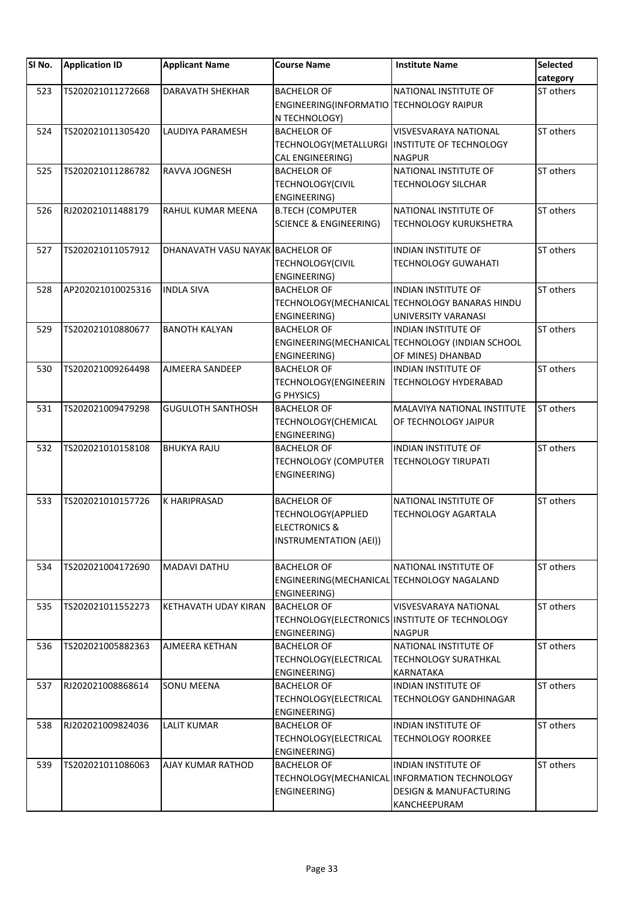| Sl No. | Application ID | Applicant Name | Course Name | Institute Name | Selected category |
|---|---|---|---|---|---|
| 523 | TS202021011272668 | DARAVATH SHEKHAR | BACHELOR OF ENGINEERING(INFORMATION TECHNOLOGY) | NATIONAL INSTITUTE OF TECHNOLOGY RAIPUR | ST others |
| 524 | TS202021011305420 | LAUDIYA PARAMESH | BACHELOR OF TECHNOLOGY(METALLURGICAL ENGINEERING) | VISVESVARAYA NATIONAL INSTITUTE OF TECHNOLOGY NAGPUR | ST others |
| 525 | TS202021011286782 | RAVVA JOGNESH | BACHELOR OF TECHNOLOGY(CIVIL ENGINEERING) | NATIONAL INSTITUTE OF TECHNOLOGY SILCHAR | ST others |
| 526 | RJ202021011488179 | RAHUL KUMAR MEENA | B.TECH (COMPUTER SCIENCE & ENGINEERING) | NATIONAL INSTITUTE OF TECHNOLOGY KURUKSHETRA | ST others |
| 527 | TS202021011057912 | DHANAVATH VASU NAYAK | BACHELOR OF TECHNOLOGY(CIVIL ENGINEERING) | INDIAN INSTITUTE OF TECHNOLOGY GUWAHATI | ST others |
| 528 | AP202021010025316 | INDLA SIVA | BACHELOR OF TECHNOLOGY(MECHANICAL ENGINEERING) | INDIAN INSTITUTE OF TECHNOLOGY BANARAS HINDU UNIVERSITY VARANASI | ST others |
| 529 | TS202021010880677 | BANOTH KALYAN | BACHELOR OF ENGINEERING(MECHANICAL ENGINEERING) | INDIAN INSTITUTE OF TECHNOLOGY (INDIAN SCHOOL OF MINES) DHANBAD | ST others |
| 530 | TS202021009264498 | AJMEERA SANDEEP | BACHELOR OF TECHNOLOGY(ENGINEERING PHYSICS) | INDIAN INSTITUTE OF TECHNOLOGY HYDERABAD | ST others |
| 531 | TS202021009479298 | GUGULOTH SANTHOSH | BACHELOR OF TECHNOLOGY(CHEMICAL ENGINEERING) | MALAVIYA NATIONAL INSTITUTE OF TECHNOLOGY JAIPUR | ST others |
| 532 | TS202021010158108 | BHUKYA RAJU | BACHELOR OF TECHNOLOGY (COMPUTER ENGINEERING) | INDIAN INSTITUTE OF TECHNOLOGY TIRUPATI | ST others |
| 533 | TS202021010157726 | K HARIPRASAD | BACHELOR OF TECHNOLOGY(APPLIED ELECTRONICS & INSTRUMENTATION (AEI)) | NATIONAL INSTITUTE OF TECHNOLOGY AGARTALA | ST others |
| 534 | TS202021004172690 | MADAVI DATHU | BACHELOR OF ENGINEERING(MECHANICAL ENGINEERING) | NATIONAL INSTITUTE OF TECHNOLOGY NAGALAND | ST others |
| 535 | TS202021011552273 | KETHAVATH UDAY KIRAN | BACHELOR OF TECHNOLOGY(ELECTRONICS ENGINEERING) | VISVESVARAYA NATIONAL INSTITUTE OF TECHNOLOGY NAGPUR | ST others |
| 536 | TS202021005882363 | AJMEERA KETHAN | BACHELOR OF TECHNOLOGY(ELECTRICAL ENGINEERING) | NATIONAL INSTITUTE OF TECHNOLOGY SURATHKAL KARNATAKA | ST others |
| 537 | RJ202021008868614 | SONU MEENA | BACHELOR OF TECHNOLOGY(ELECTRICAL ENGINEERING) | INDIAN INSTITUTE OF TECHNOLOGY GANDHINAGAR | ST others |
| 538 | RJ202021009824036 | LALIT KUMAR | BACHELOR OF TECHNOLOGY(ELECTRICAL ENGINEERING) | INDIAN INSTITUTE OF TECHNOLOGY ROORKEE | ST others |
| 539 | TS202021011086063 | AJAY KUMAR RATHOD | BACHELOR OF TECHNOLOGY(MECHANICAL ENGINEERING) | INDIAN INSTITUTE OF INFORMATION TECHNOLOGY DESIGN & MANUFACTURING KANCHEEPURAM | ST others |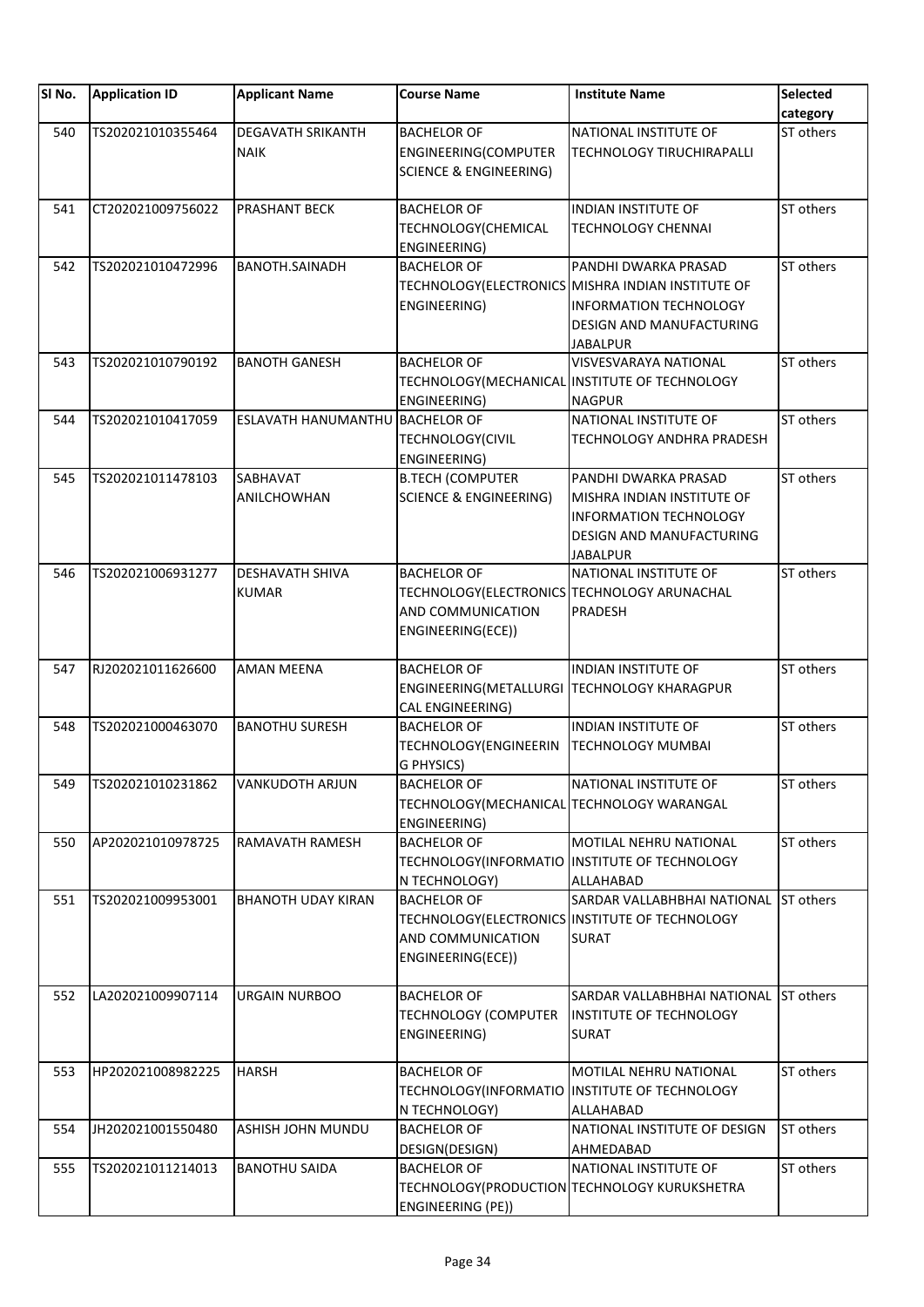| Sl No. | Application ID | Applicant Name | Course Name | Institute Name | Selected category |
|---|---|---|---|---|---|
| 540 | TS202021010355464 | DEGAVATH SRIKANTH NAIK | BACHELOR OF ENGINEERING(COMPUTER SCIENCE & ENGINEERING) | NATIONAL INSTITUTE OF TECHNOLOGY TIRUCHIRAPALLI | ST others |
| 541 | CT202021009756022 | PRASHANT BECK | BACHELOR OF TECHNOLOGY(CHEMICAL ENGINEERING) | INDIAN INSTITUTE OF TECHNOLOGY CHENNAI | ST others |
| 542 | TS202021010472996 | BANOTH.SAINADH | BACHELOR OF TECHNOLOGY(ELECTRONICS ENGINEERING) | PANDHI DWARKA PRASAD MISHRA INDIAN INSTITUTE OF INFORMATION TECHNOLOGY DESIGN AND MANUFACTURING JABALPUR | ST others |
| 543 | TS202021010790192 | BANOTH GANESH | BACHELOR OF TECHNOLOGY(MECHANICAL ENGINEERING) | VISVESVARAYA NATIONAL INSTITUTE OF TECHNOLOGY NAGPUR | ST others |
| 544 | TS202021010417059 | ESLAVATH HANUMANTHU | BACHELOR OF TECHNOLOGY(CIVIL ENGINEERING) | NATIONAL INSTITUTE OF TECHNOLOGY ANDHRA PRADESH | ST others |
| 545 | TS202021011478103 | SABHAVAT ANILCHOWHAN | B.TECH (COMPUTER SCIENCE & ENGINEERING) | PANDHI DWARKA PRASAD MISHRA INDIAN INSTITUTE OF INFORMATION TECHNOLOGY DESIGN AND MANUFACTURING JABALPUR | ST others |
| 546 | TS202021006931277 | DESHAVATH SHIVA KUMAR | BACHELOR OF TECHNOLOGY(ELECTRONICS AND COMMUNICATION ENGINEERING(ECE)) | NATIONAL INSTITUTE OF TECHNOLOGY ARUNACHAL PRADESH | ST others |
| 547 | RJ202021011626600 | AMAN MEENA | BACHELOR OF ENGINEERING(METALLURGICAL ENGINEERING) | INDIAN INSTITUTE OF TECHNOLOGY KHARAGPUR | ST others |
| 548 | TS202021000463070 | BANOTHU SURESH | BACHELOR OF TECHNOLOGY(ENGINEERING PHYSICS) | INDIAN INSTITUTE OF TECHNOLOGY MUMBAI | ST others |
| 549 | TS202021010231862 | VANKUDOTH ARJUN | BACHELOR OF TECHNOLOGY(MECHANICAL ENGINEERING) | NATIONAL INSTITUTE OF TECHNOLOGY WARANGAL | ST others |
| 550 | AP202021010978725 | RAMAVATH RAMESH | BACHELOR OF TECHNOLOGY(INFORMATION TECHNOLOGY) | MOTILAL NEHRU NATIONAL INSTITUTE OF TECHNOLOGY ALLAHABAD | ST others |
| 551 | TS202021009953001 | BHANOTH UDAY KIRAN | BACHELOR OF TECHNOLOGY(ELECTRONICS AND COMMUNICATION ENGINEERING(ECE)) | SARDAR VALLABHBHAI NATIONAL INSTITUTE OF TECHNOLOGY SURAT | ST others |
| 552 | LA202021009907114 | URGAIN NURBOO | BACHELOR OF TECHNOLOGY (COMPUTER ENGINEERING) | SARDAR VALLABHBHAI NATIONAL INSTITUTE OF TECHNOLOGY SURAT | ST others |
| 553 | HP202021008982225 | HARSH | BACHELOR OF TECHNOLOGY(INFORMATION TECHNOLOGY) | MOTILAL NEHRU NATIONAL INSTITUTE OF TECHNOLOGY ALLAHABAD | ST others |
| 554 | JH202021001550480 | ASHISH JOHN MUNDU | BACHELOR OF DESIGN(DESIGN) | NATIONAL INSTITUTE OF DESIGN AHMEDABAD | ST others |
| 555 | TS202021011214013 | BANOTHU SAIDA | BACHELOR OF TECHNOLOGY(PRODUCTION ENGINEERING (PE)) | NATIONAL INSTITUTE OF TECHNOLOGY KURUKSHETRA | ST others |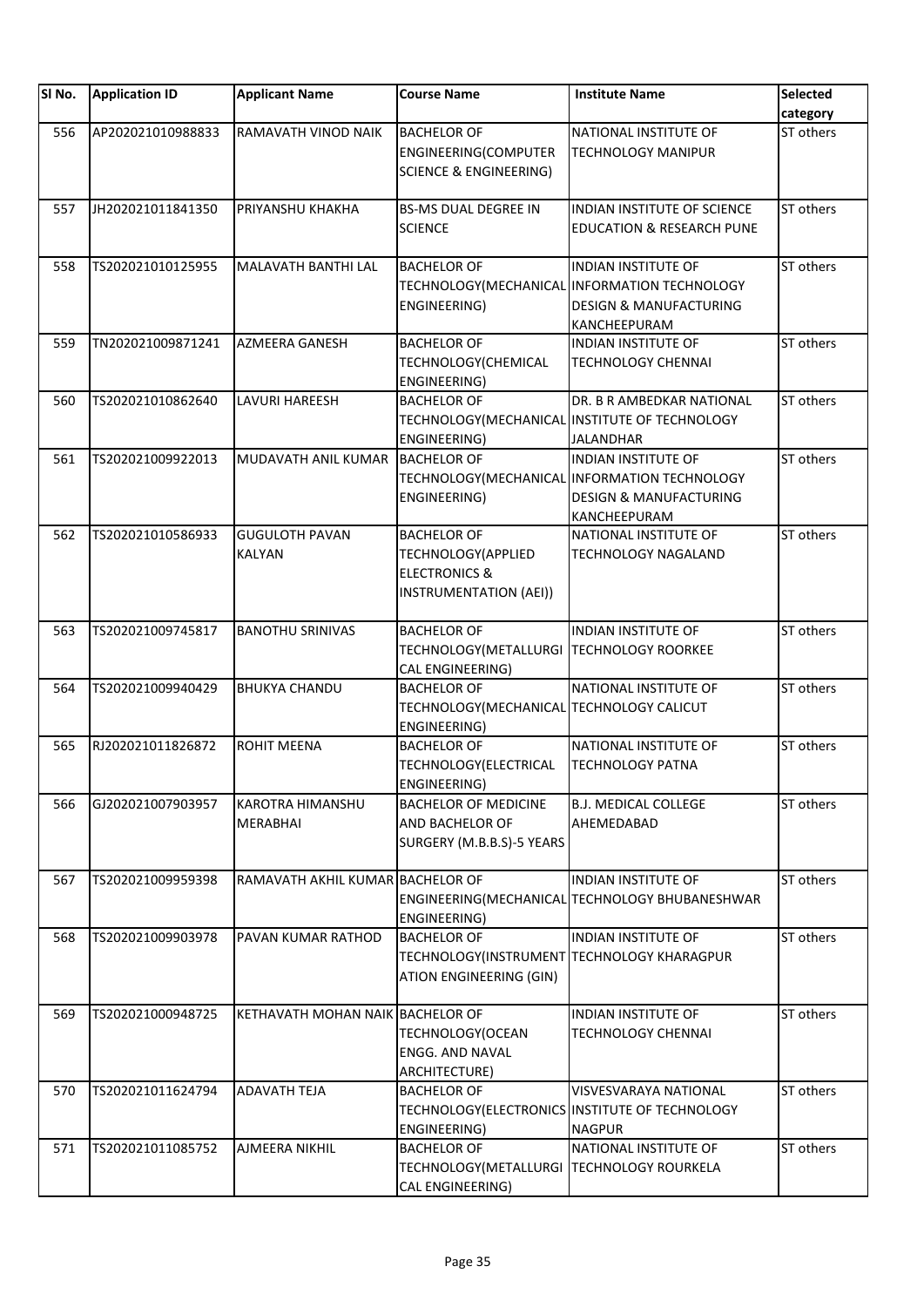| Sl No. | Application ID | Applicant Name | Course Name | Institute Name | Selected category |
|---|---|---|---|---|---|
| 556 | AP202021010988833 | RAMAVATH VINOD NAIK | BACHELOR OF ENGINEERING(COMPUTER SCIENCE & ENGINEERING) | NATIONAL INSTITUTE OF TECHNOLOGY MANIPUR | ST others |
| 557 | JH202021011841350 | PRIYANSHU KHAKHA | BS-MS DUAL DEGREE IN SCIENCE | INDIAN INSTITUTE OF SCIENCE EDUCATION & RESEARCH PUNE | ST others |
| 558 | TS202021010125955 | MALAVATH BANTHI LAL | BACHELOR OF TECHNOLOGY(MECHANICAL ENGINEERING) | INDIAN INSTITUTE OF INFORMATION TECHNOLOGY DESIGN & MANUFACTURING KANCHEEPURAM | ST others |
| 559 | TN202021009871241 | AZMEERA GANESH | BACHELOR OF TECHNOLOGY(CHEMICAL ENGINEERING) | INDIAN INSTITUTE OF TECHNOLOGY CHENNAI | ST others |
| 560 | TS202021010862640 | LAVURI HAREESH | BACHELOR OF TECHNOLOGY(MECHANICAL ENGINEERING) | DR. B R AMBEDKAR NATIONAL INSTITUTE OF TECHNOLOGY JALANDHAR | ST others |
| 561 | TS202021009922013 | MUDAVATH ANIL KUMAR | BACHELOR OF TECHNOLOGY(MECHANICAL ENGINEERING) | INDIAN INSTITUTE OF INFORMATION TECHNOLOGY DESIGN & MANUFACTURING KANCHEEPURAM | ST others |
| 562 | TS202021010586933 | GUGULOTH PAVAN KALYAN | BACHELOR OF TECHNOLOGY(APPLIED ELECTRONICS & INSTRUMENTATION (AEI)) | NATIONAL INSTITUTE OF TECHNOLOGY NAGALAND | ST others |
| 563 | TS202021009745817 | BANOTHU SRINIVAS | BACHELOR OF TECHNOLOGY(METALLURGICAL ENGINEERING) | INDIAN INSTITUTE OF TECHNOLOGY ROORKEE | ST others |
| 564 | TS202021009940429 | BHUKYA CHANDU | BACHELOR OF TECHNOLOGY(MECHANICAL ENGINEERING) | NATIONAL INSTITUTE OF TECHNOLOGY CALICUT | ST others |
| 565 | RJ202021011826872 | ROHIT MEENA | BACHELOR OF TECHNOLOGY(ELECTRICAL ENGINEERING) | NATIONAL INSTITUTE OF TECHNOLOGY PATNA | ST others |
| 566 | GJ202021007903957 | KAROTRA HIMANSHU MERABHAI | BACHELOR OF MEDICINE AND BACHELOR OF SURGERY (M.B.B.S)-5 YEARS | B.J. MEDICAL COLLEGE AHEMEDABAD | ST others |
| 567 | TS202021009959398 | RAMAVATH AKHIL KUMAR | BACHELOR OF ENGINEERING(MECHANICAL ENGINEERING) | INDIAN INSTITUTE OF TECHNOLOGY BHUBANESHWAR | ST others |
| 568 | TS202021009903978 | PAVAN KUMAR RATHOD | BACHELOR OF TECHNOLOGY(INSTRUMENTATION ENGINEERING (GIN) | INDIAN INSTITUTE OF TECHNOLOGY KHARAGPUR | ST others |
| 569 | TS202021000948725 | KETHAVATH MOHAN NAIK | BACHELOR OF TECHNOLOGY(OCEAN ENGG. AND NAVAL ARCHITECTURE) | INDIAN INSTITUTE OF TECHNOLOGY CHENNAI | ST others |
| 570 | TS202021011624794 | ADAVATH TEJA | BACHELOR OF TECHNOLOGY(ELECTRONICS ENGINEERING) | VISVESVARAYA NATIONAL INSTITUTE OF TECHNOLOGY NAGPUR | ST others |
| 571 | TS202021011085752 | AJMEERA NIKHIL | BACHELOR OF TECHNOLOGY(METALLURGICAL ENGINEERING) | NATIONAL INSTITUTE OF TECHNOLOGY ROURKELA | ST others |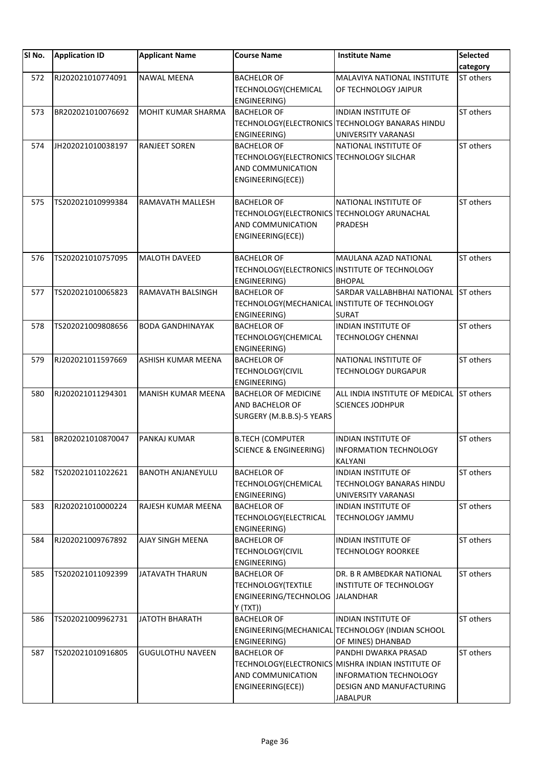| Sl No. | Application ID | Applicant Name | Course Name | Institute Name | Selected category |
|---|---|---|---|---|---|
| 572 | RJ202021010774091 | NAWAL MEENA | BACHELOR OF TECHNOLOGY(CHEMICAL ENGINEERING) | MALAVIYA NATIONAL INSTITUTE OF TECHNOLOGY JAIPUR | ST others |
| 573 | BR202021010076692 | MOHIT KUMAR SHARMA | BACHELOR OF TECHNOLOGY(ELECTRONICS ENGINEERING) | INDIAN INSTITUTE OF TECHNOLOGY BANARAS HINDU UNIVERSITY VARANASI | ST others |
| 574 | JH202021010038197 | RANJEET SOREN | BACHELOR OF TECHNOLOGY(ELECTRONICS AND COMMUNICATION ENGINEERING(ECE)) | NATIONAL INSTITUTE OF TECHNOLOGY SILCHAR | ST others |
| 575 | TS202021010999384 | RAMAVATH MALLESH | BACHELOR OF TECHNOLOGY(ELECTRONICS AND COMMUNICATION ENGINEERING(ECE)) | NATIONAL INSTITUTE OF TECHNOLOGY ARUNACHAL PRADESH | ST others |
| 576 | TS202021010757095 | MALOTH DAVEED | BACHELOR OF TECHNOLOGY(ELECTRONICS ENGINEERING) | MAULANA AZAD NATIONAL INSTITUTE OF TECHNOLOGY BHOPAL | ST others |
| 577 | TS202021010065823 | RAMAVATH BALSINGH | BACHELOR OF TECHNOLOGY(MECHANICAL ENGINEERING) | SARDAR VALLABHBHAI NATIONAL INSTITUTE OF TECHNOLOGY SURAT | ST others |
| 578 | TS202021009808656 | BODA GANDHINAYAK | BACHELOR OF TECHNOLOGY(CHEMICAL ENGINEERING) | INDIAN INSTITUTE OF TECHNOLOGY CHENNAI | ST others |
| 579 | RJ202021011597669 | ASHISH KUMAR MEENA | BACHELOR OF TECHNOLOGY(CIVIL ENGINEERING) | NATIONAL INSTITUTE OF TECHNOLOGY DURGAPUR | ST others |
| 580 | RJ202021011294301 | MANISH KUMAR MEENA | BACHELOR OF MEDICINE AND BACHELOR OF SURGERY (M.B.B.S)-5 YEARS | ALL INDIA INSTITUTE OF MEDICAL SCIENCES JODHPUR | ST others |
| 581 | BR202021010870047 | PANKAJ KUMAR | B.TECH (COMPUTER SCIENCE & ENGINEERING) | INDIAN INSTITUTE OF INFORMATION TECHNOLOGY KALYANI | ST others |
| 582 | TS202021011022621 | BANOTH ANJANEYULU | BACHELOR OF TECHNOLOGY(CHEMICAL ENGINEERING) | INDIAN INSTITUTE OF TECHNOLOGY BANARAS HINDU UNIVERSITY VARANASI | ST others |
| 583 | RJ202021010000224 | RAJESH KUMAR MEENA | BACHELOR OF TECHNOLOGY(ELECTRICAL ENGINEERING) | INDIAN INSTITUTE OF TECHNOLOGY JAMMU | ST others |
| 584 | RJ202021009767892 | AJAY SINGH MEENA | BACHELOR OF TECHNOLOGY(CIVIL ENGINEERING) | INDIAN INSTITUTE OF TECHNOLOGY ROORKEE | ST others |
| 585 | TS202021011092399 | JATAVATH THARUN | BACHELOR OF TECHNOLOGY(TEXTILE ENGINEERING/TECHNOLOGY (TXT)) | DR. B R AMBEDKAR NATIONAL INSTITUTE OF TECHNOLOGY JALANDHAR | ST others |
| 586 | TS202021009962731 | JATOTH BHARATH | BACHELOR OF ENGINEERING(MECHANICAL ENGINEERING) | INDIAN INSTITUTE OF TECHNOLOGY (INDIAN SCHOOL OF MINES) DHANBAD | ST others |
| 587 | TS202021010916805 | GUGULOTHU NAVEEN | BACHELOR OF TECHNOLOGY(ELECTRONICS AND COMMUNICATION ENGINEERING(ECE)) | PANDHI DWARKA PRASAD MISHRA INDIAN INSTITUTE OF INFORMATION TECHNOLOGY DESIGN AND MANUFACTURING JABALPUR | ST others |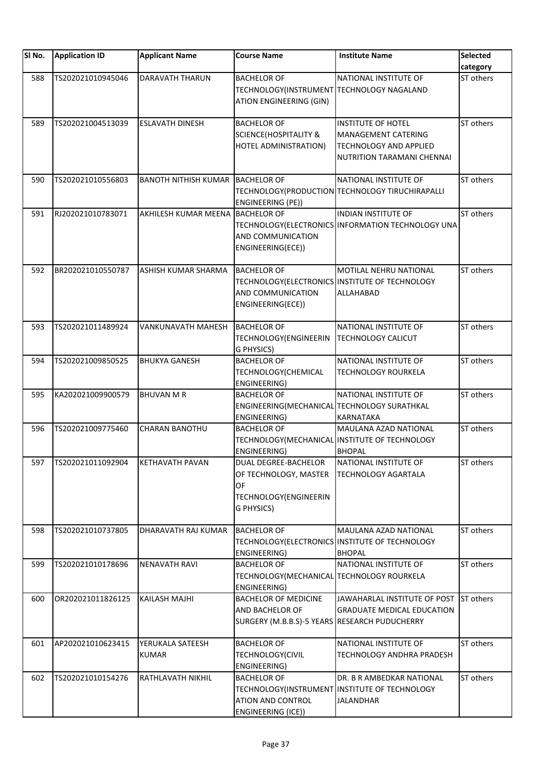| Sl No. | Application ID | Applicant Name | Course Name | Institute Name | Selected category |
|---|---|---|---|---|---|
| 588 | TS202021010945046 | DARAVATH THARUN | BACHELOR OF TECHNOLOGY(INSTRUMENTATION ENGINEERING (GIN) | NATIONAL INSTITUTE OF TECHNOLOGY NAGALAND | ST others |
| 589 | TS202021004513039 | ESLAVATH DINESH | BACHELOR OF SCIENCE(HOSPITALITY & HOTEL ADMINISTRATION) | INSTITUTE OF HOTEL MANAGEMENT CATERING TECHNOLOGY AND APPLIED NUTRITION TARAMANI CHENNAI | ST others |
| 590 | TS202021010556803 | BANOTH NITHISH KUMAR | BACHELOR OF TECHNOLOGY(PRODUCTION ENGINEERING (PE)) | NATIONAL INSTITUTE OF TECHNOLOGY TIRUCHIRAPALLI | ST others |
| 591 | RJ202021010783071 | AKHILESH KUMAR MEENA | BACHELOR OF TECHNOLOGY(ELECTRONICS AND COMMUNICATION ENGINEERING(ECE)) | INDIAN INSTITUTE OF INFORMATION TECHNOLOGY UNA | ST others |
| 592 | BR202021010550787 | ASHISH KUMAR SHARMA | BACHELOR OF TECHNOLOGY(ELECTRONICS AND COMMUNICATION ENGINEERING(ECE)) | MOTILAL NEHRU NATIONAL INSTITUTE OF TECHNOLOGY ALLAHABAD | ST others |
| 593 | TS202021011489924 | VANKUNAVATH MAHESH | BACHELOR OF TECHNOLOGY(ENGINEERING PHYSICS) | NATIONAL INSTITUTE OF TECHNOLOGY CALICUT | ST others |
| 594 | TS202021009850525 | BHUKYA GANESH | BACHELOR OF TECHNOLOGY(CHEMICAL ENGINEERING) | NATIONAL INSTITUTE OF TECHNOLOGY ROURKELA | ST others |
| 595 | KA202021009900579 | BHUVAN M R | BACHELOR OF ENGINEERING(MECHANICAL ENGINEERING) | NATIONAL INSTITUTE OF TECHNOLOGY SURATHKAL KARNATAKA | ST others |
| 596 | TS202021009775460 | CHARAN BANOTHU | BACHELOR OF TECHNOLOGY(MECHANICAL ENGINEERING) | MAULANA AZAD NATIONAL INSTITUTE OF TECHNOLOGY BHOPAL | ST others |
| 597 | TS202021011092904 | KETHAVATH PAVAN | DUAL DEGREE-BACHELOR OF TECHNOLOGY, MASTER OF TECHNOLOGY(ENGINEERING PHYSICS) | NATIONAL INSTITUTE OF TECHNOLOGY AGARTALA | ST others |
| 598 | TS202021010737805 | DHARAVATH RAJ KUMAR | BACHELOR OF TECHNOLOGY(ELECTRONICS ENGINEERING) | MAULANA AZAD NATIONAL INSTITUTE OF TECHNOLOGY BHOPAL | ST others |
| 599 | TS202021010178696 | NENAVATH RAVI | BACHELOR OF TECHNOLOGY(MECHANICAL ENGINEERING) | NATIONAL INSTITUTE OF TECHNOLOGY ROURKELA | ST others |
| 600 | OR202021011826125 | KAILASH MAJHI | BACHELOR OF MEDICINE AND BACHELOR OF SURGERY (M.B.B.S)-5 YEARS | JAWAHARLAL INSTITUTE OF POST GRADUATE MEDICAL EDUCATION RESEARCH PUDUCHERRY | ST others |
| 601 | AP202021010623415 | YERUKALA SATEESH KUMAR | BACHELOR OF TECHNOLOGY(CIVIL ENGINEERING) | NATIONAL INSTITUTE OF TECHNOLOGY ANDHRA PRADESH | ST others |
| 602 | TS202021010154276 | RATHLAVATH NIKHIL | BACHELOR OF TECHNOLOGY(INSTRUMENTATION AND CONTROL ENGINEERING (ICE)) | DR. B R AMBEDKAR NATIONAL INSTITUTE OF TECHNOLOGY JALANDHAR | ST others |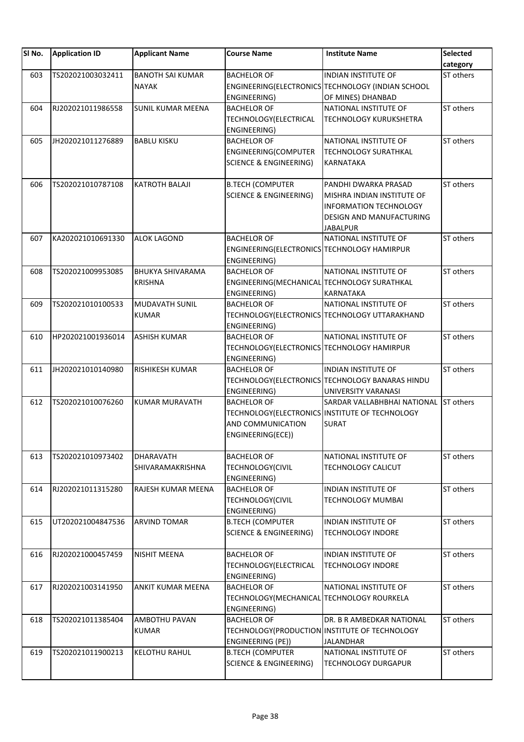| Sl No. | Application ID | Applicant Name | Course Name | Institute Name | Selected category |
|---|---|---|---|---|---|
| 603 | TS202021003032411 | BANOTH SAI KUMAR NAYAK | BACHELOR OF ENGINEERING(ELECTRONICS ENGINEERING) | INDIAN INSTITUTE OF TECHNOLOGY (INDIAN SCHOOL OF MINES) DHANBAD | ST others |
| 604 | RJ202021011986558 | SUNIL KUMAR MEENA | BACHELOR OF TECHNOLOGY(ELECTRICAL ENGINEERING) | NATIONAL INSTITUTE OF TECHNOLOGY KURUKSHETRA | ST others |
| 605 | JH202021011276889 | BABLU KISKU | BACHELOR OF ENGINEERING(COMPUTER SCIENCE & ENGINEERING) | NATIONAL INSTITUTE OF TECHNOLOGY SURATHKAL KARNATAKA | ST others |
| 606 | TS202021010787108 | KATROTH BALAJI | B.TECH (COMPUTER SCIENCE & ENGINEERING) | PANDHI DWARKA PRASAD MISHRA INDIAN INSTITUTE OF INFORMATION TECHNOLOGY DESIGN AND MANUFACTURING JABALPUR | ST others |
| 607 | KA202021010691330 | ALOK LAGOND | BACHELOR OF ENGINEERING(ELECTRONICS ENGINEERING) | NATIONAL INSTITUTE OF TECHNOLOGY HAMIRPUR | ST others |
| 608 | TS202021009953085 | BHUKYA SHIVARAMA KRISHNA | BACHELOR OF ENGINEERING(MECHANICAL ENGINEERING) | NATIONAL INSTITUTE OF TECHNOLOGY SURATHKAL KARNATAKA | ST others |
| 609 | TS202021010100533 | MUDAVATH SUNIL KUMAR | BACHELOR OF TECHNOLOGY(ELECTRONICS ENGINEERING) | NATIONAL INSTITUTE OF TECHNOLOGY UTTARAKHAND | ST others |
| 610 | HP202021001936014 | ASHISH KUMAR | BACHELOR OF TECHNOLOGY(ELECTRONICS ENGINEERING) | NATIONAL INSTITUTE OF TECHNOLOGY HAMIRPUR | ST others |
| 611 | JH202021010140980 | RISHIKESH KUMAR | BACHELOR OF TECHNOLOGY(ELECTRONICS ENGINEERING) | INDIAN INSTITUTE OF TECHNOLOGY BANARAS HINDU UNIVERSITY VARANASI | ST others |
| 612 | TS202021010076260 | KUMAR MURAVATH | BACHELOR OF TECHNOLOGY(ELECTRONICS AND COMMUNICATION ENGINEERING(ECE)) | SARDAR VALLABHBHAI NATIONAL INSTITUTE OF TECHNOLOGY SURAT | ST others |
| 613 | TS202021010973402 | DHARAVATH SHIVARAMAKRISHNA | BACHELOR OF TECHNOLOGY(CIVIL ENGINEERING) | NATIONAL INSTITUTE OF TECHNOLOGY CALICUT | ST others |
| 614 | RJ202021011315280 | RAJESH KUMAR MEENA | BACHELOR OF TECHNOLOGY(CIVIL ENGINEERING) | INDIAN INSTITUTE OF TECHNOLOGY MUMBAI | ST others |
| 615 | UT202021004847536 | ARVIND TOMAR | B.TECH (COMPUTER SCIENCE & ENGINEERING) | INDIAN INSTITUTE OF TECHNOLOGY INDORE | ST others |
| 616 | RJ202021000457459 | NISHIT MEENA | BACHELOR OF TECHNOLOGY(ELECTRICAL ENGINEERING) | INDIAN INSTITUTE OF TECHNOLOGY INDORE | ST others |
| 617 | RJ202021003141950 | ANKIT KUMAR MEENA | BACHELOR OF TECHNOLOGY(MECHANICAL ENGINEERING) | NATIONAL INSTITUTE OF TECHNOLOGY ROURKELA | ST others |
| 618 | TS202021011385404 | AMBOTHU PAVAN KUMAR | BACHELOR OF TECHNOLOGY(PRODUCTION ENGINEERING (PE)) | DR. B R AMBEDKAR NATIONAL INSTITUTE OF TECHNOLOGY JALANDHAR | ST others |
| 619 | TS202021011900213 | KELOTHU RAHUL | B.TECH (COMPUTER SCIENCE & ENGINEERING) | NATIONAL INSTITUTE OF TECHNOLOGY DURGAPUR | ST others |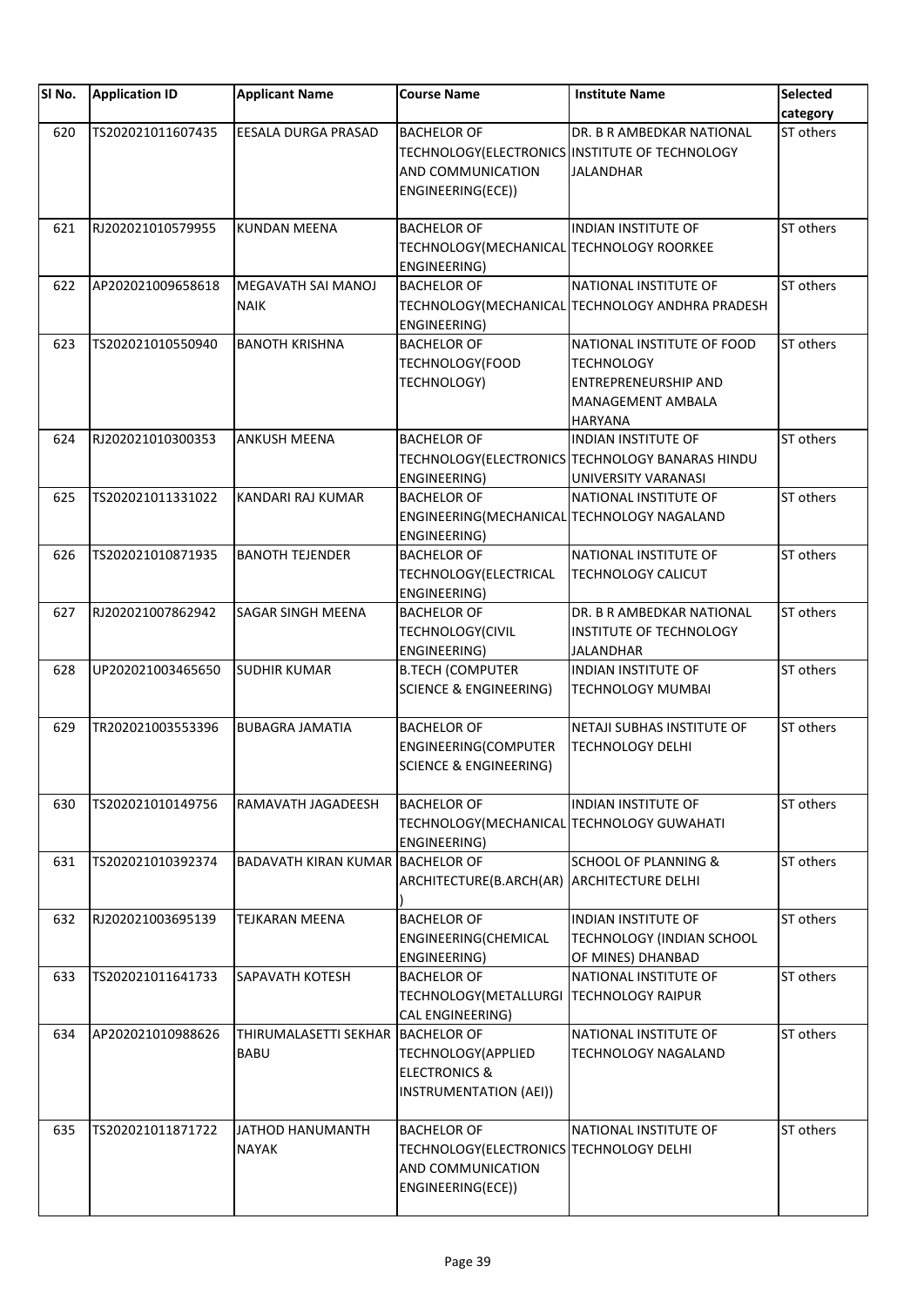| Sl No. | Application ID | Applicant Name | Course Name | Institute Name | Selected category |
|---|---|---|---|---|---|
| 620 | TS202021011607435 | EESALA DURGA PRASAD | BACHELOR OF TECHNOLOGY(ELECTRONICS AND COMMUNICATION ENGINEERING(ECE)) | DR. B R AMBEDKAR NATIONAL INSTITUTE OF TECHNOLOGY JALANDHAR | ST others |
| 621 | RJ202021010579955 | KUNDAN MEENA | BACHELOR OF TECHNOLOGY(MECHANICAL ENGINEERING) | INDIAN INSTITUTE OF TECHNOLOGY ROORKEE | ST others |
| 622 | AP202021009658618 | MEGAVATH SAI MANOJ NAIK | BACHELOR OF TECHNOLOGY(MECHANICAL ENGINEERING) | NATIONAL INSTITUTE OF TECHNOLOGY ANDHRA PRADESH | ST others |
| 623 | TS202021010550940 | BANOTH KRISHNA | BACHELOR OF TECHNOLOGY(FOOD TECHNOLOGY) | NATIONAL INSTITUTE OF FOOD TECHNOLOGY ENTREPRENEURSHIP AND MANAGEMENT AMBALA HARYANA | ST others |
| 624 | RJ202021010300353 | ANKUSH MEENA | BACHELOR OF TECHNOLOGY(ELECTRONICS ENGINEERING) | INDIAN INSTITUTE OF TECHNOLOGY BANARAS HINDU UNIVERSITY VARANASI | ST others |
| 625 | TS202021011331022 | KANDARI RAJ KUMAR | BACHELOR OF ENGINEERING(MECHANICAL ENGINEERING) | NATIONAL INSTITUTE OF TECHNOLOGY NAGALAND | ST others |
| 626 | TS202021010871935 | BANOTH TEJENDER | BACHELOR OF TECHNOLOGY(ELECTRICAL ENGINEERING) | NATIONAL INSTITUTE OF TECHNOLOGY CALICUT | ST others |
| 627 | RJ202021007862942 | SAGAR SINGH MEENA | BACHELOR OF TECHNOLOGY(CIVIL ENGINEERING) | DR. B R AMBEDKAR NATIONAL INSTITUTE OF TECHNOLOGY JALANDHAR | ST others |
| 628 | UP202021003465650 | SUDHIR KUMAR | B.TECH (COMPUTER SCIENCE & ENGINEERING) | INDIAN INSTITUTE OF TECHNOLOGY MUMBAI | ST others |
| 629 | TR202021003553396 | BUBAGRA JAMATIA | BACHELOR OF ENGINEERING(COMPUTER SCIENCE & ENGINEERING) | NETAJI SUBHAS INSTITUTE OF TECHNOLOGY DELHI | ST others |
| 630 | TS202021010149756 | RAMAVATH JAGADEESH | BACHELOR OF TECHNOLOGY(MECHANICAL ENGINEERING) | INDIAN INSTITUTE OF TECHNOLOGY GUWAHATI | ST others |
| 631 | TS202021010392374 | BADAVATH KIRAN KUMAR | BACHELOR OF ARCHITECTURE(B.ARCH(AR)) | SCHOOL OF PLANNING & ARCHITECTURE DELHI | ST others |
| 632 | RJ202021003695139 | TEJKARAN MEENA | BACHELOR OF ENGINEERING(CHEMICAL ENGINEERING) | INDIAN INSTITUTE OF TECHNOLOGY (INDIAN SCHOOL OF MINES) DHANBAD | ST others |
| 633 | TS202021011641733 | SAPAVATH KOTESH | BACHELOR OF TECHNOLOGY(METALLURGICAL ENGINEERING) | NATIONAL INSTITUTE OF TECHNOLOGY RAIPUR | ST others |
| 634 | AP202021010988626 | THIRUMALASETTI SEKHAR BABU | BACHELOR OF TECHNOLOGY(APPLIED ELECTRONICS & INSTRUMENTATION (AEI)) | NATIONAL INSTITUTE OF TECHNOLOGY NAGALAND | ST others |
| 635 | TS202021011871722 | JATHOD HANUMANTH NAYAK | BACHELOR OF TECHNOLOGY(ELECTRONICS AND COMMUNICATION ENGINEERING(ECE)) | NATIONAL INSTITUTE OF TECHNOLOGY DELHI | ST others |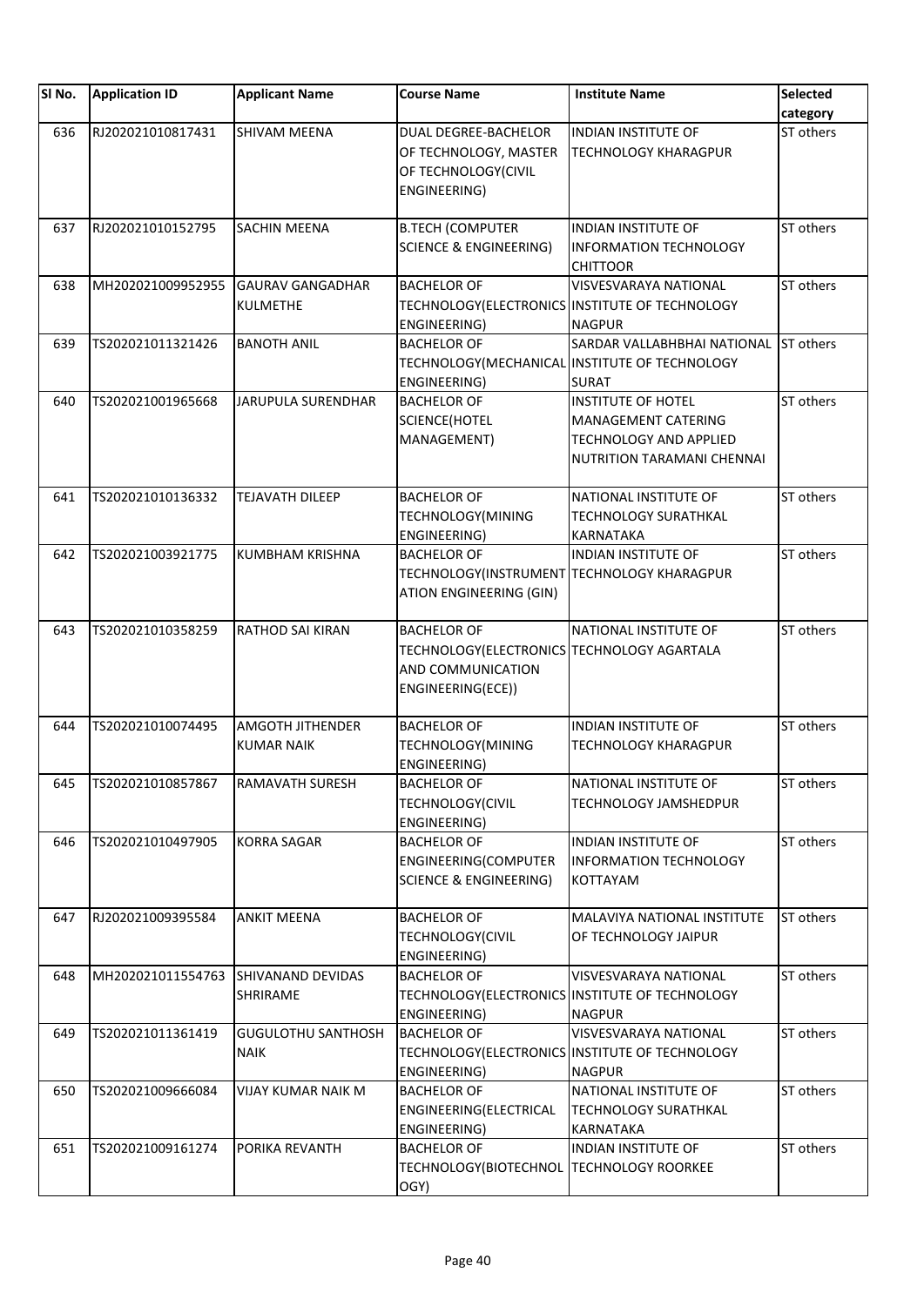| Sl No. | Application ID | Applicant Name | Course Name | Institute Name | Selected category |
|---|---|---|---|---|---|
| 636 | RJ202021010817431 | SHIVAM MEENA | DUAL DEGREE-BACHELOR OF TECHNOLOGY, MASTER OF TECHNOLOGY(CIVIL ENGINEERING) | INDIAN INSTITUTE OF TECHNOLOGY KHARAGPUR | ST others |
| 637 | RJ202021010152795 | SACHIN MEENA | B.TECH (COMPUTER SCIENCE & ENGINEERING) | INDIAN INSTITUTE OF INFORMATION TECHNOLOGY CHITTOOR | ST others |
| 638 | MH202021009952955 | GAURAV GANGADHAR KULMETHE | BACHELOR OF TECHNOLOGY(ELECTRONICS ENGINEERING) | VISVESVARAYA NATIONAL INSTITUTE OF TECHNOLOGY NAGPUR | ST others |
| 639 | TS202021011321426 | BANOTH ANIL | BACHELOR OF TECHNOLOGY(MECHANICAL ENGINEERING) | SARDAR VALLABHBHAI NATIONAL INSTITUTE OF TECHNOLOGY SURAT | ST others |
| 640 | TS202021001965668 | JARUPULA SURENDHAR | BACHELOR OF SCIENCE(HOTEL MANAGEMENT) | INSTITUTE OF HOTEL MANAGEMENT CATERING TECHNOLOGY AND APPLIED NUTRITION TARAMANI CHENNAI | ST others |
| 641 | TS202021010136332 | TEJAVATH DILEEP | BACHELOR OF TECHNOLOGY(MINING ENGINEERING) | NATIONAL INSTITUTE OF TECHNOLOGY SURATHKAL KARNATAKA | ST others |
| 642 | TS202021003921775 | KUMBHAM KRISHNA | BACHELOR OF TECHNOLOGY(INSTRUMENTATION ENGINEERING (GIN) | INDIAN INSTITUTE OF TECHNOLOGY KHARAGPUR | ST others |
| 643 | TS202021010358259 | RATHOD SAI KIRAN | BACHELOR OF TECHNOLOGY(ELECTRONICS AND COMMUNICATION ENGINEERING(ECE)) | NATIONAL INSTITUTE OF TECHNOLOGY AGARTALA | ST others |
| 644 | TS202021010074495 | AMGOTH JITHENDER KUMAR NAIK | BACHELOR OF TECHNOLOGY(MINING ENGINEERING) | INDIAN INSTITUTE OF TECHNOLOGY KHARAGPUR | ST others |
| 645 | TS202021010857867 | RAMAVATH SURESH | BACHELOR OF TECHNOLOGY(CIVIL ENGINEERING) | NATIONAL INSTITUTE OF TECHNOLOGY JAMSHEDPUR | ST others |
| 646 | TS202021010497905 | KORRA SAGAR | BACHELOR OF ENGINEERING(COMPUTER SCIENCE & ENGINEERING) | INDIAN INSTITUTE OF INFORMATION TECHNOLOGY KOTTAYAM | ST others |
| 647 | RJ202021009395584 | ANKIT MEENA | BACHELOR OF TECHNOLOGY(CIVIL ENGINEERING) | MALAVIYA NATIONAL INSTITUTE OF TECHNOLOGY JAIPUR | ST others |
| 648 | MH202021011554763 | SHIVANAND DEVIDAS SHRIRAME | BACHELOR OF TECHNOLOGY(ELECTRONICS ENGINEERING) | VISVESVARAYA NATIONAL INSTITUTE OF TECHNOLOGY NAGPUR | ST others |
| 649 | TS202021011361419 | GUGULOTHU SANTHOSH NAIK | BACHELOR OF TECHNOLOGY(ELECTRONICS ENGINEERING) | VISVESVARAYA NATIONAL INSTITUTE OF TECHNOLOGY NAGPUR | ST others |
| 650 | TS202021009666084 | VIJAY KUMAR NAIK M | BACHELOR OF ENGINEERING(ELECTRICAL ENGINEERING) | NATIONAL INSTITUTE OF TECHNOLOGY SURATHKAL KARNATAKA | ST others |
| 651 | TS202021009161274 | PORIKA REVANTH | BACHELOR OF TECHNOLOGY(BIOTECHNOLOGY) | INDIAN INSTITUTE OF TECHNOLOGY ROORKEE | ST others |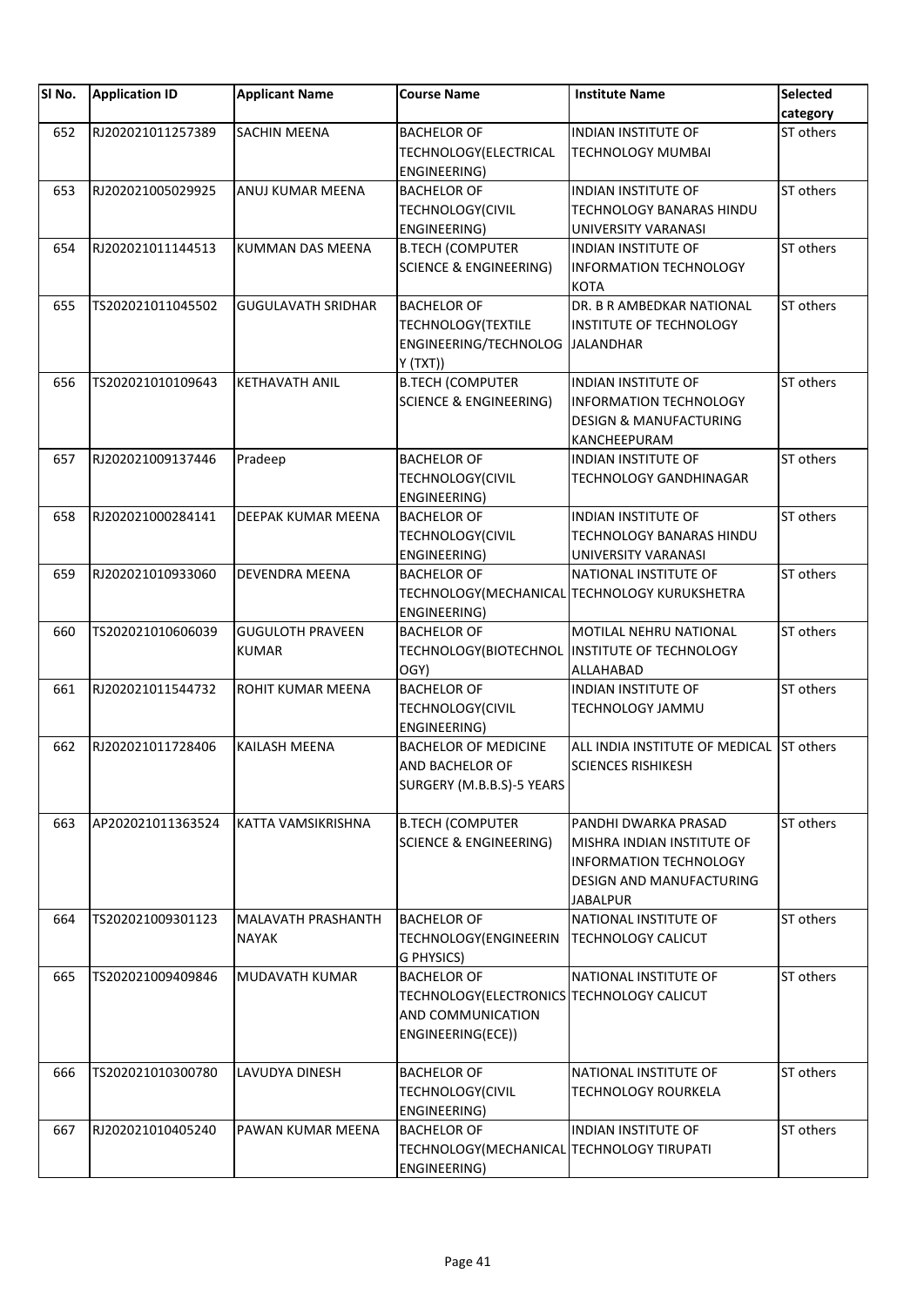| Sl No. | Application ID | Applicant Name | Course Name | Institute Name | Selected category |
|---|---|---|---|---|---|
| 652 | RJ202021011257389 | SACHIN MEENA | BACHELOR OF TECHNOLOGY(ELECTRICAL ENGINEERING) | INDIAN INSTITUTE OF TECHNOLOGY MUMBAI | ST others |
| 653 | RJ202021005029925 | ANUJ KUMAR MEENA | BACHELOR OF TECHNOLOGY(CIVIL ENGINEERING) | INDIAN INSTITUTE OF TECHNOLOGY BANARAS HINDU UNIVERSITY VARANASI | ST others |
| 654 | RJ202021011144513 | KUMMAN DAS MEENA | B.TECH (COMPUTER SCIENCE & ENGINEERING) | INDIAN INSTITUTE OF INFORMATION TECHNOLOGY KOTA | ST others |
| 655 | TS202021011045502 | GUGULAVATH SRIDHAR | BACHELOR OF TECHNOLOGY(TEXTILE ENGINEERING/TECHNOLOGY (TXT)) | DR. B R AMBEDKAR NATIONAL INSTITUTE OF TECHNOLOGY JALANDHAR | ST others |
| 656 | TS202021010109643 | KETHAVATH ANIL | B.TECH (COMPUTER SCIENCE & ENGINEERING) | INDIAN INSTITUTE OF INFORMATION TECHNOLOGY DESIGN & MANUFACTURING KANCHEEPURAM | ST others |
| 657 | RJ202021009137446 | Pradeep | BACHELOR OF TECHNOLOGY(CIVIL ENGINEERING) | INDIAN INSTITUTE OF TECHNOLOGY GANDHINAGAR | ST others |
| 658 | RJ202021000284141 | DEEPAK KUMAR MEENA | BACHELOR OF TECHNOLOGY(CIVIL ENGINEERING) | INDIAN INSTITUTE OF TECHNOLOGY BANARAS HINDU UNIVERSITY VARANASI | ST others |
| 659 | RJ202021010933060 | DEVENDRA MEENA | BACHELOR OF TECHNOLOGY(MECHANICAL ENGINEERING) | NATIONAL INSTITUTE OF TECHNOLOGY KURUKSHETRA | ST others |
| 660 | TS202021010606039 | GUGULOTH PRAVEEN KUMAR | BACHELOR OF TECHNOLOGY(BIOTECHNOLOGY) | MOTILAL NEHRU NATIONAL INSTITUTE OF TECHNOLOGY ALLAHABAD | ST others |
| 661 | RJ202021011544732 | ROHIT KUMAR MEENA | BACHELOR OF TECHNOLOGY(CIVIL ENGINEERING) | INDIAN INSTITUTE OF TECHNOLOGY JAMMU | ST others |
| 662 | RJ202021011728406 | KAILASH MEENA | BACHELOR OF MEDICINE AND BACHELOR OF SURGERY (M.B.B.S)-5 YEARS | ALL INDIA INSTITUTE OF MEDICAL SCIENCES RISHIKESH | ST others |
| 663 | AP202021011363524 | KATTA VAMSIKRISHNA | B.TECH (COMPUTER SCIENCE & ENGINEERING) | PANDHI DWARKA PRASAD MISHRA INDIAN INSTITUTE OF INFORMATION TECHNOLOGY DESIGN AND MANUFACTURING JABALPUR | ST others |
| 664 | TS202021009301123 | MALAVATH PRASHANTH NAYAK | BACHELOR OF TECHNOLOGY(ENGINEERING PHYSICS) | NATIONAL INSTITUTE OF TECHNOLOGY CALICUT | ST others |
| 665 | TS202021009409846 | MUDAVATH KUMAR | BACHELOR OF TECHNOLOGY(ELECTRONICS AND COMMUNICATION ENGINEERING(ECE)) | NATIONAL INSTITUTE OF TECHNOLOGY CALICUT | ST others |
| 666 | TS202021010300780 | LAVUDYA DINESH | BACHELOR OF TECHNOLOGY(CIVIL ENGINEERING) | NATIONAL INSTITUTE OF TECHNOLOGY ROURKELA | ST others |
| 667 | RJ202021010405240 | PAWAN KUMAR MEENA | BACHELOR OF TECHNOLOGY(MECHANICAL ENGINEERING) | INDIAN INSTITUTE OF TECHNOLOGY TIRUPATI | ST others |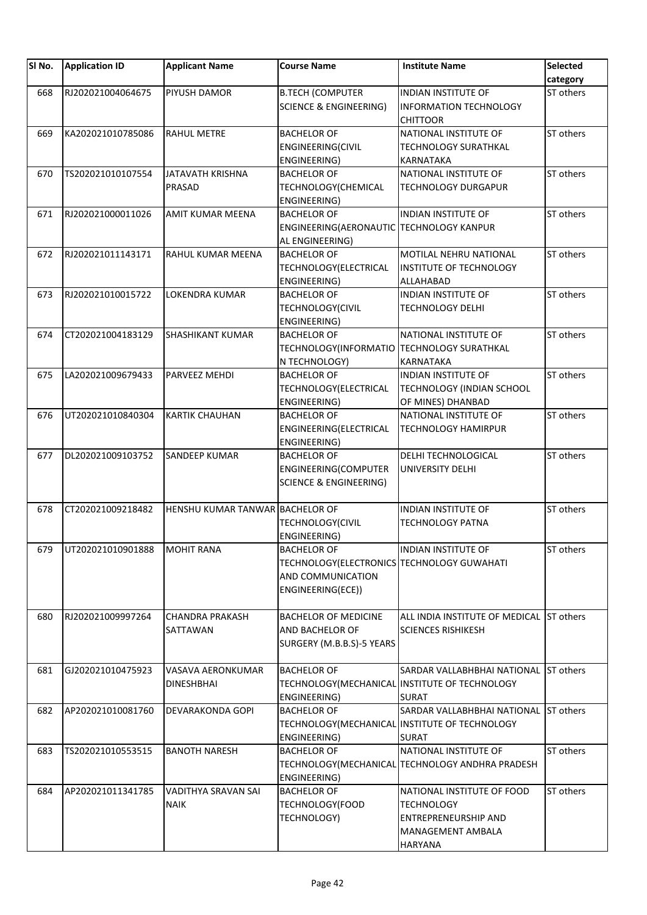| Sl No. | Application ID | Applicant Name | Course Name | Institute Name | Selected category |
|---|---|---|---|---|---|
| 668 | RJ202021004064675 | PIYUSH DAMOR | B.TECH (COMPUTER SCIENCE & ENGINEERING) | INDIAN INSTITUTE OF INFORMATION TECHNOLOGY CHITTOOR | ST others |
| 669 | KA202021010785086 | RAHUL METRE | BACHELOR OF ENGINEERING(CIVIL ENGINEERING) | NATIONAL INSTITUTE OF TECHNOLOGY SURATHKAL KARNATAKA | ST others |
| 670 | TS202021010107554 | JATAVATH KRISHNA PRASAD | BACHELOR OF TECHNOLOGY(CHEMICAL ENGINEERING) | NATIONAL INSTITUTE OF TECHNOLOGY DURGAPUR | ST others |
| 671 | RJ202021000011026 | AMIT KUMAR MEENA | BACHELOR OF ENGINEERING(AERONAUTICAL ENGINEERING) | INDIAN INSTITUTE OF TECHNOLOGY KANPUR | ST others |
| 672 | RJ202021011143171 | RAHUL KUMAR MEENA | BACHELOR OF TECHNOLOGY(ELECTRICAL ENGINEERING) | MOTILAL NEHRU NATIONAL INSTITUTE OF TECHNOLOGY ALLAHABAD | ST others |
| 673 | RJ202021010015722 | LOKENDRA KUMAR | BACHELOR OF TECHNOLOGY(CIVIL ENGINEERING) | INDIAN INSTITUTE OF TECHNOLOGY DELHI | ST others |
| 674 | CT202021004183129 | SHASHIKANT KUMAR | BACHELOR OF TECHNOLOGY(INFORMATION TECHNOLOGY) | NATIONAL INSTITUTE OF TECHNOLOGY SURATHKAL KARNATAKA | ST others |
| 675 | LA202021009679433 | PARVEEZ MEHDI | BACHELOR OF TECHNOLOGY(ELECTRICAL ENGINEERING) | INDIAN INSTITUTE OF TECHNOLOGY (INDIAN SCHOOL OF MINES) DHANBAD | ST others |
| 676 | UT202021010840304 | KARTIK CHAUHAN | BACHELOR OF ENGINEERING(ELECTRICAL ENGINEERING) | NATIONAL INSTITUTE OF TECHNOLOGY HAMIRPUR | ST others |
| 677 | DL202021009103752 | SANDEEP KUMAR | BACHELOR OF ENGINEERING(COMPUTER SCIENCE & ENGINEERING) | DELHI TECHNOLOGICAL UNIVERSITY DELHI | ST others |
| 678 | CT202021009218482 | HENSHU KUMAR TANWAR | BACHELOR OF TECHNOLOGY(CIVIL ENGINEERING) | INDIAN INSTITUTE OF TECHNOLOGY PATNA | ST others |
| 679 | UT202021010901888 | MOHIT RANA | BACHELOR OF TECHNOLOGY(ELECTRONICS AND COMMUNICATION ENGINEERING(ECE)) | INDIAN INSTITUTE OF TECHNOLOGY GUWAHATI | ST others |
| 680 | RJ202021009997264 | CHANDRA PRAKASH SATTAWAN | BACHELOR OF MEDICINE AND BACHELOR OF SURGERY (M.B.B.S)-5 YEARS | ALL INDIA INSTITUTE OF MEDICAL SCIENCES RISHIKESH | ST others |
| 681 | GJ202021010475923 | VASAVA AERONKUMAR DINESHBHAI | BACHELOR OF TECHNOLOGY(MECHANICAL ENGINEERING) | SARDAR VALLABHBHAI NATIONAL INSTITUTE OF TECHNOLOGY SURAT | ST others |
| 682 | AP202021010081760 | DEVARAKONDA GOPI | BACHELOR OF TECHNOLOGY(MECHANICAL ENGINEERING) | SARDAR VALLABHBHAI NATIONAL INSTITUTE OF TECHNOLOGY SURAT | ST others |
| 683 | TS202021010553515 | BANOTH NARESH | BACHELOR OF TECHNOLOGY(MECHANICAL ENGINEERING) | NATIONAL INSTITUTE OF TECHNOLOGY ANDHRA PRADESH | ST others |
| 684 | AP202021011341785 | VADITHYA SRAVAN SAI NAIK | BACHELOR OF TECHNOLOGY(FOOD TECHNOLOGY) | NATIONAL INSTITUTE OF FOOD TECHNOLOGY ENTREPRENEURSHIP AND MANAGEMENT AMBALA HARYANA | ST others |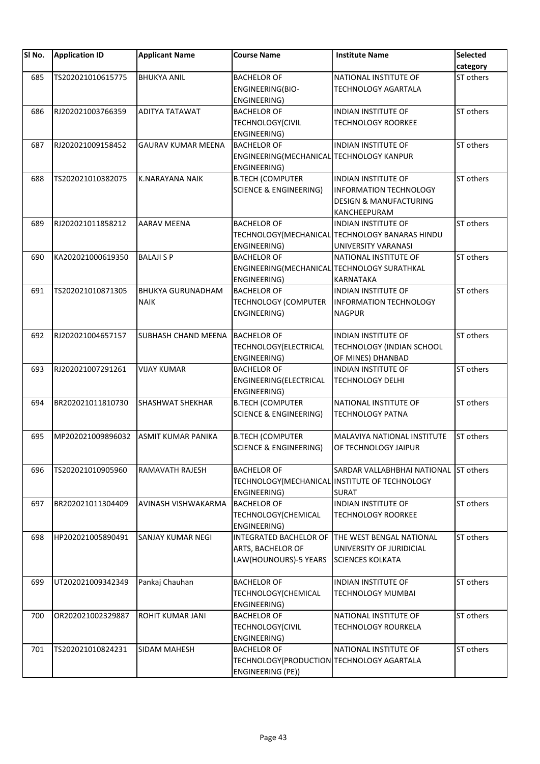| Sl No. | Application ID | Applicant Name | Course Name | Institute Name | Selected category |
|---|---|---|---|---|---|
| 685 | TS202021010615775 | BHUKYA ANIL | BACHELOR OF ENGINEERING(BIO-ENGINEERING) | NATIONAL INSTITUTE OF TECHNOLOGY AGARTALA | ST others |
| 686 | RJ202021003766359 | ADITYA TATAWAT | BACHELOR OF TECHNOLOGY(CIVIL ENGINEERING) | INDIAN INSTITUTE OF TECHNOLOGY ROORKEE | ST others |
| 687 | RJ202021009158452 | GAURAV KUMAR MEENA | BACHELOR OF ENGINEERING(MECHANICAL ENGINEERING) | INDIAN INSTITUTE OF TECHNOLOGY KANPUR | ST others |
| 688 | TS202021010382075 | K.NARAYANA NAIK | B.TECH (COMPUTER SCIENCE & ENGINEERING) | INDIAN INSTITUTE OF INFORMATION TECHNOLOGY DESIGN & MANUFACTURING KANCHEEPURAM | ST others |
| 689 | RJ202021011858212 | AARAV MEENA | BACHELOR OF TECHNOLOGY(MECHANICAL ENGINEERING) | INDIAN INSTITUTE OF TECHNOLOGY BANARAS HINDU UNIVERSITY VARANASI | ST others |
| 690 | KA202021000619350 | BALAJI S P | BACHELOR OF ENGINEERING(MECHANICAL ENGINEERING) | NATIONAL INSTITUTE OF TECHNOLOGY SURATHKAL KARNATAKA | ST others |
| 691 | TS202021010871305 | BHUKYA GURUNADHAM NAIK | BACHELOR OF TECHNOLOGY (COMPUTER ENGINEERING) | INDIAN INSTITUTE OF INFORMATION TECHNOLOGY NAGPUR | ST others |
| 692 | RJ202021004657157 | SUBHASH CHAND MEENA | BACHELOR OF TECHNOLOGY(ELECTRICAL ENGINEERING) | INDIAN INSTITUTE OF TECHNOLOGY (INDIAN SCHOOL OF MINES) DHANBAD | ST others |
| 693 | RJ202021007291261 | VIJAY KUMAR | BACHELOR OF ENGINEERING(ELECTRICAL ENGINEERING) | INDIAN INSTITUTE OF TECHNOLOGY DELHI | ST others |
| 694 | BR202021011810730 | SHASHWAT SHEKHAR | B.TECH (COMPUTER SCIENCE & ENGINEERING) | NATIONAL INSTITUTE OF TECHNOLOGY PATNA | ST others |
| 695 | MP202021009896032 | ASMIT KUMAR PANIKA | B.TECH (COMPUTER SCIENCE & ENGINEERING) | MALAVIYA NATIONAL INSTITUTE OF TECHNOLOGY JAIPUR | ST others |
| 696 | TS202021010905960 | RAMAVATH RAJESH | BACHELOR OF TECHNOLOGY(MECHANICAL ENGINEERING) | SARDAR VALLABHBHAI NATIONAL INSTITUTE OF TECHNOLOGY SURAT | ST others |
| 697 | BR202021011304409 | AVINASH VISHWAKARMA | BACHELOR OF TECHNOLOGY(CHEMICAL ENGINEERING) | INDIAN INSTITUTE OF TECHNOLOGY ROORKEE | ST others |
| 698 | HP202021005890491 | SANJAY KUMAR NEGI | INTEGRATED BACHELOR OF ARTS, BACHELOR OF LAW(HOUNOURS)-5 YEARS | THE WEST BENGAL NATIONAL UNIVERSITY OF JURIDICIAL SCIENCES KOLKATA | ST others |
| 699 | UT202021009342349 | Pankaj Chauhan | BACHELOR OF TECHNOLOGY(CHEMICAL ENGINEERING) | INDIAN INSTITUTE OF TECHNOLOGY MUMBAI | ST others |
| 700 | OR202021002329887 | ROHIT KUMAR JANI | BACHELOR OF TECHNOLOGY(CIVIL ENGINEERING) | NATIONAL INSTITUTE OF TECHNOLOGY ROURKELA | ST others |
| 701 | TS202021010824231 | SIDAM MAHESH | BACHELOR OF TECHNOLOGY(PRODUCTION ENGINEERING (PE)) | NATIONAL INSTITUTE OF TECHNOLOGY AGARTALA | ST others |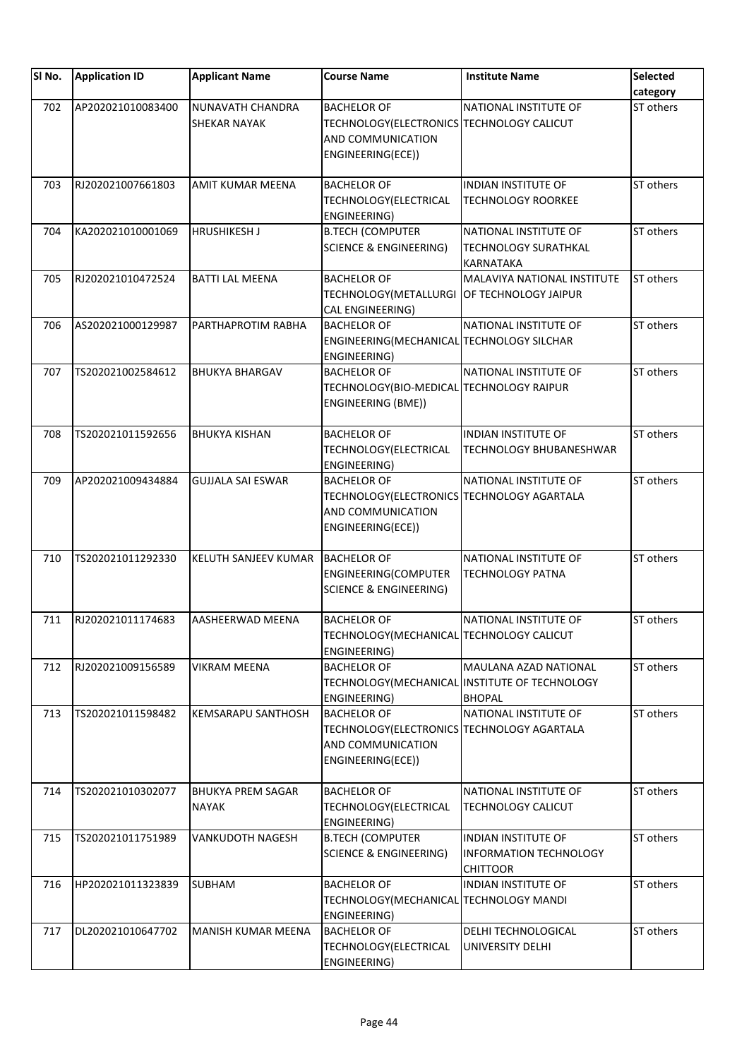| Sl No. | Application ID | Applicant Name | Course Name | Institute Name | Selected category |
|---|---|---|---|---|---|
| 702 | AP202021010083400 | NUNAVATH CHANDRA SHEKAR NAYAK | BACHELOR OF TECHNOLOGY(ELECTRONICS AND COMMUNICATION ENGINEERING(ECE)) | NATIONAL INSTITUTE OF TECHNOLOGY CALICUT | ST others |
| 703 | RJ202021007661803 | AMIT KUMAR MEENA | BACHELOR OF TECHNOLOGY(ELECTRICAL ENGINEERING) | INDIAN INSTITUTE OF TECHNOLOGY ROORKEE | ST others |
| 704 | KA202021010001069 | HRUSHIKESH J | B.TECH (COMPUTER SCIENCE & ENGINEERING) | NATIONAL INSTITUTE OF TECHNOLOGY SURATHKAL KARNATAKA | ST others |
| 705 | RJ202021010472524 | BATTI LAL MEENA | BACHELOR OF TECHNOLOGY(METALLURGICAL ENGINEERING) | MALAVIYA NATIONAL INSTITUTE OF TECHNOLOGY JAIPUR | ST others |
| 706 | AS202021000129987 | PARTHAPROTIM RABHA | BACHELOR OF ENGINEERING(MECHANICAL ENGINEERING) | NATIONAL INSTITUTE OF TECHNOLOGY SILCHAR | ST others |
| 707 | TS202021002584612 | BHUKYA BHARGAV | BACHELOR OF TECHNOLOGY(BIO-MEDICAL ENGINEERING (BME)) | NATIONAL INSTITUTE OF TECHNOLOGY RAIPUR | ST others |
| 708 | TS202021011592656 | BHUKYA KISHAN | BACHELOR OF TECHNOLOGY(ELECTRICAL ENGINEERING) | INDIAN INSTITUTE OF TECHNOLOGY BHUBANESHWAR | ST others |
| 709 | AP202021009434884 | GUJJALA SAI ESWAR | BACHELOR OF TECHNOLOGY(ELECTRONICS AND COMMUNICATION ENGINEERING(ECE)) | NATIONAL INSTITUTE OF TECHNOLOGY AGARTALA | ST others |
| 710 | TS202021011292330 | KELUTH SANJEEV KUMAR | BACHELOR OF ENGINEERING(COMPUTER SCIENCE & ENGINEERING) | NATIONAL INSTITUTE OF TECHNOLOGY PATNA | ST others |
| 711 | RJ202021011174683 | AASHEERWAD MEENA | BACHELOR OF TECHNOLOGY(MECHANICAL ENGINEERING) | NATIONAL INSTITUTE OF TECHNOLOGY CALICUT | ST others |
| 712 | RJ202021009156589 | VIKRAM MEENA | BACHELOR OF TECHNOLOGY(MECHANICAL ENGINEERING) | MAULANA AZAD NATIONAL INSTITUTE OF TECHNOLOGY BHOPAL | ST others |
| 713 | TS202021011598482 | KEMSARAPU SANTHOSH | BACHELOR OF TECHNOLOGY(ELECTRONICS AND COMMUNICATION ENGINEERING(ECE)) | NATIONAL INSTITUTE OF TECHNOLOGY AGARTALA | ST others |
| 714 | TS202021010302077 | BHUKYA PREM SAGAR NAYAK | BACHELOR OF TECHNOLOGY(ELECTRICAL ENGINEERING) | NATIONAL INSTITUTE OF TECHNOLOGY CALICUT | ST others |
| 715 | TS202021011751989 | VANKUDOTH NAGESH | B.TECH (COMPUTER SCIENCE & ENGINEERING) | INDIAN INSTITUTE OF INFORMATION TECHNOLOGY CHITTOOR | ST others |
| 716 | HP202021011323839 | SUBHAM | BACHELOR OF TECHNOLOGY(MECHANICAL ENGINEERING) | INDIAN INSTITUTE OF TECHNOLOGY MANDI | ST others |
| 717 | DL202021010647702 | MANISH KUMAR MEENA | BACHELOR OF TECHNOLOGY(ELECTRICAL ENGINEERING) | DELHI TECHNOLOGICAL UNIVERSITY DELHI | ST others |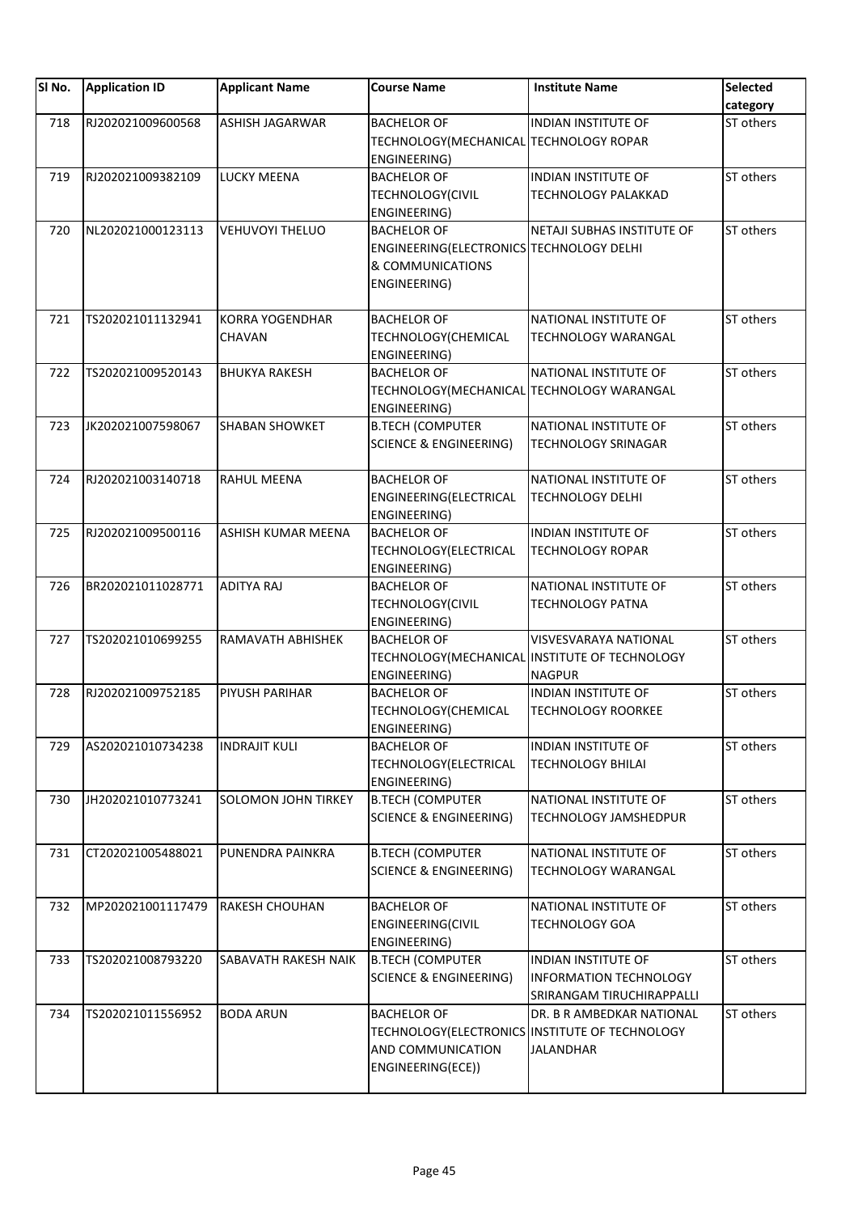| Sl No. | Application ID | Applicant Name | Course Name | Institute Name | Selected category |
|---|---|---|---|---|---|
| 718 | RJ202021009600568 | ASHISH JAGARWAR | BACHELOR OF TECHNOLOGY(MECHANICAL ENGINEERING) | INDIAN INSTITUTE OF TECHNOLOGY ROPAR | ST others |
| 719 | RJ202021009382109 | LUCKY MEENA | BACHELOR OF TECHNOLOGY(CIVIL ENGINEERING) | INDIAN INSTITUTE OF TECHNOLOGY PALAKKAD | ST others |
| 720 | NL202021000123113 | VEHUVOYI THELUO | BACHELOR OF ENGINEERING(ELECTRONICS & COMMUNICATIONS ENGINEERING) | NETAJI SUBHAS INSTITUTE OF TECHNOLOGY DELHI | ST others |
| 721 | TS202021011132941 | KORRA YOGENDHAR CHAVAN | BACHELOR OF TECHNOLOGY(CHEMICAL ENGINEERING) | NATIONAL INSTITUTE OF TECHNOLOGY WARANGAL | ST others |
| 722 | TS202021009520143 | BHUKYA RAKESH | BACHELOR OF TECHNOLOGY(MECHANICAL ENGINEERING) | NATIONAL INSTITUTE OF TECHNOLOGY WARANGAL | ST others |
| 723 | JK202021007598067 | SHABAN SHOWKET | B.TECH (COMPUTER SCIENCE & ENGINEERING) | NATIONAL INSTITUTE OF TECHNOLOGY SRINAGAR | ST others |
| 724 | RJ202021003140718 | RAHUL MEENA | BACHELOR OF ENGINEERING(ELECTRICAL ENGINEERING) | NATIONAL INSTITUTE OF TECHNOLOGY DELHI | ST others |
| 725 | RJ202021009500116 | ASHISH KUMAR MEENA | BACHELOR OF TECHNOLOGY(ELECTRICAL ENGINEERING) | INDIAN INSTITUTE OF TECHNOLOGY ROPAR | ST others |
| 726 | BR202021011028771 | ADITYA RAJ | BACHELOR OF TECHNOLOGY(CIVIL ENGINEERING) | NATIONAL INSTITUTE OF TECHNOLOGY PATNA | ST others |
| 727 | TS202021010699255 | RAMAVATH ABHISHEK | BACHELOR OF TECHNOLOGY(MECHANICAL ENGINEERING) | VISVESVARAYA NATIONAL INSTITUTE OF TECHNOLOGY NAGPUR | ST others |
| 728 | RJ202021009752185 | PIYUSH PARIHAR | BACHELOR OF TECHNOLOGY(CHEMICAL ENGINEERING) | INDIAN INSTITUTE OF TECHNOLOGY ROORKEE | ST others |
| 729 | AS202021010734238 | INDRAJIT KULI | BACHELOR OF TECHNOLOGY(ELECTRICAL ENGINEERING) | INDIAN INSTITUTE OF TECHNOLOGY BHILAI | ST others |
| 730 | JH202021010773241 | SOLOMON JOHN TIRKEY | B.TECH (COMPUTER SCIENCE & ENGINEERING) | NATIONAL INSTITUTE OF TECHNOLOGY JAMSHEDPUR | ST others |
| 731 | CT202021005488021 | PUNENDRA PAINKRA | B.TECH (COMPUTER SCIENCE & ENGINEERING) | NATIONAL INSTITUTE OF TECHNOLOGY WARANGAL | ST others |
| 732 | MP202021001117479 | RAKESH CHOUHAN | BACHELOR OF ENGINEERING(CIVIL ENGINEERING) | NATIONAL INSTITUTE OF TECHNOLOGY GOA | ST others |
| 733 | TS202021008793220 | SABAVATH RAKESH NAIK | B.TECH (COMPUTER SCIENCE & ENGINEERING) | INDIAN INSTITUTE OF INFORMATION TECHNOLOGY SRIRANGAM TIRUCHIRAPPALLI | ST others |
| 734 | TS202021011556952 | BODA ARUN | BACHELOR OF TECHNOLOGY(ELECTRONICS AND COMMUNICATION ENGINEERING(ECE)) | DR. B R AMBEDKAR NATIONAL INSTITUTE OF TECHNOLOGY JALANDHAR | ST others |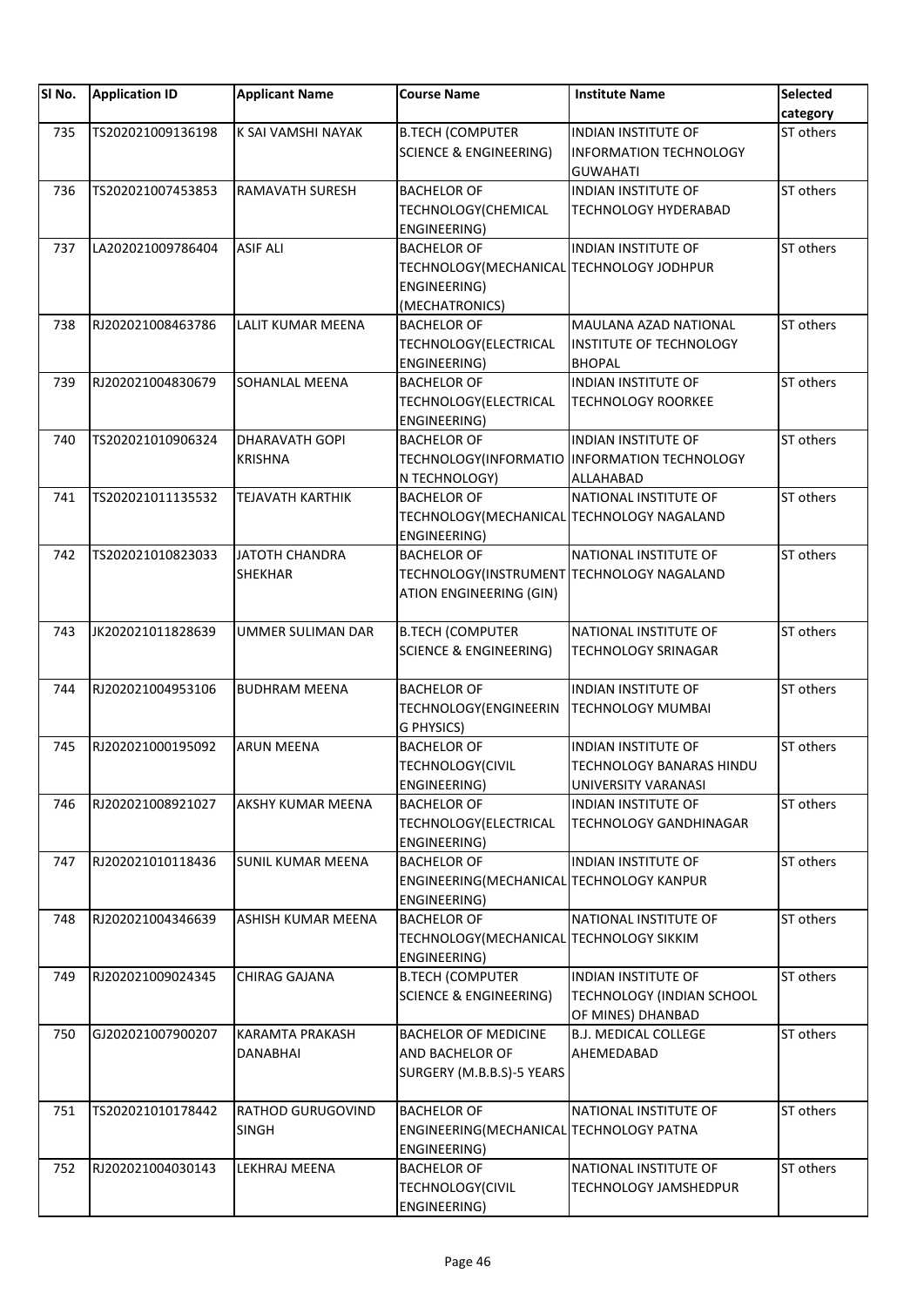| Sl No. | Application ID | Applicant Name | Course Name | Institute Name | Selected category |
|---|---|---|---|---|---|
| 735 | TS202021009136198 | K SAI VAMSHI NAYAK | B.TECH (COMPUTER SCIENCE & ENGINEERING) | INDIAN INSTITUTE OF INFORMATION TECHNOLOGY GUWAHATI | ST others |
| 736 | TS202021007453853 | RAMAVATH SURESH | BACHELOR OF TECHNOLOGY(CHEMICAL ENGINEERING) | INDIAN INSTITUTE OF TECHNOLOGY HYDERABAD | ST others |
| 737 | LA202021009786404 | ASIF ALI | BACHELOR OF TECHNOLOGY(MECHANICAL ENGINEERING) (MECHATRONICS) | INDIAN INSTITUTE OF TECHNOLOGY JODHPUR | ST others |
| 738 | RJ202021008463786 | LALIT KUMAR MEENA | BACHELOR OF TECHNOLOGY(ELECTRICAL ENGINEERING) | MAULANA AZAD NATIONAL INSTITUTE OF TECHNOLOGY BHOPAL | ST others |
| 739 | RJ202021004830679 | SOHANLAL MEENA | BACHELOR OF TECHNOLOGY(ELECTRICAL ENGINEERING) | INDIAN INSTITUTE OF TECHNOLOGY ROORKEE | ST others |
| 740 | TS202021010906324 | DHARAVATH GOPI KRISHNA | BACHELOR OF TECHNOLOGY(INFORMATION TECHNOLOGY) | INDIAN INSTITUTE OF INFORMATION TECHNOLOGY ALLAHABAD | ST others |
| 741 | TS202021011135532 | TEJAVATH KARTHIK | BACHELOR OF TECHNOLOGY(MECHANICAL ENGINEERING) | NATIONAL INSTITUTE OF TECHNOLOGY NAGALAND | ST others |
| 742 | TS202021010823033 | JATOTH CHANDRA SHEKHAR | BACHELOR OF TECHNOLOGY(INSTRUMENTATION ENGINEERING (GIN) | NATIONAL INSTITUTE OF TECHNOLOGY NAGALAND | ST others |
| 743 | JK202021011828639 | UMMER SULIMAN DAR | B.TECH (COMPUTER SCIENCE & ENGINEERING) | NATIONAL INSTITUTE OF TECHNOLOGY SRINAGAR | ST others |
| 744 | RJ202021004953106 | BUDHRAM MEENA | BACHELOR OF TECHNOLOGY(ENGINEERING PHYSICS) | INDIAN INSTITUTE OF TECHNOLOGY MUMBAI | ST others |
| 745 | RJ202021000195092 | ARUN MEENA | BACHELOR OF TECHNOLOGY(CIVIL ENGINEERING) | INDIAN INSTITUTE OF TECHNOLOGY BANARAS HINDU UNIVERSITY VARANASI | ST others |
| 746 | RJ202021008921027 | AKSHY KUMAR MEENA | BACHELOR OF TECHNOLOGY(ELECTRICAL ENGINEERING) | INDIAN INSTITUTE OF TECHNOLOGY GANDHINAGAR | ST others |
| 747 | RJ202021010118436 | SUNIL KUMAR MEENA | BACHELOR OF ENGINEERING(MECHANICAL ENGINEERING) | INDIAN INSTITUTE OF TECHNOLOGY KANPUR | ST others |
| 748 | RJ202021004346639 | ASHISH KUMAR MEENA | BACHELOR OF TECHNOLOGY(MECHANICAL ENGINEERING) | NATIONAL INSTITUTE OF TECHNOLOGY SIKKIM | ST others |
| 749 | RJ202021009024345 | CHIRAG GAJANA | B.TECH (COMPUTER SCIENCE & ENGINEERING) | INDIAN INSTITUTE OF TECHNOLOGY (INDIAN SCHOOL OF MINES) DHANBAD | ST others |
| 750 | GJ202021007900207 | KARAMTA PRAKASH DANABHAI | BACHELOR OF MEDICINE AND BACHELOR OF SURGERY (M.B.B.S)-5 YEARS | B.J. MEDICAL COLLEGE AHEMEDABAD | ST others |
| 751 | TS202021010178442 | RATHOD GURUGOVIND SINGH | BACHELOR OF ENGINEERING(MECHANICAL ENGINEERING) | NATIONAL INSTITUTE OF TECHNOLOGY PATNA | ST others |
| 752 | RJ202021004030143 | LEKHRAJ MEENA | BACHELOR OF TECHNOLOGY(CIVIL ENGINEERING) | NATIONAL INSTITUTE OF TECHNOLOGY JAMSHEDPUR | ST others |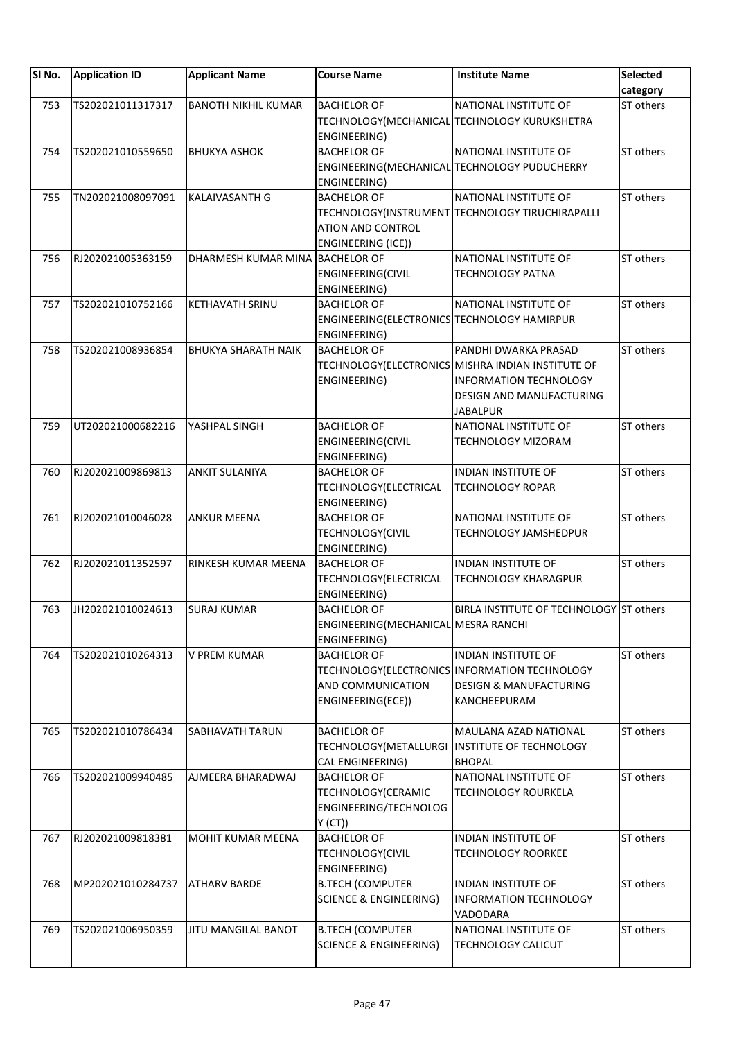| Sl No. | Application ID | Applicant Name | Course Name | Institute Name | Selected category |
|---|---|---|---|---|---|
| 753 | TS202021011317317 | BANOTH NIKHIL KUMAR | BACHELOR OF TECHNOLOGY(MECHANICAL ENGINEERING) | NATIONAL INSTITUTE OF TECHNOLOGY KURUKSHETRA | ST others |
| 754 | TS202021010559650 | BHUKYA ASHOK | BACHELOR OF ENGINEERING(MECHANICAL ENGINEERING) | NATIONAL INSTITUTE OF TECHNOLOGY PUDUCHERRY | ST others |
| 755 | TN202021008097091 | KALAIVASANTH G | BACHELOR OF TECHNOLOGY(INSTRUMENTATION AND CONTROL ENGINEERING (ICE)) | NATIONAL INSTITUTE OF TECHNOLOGY TIRUCHIRAPALLI | ST others |
| 756 | RJ202021005363159 | DHARMESH KUMAR MINA | BACHELOR OF ENGINEERING(CIVIL ENGINEERING) | NATIONAL INSTITUTE OF TECHNOLOGY PATNA | ST others |
| 757 | TS202021010752166 | KETHAVATH SRINU | BACHELOR OF ENGINEERING(ELECTRONICS ENGINEERING) | NATIONAL INSTITUTE OF TECHNOLOGY HAMIRPUR | ST others |
| 758 | TS202021008936854 | BHUKYA SHARATH NAIK | BACHELOR OF TECHNOLOGY(ELECTRONICS ENGINEERING) | PANDHI DWARKA PRASAD MISHRA INDIAN INSTITUTE OF INFORMATION TECHNOLOGY DESIGN AND MANUFACTURING JABALPUR | ST others |
| 759 | UT202021000682216 | YASHPAL SINGH | BACHELOR OF ENGINEERING(CIVIL ENGINEERING) | NATIONAL INSTITUTE OF TECHNOLOGY MIZORAM | ST others |
| 760 | RJ202021009869813 | ANKIT SULANIYA | BACHELOR OF TECHNOLOGY(ELECTRICAL ENGINEERING) | INDIAN INSTITUTE OF TECHNOLOGY ROPAR | ST others |
| 761 | RJ202021010046028 | ANKUR MEENA | BACHELOR OF TECHNOLOGY(CIVIL ENGINEERING) | NATIONAL INSTITUTE OF TECHNOLOGY JAMSHEDPUR | ST others |
| 762 | RJ202021011352597 | RINKESH KUMAR MEENA | BACHELOR OF TECHNOLOGY(ELECTRICAL ENGINEERING) | INDIAN INSTITUTE OF TECHNOLOGY KHARAGPUR | ST others |
| 763 | JH202021010024613 | SURAJ KUMAR | BACHELOR OF ENGINEERING(MECHANICAL ENGINEERING) | BIRLA INSTITUTE OF TECHNOLOGY MESRA RANCHI | ST others |
| 764 | TS202021010264313 | V PREM KUMAR | BACHELOR OF TECHNOLOGY(ELECTRONICS AND COMMUNICATION ENGINEERING(ECE)) | INDIAN INSTITUTE OF INFORMATION TECHNOLOGY DESIGN & MANUFACTURING KANCHEEPURAM | ST others |
| 765 | TS202021010786434 | SABHAVATH TARUN | BACHELOR OF TECHNOLOGY(METALLURGICAL ENGINEERING) | MAULANA AZAD NATIONAL INSTITUTE OF TECHNOLOGY BHOPAL | ST others |
| 766 | TS202021009940485 | AJMEERA BHARADWAJ | BACHELOR OF TECHNOLOGY(CERAMIC ENGINEERING/TECHNOLOGY (CT)) | NATIONAL INSTITUTE OF TECHNOLOGY ROURKELA | ST others |
| 767 | RJ202021009818381 | MOHIT KUMAR MEENA | BACHELOR OF TECHNOLOGY(CIVIL ENGINEERING) | INDIAN INSTITUTE OF TECHNOLOGY ROORKEE | ST others |
| 768 | MP202021010284737 | ATHARV BARDE | B.TECH (COMPUTER SCIENCE & ENGINEERING) | INDIAN INSTITUTE OF INFORMATION TECHNOLOGY VADODARA | ST others |
| 769 | TS202021006950359 | JITU MANGILAL BANOT | B.TECH (COMPUTER SCIENCE & ENGINEERING) | NATIONAL INSTITUTE OF TECHNOLOGY CALICUT | ST others |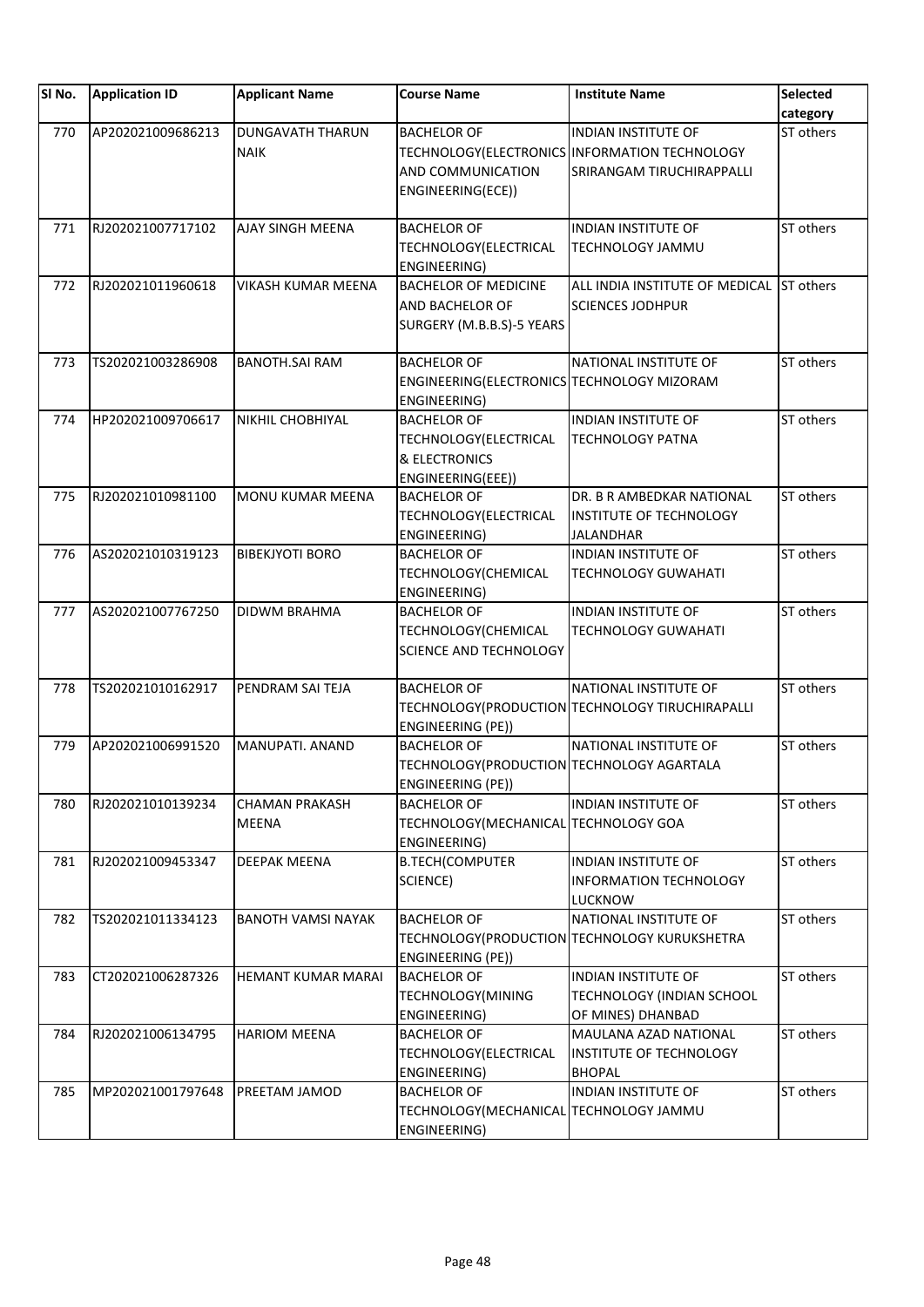| Sl No. | Application ID | Applicant Name | Course Name | Institute Name | Selected category |
|---|---|---|---|---|---|
| 770 | AP202021009686213 | DUNGAVATH THARUN NAIK | BACHELOR OF TECHNOLOGY(ELECTRONICS AND COMMUNICATION ENGINEERING(ECE)) | INDIAN INSTITUTE OF INFORMATION TECHNOLOGY SRIRANGAM TIRUCHIRAPPALLI | ST others |
| 771 | RJ202021007717102 | AJAY SINGH MEENA | BACHELOR OF TECHNOLOGY(ELECTRICAL ENGINEERING) | INDIAN INSTITUTE OF TECHNOLOGY JAMMU | ST others |
| 772 | RJ202021011960618 | VIKASH KUMAR MEENA | BACHELOR OF MEDICINE AND BACHELOR OF SURGERY (M.B.B.S)-5 YEARS | ALL INDIA INSTITUTE OF MEDICAL SCIENCES JODHPUR | ST others |
| 773 | TS202021003286908 | BANOTH.SAI RAM | BACHELOR OF ENGINEERING(ELECTRONICS ENGINEERING) | NATIONAL INSTITUTE OF TECHNOLOGY MIZORAM | ST others |
| 774 | HP202021009706617 | NIKHIL CHOBHIYAL | BACHELOR OF TECHNOLOGY(ELECTRICAL & ELECTRONICS ENGINEERING(EEE)) | INDIAN INSTITUTE OF TECHNOLOGY PATNA | ST others |
| 775 | RJ202021010981100 | MONU KUMAR MEENA | BACHELOR OF TECHNOLOGY(ELECTRICAL ENGINEERING) | DR. B R AMBEDKAR NATIONAL INSTITUTE OF TECHNOLOGY JALANDHAR | ST others |
| 776 | AS202021010319123 | BIBEKJYOTI BORO | BACHELOR OF TECHNOLOGY(CHEMICAL ENGINEERING) | INDIAN INSTITUTE OF TECHNOLOGY GUWAHATI | ST others |
| 777 | AS202021007767250 | DIDWM BRAHMA | BACHELOR OF TECHNOLOGY(CHEMICAL SCIENCE AND TECHNOLOGY | INDIAN INSTITUTE OF TECHNOLOGY GUWAHATI | ST others |
| 778 | TS202021010162917 | PENDRAM SAI TEJA | BACHELOR OF TECHNOLOGY(PRODUCTION ENGINEERING (PE)) | NATIONAL INSTITUTE OF TECHNOLOGY TIRUCHIRAPALLI | ST others |
| 779 | AP202021006991520 | MANUPATI. ANAND | BACHELOR OF TECHNOLOGY(PRODUCTION ENGINEERING (PE)) | NATIONAL INSTITUTE OF TECHNOLOGY AGARTALA | ST others |
| 780 | RJ202021010139234 | CHAMAN PRAKASH MEENA | BACHELOR OF TECHNOLOGY(MECHANICAL ENGINEERING) | INDIAN INSTITUTE OF TECHNOLOGY GOA | ST others |
| 781 | RJ202021009453347 | DEEPAK MEENA | B.TECH(COMPUTER SCIENCE) | INDIAN INSTITUTE OF INFORMATION TECHNOLOGY LUCKNOW | ST others |
| 782 | TS202021011334123 | BANOTH VAMSI NAYAK | BACHELOR OF TECHNOLOGY(PRODUCTION ENGINEERING (PE)) | NATIONAL INSTITUTE OF TECHNOLOGY KURUKSHETRA | ST others |
| 783 | CT202021006287326 | HEMANT KUMAR MARAI | BACHELOR OF TECHNOLOGY(MINING ENGINEERING) | INDIAN INSTITUTE OF TECHNOLOGY (INDIAN SCHOOL OF MINES) DHANBAD | ST others |
| 784 | RJ202021006134795 | HARIOM MEENA | BACHELOR OF TECHNOLOGY(ELECTRICAL ENGINEERING) | MAULANA AZAD NATIONAL INSTITUTE OF TECHNOLOGY BHOPAL | ST others |
| 785 | MP202021001797648 | PREETAM JAMOD | BACHELOR OF TECHNOLOGY(MECHANICAL ENGINEERING) | INDIAN INSTITUTE OF TECHNOLOGY JAMMU | ST others |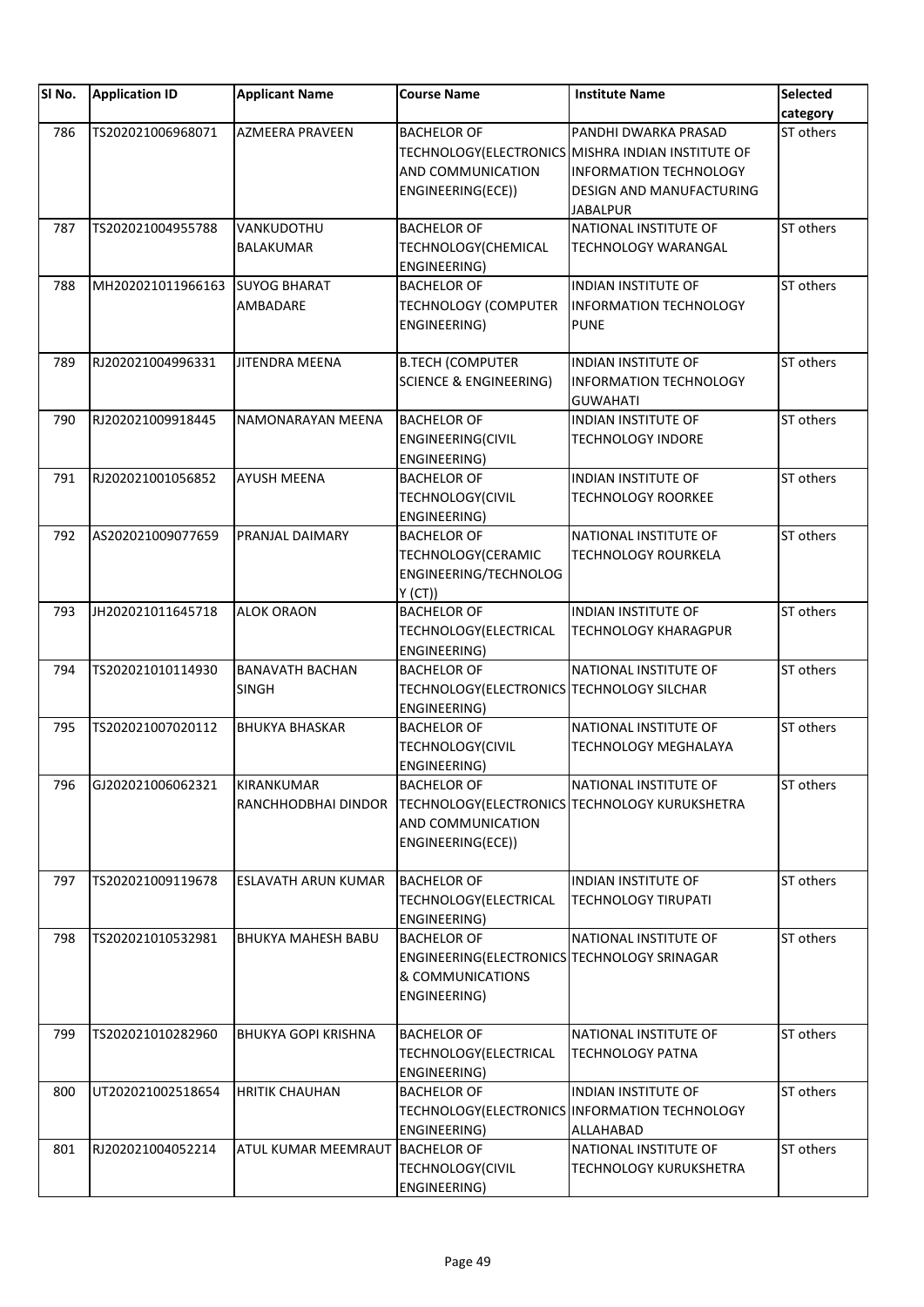| Sl No. | Application ID | Applicant Name | Course Name | Institute Name | Selected category |
|---|---|---|---|---|---|
| 786 | TS202021006968071 | AZMEERA PRAVEEN | BACHELOR OF TECHNOLOGY(ELECTRONICS AND COMMUNICATION ENGINEERING(ECE)) | PANDHI DWARKA PRASAD MISHRA INDIAN INSTITUTE OF INFORMATION TECHNOLOGY DESIGN AND MANUFACTURING JABALPUR | ST others |
| 787 | TS202021004955788 | VANKUDOTHU BALAKUMAR | BACHELOR OF TECHNOLOGY(CHEMICAL ENGINEERING) | NATIONAL INSTITUTE OF TECHNOLOGY WARANGAL | ST others |
| 788 | MH202021011966163 | SUYOG BHARAT AMBADARE | BACHELOR OF TECHNOLOGY (COMPUTER ENGINEERING) | INDIAN INSTITUTE OF INFORMATION TECHNOLOGY PUNE | ST others |
| 789 | RJ202021004996331 | JITENDRA MEENA | B.TECH (COMPUTER SCIENCE & ENGINEERING) | INDIAN INSTITUTE OF INFORMATION TECHNOLOGY GUWAHATI | ST others |
| 790 | RJ202021009918445 | NAMONARAYAN MEENA | BACHELOR OF ENGINEERING(CIVIL ENGINEERING) | INDIAN INSTITUTE OF TECHNOLOGY INDORE | ST others |
| 791 | RJ202021001056852 | AYUSH MEENA | BACHELOR OF TECHNOLOGY(CIVIL ENGINEERING) | INDIAN INSTITUTE OF TECHNOLOGY ROORKEE | ST others |
| 792 | AS202021009077659 | PRANJAL DAIMARY | BACHELOR OF TECHNOLOGY(CERAMIC ENGINEERING/TECHNOLOGY (CT)) | NATIONAL INSTITUTE OF TECHNOLOGY ROURKELA | ST others |
| 793 | JH202021011645718 | ALOK ORAON | BACHELOR OF TECHNOLOGY(ELECTRICAL ENGINEERING) | INDIAN INSTITUTE OF TECHNOLOGY KHARAGPUR | ST others |
| 794 | TS202021010114930 | BANAVATH BACHAN SINGH | BACHELOR OF TECHNOLOGY(ELECTRONICS ENGINEERING) | NATIONAL INSTITUTE OF TECHNOLOGY SILCHAR | ST others |
| 795 | TS202021007020112 | BHUKYA BHASKAR | BACHELOR OF TECHNOLOGY(CIVIL ENGINEERING) | NATIONAL INSTITUTE OF TECHNOLOGY MEGHALAYA | ST others |
| 796 | GJ202021006062321 | KIRANKUMAR RANCHHODBHAI DINDOR | BACHELOR OF TECHNOLOGY(ELECTRONICS AND COMMUNICATION ENGINEERING(ECE)) | NATIONAL INSTITUTE OF TECHNOLOGY KURUKSHETRA | ST others |
| 797 | TS202021009119678 | ESLAVATH ARUN KUMAR | BACHELOR OF TECHNOLOGY(ELECTRICAL ENGINEERING) | INDIAN INSTITUTE OF TECHNOLOGY TIRUPATI | ST others |
| 798 | TS202021010532981 | BHUKYA MAHESH BABU | BACHELOR OF ENGINEERING(ELECTRONICS & COMMUNICATIONS ENGINEERING) | NATIONAL INSTITUTE OF TECHNOLOGY SRINAGAR | ST others |
| 799 | TS202021010282960 | BHUKYA GOPI KRISHNA | BACHELOR OF TECHNOLOGY(ELECTRICAL ENGINEERING) | NATIONAL INSTITUTE OF TECHNOLOGY PATNA | ST others |
| 800 | UT202021002518654 | HRITIK CHAUHAN | BACHELOR OF TECHNOLOGY(ELECTRONICS ENGINEERING) | INDIAN INSTITUTE OF INFORMATION TECHNOLOGY ALLAHABAD | ST others |
| 801 | RJ202021004052214 | ATUL KUMAR MEEMRAUT | BACHELOR OF TECHNOLOGY(CIVIL ENGINEERING) | NATIONAL INSTITUTE OF TECHNOLOGY KURUKSHETRA | ST others |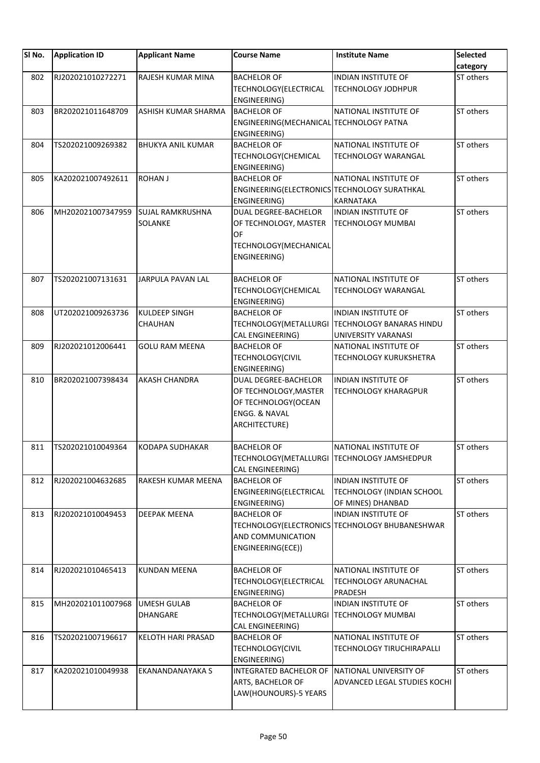| Sl No. | Application ID | Applicant Name | Course Name | Institute Name | Selected category |
|---|---|---|---|---|---|
| 802 | RJ202021010272271 | RAJESH KUMAR MINA | BACHELOR OF TECHNOLOGY(ELECTRICAL ENGINEERING) | INDIAN INSTITUTE OF TECHNOLOGY JODHPUR | ST others |
| 803 | BR202021011648709 | ASHISH KUMAR SHARMA | BACHELOR OF ENGINEERING(MECHANICAL ENGINEERING) | NATIONAL INSTITUTE OF TECHNOLOGY PATNA | ST others |
| 804 | TS202021009269382 | BHUKYA ANIL KUMAR | BACHELOR OF TECHNOLOGY(CHEMICAL ENGINEERING) | NATIONAL INSTITUTE OF TECHNOLOGY WARANGAL | ST others |
| 805 | KA202021007492611 | ROHAN J | BACHELOR OF ENGINEERING(ELECTRONICS ENGINEERING) | NATIONAL INSTITUTE OF TECHNOLOGY SURATHKAL KARNATAKA | ST others |
| 806 | MH202021007347959 | SUJAL RAMKRUSHNA SOLANKE | DUAL DEGREE-BACHELOR OF TECHNOLOGY, MASTER OF TECHNOLOGY(MECHANICAL ENGINEERING) | INDIAN INSTITUTE OF TECHNOLOGY MUMBAI | ST others |
| 807 | TS202021007131631 | JARPULA PAVAN LAL | BACHELOR OF TECHNOLOGY(CHEMICAL ENGINEERING) | NATIONAL INSTITUTE OF TECHNOLOGY WARANGAL | ST others |
| 808 | UT202021009263736 | KULDEEP SINGH CHAUHAN | BACHELOR OF TECHNOLOGY(METALLURGICAL ENGINEERING) | INDIAN INSTITUTE OF TECHNOLOGY BANARAS HINDU UNIVERSITY VARANASI | ST others |
| 809 | RJ202021012006441 | GOLU RAM MEENA | BACHELOR OF TECHNOLOGY(CIVIL ENGINEERING) | NATIONAL INSTITUTE OF TECHNOLOGY KURUKSHETRA | ST others |
| 810 | BR202021007398434 | AKASH CHANDRA | DUAL DEGREE-BACHELOR OF TECHNOLOGY,MASTER OF TECHNOLOGY(OCEAN ENGG. & NAVAL ARCHITECTURE) | INDIAN INSTITUTE OF TECHNOLOGY KHARAGPUR | ST others |
| 811 | TS202021010049364 | KODAPA SUDHAKAR | BACHELOR OF TECHNOLOGY(METALLURGICAL ENGINEERING) | NATIONAL INSTITUTE OF TECHNOLOGY JAMSHEDPUR | ST others |
| 812 | RJ202021004632685 | RAKESH KUMAR MEENA | BACHELOR OF ENGINEERING(ELECTRICAL ENGINEERING) | INDIAN INSTITUTE OF TECHNOLOGY (INDIAN SCHOOL OF MINES) DHANBAD | ST others |
| 813 | RJ202021010049453 | DEEPAK MEENA | BACHELOR OF TECHNOLOGY(ELECTRONICS AND COMMUNICATION ENGINEERING(ECE)) | INDIAN INSTITUTE OF TECHNOLOGY BHUBANESHWAR | ST others |
| 814 | RJ202021010465413 | KUNDAN MEENA | BACHELOR OF TECHNOLOGY(ELECTRICAL ENGINEERING) | NATIONAL INSTITUTE OF TECHNOLOGY ARUNACHAL PRADESH | ST others |
| 815 | MH202021011007968 | UMESH GULAB DHANGARE | BACHELOR OF TECHNOLOGY(METALLURGICAL ENGINEERING) | INDIAN INSTITUTE OF TECHNOLOGY MUMBAI | ST others |
| 816 | TS202021007196617 | KELOTH HARI PRASAD | BACHELOR OF TECHNOLOGY(CIVIL ENGINEERING) | NATIONAL INSTITUTE OF TECHNOLOGY TIRUCHIRAPALLI | ST others |
| 817 | KA202021010049938 | EKANANDANAYAKA S | INTEGRATED BACHELOR OF ARTS, BACHELOR OF LAW(HOUNOURS)-5 YEARS | NATIONAL UNIVERSITY OF ADVANCED LEGAL STUDIES KOCHI | ST others |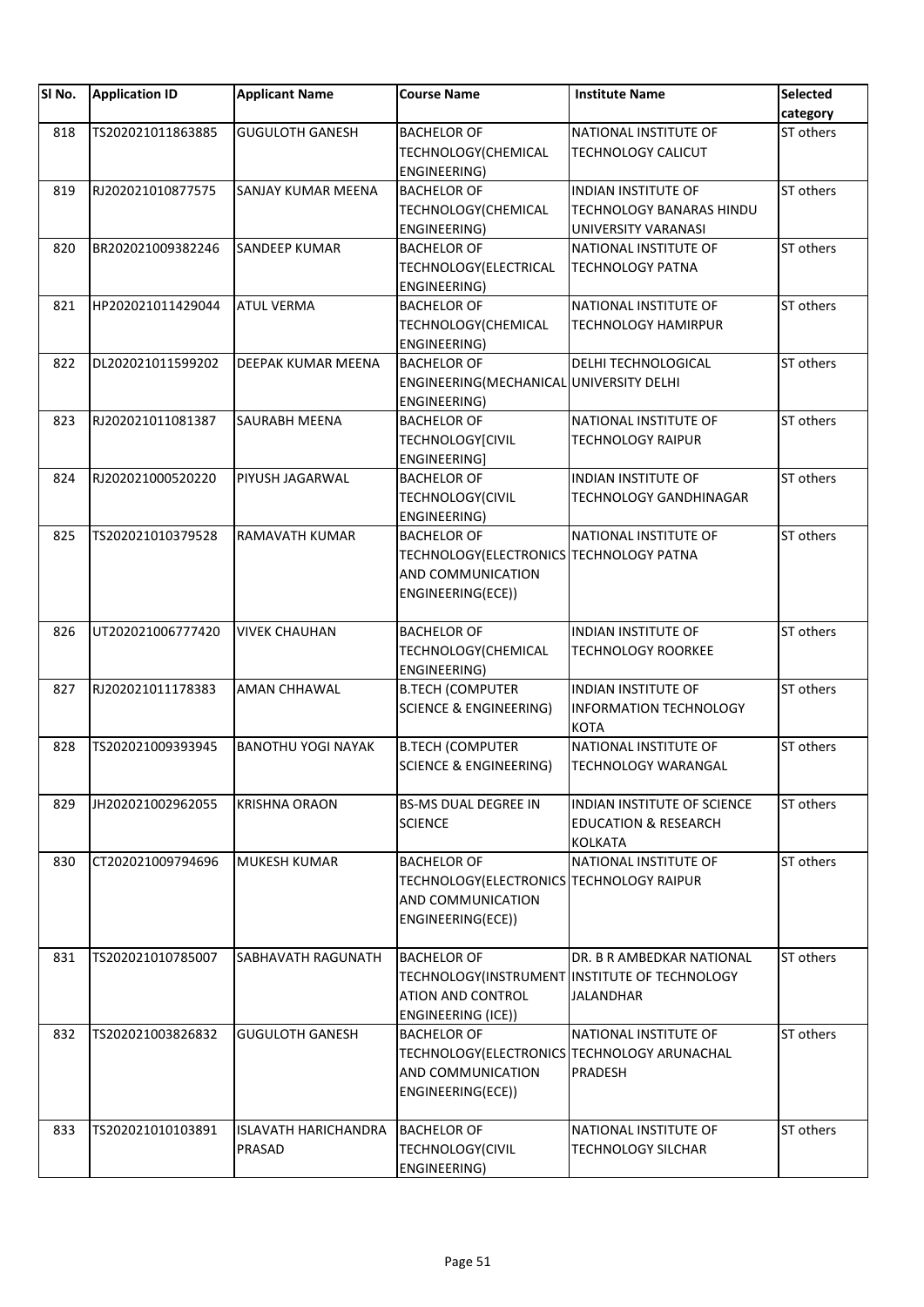| Sl No. | Application ID | Applicant Name | Course Name | Institute Name | Selected category |
|---|---|---|---|---|---|
| 818 | TS202021011863885 | GUGULOTH GANESH | BACHELOR OF TECHNOLOGY(CHEMICAL ENGINEERING) | NATIONAL INSTITUTE OF TECHNOLOGY CALICUT | ST others |
| 819 | RJ202021010877575 | SANJAY KUMAR MEENA | BACHELOR OF TECHNOLOGY(CHEMICAL ENGINEERING) | INDIAN INSTITUTE OF TECHNOLOGY BANARAS HINDU UNIVERSITY VARANASI | ST others |
| 820 | BR202021009382246 | SANDEEP KUMAR | BACHELOR OF TECHNOLOGY(ELECTRICAL ENGINEERING) | NATIONAL INSTITUTE OF TECHNOLOGY PATNA | ST others |
| 821 | HP202021011429044 | ATUL VERMA | BACHELOR OF TECHNOLOGY(CHEMICAL ENGINEERING) | NATIONAL INSTITUTE OF TECHNOLOGY HAMIRPUR | ST others |
| 822 | DL202021011599202 | DEEPAK KUMAR MEENA | BACHELOR OF ENGINEERING(MECHANICAL ENGINEERING) | DELHI TECHNOLOGICAL UNIVERSITY DELHI | ST others |
| 823 | RJ202021011081387 | SAURABH MEENA | BACHELOR OF TECHNOLOGY[CIVIL ENGINEERING] | NATIONAL INSTITUTE OF TECHNOLOGY RAIPUR | ST others |
| 824 | RJ202021000520220 | PIYUSH JAGARWAL | BACHELOR OF TECHNOLOGY(CIVIL ENGINEERING) | INDIAN INSTITUTE OF TECHNOLOGY GANDHINAGAR | ST others |
| 825 | TS202021010379528 | RAMAVATH KUMAR | BACHELOR OF TECHNOLOGY(ELECTRONICS AND COMMUNICATION ENGINEERING(ECE)) | NATIONAL INSTITUTE OF TECHNOLOGY PATNA | ST others |
| 826 | UT202021006777420 | VIVEK CHAUHAN | BACHELOR OF TECHNOLOGY(CHEMICAL ENGINEERING) | INDIAN INSTITUTE OF TECHNOLOGY ROORKEE | ST others |
| 827 | RJ202021011178383 | AMAN CHHAWAL | B.TECH (COMPUTER SCIENCE & ENGINEERING) | INDIAN INSTITUTE OF INFORMATION TECHNOLOGY KOTA | ST others |
| 828 | TS202021009393945 | BANOTHU YOGI NAYAK | B.TECH (COMPUTER SCIENCE & ENGINEERING) | NATIONAL INSTITUTE OF TECHNOLOGY WARANGAL | ST others |
| 829 | JH202021002962055 | KRISHNA ORAON | BS-MS DUAL DEGREE IN SCIENCE | INDIAN INSTITUTE OF SCIENCE EDUCATION & RESEARCH KOLKATA | ST others |
| 830 | CT202021009794696 | MUKESH KUMAR | BACHELOR OF TECHNOLOGY(ELECTRONICS AND COMMUNICATION ENGINEERING(ECE)) | NATIONAL INSTITUTE OF TECHNOLOGY RAIPUR | ST others |
| 831 | TS202021010785007 | SABHAVATH RAGUNATH | BACHELOR OF TECHNOLOGY(INSTRUMENTATION AND CONTROL ENGINEERING (ICE)) | DR. B R AMBEDKAR NATIONAL INSTITUTE OF TECHNOLOGY JALANDHAR | ST others |
| 832 | TS202021003826832 | GUGULOTH GANESH | BACHELOR OF TECHNOLOGY(ELECTRONICS AND COMMUNICATION ENGINEERING(ECE)) | NATIONAL INSTITUTE OF TECHNOLOGY ARUNACHAL PRADESH | ST others |
| 833 | TS202021010103891 | ISLAVATH HARICHANDRA PRASAD | BACHELOR OF TECHNOLOGY(CIVIL ENGINEERING) | NATIONAL INSTITUTE OF TECHNOLOGY SILCHAR | ST others |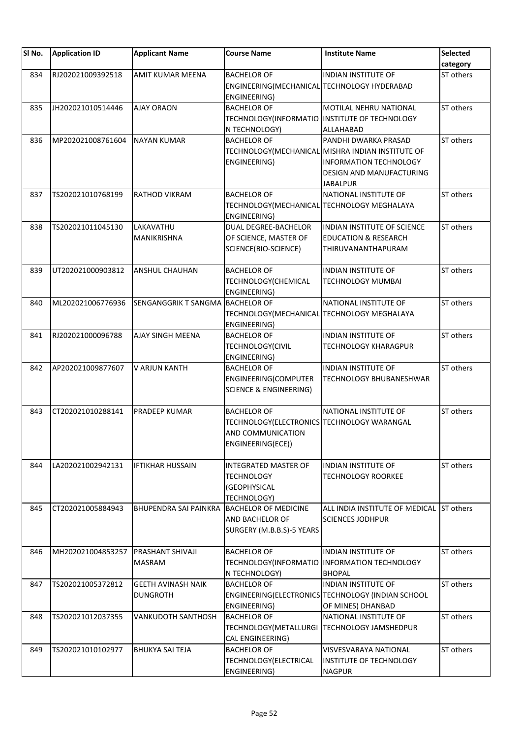| Sl No. | Application ID | Applicant Name | Course Name | Institute Name | Selected category |
|---|---|---|---|---|---|
| 834 | RJ202021009392518 | AMIT KUMAR MEENA | BACHELOR OF ENGINEERING(MECHANICAL ENGINEERING) | INDIAN INSTITUTE OF TECHNOLOGY HYDERABAD | ST others |
| 835 | JH202021010514446 | AJAY ORAON | BACHELOR OF TECHNOLOGY(INFORMATION TECHNOLOGY) | MOTILAL NEHRU NATIONAL INSTITUTE OF TECHNOLOGY ALLAHABAD | ST others |
| 836 | MP202021008761604 | NAYAN KUMAR | BACHELOR OF TECHNOLOGY(MECHANICAL ENGINEERING) | PANDHI DWARKA PRASAD MISHRA INDIAN INSTITUTE OF INFORMATION TECHNOLOGY DESIGN AND MANUFACTURING JABALPUR | ST others |
| 837 | TS202021010768199 | RATHOD VIKRAM | BACHELOR OF TECHNOLOGY(MECHANICAL ENGINEERING) | NATIONAL INSTITUTE OF TECHNOLOGY MEGHALAYA | ST others |
| 838 | TS202021011045130 | LAKAVATHU MANIKRISHNA | DUAL DEGREE-BACHELOR OF SCIENCE, MASTER OF SCIENCE(BIO-SCIENCE) | INDIAN INSTITUTE OF SCIENCE EDUCATION & RESEARCH THIRUVANANTHAPURAM | ST others |
| 839 | UT202021000903812 | ANSHUL CHAUHAN | BACHELOR OF TECHNOLOGY(CHEMICAL ENGINEERING) | INDIAN INSTITUTE OF TECHNOLOGY MUMBAI | ST others |
| 840 | ML202021006776936 | SENGANGGRIK T SANGMA | BACHELOR OF TECHNOLOGY(MECHANICAL ENGINEERING) | NATIONAL INSTITUTE OF TECHNOLOGY MEGHALAYA | ST others |
| 841 | RJ202021000096788 | AJAY SINGH MEENA | BACHELOR OF TECHNOLOGY(CIVIL ENGINEERING) | INDIAN INSTITUTE OF TECHNOLOGY KHARAGPUR | ST others |
| 842 | AP202021009877607 | V ARJUN KANTH | BACHELOR OF ENGINEERING(COMPUTER SCIENCE & ENGINEERING) | INDIAN INSTITUTE OF TECHNOLOGY BHUBANESHWAR | ST others |
| 843 | CT202021010288141 | PRADEEP KUMAR | BACHELOR OF TECHNOLOGY(ELECTRONICS AND COMMUNICATION ENGINEERING(ECE)) | NATIONAL INSTITUTE OF TECHNOLOGY WARANGAL | ST others |
| 844 | LA202021002942131 | IFTIKHAR HUSSAIN | INTEGRATED MASTER OF TECHNOLOGY (GEOPHYSICAL TECHNOLOGY) | INDIAN INSTITUTE OF TECHNOLOGY ROORKEE | ST others |
| 845 | CT202021005884943 | BHUPENDRA SAI PAINKRA | BACHELOR OF MEDICINE AND BACHELOR OF SURGERY (M.B.B.S)-5 YEARS | ALL INDIA INSTITUTE OF MEDICAL SCIENCES JODHPUR | ST others |
| 846 | MH202021004853257 | PRASHANT SHIVAJI MASRAM | BACHELOR OF TECHNOLOGY(INFORMATION TECHNOLOGY) | INDIAN INSTITUTE OF INFORMATION TECHNOLOGY BHOPAL | ST others |
| 847 | TS202021005372812 | GEETH AVINASH NAIK DUNGROTH | BACHELOR OF ENGINEERING(ELECTRONICS ENGINEERING) | INDIAN INSTITUTE OF TECHNOLOGY (INDIAN SCHOOL OF MINES) DHANBAD | ST others |
| 848 | TS202021012037355 | VANKUDOTH SANTHOSH | BACHELOR OF TECHNOLOGY(METALLURGICAL ENGINEERING) | NATIONAL INSTITUTE OF TECHNOLOGY JAMSHEDPUR | ST others |
| 849 | TS202021010102977 | BHUKYA SAI TEJA | BACHELOR OF TECHNOLOGY(ELECTRICAL ENGINEERING) | VISVESVARAYA NATIONAL INSTITUTE OF TECHNOLOGY NAGPUR | ST others |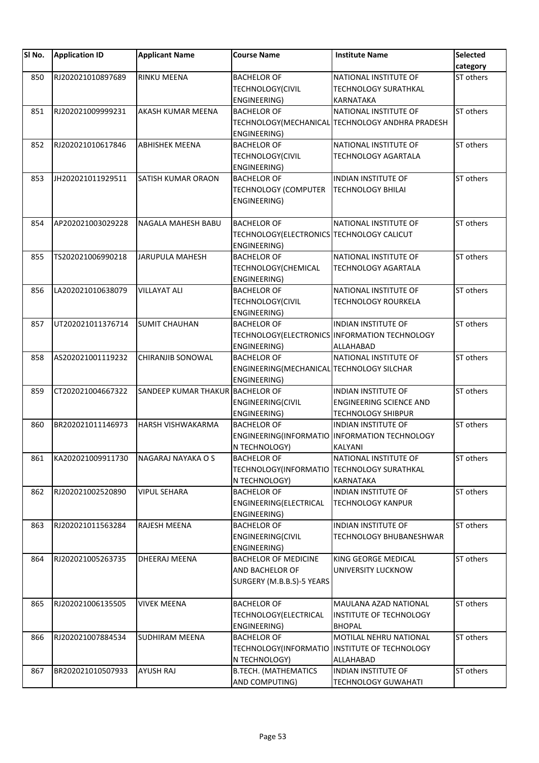| Sl No. | Application ID | Applicant Name | Course Name | Institute Name | Selected category |
|---|---|---|---|---|---|
| 850 | RJ202021010897689 | RINKU MEENA | BACHELOR OF TECHNOLOGY(CIVIL ENGINEERING) | NATIONAL INSTITUTE OF TECHNOLOGY SURATHKAL KARNATAKA | ST others |
| 851 | RJ202021009999231 | AKASH KUMAR MEENA | BACHELOR OF TECHNOLOGY(MECHANICAL ENGINEERING) | NATIONAL INSTITUTE OF TECHNOLOGY ANDHRA PRADESH | ST others |
| 852 | RJ202021010617846 | ABHISHEK MEENA | BACHELOR OF TECHNOLOGY(CIVIL ENGINEERING) | NATIONAL INSTITUTE OF TECHNOLOGY AGARTALA | ST others |
| 853 | JH202021011929511 | SATISH KUMAR ORAON | BACHELOR OF TECHNOLOGY (COMPUTER ENGINEERING) | INDIAN INSTITUTE OF TECHNOLOGY BHILAI | ST others |
| 854 | AP202021003029228 | NAGALA MAHESH BABU | BACHELOR OF TECHNOLOGY(ELECTRONICS ENGINEERING) | NATIONAL INSTITUTE OF TECHNOLOGY CALICUT | ST others |
| 855 | TS202021006990218 | JARUPULA MAHESH | BACHELOR OF TECHNOLOGY(CHEMICAL ENGINEERING) | NATIONAL INSTITUTE OF TECHNOLOGY AGARTALA | ST others |
| 856 | LA202021010638079 | VILLAYAT ALI | BACHELOR OF TECHNOLOGY(CIVIL ENGINEERING) | NATIONAL INSTITUTE OF TECHNOLOGY ROURKELA | ST others |
| 857 | UT202021011376714 | SUMIT CHAUHAN | BACHELOR OF TECHNOLOGY(ELECTRONICS ENGINEERING) | INDIAN INSTITUTE OF INFORMATION TECHNOLOGY ALLAHABAD | ST others |
| 858 | AS202021001119232 | CHIRANJIB SONOWAL | BACHELOR OF ENGINEERING(MECHANICAL ENGINEERING) | NATIONAL INSTITUTE OF TECHNOLOGY SILCHAR | ST others |
| 859 | CT202021004667322 | SANDEEP KUMAR THAKUR | BACHELOR OF ENGINEERING(CIVIL ENGINEERING) | INDIAN INSTITUTE OF ENGINEERING SCIENCE AND TECHNOLOGY SHIBPUR | ST others |
| 860 | BR202021011146973 | HARSH VISHWAKARMA | BACHELOR OF ENGINEERING(INFORMATION TECHNOLOGY) | INDIAN INSTITUTE OF INFORMATION TECHNOLOGY KALYANI | ST others |
| 861 | KA202021009911730 | NAGARAJ NAYAKA O S | BACHELOR OF TECHNOLOGY(INFORMATION TECHNOLOGY) | NATIONAL INSTITUTE OF TECHNOLOGY SURATHKAL KARNATAKA | ST others |
| 862 | RJ202021002520890 | VIPUL SEHARA | BACHELOR OF ENGINEERING(ELECTRICAL ENGINEERING) | INDIAN INSTITUTE OF TECHNOLOGY KANPUR | ST others |
| 863 | RJ202021011563284 | RAJESH MEENA | BACHELOR OF ENGINEERING(CIVIL ENGINEERING) | INDIAN INSTITUTE OF TECHNOLOGY BHUBANESHWAR | ST others |
| 864 | RJ202021005263735 | DHEERAJ MEENA | BACHELOR OF MEDICINE AND BACHELOR OF SURGERY (M.B.B.S)-5 YEARS | KING GEORGE MEDICAL UNIVERSITY LUCKNOW | ST others |
| 865 | RJ202021006135505 | VIVEK MEENA | BACHELOR OF TECHNOLOGY(ELECTRICAL ENGINEERING) | MAULANA AZAD NATIONAL INSTITUTE OF TECHNOLOGY BHOPAL | ST others |
| 866 | RJ202021007884534 | SUDHIRAM MEENA | BACHELOR OF TECHNOLOGY(INFORMATION TECHNOLOGY) | MOTILAL NEHRU NATIONAL INSTITUTE OF TECHNOLOGY ALLAHABAD | ST others |
| 867 | BR202021010507933 | AYUSH RAJ | B.TECH. (MATHEMATICS AND COMPUTING) | INDIAN INSTITUTE OF TECHNOLOGY GUWAHATI | ST others |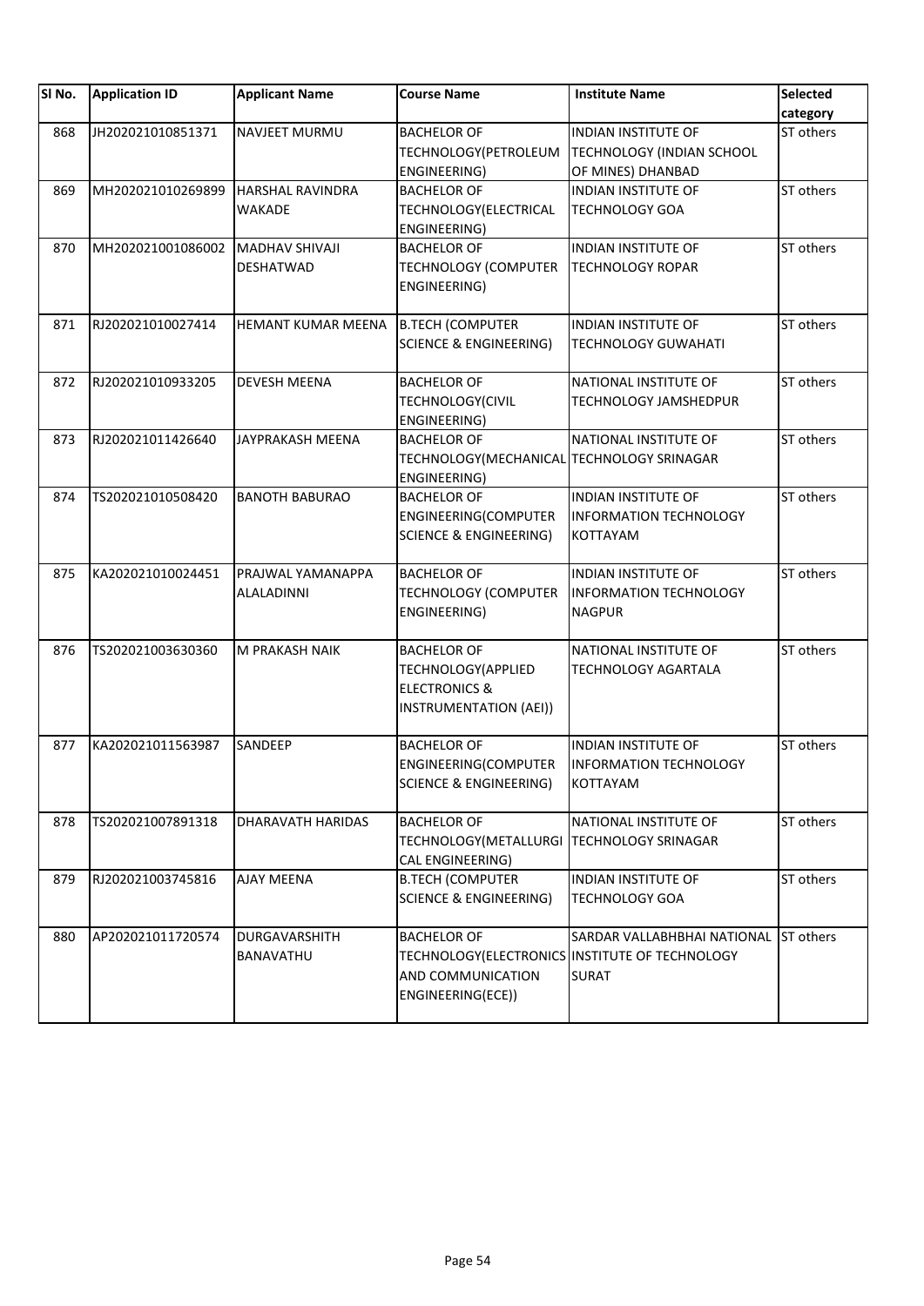| Sl No. | Application ID | Applicant Name | Course Name | Institute Name | Selected category |
|---|---|---|---|---|---|
| 868 | JH202021010851371 | NAVJEET MURMU | BACHELOR OF TECHNOLOGY(PETROLEUM ENGINEERING) | INDIAN INSTITUTE OF TECHNOLOGY (INDIAN SCHOOL OF MINES) DHANBAD | ST others |
| 869 | MH202021010269899 | HARSHAL RAVINDRA WAKADE | BACHELOR OF TECHNOLOGY(ELECTRICAL ENGINEERING) | INDIAN INSTITUTE OF TECHNOLOGY GOA | ST others |
| 870 | MH202021001086002 | MADHAV SHIVAJI DESHATWAD | BACHELOR OF TECHNOLOGY (COMPUTER ENGINEERING) | INDIAN INSTITUTE OF TECHNOLOGY ROPAR | ST others |
| 871 | RJ202021010027414 | HEMANT KUMAR MEENA | B.TECH (COMPUTER SCIENCE & ENGINEERING) | INDIAN INSTITUTE OF TECHNOLOGY GUWAHATI | ST others |
| 872 | RJ202021010933205 | DEVESH MEENA | BACHELOR OF TECHNOLOGY(CIVIL ENGINEERING) | NATIONAL INSTITUTE OF TECHNOLOGY JAMSHEDPUR | ST others |
| 873 | RJ202021011426640 | JAYPRAKASH MEENA | BACHELOR OF TECHNOLOGY(MECHANICAL ENGINEERING) | NATIONAL INSTITUTE OF TECHNOLOGY SRINAGAR | ST others |
| 874 | TS202021010508420 | BANOTH BABURAO | BACHELOR OF ENGINEERING(COMPUTER SCIENCE & ENGINEERING) | INDIAN INSTITUTE OF INFORMATION TECHNOLOGY KOTTAYAM | ST others |
| 875 | KA202021010024451 | PRAJWAL YAMANAPPA ALALADINNI | BACHELOR OF TECHNOLOGY (COMPUTER ENGINEERING) | INDIAN INSTITUTE OF INFORMATION TECHNOLOGY NAGPUR | ST others |
| 876 | TS202021003630360 | M PRAKASH NAIK | BACHELOR OF TECHNOLOGY(APPLIED ELECTRONICS & INSTRUMENTATION (AEI)) | NATIONAL INSTITUTE OF TECHNOLOGY AGARTALA | ST others |
| 877 | KA202021011563987 | SANDEEP | BACHELOR OF ENGINEERING(COMPUTER SCIENCE & ENGINEERING) | INDIAN INSTITUTE OF INFORMATION TECHNOLOGY KOTTAYAM | ST others |
| 878 | TS202021007891318 | DHARAVATH HARIDAS | BACHELOR OF TECHNOLOGY(METALLURGICAL ENGINEERING) | NATIONAL INSTITUTE OF TECHNOLOGY SRINAGAR | ST others |
| 879 | RJ202021003745816 | AJAY MEENA | B.TECH (COMPUTER SCIENCE & ENGINEERING) | INDIAN INSTITUTE OF TECHNOLOGY GOA | ST others |
| 880 | AP202021011720574 | DURGAVARSHITH BANAVATHU | BACHELOR OF TECHNOLOGY(ELECTRONICS AND COMMUNICATION ENGINEERING(ECE)) | SARDAR VALLABHBHAI NATIONAL INSTITUTE OF TECHNOLOGY SURAT | ST others |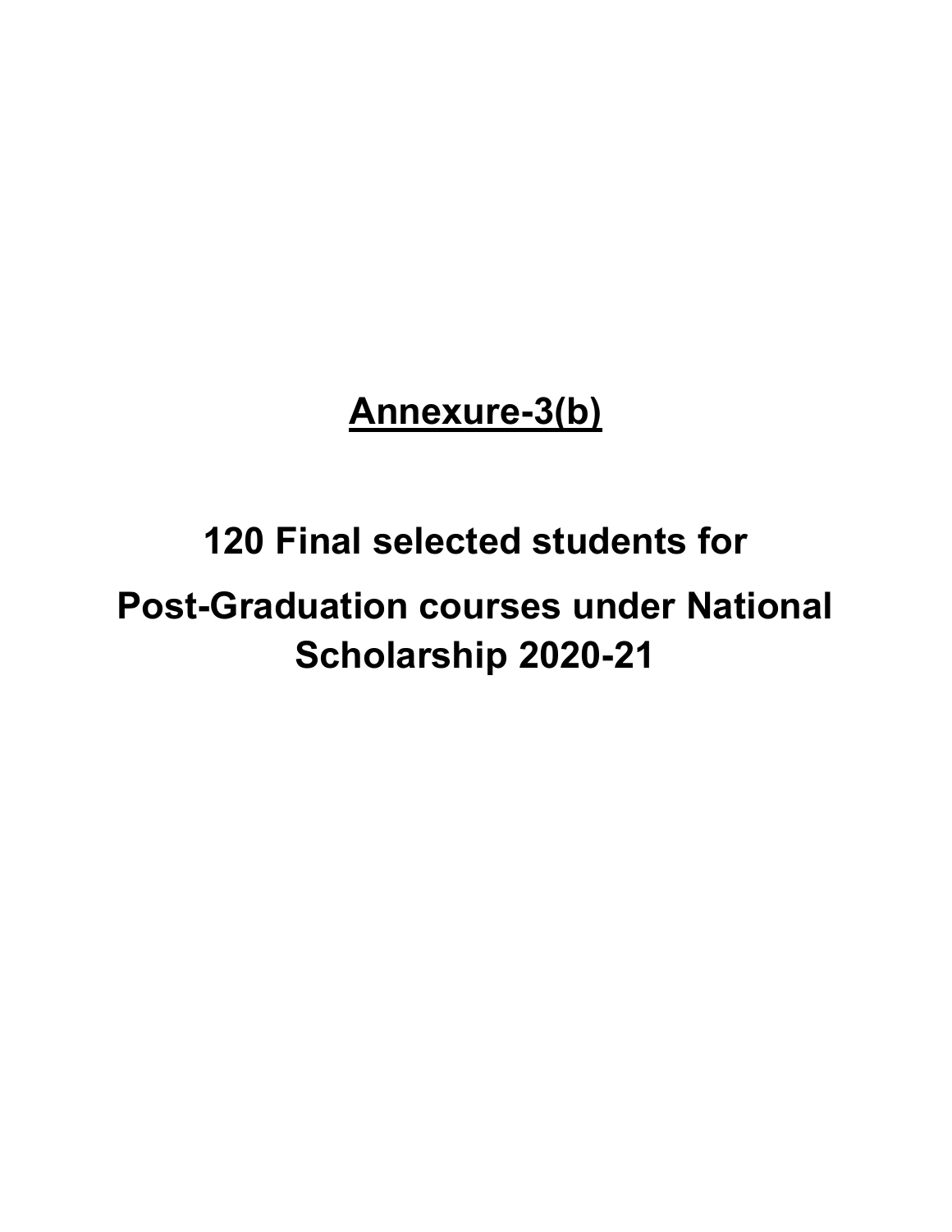# Annexure-3(b)

## 120 Final selected students for

## Post-Graduation courses under National Scholarship 2020-21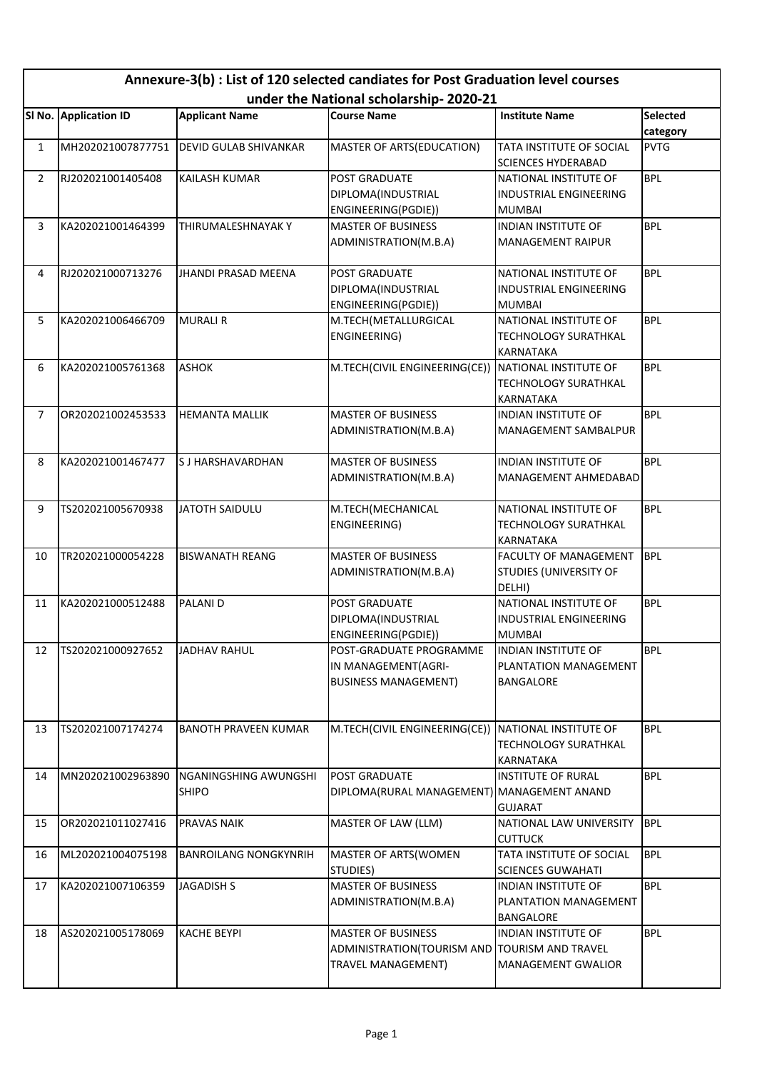## Annexure-3(b) : List of 120 selected candiates for Post Graduation level courses under the National scholarship- 2020-21

| Sl No. | Application ID | Applicant Name | Course Name | Institute Name | Selected category |
|---|---|---|---|---|---|
| 1 | MH202021007877751 | DEVID GULAB SHIVANKAR | MASTER OF ARTS(EDUCATION) | TATA INSTITUTE OF SOCIAL SCIENCES HYDERABAD | PVTG |
| 2 | RJ202021001405408 | KAILASH KUMAR | POST GRADUATE DIPLOMA(INDUSTRIAL ENGINEERING(PGDIE)) | NATIONAL INSTITUTE OF INDUSTRIAL ENGINEERING MUMBAI | BPL |
| 3 | KA202021001464399 | THIRUMALESHNAYAK Y | MASTER OF BUSINESS ADMINISTRATION(M.B.A) | INDIAN INSTITUTE OF MANAGEMENT RAIPUR | BPL |
| 4 | RJ202021000713276 | JHANDI PRASAD MEENA | POST GRADUATE DIPLOMA(INDUSTRIAL ENGINEERING(PGDIE)) | NATIONAL INSTITUTE OF INDUSTRIAL ENGINEERING MUMBAI | BPL |
| 5 | KA202021006466709 | MURALI R | M.TECH(METALLURGICAL ENGINEERING) | NATIONAL INSTITUTE OF TECHNOLOGY SURATHKAL KARNATAKA | BPL |
| 6 | KA202021005761368 | ASHOK | M.TECH(CIVIL ENGINEERING(CE)) | NATIONAL INSTITUTE OF TECHNOLOGY SURATHKAL KARNATAKA | BPL |
| 7 | OR202021002453533 | HEMANTA MALLIK | MASTER OF BUSINESS ADMINISTRATION(M.B.A) | INDIAN INSTITUTE OF MANAGEMENT SAMBALPUR | BPL |
| 8 | KA202021001467477 | S J HARSHAVARDHAN | MASTER OF BUSINESS ADMINISTRATION(M.B.A) | INDIAN INSTITUTE OF MANAGEMENT AHMEDABAD | BPL |
| 9 | TS202021005670938 | JATOTH SAIDULU | M.TECH(MECHANICAL ENGINEERING) | NATIONAL INSTITUTE OF TECHNOLOGY SURATHKAL KARNATAKA | BPL |
| 10 | TR202021000054228 | BISWANATH REANG | MASTER OF BUSINESS ADMINISTRATION(M.B.A) | FACULTY OF MANAGEMENT STUDIES (UNIVERSITY OF DELHI) | BPL |
| 11 | KA202021000512488 | PALANI D | POST GRADUATE DIPLOMA(INDUSTRIAL ENGINEERING(PGDIE)) | NATIONAL INSTITUTE OF INDUSTRIAL ENGINEERING MUMBAI | BPL |
| 12 | TS202021000927652 | JADHAV RAHUL | POST-GRADUATE PROGRAMME IN MANAGEMENT(AGRI-BUSINESS MANAGEMENT) | INDIAN INSTITUTE OF PLANTATION MANAGEMENT BANGALORE | BPL |
| 13 | TS202021007174274 | BANOTH PRAVEEN KUMAR | M.TECH(CIVIL ENGINEERING(CE)) | NATIONAL INSTITUTE OF TECHNOLOGY SURATHKAL KARNATAKA | BPL |
| 14 | MN202021002963890 | NGANINGSHING AWUNGSHI SHIPO | POST GRADUATE DIPLOMA(RURAL MANAGEMENT) | INSTITUTE OF RURAL MANAGEMENT ANAND GUJARAT | BPL |
| 15 | OR202021011027416 | PRAVAS NAIK | MASTER OF LAW (LLM) | NATIONAL LAW UNIVERSITY CUTTUCK | BPL |
| 16 | ML202021004075198 | BANROILANG NONGKYNRIH | MASTER OF ARTS(WOMEN STUDIES) | TATA INSTITUTE OF SOCIAL SCIENCES GUWAHATI | BPL |
| 17 | KA202021007106359 | JAGADISH S | MASTER OF BUSINESS ADMINISTRATION(M.B.A) | INDIAN INSTITUTE OF PLANTATION MANAGEMENT BANGALORE | BPL |
| 18 | AS202021005178069 | KACHE BEYPI | MASTER OF BUSINESS ADMINISTRATION(TOURISM AND TRAVEL MANAGEMENT) | INDIAN INSTITUTE OF TOURISM AND TRAVEL MANAGEMENT GWALIOR | BPL |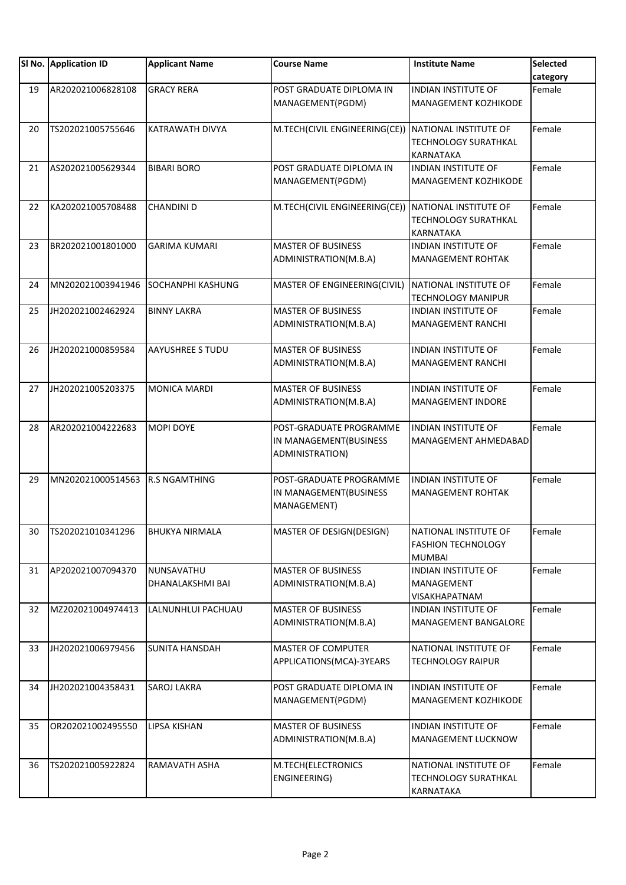| Sl No. | Application ID | Applicant Name | Course Name | Institute Name | Selected category |
|---|---|---|---|---|---|
| 19 | AR202021006828108 | GRACY RERA | POST GRADUATE DIPLOMA IN MANAGEMENT(PGDM) | INDIAN INSTITUTE OF MANAGEMENT KOZHIKODE | Female |
| 20 | TS202021005755646 | KATRAWATH DIVYA | M.TECH(CIVIL ENGINEERING(CE)) | NATIONAL INSTITUTE OF TECHNOLOGY SURATHKAL KARNATAKA | Female |
| 21 | AS202021005629344 | BIBARI BORO | POST GRADUATE DIPLOMA IN MANAGEMENT(PGDM) | INDIAN INSTITUTE OF MANAGEMENT KOZHIKODE | Female |
| 22 | KA202021005708488 | CHANDINI D | M.TECH(CIVIL ENGINEERING(CE)) | NATIONAL INSTITUTE OF TECHNOLOGY SURATHKAL KARNATAKA | Female |
| 23 | BR202021001801000 | GARIMA KUMARI | MASTER OF BUSINESS ADMINISTRATION(M.B.A) | INDIAN INSTITUTE OF MANAGEMENT ROHTAK | Female |
| 24 | MN202021003941946 | SOCHANPHI KASHUNG | MASTER OF ENGINEERING(CIVIL) | NATIONAL INSTITUTE OF TECHNOLOGY MANIPUR | Female |
| 25 | JH202021002462924 | BINNY LAKRA | MASTER OF BUSINESS ADMINISTRATION(M.B.A) | INDIAN INSTITUTE OF MANAGEMENT RANCHI | Female |
| 26 | JH202021000859584 | AAYUSHREE S TUDU | MASTER OF BUSINESS ADMINISTRATION(M.B.A) | INDIAN INSTITUTE OF MANAGEMENT RANCHI | Female |
| 27 | JH202021005203375 | MONICA MARDI | MASTER OF BUSINESS ADMINISTRATION(M.B.A) | INDIAN INSTITUTE OF MANAGEMENT INDORE | Female |
| 28 | AR202021004222683 | MOPI DOYE | POST-GRADUATE PROGRAMME IN MANAGEMENT(BUSINESS ADMINISTRATION) | INDIAN INSTITUTE OF MANAGEMENT AHMEDABAD | Female |
| 29 | MN202021000514563 | R.S NGAMTHING | POST-GRADUATE PROGRAMME IN MANAGEMENT(BUSINESS MANAGEMENT) | INDIAN INSTITUTE OF MANAGEMENT ROHTAK | Female |
| 30 | TS202021010341296 | BHUKYA NIRMALA | MASTER OF DESIGN(DESIGN) | NATIONAL INSTITUTE OF FASHION TECHNOLOGY MUMBAI | Female |
| 31 | AP202021007094370 | NUNSAVATHU DHANALAKSHMI BAI | MASTER OF BUSINESS ADMINISTRATION(M.B.A) | INDIAN INSTITUTE OF MANAGEMENT VISAKHAPATNAM | Female |
| 32 | MZ202021004974413 | LALNUNHLUI PACHUAU | MASTER OF BUSINESS ADMINISTRATION(M.B.A) | INDIAN INSTITUTE OF MANAGEMENT BANGALORE | Female |
| 33 | JH202021006979456 | SUNITA HANSDAH | MASTER OF COMPUTER APPLICATIONS(MCA)-3YEARS | NATIONAL INSTITUTE OF TECHNOLOGY RAIPUR | Female |
| 34 | JH202021004358431 | SAROJ LAKRA | POST GRADUATE DIPLOMA IN MANAGEMENT(PGDM) | INDIAN INSTITUTE OF MANAGEMENT KOZHIKODE | Female |
| 35 | OR202021002495550 | LIPSA KISHAN | MASTER OF BUSINESS ADMINISTRATION(M.B.A) | INDIAN INSTITUTE OF MANAGEMENT LUCKNOW | Female |
| 36 | TS202021005922824 | RAMAVATH ASHA | M.TECH(ELECTRONICS ENGINEERING) | NATIONAL INSTITUTE OF TECHNOLOGY SURATHKAL KARNATAKA | Female |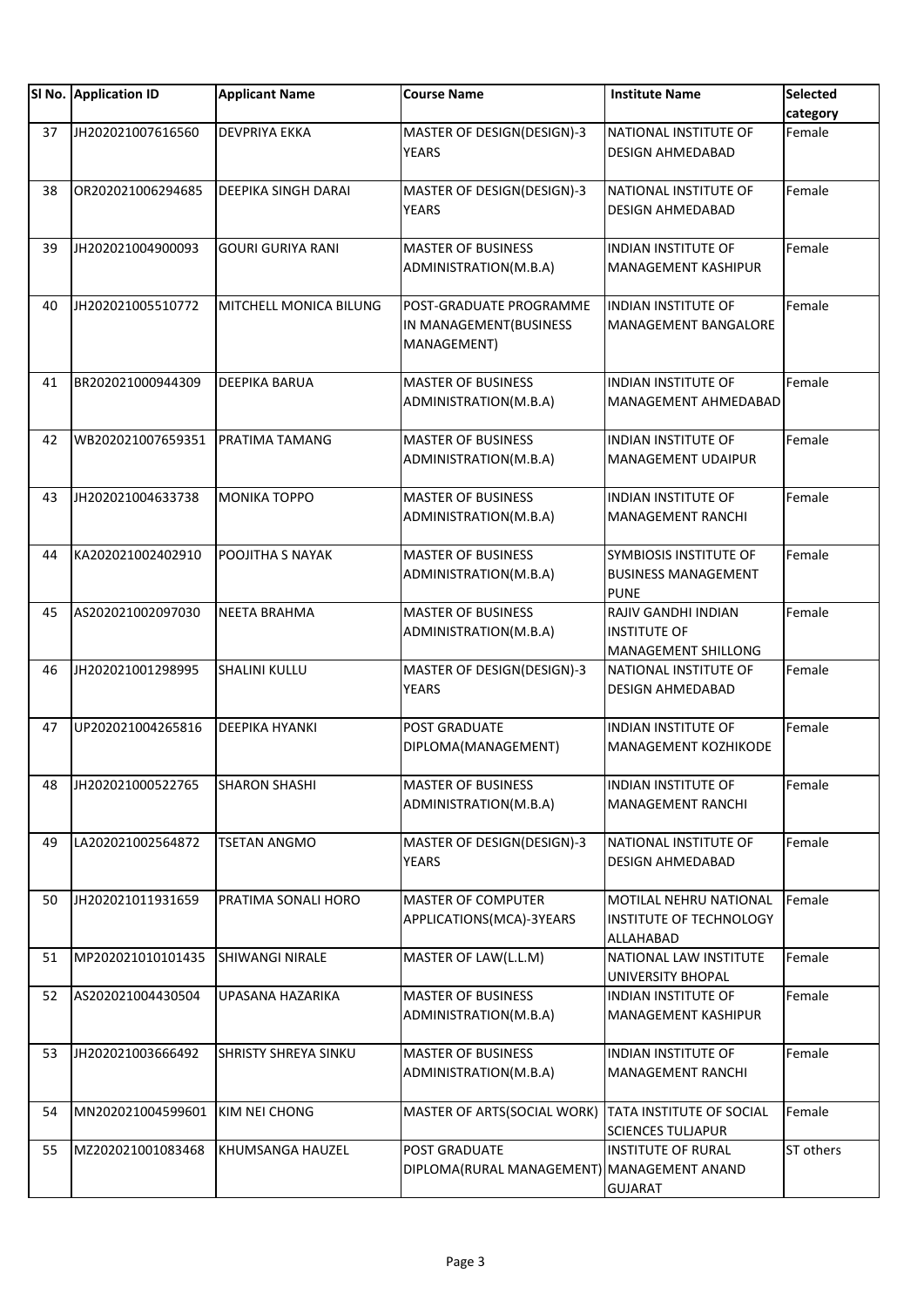| Sl No. | Application ID | Applicant Name | Course Name | Institute Name | Selected category |
|---|---|---|---|---|---|
| 37 | JH202021007616560 | DEVPRIYA EKKA | MASTER OF DESIGN(DESIGN)-3 YEARS | NATIONAL INSTITUTE OF DESIGN AHMEDABAD | Female |
| 38 | OR202021006294685 | DEEPIKA SINGH DARAI | MASTER OF DESIGN(DESIGN)-3 YEARS | NATIONAL INSTITUTE OF DESIGN AHMEDABAD | Female |
| 39 | JH202021004900093 | GOURI GURIYA RANI | MASTER OF BUSINESS ADMINISTRATION(M.B.A) | INDIAN INSTITUTE OF MANAGEMENT KASHIPUR | Female |
| 40 | JH202021005510772 | MITCHELL MONICA BILUNG | POST-GRADUATE PROGRAMME IN MANAGEMENT(BUSINESS MANAGEMENT) | INDIAN INSTITUTE OF MANAGEMENT BANGALORE | Female |
| 41 | BR202021000944309 | DEEPIKA BARUA | MASTER OF BUSINESS ADMINISTRATION(M.B.A) | INDIAN INSTITUTE OF MANAGEMENT AHMEDABAD | Female |
| 42 | WB202021007659351 | PRATIMA TAMANG | MASTER OF BUSINESS ADMINISTRATION(M.B.A) | INDIAN INSTITUTE OF MANAGEMENT UDAIPUR | Female |
| 43 | JH202021004633738 | MONIKA TOPPO | MASTER OF BUSINESS ADMINISTRATION(M.B.A) | INDIAN INSTITUTE OF MANAGEMENT RANCHI | Female |
| 44 | KA202021002402910 | POOJITHA S NAYAK | MASTER OF BUSINESS ADMINISTRATION(M.B.A) | SYMBIOSIS INSTITUTE OF BUSINESS MANAGEMENT PUNE | Female |
| 45 | AS202021002097030 | NEETA BRAHMA | MASTER OF BUSINESS ADMINISTRATION(M.B.A) | RAJIV GANDHI INDIAN INSTITUTE OF MANAGEMENT SHILLONG | Female |
| 46 | JH202021001298995 | SHALINI KULLU | MASTER OF DESIGN(DESIGN)-3 YEARS | NATIONAL INSTITUTE OF DESIGN AHMEDABAD | Female |
| 47 | UP202021004265816 | DEEPIKA HYANKI | POST GRADUATE DIPLOMA(MANAGEMENT) | INDIAN INSTITUTE OF MANAGEMENT KOZHIKODE | Female |
| 48 | JH202021000522765 | SHARON SHASHI | MASTER OF BUSINESS ADMINISTRATION(M.B.A) | INDIAN INSTITUTE OF MANAGEMENT RANCHI | Female |
| 49 | LA202021002564872 | TSETAN ANGMO | MASTER OF DESIGN(DESIGN)-3 YEARS | NATIONAL INSTITUTE OF DESIGN AHMEDABAD | Female |
| 50 | JH202021011931659 | PRATIMA SONALI HORO | MASTER OF COMPUTER APPLICATIONS(MCA)-3YEARS | MOTILAL NEHRU NATIONAL INSTITUTE OF TECHNOLOGY ALLAHABAD | Female |
| 51 | MP202021010101435 | SHIWANGI NIRALE | MASTER OF LAW(L.L.M) | NATIONAL LAW INSTITUTE UNIVERSITY BHOPAL | Female |
| 52 | AS202021004430504 | UPASANA HAZARIKA | MASTER OF BUSINESS ADMINISTRATION(M.B.A) | INDIAN INSTITUTE OF MANAGEMENT KASHIPUR | Female |
| 53 | JH202021003666492 | SHRISTY SHREYA SINKU | MASTER OF BUSINESS ADMINISTRATION(M.B.A) | INDIAN INSTITUTE OF MANAGEMENT RANCHI | Female |
| 54 | MN202021004599601 | KIM NEI CHONG | MASTER OF ARTS(SOCIAL WORK) | TATA INSTITUTE OF SOCIAL SCIENCES TULJAPUR | Female |
| 55 | MZ202021001083468 | KHUMSANGA HAUZEL | POST GRADUATE DIPLOMA(RURAL MANAGEMENT) | INSTITUTE OF RURAL MANAGEMENT ANAND GUJARAT | ST others |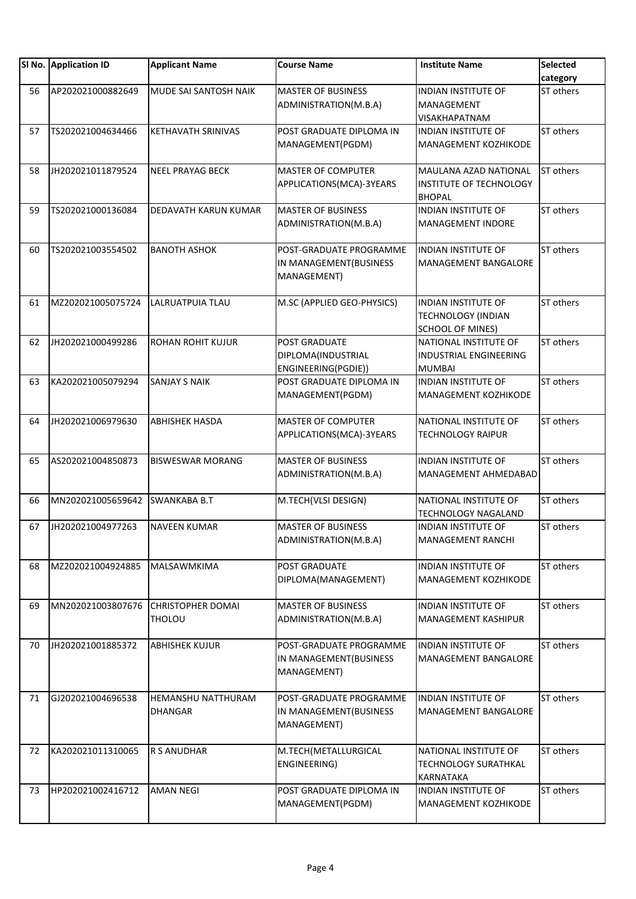| Sl No. | Application ID | Applicant Name | Course Name | Institute Name | Selected category |
|---|---|---|---|---|---|
| 56 | AP202021000882649 | MUDE SAI SANTOSH NAIK | MASTER OF BUSINESS ADMINISTRATION(M.B.A) | INDIAN INSTITUTE OF MANAGEMENT VISAKHAPATNAM | ST others |
| 57 | TS202021004634466 | KETHAVATH SRINIVAS | POST GRADUATE DIPLOMA IN MANAGEMENT(PGDM) | INDIAN INSTITUTE OF MANAGEMENT KOZHIKODE | ST others |
| 58 | JH202021011879524 | NEEL PRAYAG BECK | MASTER OF COMPUTER APPLICATIONS(MCA)-3YEARS | MAULANA AZAD NATIONAL INSTITUTE OF TECHNOLOGY BHOPAL | ST others |
| 59 | TS202021000136084 | DEDAVATH KARUN KUMAR | MASTER OF BUSINESS ADMINISTRATION(M.B.A) | INDIAN INSTITUTE OF MANAGEMENT INDORE | ST others |
| 60 | TS202021003554502 | BANOTH ASHOK | POST-GRADUATE PROGRAMME IN MANAGEMENT(BUSINESS MANAGEMENT) | INDIAN INSTITUTE OF MANAGEMENT BANGALORE | ST others |
| 61 | MZ202021005075724 | LALRUATPUIA TLAU | M.SC (APPLIED GEO-PHYSICS) | INDIAN INSTITUTE OF TECHNOLOGY (INDIAN SCHOOL OF MINES) | ST others |
| 62 | JH202021000499286 | ROHAN ROHIT KUJUR | POST GRADUATE DIPLOMA(INDUSTRIAL ENGINEERING(PGDIE)) | NATIONAL INSTITUTE OF INDUSTRIAL ENGINEERING MUMBAI | ST others |
| 63 | KA202021005079294 | SANJAY S NAIK | POST GRADUATE DIPLOMA IN MANAGEMENT(PGDM) | INDIAN INSTITUTE OF MANAGEMENT KOZHIKODE | ST others |
| 64 | JH202021006979630 | ABHISHEK HASDA | MASTER OF COMPUTER APPLICATIONS(MCA)-3YEARS | NATIONAL INSTITUTE OF TECHNOLOGY RAIPUR | ST others |
| 65 | AS202021004850873 | BISWESWAR MORANG | MASTER OF BUSINESS ADMINISTRATION(M.B.A) | INDIAN INSTITUTE OF MANAGEMENT AHMEDABAD | ST others |
| 66 | MN202021005659642 | SWANKABA B.T | M.TECH(VLSI DESIGN) | NATIONAL INSTITUTE OF TECHNOLOGY NAGALAND | ST others |
| 67 | JH202021004977263 | NAVEEN KUMAR | MASTER OF BUSINESS ADMINISTRATION(M.B.A) | INDIAN INSTITUTE OF MANAGEMENT RANCHI | ST others |
| 68 | MZ202021004924885 | MALSAWMKIMA | POST GRADUATE DIPLOMA(MANAGEMENT) | INDIAN INSTITUTE OF MANAGEMENT KOZHIKODE | ST others |
| 69 | MN202021003807676 | CHRISTOPHER DOMAI THOLOU | MASTER OF BUSINESS ADMINISTRATION(M.B.A) | INDIAN INSTITUTE OF MANAGEMENT KASHIPUR | ST others |
| 70 | JH202021001885372 | ABHISHEK KUJUR | POST-GRADUATE PROGRAMME IN MANAGEMENT(BUSINESS MANAGEMENT) | INDIAN INSTITUTE OF MANAGEMENT BANGALORE | ST others |
| 71 | GJ202021004696538 | HEMANSHU NATTHURAM DHANGAR | POST-GRADUATE PROGRAMME IN MANAGEMENT(BUSINESS MANAGEMENT) | INDIAN INSTITUTE OF MANAGEMENT BANGALORE | ST others |
| 72 | KA202021011310065 | R S ANUDHAR | M.TECH(METALLURGICAL ENGINEERING) | NATIONAL INSTITUTE OF TECHNOLOGY SURATHKAL KARNATAKA | ST others |
| 73 | HP202021002416712 | AMAN NEGI | POST GRADUATE DIPLOMA IN MANAGEMENT(PGDM) | INDIAN INSTITUTE OF MANAGEMENT KOZHIKODE | ST others |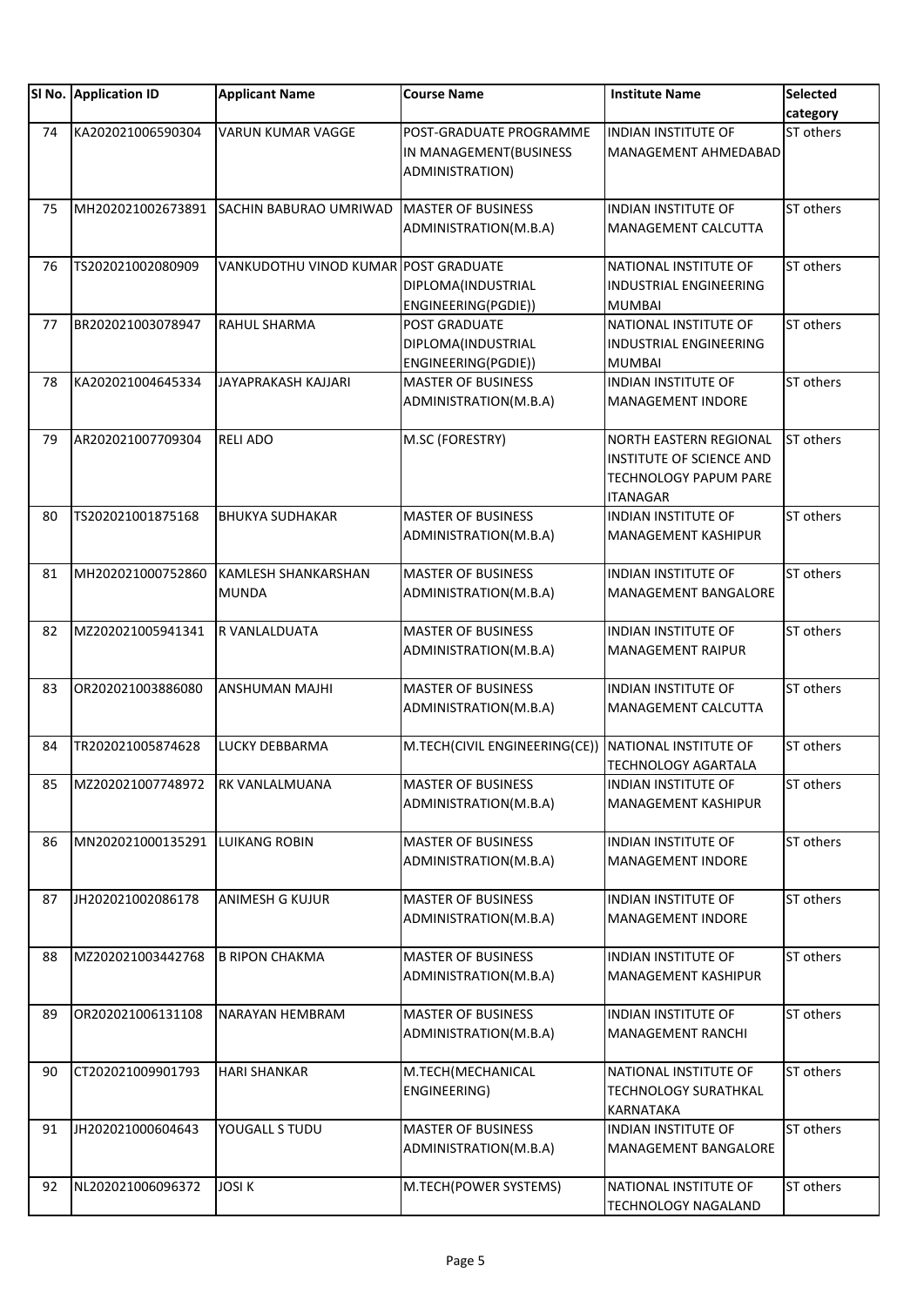| Sl No. | Application ID | Applicant Name | Course Name | Institute Name | Selected category |
|---|---|---|---|---|---|
| 74 | KA202021006590304 | VARUN KUMAR VAGGE | POST-GRADUATE PROGRAMME IN MANAGEMENT(BUSINESS ADMINISTRATION) | INDIAN INSTITUTE OF MANAGEMENT AHMEDABAD | ST others |
| 75 | MH202021002673891 | SACHIN BABURAO UMRIWAD | MASTER OF BUSINESS ADMINISTRATION(M.B.A) | INDIAN INSTITUTE OF MANAGEMENT CALCUTTA | ST others |
| 76 | TS202021002080909 | VANKUDOTHU VINOD KUMAR | POST GRADUATE DIPLOMA(INDUSTRIAL ENGINEERING(PGDIE)) | NATIONAL INSTITUTE OF INDUSTRIAL ENGINEERING MUMBAI | ST others |
| 77 | BR202021003078947 | RAHUL SHARMA | POST GRADUATE DIPLOMA(INDUSTRIAL ENGINEERING(PGDIE)) | NATIONAL INSTITUTE OF INDUSTRIAL ENGINEERING MUMBAI | ST others |
| 78 | KA202021004645334 | JAYAPRAKASH KAJJARI | MASTER OF BUSINESS ADMINISTRATION(M.B.A) | INDIAN INSTITUTE OF MANAGEMENT INDORE | ST others |
| 79 | AR202021007709304 | RELI ADO | M.SC (FORESTRY) | NORTH EASTERN REGIONAL INSTITUTE OF SCIENCE AND TECHNOLOGY PAPUM PARE ITANAGAR | ST others |
| 80 | TS202021001875168 | BHUKYA SUDHAKAR | MASTER OF BUSINESS ADMINISTRATION(M.B.A) | INDIAN INSTITUTE OF MANAGEMENT KASHIPUR | ST others |
| 81 | MH202021000752860 | KAMLESH SHANKARSHAN MUNDA | MASTER OF BUSINESS ADMINISTRATION(M.B.A) | INDIAN INSTITUTE OF MANAGEMENT BANGALORE | ST others |
| 82 | MZ202021005941341 | R VANLALDUATA | MASTER OF BUSINESS ADMINISTRATION(M.B.A) | INDIAN INSTITUTE OF MANAGEMENT RAIPUR | ST others |
| 83 | OR202021003886080 | ANSHUMAN MAJHI | MASTER OF BUSINESS ADMINISTRATION(M.B.A) | INDIAN INSTITUTE OF MANAGEMENT CALCUTTA | ST others |
| 84 | TR202021005874628 | LUCKY DEBBARMA | M.TECH(CIVIL ENGINEERING(CE)) | NATIONAL INSTITUTE OF TECHNOLOGY AGARTALA | ST others |
| 85 | MZ202021007748972 | RK VANLALMUANA | MASTER OF BUSINESS ADMINISTRATION(M.B.A) | INDIAN INSTITUTE OF MANAGEMENT KASHIPUR | ST others |
| 86 | MN202021000135291 | LUIKANG ROBIN | MASTER OF BUSINESS ADMINISTRATION(M.B.A) | INDIAN INSTITUTE OF MANAGEMENT INDORE | ST others |
| 87 | JH202021002086178 | ANIMESH G KUJUR | MASTER OF BUSINESS ADMINISTRATION(M.B.A) | INDIAN INSTITUTE OF MANAGEMENT INDORE | ST others |
| 88 | MZ202021003442768 | B RIPON CHAKMA | MASTER OF BUSINESS ADMINISTRATION(M.B.A) | INDIAN INSTITUTE OF MANAGEMENT KASHIPUR | ST others |
| 89 | OR202021006131108 | NARAYAN HEMBRAM | MASTER OF BUSINESS ADMINISTRATION(M.B.A) | INDIAN INSTITUTE OF MANAGEMENT RANCHI | ST others |
| 90 | CT202021009901793 | HARI SHANKAR | M.TECH(MECHANICAL ENGINEERING) | NATIONAL INSTITUTE OF TECHNOLOGY SURATHKAL KARNATAKA | ST others |
| 91 | JH202021000604643 | YOUGALL S TUDU | MASTER OF BUSINESS ADMINISTRATION(M.B.A) | INDIAN INSTITUTE OF MANAGEMENT BANGALORE | ST others |
| 92 | NL202021006096372 | JOSI K | M.TECH(POWER SYSTEMS) | NATIONAL INSTITUTE OF TECHNOLOGY NAGALAND | ST others |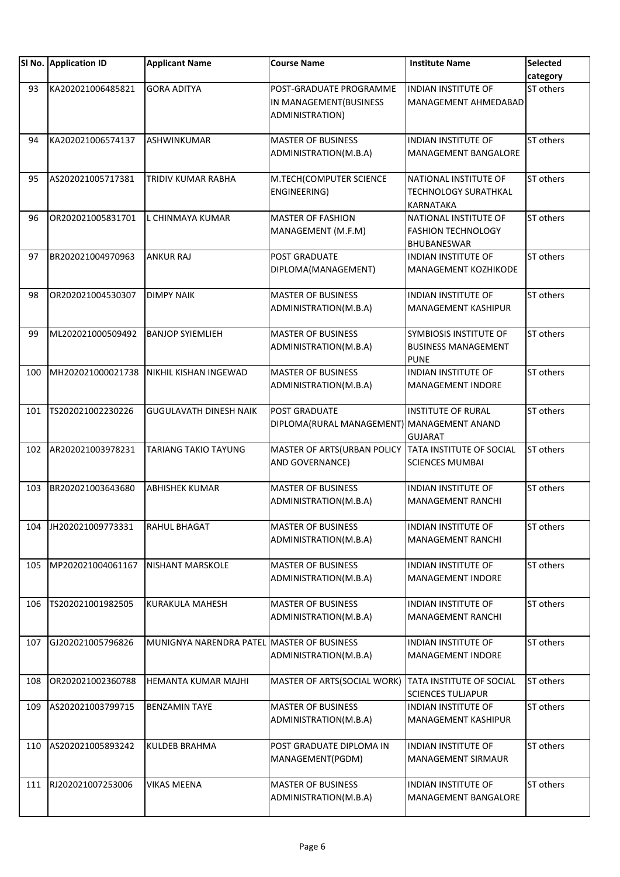| Sl No. | Application ID | Applicant Name | Course Name | Institute Name | Selected category |
|---|---|---|---|---|---|
| 93 | KA202021006485821 | GORA ADITYA | POST-GRADUATE PROGRAMME IN MANAGEMENT(BUSINESS ADMINISTRATION) | INDIAN INSTITUTE OF MANAGEMENT AHMEDABAD | ST others |
| 94 | KA202021006574137 | ASHWINKUMAR | MASTER OF BUSINESS ADMINISTRATION(M.B.A) | INDIAN INSTITUTE OF MANAGEMENT BANGALORE | ST others |
| 95 | AS202021005717381 | TRIDIV KUMAR RABHA | M.TECH(COMPUTER SCIENCE ENGINEERING) | NATIONAL INSTITUTE OF TECHNOLOGY SURATHKAL KARNATAKA | ST others |
| 96 | OR202021005831701 | L CHINMAYA KUMAR | MASTER OF FASHION MANAGEMENT (M.F.M) | NATIONAL INSTITUTE OF FASHION TECHNOLOGY BHUBANESWAR | ST others |
| 97 | BR202021004970963 | ANKUR RAJ | POST GRADUATE DIPLOMA(MANAGEMENT) | INDIAN INSTITUTE OF MANAGEMENT KOZHIKODE | ST others |
| 98 | OR202021004530307 | DIMPY NAIK | MASTER OF BUSINESS ADMINISTRATION(M.B.A) | INDIAN INSTITUTE OF MANAGEMENT KASHIPUR | ST others |
| 99 | ML202021000509492 | BANJOP SYIEMLIEH | MASTER OF BUSINESS ADMINISTRATION(M.B.A) | SYMBIOSIS INSTITUTE OF BUSINESS MANAGEMENT PUNE | ST others |
| 100 | MH202021000021738 | NIKHIL KISHAN INGEWAD | MASTER OF BUSINESS ADMINISTRATION(M.B.A) | INDIAN INSTITUTE OF MANAGEMENT INDORE | ST others |
| 101 | TS202021002230226 | GUGULAVATH DINESH NAIK | POST GRADUATE DIPLOMA(RURAL MANAGEMENT) | INSTITUTE OF RURAL MANAGEMENT ANAND GUJARAT | ST others |
| 102 | AR202021003978231 | TARIANG TAKIO TAYUNG | MASTER OF ARTS(URBAN POLICY AND GOVERNANCE) | TATA INSTITUTE OF SOCIAL SCIENCES MUMBAI | ST others |
| 103 | BR202021003643680 | ABHISHEK KUMAR | MASTER OF BUSINESS ADMINISTRATION(M.B.A) | INDIAN INSTITUTE OF MANAGEMENT RANCHI | ST others |
| 104 | JH202021009773331 | RAHUL BHAGAT | MASTER OF BUSINESS ADMINISTRATION(M.B.A) | INDIAN INSTITUTE OF MANAGEMENT RANCHI | ST others |
| 105 | MP202021004061167 | NISHANT MARSKOLE | MASTER OF BUSINESS ADMINISTRATION(M.B.A) | INDIAN INSTITUTE OF MANAGEMENT INDORE | ST others |
| 106 | TS202021001982505 | KURAKULA MAHESH | MASTER OF BUSINESS ADMINISTRATION(M.B.A) | INDIAN INSTITUTE OF MANAGEMENT RANCHI | ST others |
| 107 | GJ202021005796826 | MUNIGNYA NARENDRA PATEL | MASTER OF BUSINESS ADMINISTRATION(M.B.A) | INDIAN INSTITUTE OF MANAGEMENT INDORE | ST others |
| 108 | OR202021002360788 | HEMANTA KUMAR MAJHI | MASTER OF ARTS(SOCIAL WORK) | TATA INSTITUTE OF SOCIAL SCIENCES TULJAPUR | ST others |
| 109 | AS202021003799715 | BENZAMIN TAYE | MASTER OF BUSINESS ADMINISTRATION(M.B.A) | INDIAN INSTITUTE OF MANAGEMENT KASHIPUR | ST others |
| 110 | AS202021005893242 | KULDEB BRAHMA | POST GRADUATE DIPLOMA IN MANAGEMENT(PGDM) | INDIAN INSTITUTE OF MANAGEMENT SIRMAUR | ST others |
| 111 | RJ202021007253006 | VIKAS MEENA | MASTER OF BUSINESS ADMINISTRATION(M.B.A) | INDIAN INSTITUTE OF MANAGEMENT BANGALORE | ST others |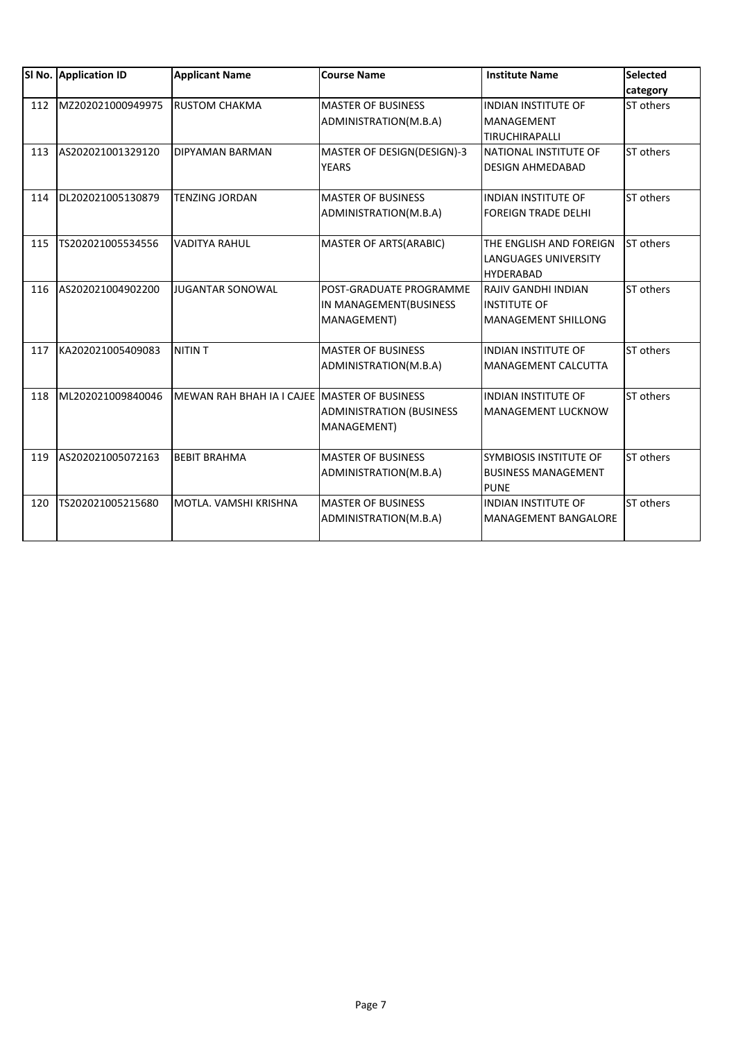| Sl No. | Application ID | Applicant Name | Course Name | Institute Name | Selected category |
|---|---|---|---|---|---|
| 112 | MZ202021000949975 | RUSTOM CHAKMA | MASTER OF BUSINESS ADMINISTRATION(M.B.A) | INDIAN INSTITUTE OF MANAGEMENT TIRUCHIRAPALLI | ST others |
| 113 | AS202021001329120 | DIPYAMAN BARMAN | MASTER OF DESIGN(DESIGN)-3 YEARS | NATIONAL INSTITUTE OF DESIGN AHMEDABAD | ST others |
| 114 | DL202021005130879 | TENZING JORDAN | MASTER OF BUSINESS ADMINISTRATION(M.B.A) | INDIAN INSTITUTE OF FOREIGN TRADE DELHI | ST others |
| 115 | TS202021005534556 | VADITYA RAHUL | MASTER OF ARTS(ARABIC) | THE ENGLISH AND FOREIGN LANGUAGES UNIVERSITY HYDERABAD | ST others |
| 116 | AS202021004902200 | JUGANTAR SONOWAL | POST-GRADUATE PROGRAMME IN MANAGEMENT(BUSINESS MANAGEMENT) | RAJIV GANDHI INDIAN INSTITUTE OF MANAGEMENT SHILLONG | ST others |
| 117 | KA202021005409083 | NITIN T | MASTER OF BUSINESS ADMINISTRATION(M.B.A) | INDIAN INSTITUTE OF MANAGEMENT CALCUTTA | ST others |
| 118 | ML202021009840046 | MEWAN RAH BHAH IA I CAJEE | MASTER OF BUSINESS ADMINISTRATION (BUSINESS MANAGEMENT) | INDIAN INSTITUTE OF MANAGEMENT LUCKNOW | ST others |
| 119 | AS202021005072163 | BEBIT BRAHMA | MASTER OF BUSINESS ADMINISTRATION(M.B.A) | SYMBIOSIS INSTITUTE OF BUSINESS MANAGEMENT PUNE | ST others |
| 120 | TS202021005215680 | MOTLA. VAMSHI KRISHNA | MASTER OF BUSINESS ADMINISTRATION(M.B.A) | INDIAN INSTITUTE OF MANAGEMENT BANGALORE | ST others |